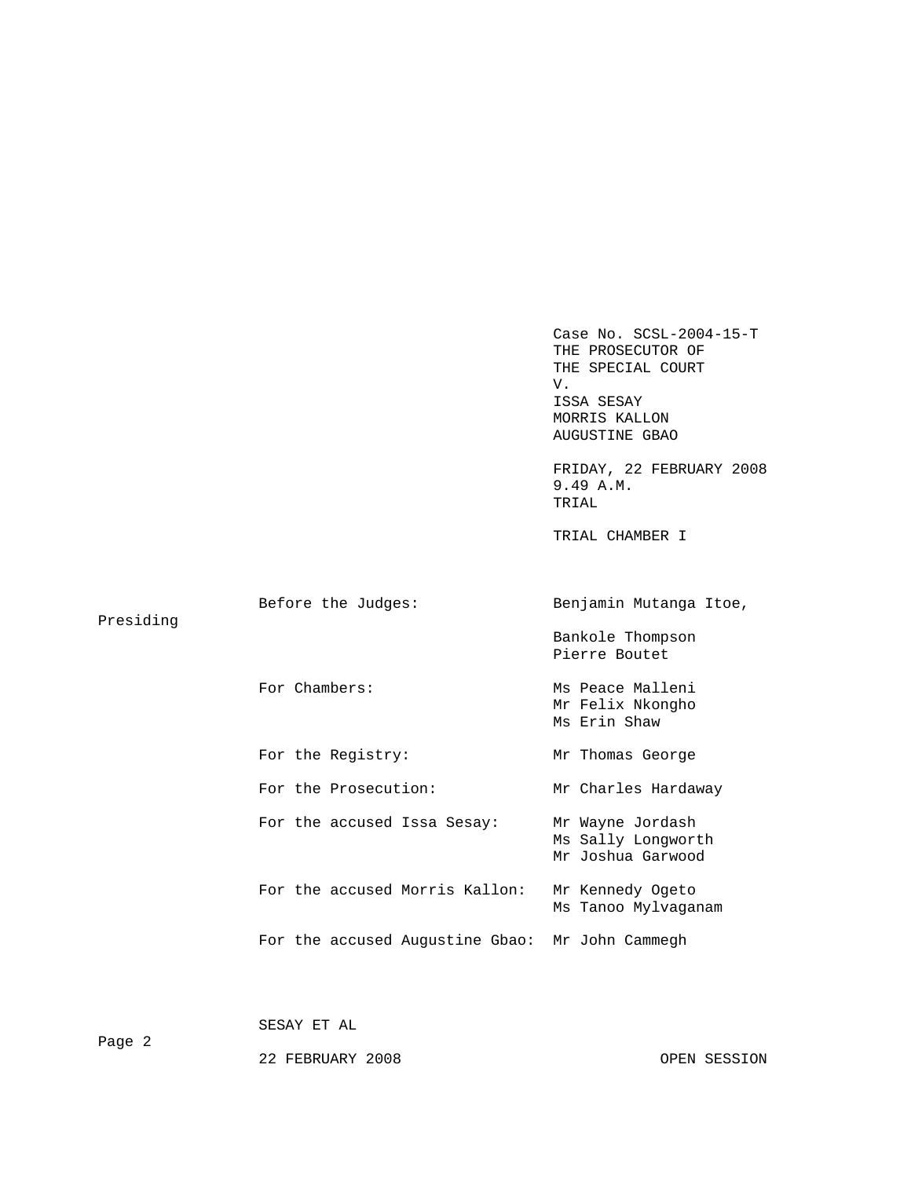Case No. SCSL-2004-15-T
THE PROSECUTOR OF
THE SPECIAL COURT
V.
ISSA SESAY
MORRIS KALLON
AUGUSTINE GBAO

FRIDAY, 22 FEBRUARY 2008
9.49 A.M.
TRIAL

TRIAL CHAMBER I

| | |
|---|---|
| Before the Judges: | Benjamin Mutanga Itoe, Presiding |
| | Bankole Thompson |
| | Pierre Boutet |
| For Chambers: | Ms Peace Malleni |
| | Mr Felix Nkongho |
| | Ms Erin Shaw |
| For the Registry: | Mr Thomas George |
| For the Prosecution: | Mr Charles Hardaway |
| For the accused Issa Sesay: | Mr Wayne Jordash |
| | Ms Sally Longworth |
| | Mr Joshua Garwood |
| For the accused Morris Kallon: | Mr Kennedy Ogeto |
| | Ms Tanoo Mylvaganam |
| For the accused Augustine Gbao: | Mr John Cammegh |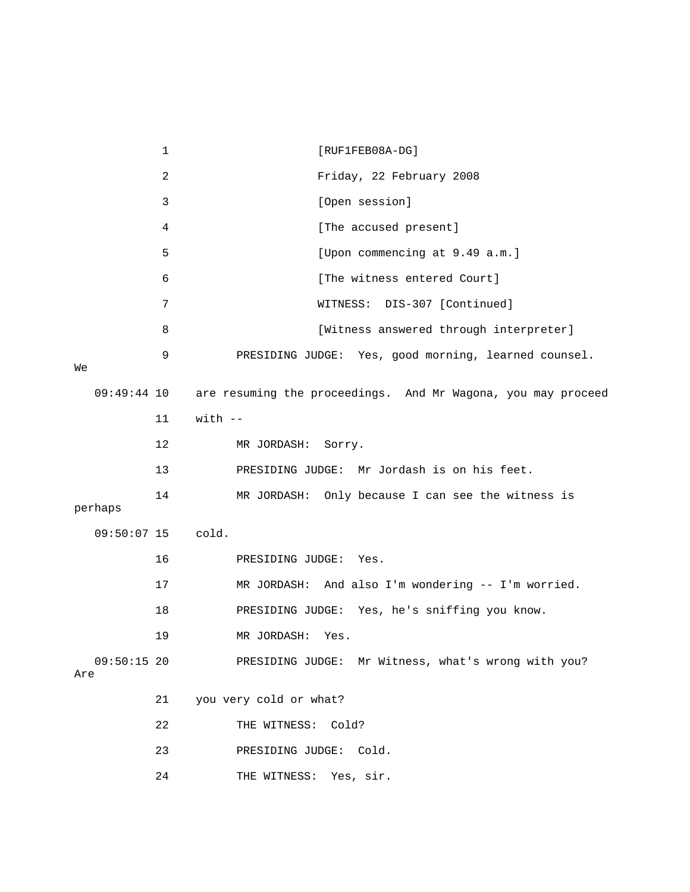1 [RUF1FEB08A-DG]

2 Friday, 22 February 2008

3 [Open session]

4 [The accused present]

5 [Upon commencing at 9.49 a.m.]

6 [The witness entered Court]

7 WITNESS: DIS-307 [Continued]

8 [Witness answered through interpreter]

9 PRESIDING JUDGE: Yes, good morning, learned counsel. We

09:49:44 10 are resuming the proceedings. And Mr Wagona, you may proceed

11 with --

12 MR JORDASH: Sorry.

13 PRESIDING JUDGE: Mr Jordash is on his feet.

14 MR JORDASH: Only because I can see the witness is perhaps

09:50:07 15 cold.

16 PRESIDING JUDGE: Yes.

17 MR JORDASH: And also I'm wondering -- I'm worried.

18 PRESIDING JUDGE: Yes, he's sniffing you know.

19 MR JORDASH: Yes.

09:50:15 20 PRESIDING JUDGE: Mr Witness, what's wrong with you? Are

21 you very cold or what?

22 THE WITNESS: Cold?

23 PRESIDING JUDGE: Cold.

24 THE WITNESS: Yes, sir.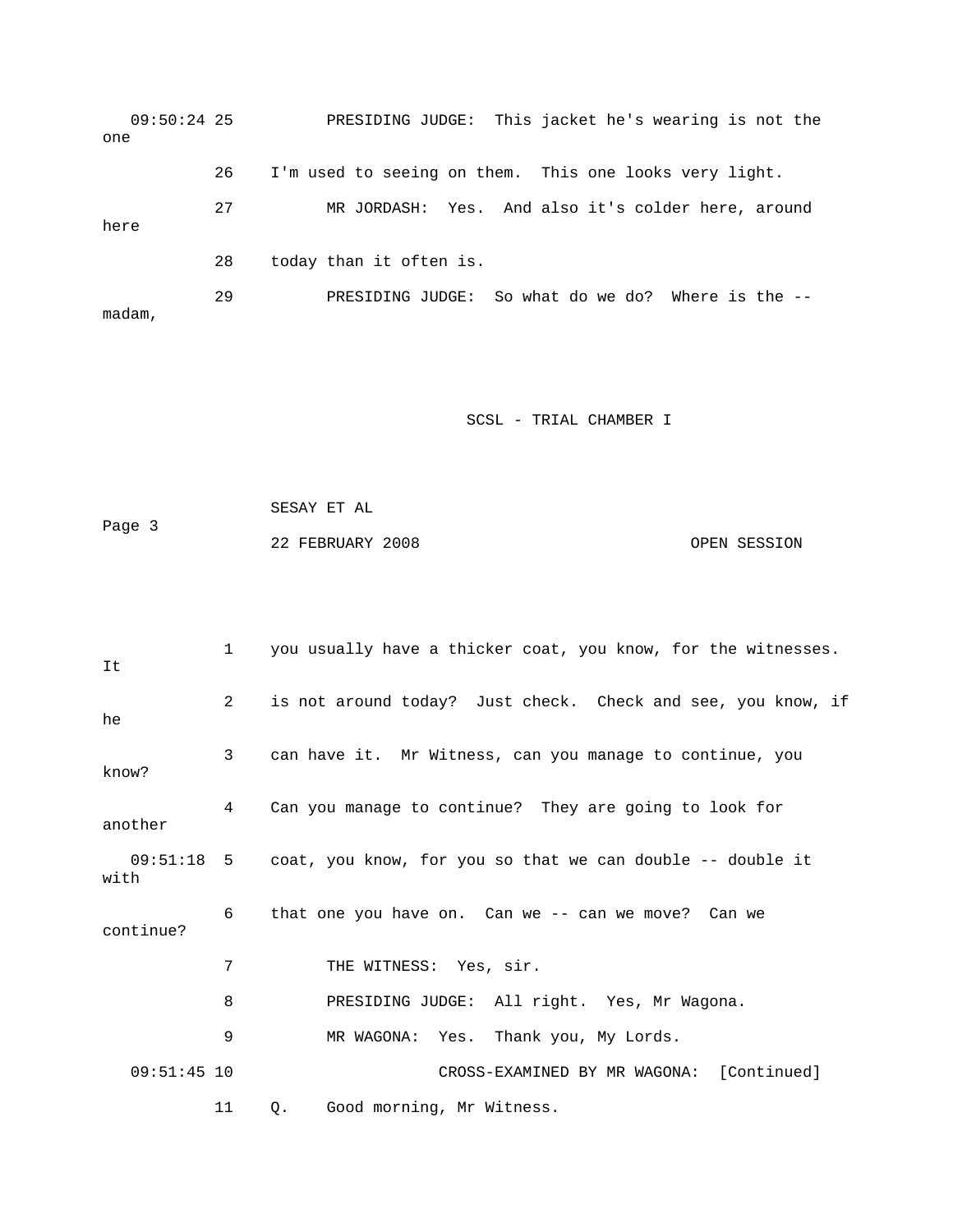09:50:24 25 PRESIDING JUDGE: This jacket he's wearing is not the one

26 I'm used to seeing on them. This one looks very light.

27 MR JORDASH: Yes. And also it's colder here, around here

28 today than it often is.

29 PRESIDING JUDGE: So what do we do? Where is the -- madam,

1 you usually have a thicker coat, you know, for the witnesses. It

2 is not around today? Just check. Check and see, you know, if he

3 can have it. Mr Witness, can you manage to continue, you know?

4 Can you manage to continue? They are going to look for another

09:51:18 5 coat, you know, for you so that we can double -- double it with

6 that one you have on. Can we -- can we move? Can we continue?

7 THE WITNESS: Yes, sir.

8 PRESIDING JUDGE: All right. Yes, Mr Wagona.

9 MR WAGONA: Yes. Thank you, My Lords.

09:51:45 10 CROSS-EXAMINED BY MR WAGONA: [Continued]

11 Q. Good morning, Mr Witness.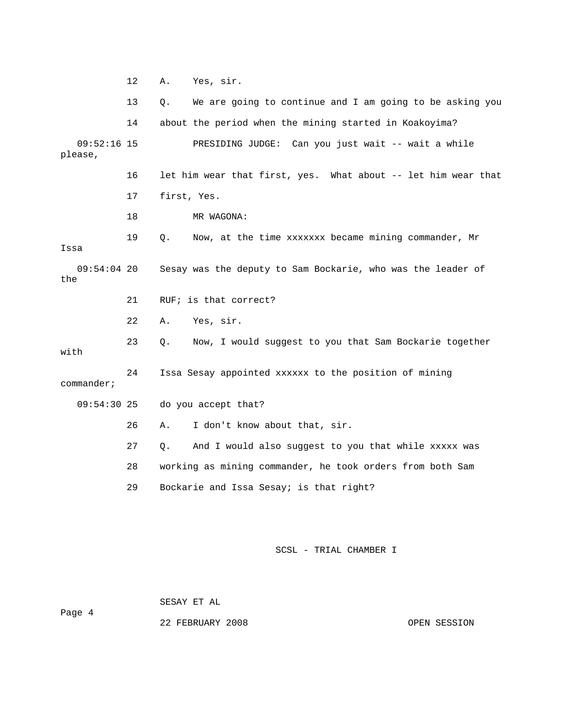12 A. Yes, sir.

13 Q. We are going to continue and I am going to be asking you

14 about the period when the mining started in Koakoyima?

09:52:16 15 PRESIDING JUDGE: Can you just wait -- wait a while please,

16 let him wear that first, yes. What about -- let him wear that

17 first, Yes.

18 MR WAGONA:

19 Q. Now, at the time xxxxxxx became mining commander, Mr Issa

09:54:04 20 Sesay was the deputy to Sam Bockarie, who was the leader of the

21 RUF; is that correct?

22 A. Yes, sir.

23 Q. Now, I would suggest to you that Sam Bockarie together with

24 Issa Sesay appointed xxxxxx to the position of mining commander;

09:54:30 25 do you accept that?

26 A. I don't know about that, sir.

27 Q. And I would also suggest to you that while xxxxx was

28 working as mining commander, he took orders from both Sam

29 Bockarie and Issa Sesay; is that right?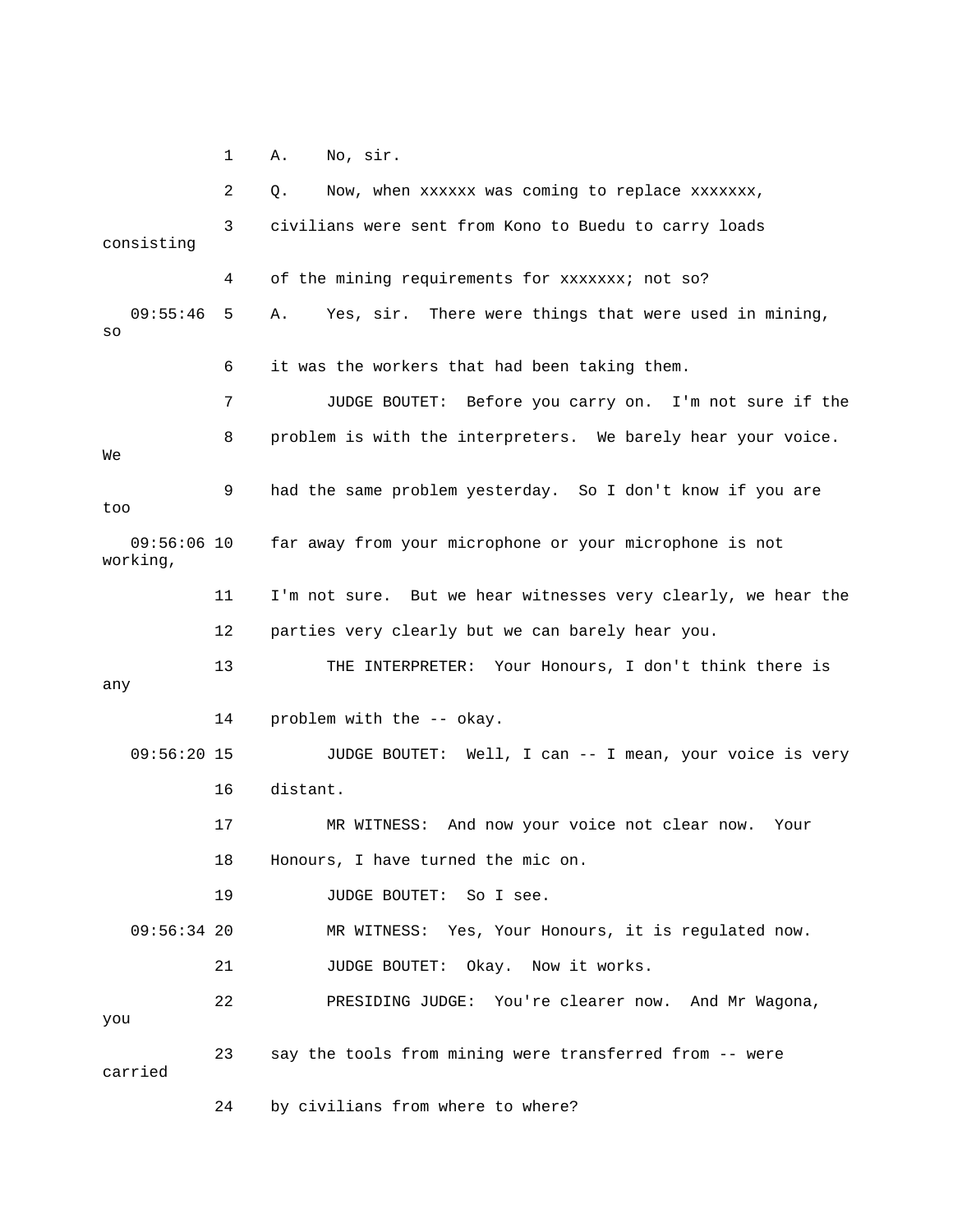1 A. No, sir.

2 Q. Now, when xxxxxx was coming to replace xxxxxxx,

3 civilians were sent from Kono to Buedu to carry loads consisting

4 of the mining requirements for xxxxxxx; not so?

09:55:46 5 A. Yes, sir. There were things that were used in mining, so

6 it was the workers that had been taking them.

7 JUDGE BOUTET: Before you carry on. I'm not sure if the

8 problem is with the interpreters. We barely hear your voice. We

9 had the same problem yesterday. So I don't know if you are too

09:56:06 10 far away from your microphone or your microphone is not working,

11 I'm not sure. But we hear witnesses very clearly, we hear the

12 parties very clearly but we can barely hear you.

13 THE INTERPRETER: Your Honours, I don't think there is any

14 problem with the -- okay.

09:56:20 15 JUDGE BOUTET: Well, I can -- I mean, your voice is very

16 distant.

17 MR WITNESS: And now your voice not clear now. Your

18 Honours, I have turned the mic on.

19 JUDGE BOUTET: So I see.

09:56:34 20 MR WITNESS: Yes, Your Honours, it is regulated now.

21 JUDGE BOUTET: Okay. Now it works.

22 PRESIDING JUDGE: You're clearer now. And Mr Wagona, you

23 say the tools from mining were transferred from -- were carried

24 by civilians from where to where?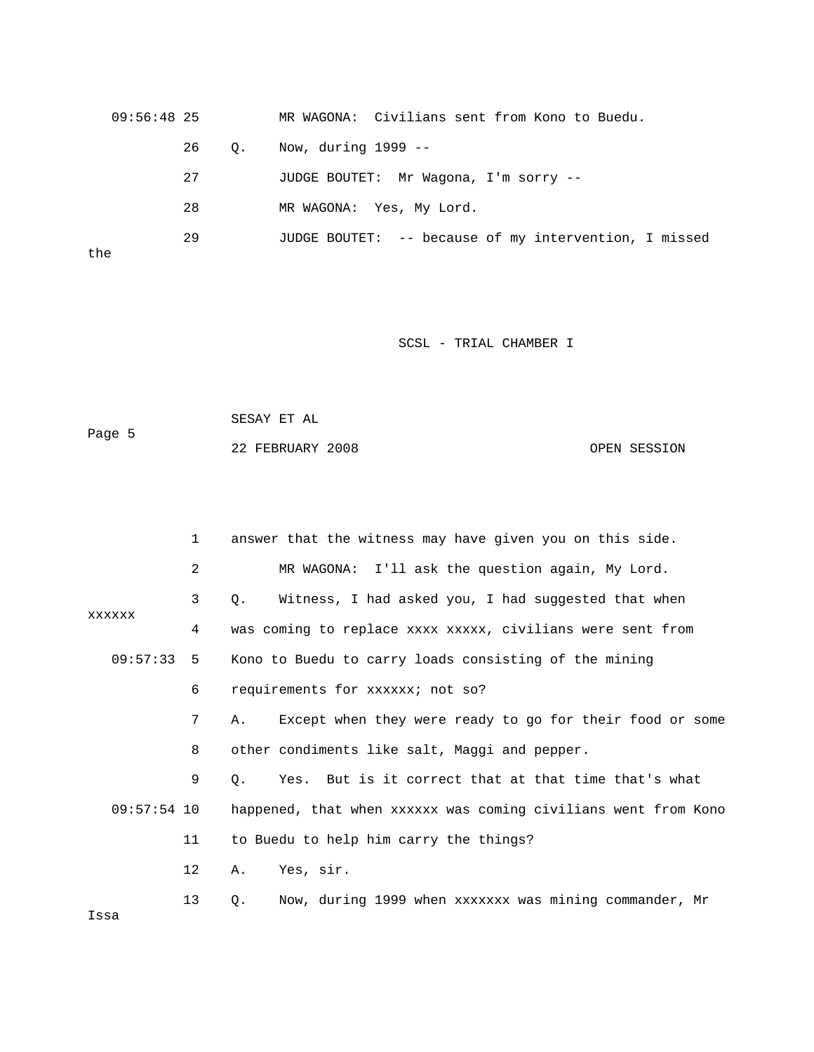09:56:48 25 MR WAGONA: Civilians sent from Kono to Buedu.

26 Q. Now, during 1999 --

27 JUDGE BOUTET: Mr Wagona, I'm sorry --

28 MR WAGONA: Yes, My Lord.

29 JUDGE BOUTET: -- because of my intervention, I missed the

1 answer that the witness may have given you on this side.

2 MR WAGONA: I'll ask the question again, My Lord.

3 Q. Witness, I had asked you, I had suggested that when xxxxxx

4 was coming to replace xxxx xxxxx, civilians were sent from

09:57:33 5 Kono to Buedu to carry loads consisting of the mining

6 requirements for xxxxxx; not so?

7 A. Except when they were ready to go for their food or some

8 other condiments like salt, Maggi and pepper.

9 Q. Yes. But is it correct that at that time that's what

09:57:54 10 happened, that when xxxxxx was coming civilians went from Kono

11 to Buedu to help him carry the things?

12 A. Yes, sir.

13 Q. Now, during 1999 when xxxxxxx was mining commander, Mr Issa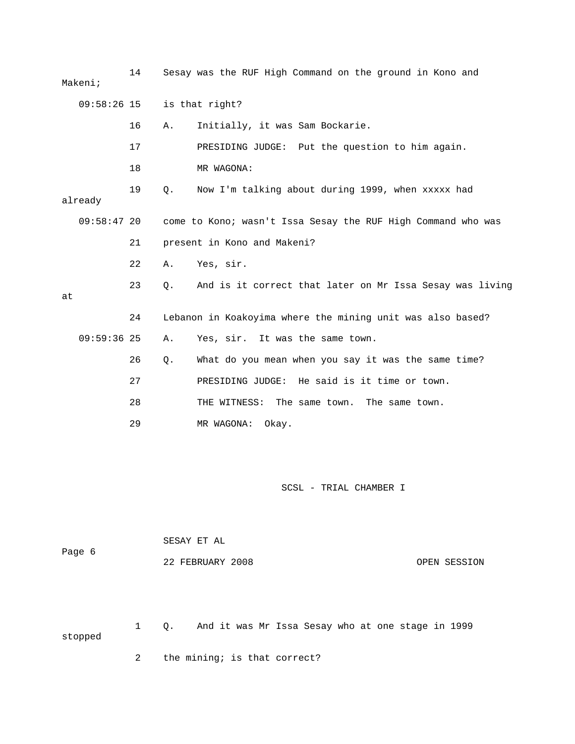14 Sesay was the RUF High Command on the ground in Kono and Makeni;

09:58:26 15 is that right?

16 A. Initially, it was Sam Bockarie.

17 PRESIDING JUDGE: Put the question to him again.

18 MR WAGONA:

19 Q. Now I'm talking about during 1999, when xxxxx had already

09:58:47 20 come to Kono; wasn't Issa Sesay the RUF High Command who was

21 present in Kono and Makeni?

22 A. Yes, sir.

23 Q. And is it correct that later on Mr Issa Sesay was living at

24 Lebanon in Koakoyima where the mining unit was also based?

09:59:36 25 A. Yes, sir. It was the same town.

26 Q. What do you mean when you say it was the same time?

27 PRESIDING JUDGE: He said is it time or town.

28 THE WITNESS: The same town. The same town.

29 MR WAGONA: Okay.

SCSL - TRIAL CHAMBER I

SESAY ET AL

22 FEBRUARY 2008 OPEN SESSION

1 Q. And it was Mr Issa Sesay who at one stage in 1999 stopped

2 the mining; is that correct?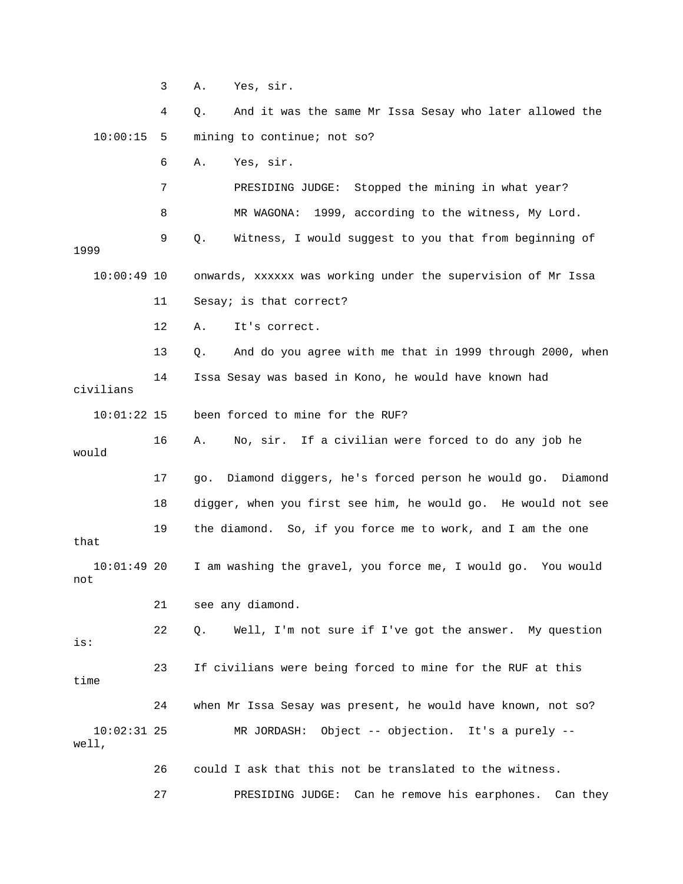3 A. Yes, sir.

4 Q. And it was the same Mr Issa Sesay who later allowed the

10:00:15 5 mining to continue; not so?

6 A. Yes, sir.

7 PRESIDING JUDGE: Stopped the mining in what year?

8 MR WAGONA: 1999, according to the witness, My Lord.

9 Q. Witness, I would suggest to you that from beginning of 1999

10:00:49 10 onwards, xxxxxx was working under the supervision of Mr Issa

11 Sesay; is that correct?

12 A. It's correct.

13 Q. And do you agree with me that in 1999 through 2000, when

14 Issa Sesay was based in Kono, he would have known had civilians

10:01:22 15 been forced to mine for the RUF?

16 A. No, sir. If a civilian were forced to do any job he would

17 go. Diamond diggers, he's forced person he would go. Diamond

18 digger, when you first see him, he would go. He would not see

19 the diamond. So, if you force me to work, and I am the one that

10:01:49 20 I am washing the gravel, you force me, I would go. You would not

21 see any diamond.

22 Q. Well, I'm not sure if I've got the answer. My question is:

23 If civilians were being forced to mine for the RUF at this time

24 when Mr Issa Sesay was present, he would have known, not so?

10:02:31 25 MR JORDASH: Object -- objection. It's a purely -- well,

26 could I ask that this not be translated to the witness.

27 PRESIDING JUDGE: Can he remove his earphones. Can they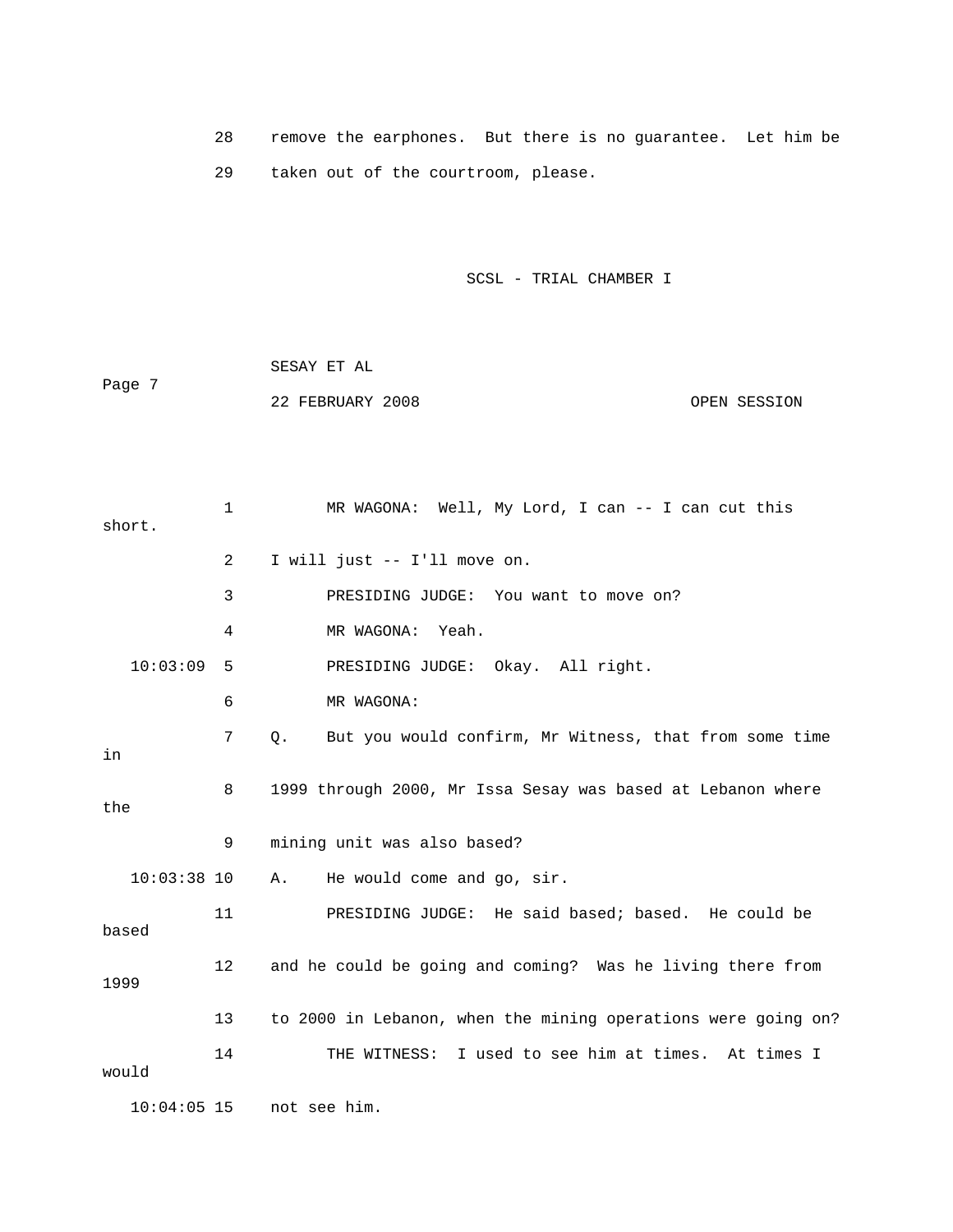28 remove the earphones. But there is no guarantee. Let him be

29 taken out of the courtroom, please.

1 MR WAGONA: Well, My Lord, I can -- I can cut this short.

2 I will just -- I'll move on.

3 PRESIDING JUDGE: You want to move on?

4 MR WAGONA: Yeah.

10:03:09 5 PRESIDING JUDGE: Okay. All right.

6 MR WAGONA:

7 Q. But you would confirm, Mr Witness, that from some time in

8 1999 through 2000, Mr Issa Sesay was based at Lebanon where the

9 mining unit was also based?

10:03:38 10 A. He would come and go, sir.

11 PRESIDING JUDGE: He said based; based. He could be based

12 and he could be going and coming? Was he living there from 1999

13 to 2000 in Lebanon, when the mining operations were going on?

14 THE WITNESS: I used to see him at times. At times I would

10:04:05 15 not see him.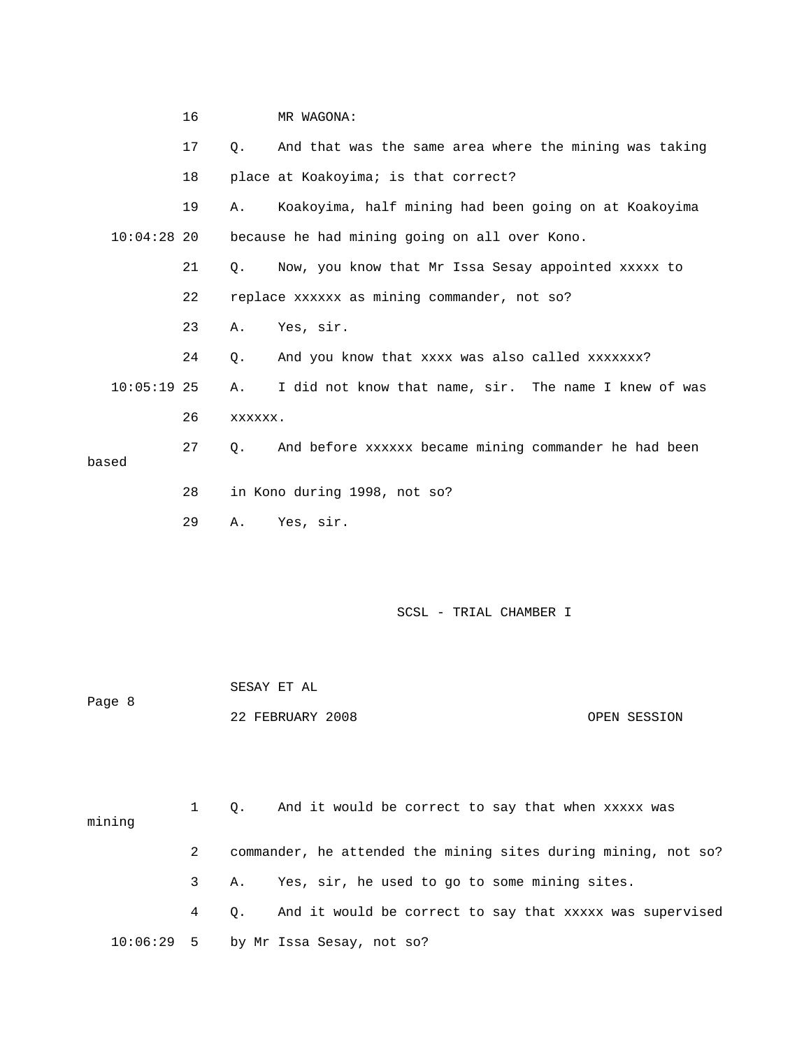16 MR WAGONA:

17 Q. And that was the same area where the mining was taking

18 place at Koakoyima; is that correct?

19 A. Koakoyima, half mining had been going on at Koakoyima

10:04:28 20 because he had mining going on all over Kono.

21 Q. Now, you know that Mr Issa Sesay appointed xxxxx to

22 replace xxxxxx as mining commander, not so?

23 A. Yes, sir.

24 Q. And you know that xxxx was also called xxxxxxx?

10:05:19 25 A. I did not know that name, sir. The name I knew of was

26 xxxxxx.

27 Q. And before xxxxxx became mining commander he had been based

28 in Kono during 1998, not so?

29 A. Yes, sir.

SCSL - TRIAL CHAMBER I

SESAY ET AL

Page 8

22 FEBRUARY 2008 OPEN SESSION

1 Q. And it would be correct to say that when xxxxx was mining

2 commander, he attended the mining sites during mining, not so?

3 A. Yes, sir, he used to go to some mining sites.

4 Q. And it would be correct to say that xxxxx was supervised

10:06:29 5 by Mr Issa Sesay, not so?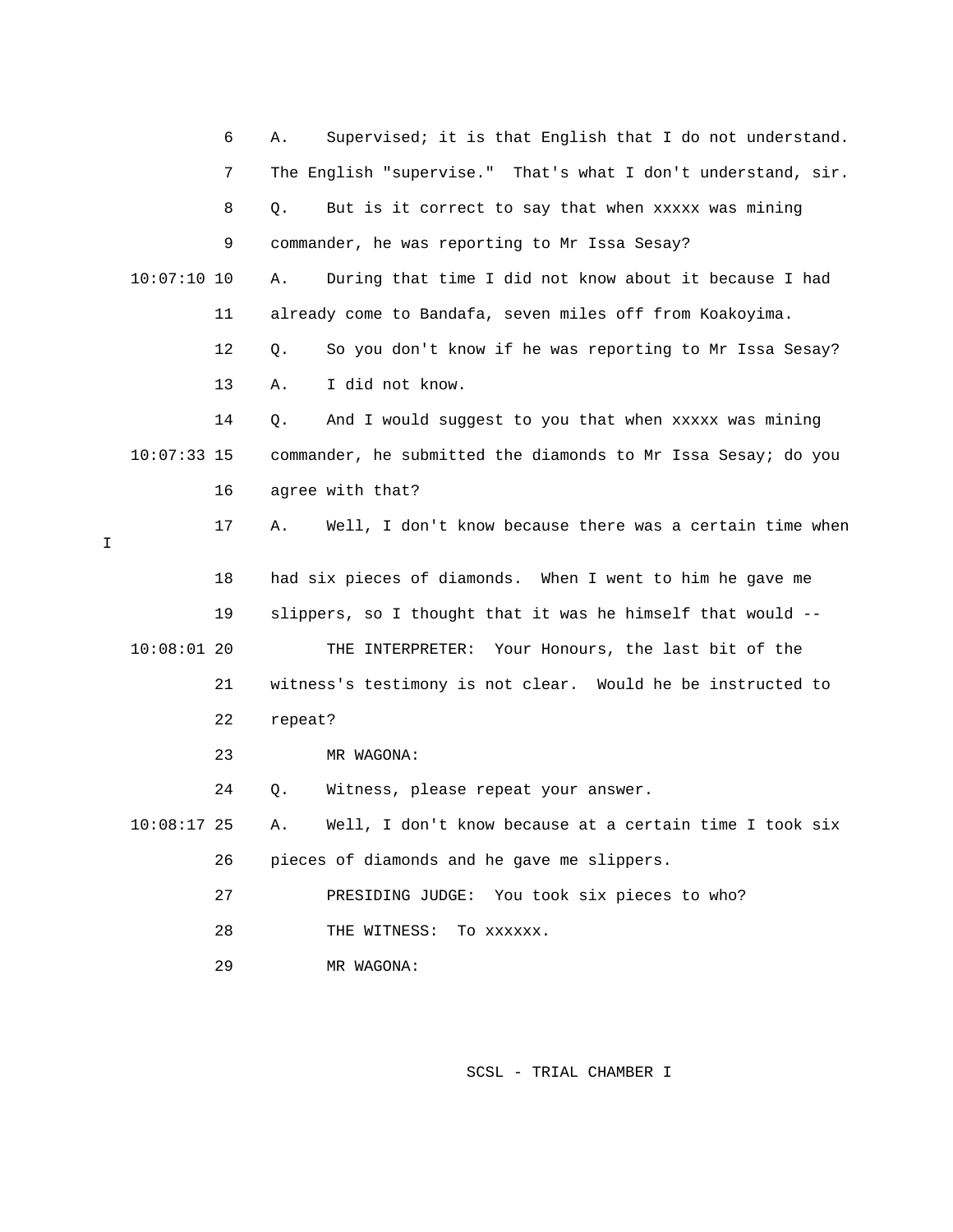6 A. Supervised; it is that English that I do not understand.

7 The English "supervise." That's what I don't understand, sir.

8 Q. But is it correct to say that when xxxxx was mining

9 commander, he was reporting to Mr Issa Sesay?

10:07:10 10 A. During that time I did not know about it because I had

11 already come to Bandafa, seven miles off from Koakoyima.

12 Q. So you don't know if he was reporting to Mr Issa Sesay?

13 A. I did not know.

14 Q. And I would suggest to you that when xxxxx was mining

10:07:33 15 commander, he submitted the diamonds to Mr Issa Sesay; do you

16 agree with that?

17 A. Well, I don't know because there was a certain time when I

18 had six pieces of diamonds. When I went to him he gave me

19 slippers, so I thought that it was he himself that would --

10:08:01 20 THE INTERPRETER: Your Honours, the last bit of the

21 witness's testimony is not clear. Would he be instructed to

22 repeat?

23 MR WAGONA:

24 Q. Witness, please repeat your answer.

10:08:17 25 A. Well, I don't know because at a certain time I took six

26 pieces of diamonds and he gave me slippers.

27 PRESIDING JUDGE: You took six pieces to who?

28 THE WITNESS: To xxxxxx.

29 MR WAGONA: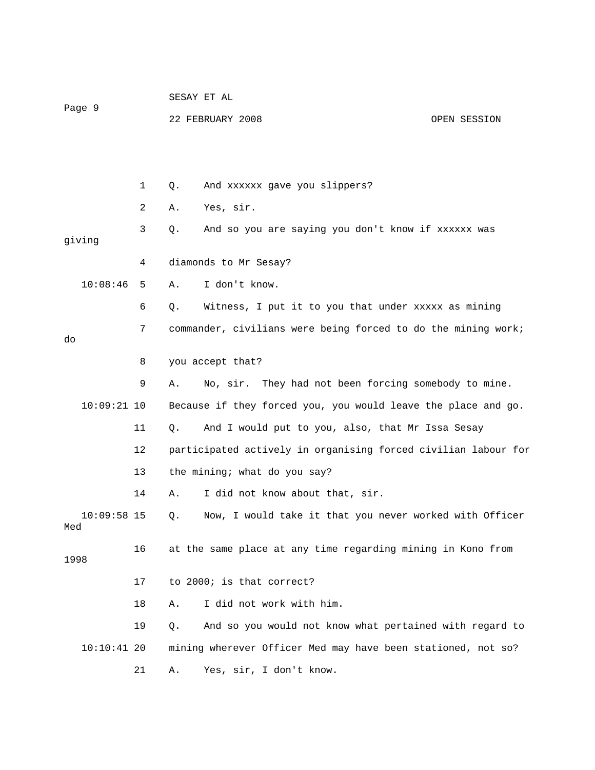1 Q. And xxxxxx gave you slippers?

2 A. Yes, sir.

3 Q. And so you are saying you don't know if xxxxxx was giving

4 diamonds to Mr Sesay?

10:08:46 5 A. I don't know.

6 Q. Witness, I put it to you that under xxxxx as mining

7 commander, civilians were being forced to do the mining work; do

8 you accept that?

9 A. No, sir. They had not been forcing somebody to mine.

10:09:21 10 Because if they forced you, you would leave the place and go.

11 Q. And I would put to you, also, that Mr Issa Sesay

12 participated actively in organising forced civilian labour for

13 the mining; what do you say?

14 A. I did not know about that, sir.

10:09:58 15 Q. Now, I would take it that you never worked with Officer Med

16 at the same place at any time regarding mining in Kono from 1998

17 to 2000; is that correct?

18 A. I did not work with him.

19 Q. And so you would not know what pertained with regard to

10:10:41 20 mining wherever Officer Med may have been stationed, not so?

21 A. Yes, sir, I don't know.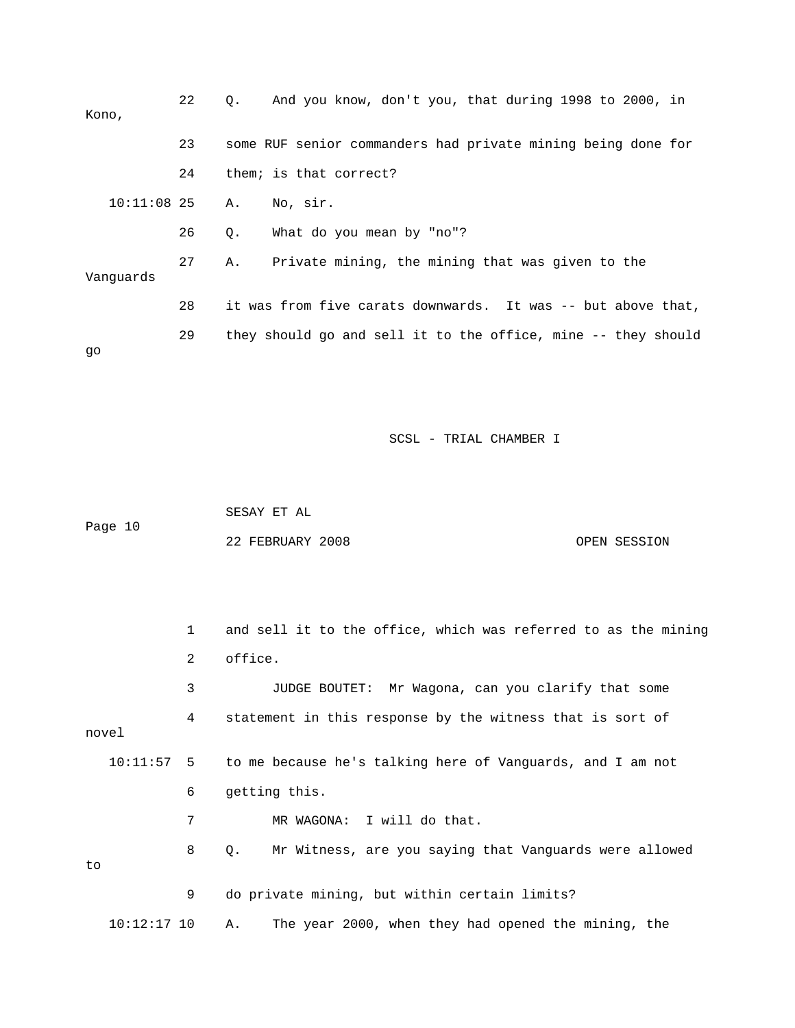22 Q. And you know, don't you, that during 1998 to 2000, in Kono,

23 some RUF senior commanders had private mining being done for

24 them; is that correct?

10:11:08 25 A. No, sir.

26 Q. What do you mean by "no"?

27 A. Private mining, the mining that was given to the Vanguards

28 it was from five carats downwards. It was -- but above that,

29 they should go and sell it to the office, mine -- they should go

1 and sell it to the office, which was referred to as the mining

2 office.

3 JUDGE BOUTET: Mr Wagona, can you clarify that some

4 statement in this response by the witness that is sort of novel

10:11:57 5 to me because he's talking here of Vanguards, and I am not

6 getting this.

7 MR WAGONA: I will do that.

8 Q. Mr Witness, are you saying that Vanguards were allowed to

9 do private mining, but within certain limits?

10:12:17 10 A. The year 2000, when they had opened the mining, the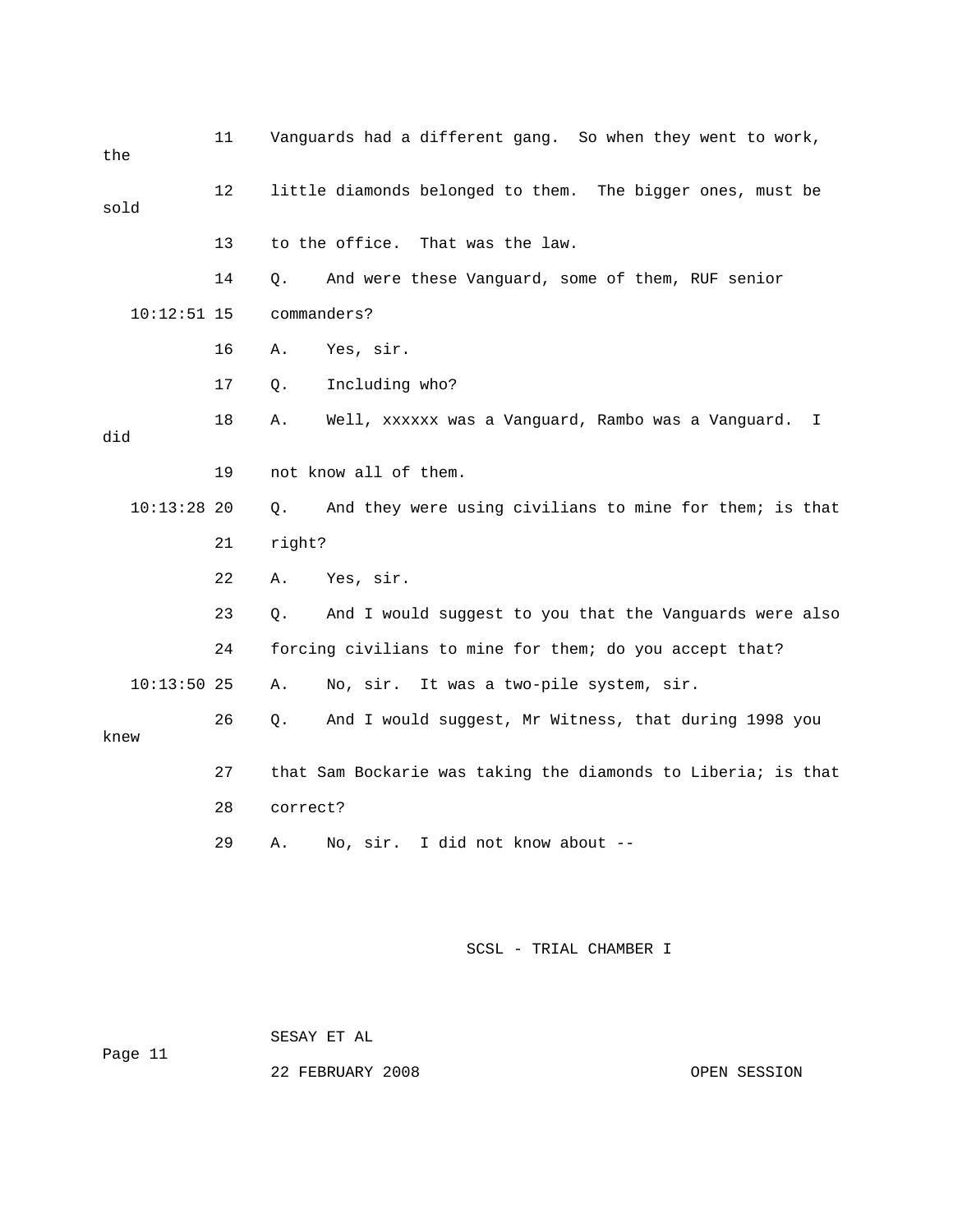11 Vanguards had a different gang. So when they went to work, the

12 little diamonds belonged to them. The bigger ones, must be sold

13 to the office. That was the law.

14 Q. And were these Vanguard, some of them, RUF senior

10:12:51 15 commanders?

16 A. Yes, sir.

17 Q. Including who?

18 A. Well, xxxxxx was a Vanguard, Rambo was a Vanguard. I did

19 not know all of them.

10:13:28 20 Q. And they were using civilians to mine for them; is that

21 right?

22 A. Yes, sir.

23 Q. And I would suggest to you that the Vanguards were also

24 forcing civilians to mine for them; do you accept that?

10:13:50 25 A. No, sir. It was a two-pile system, sir.

26 Q. And I would suggest, Mr Witness, that during 1998 you knew

27 that Sam Bockarie was taking the diamonds to Liberia; is that

28 correct?

29 A. No, sir. I did not know about --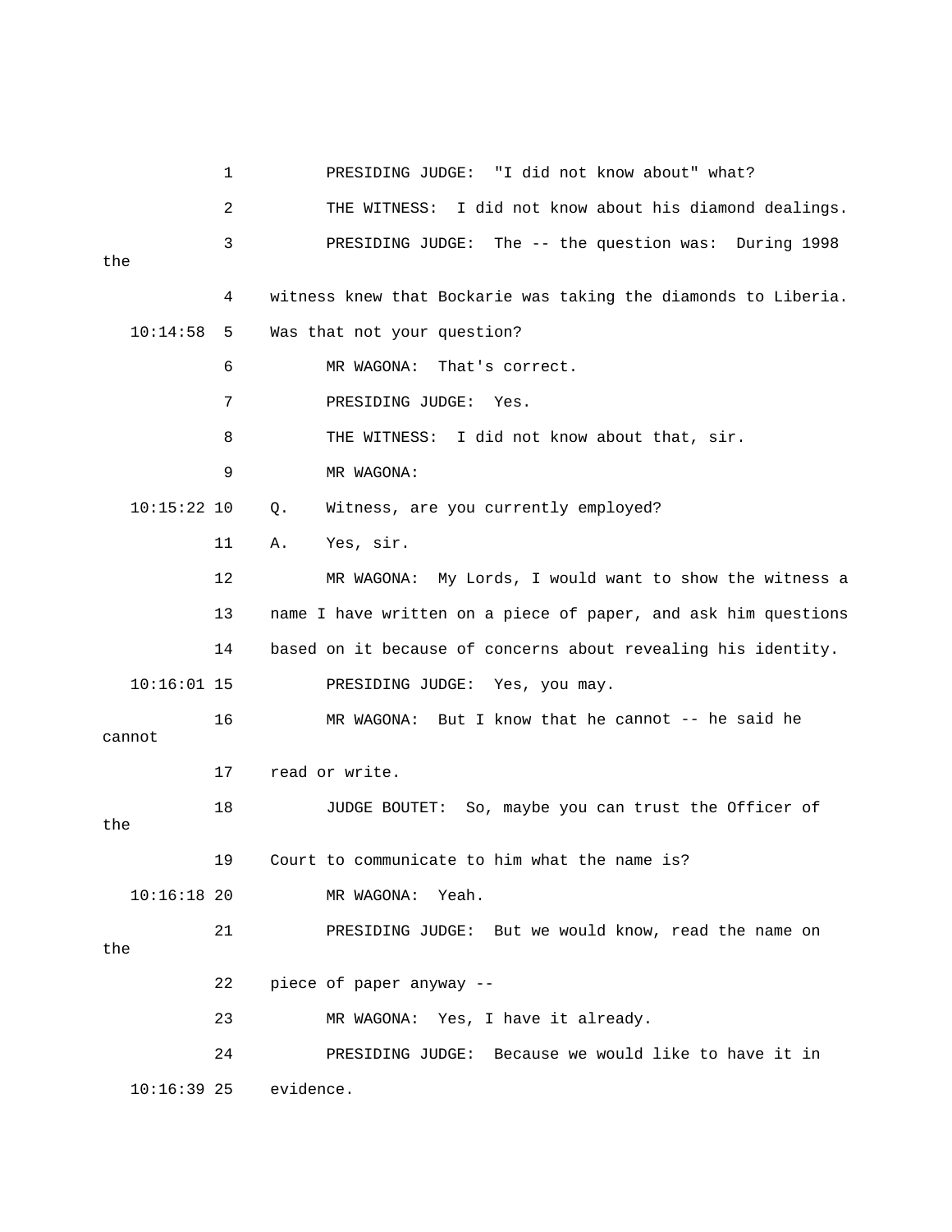1 PRESIDING JUDGE: "I did not know about" what?

2 THE WITNESS: I did not know about his diamond dealings.

3 PRESIDING JUDGE: The -- the question was: During 1998 the

4 witness knew that Bockarie was taking the diamonds to Liberia.

10:14:58 5 Was that not your question?

6 MR WAGONA: That's correct.

7 PRESIDING JUDGE: Yes.

8 THE WITNESS: I did not know about that, sir.

9 MR WAGONA:

10:15:22 10 Q. Witness, are you currently employed?

11 A. Yes, sir.

12 MR WAGONA: My Lords, I would want to show the witness a

13 name I have written on a piece of paper, and ask him questions

14 based on it because of concerns about revealing his identity.

10:16:01 15 PRESIDING JUDGE: Yes, you may.

16 MR WAGONA: But I know that he cannot -- he said he cannot

17 read or write.

18 JUDGE BOUTET: So, maybe you can trust the Officer of the

19 Court to communicate to him what the name is?

10:16:18 20 MR WAGONA: Yeah.

21 PRESIDING JUDGE: But we would know, read the name on the

22 piece of paper anyway --

23 MR WAGONA: Yes, I have it already.

24 PRESIDING JUDGE: Because we would like to have it in

10:16:39 25 evidence.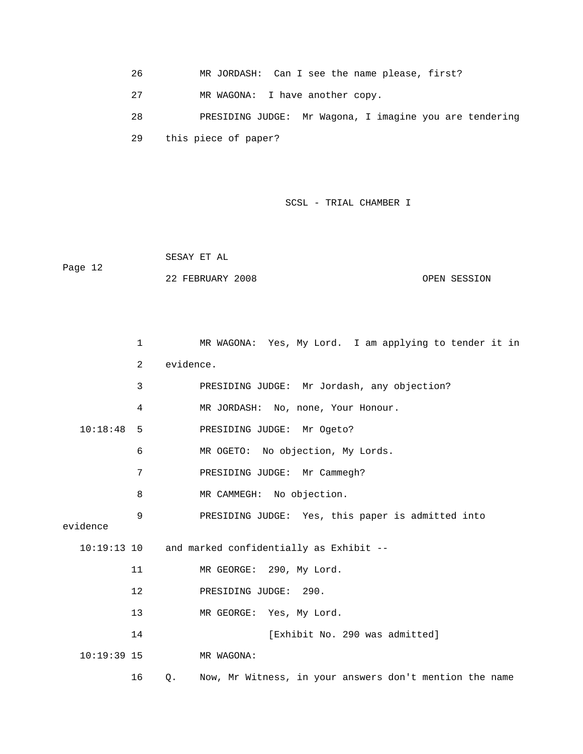26 MR JORDASH: Can I see the name please, first?

27 MR WAGONA: I have another copy.

28 PRESIDING JUDGE: Mr Wagona, I imagine you are tendering

29 this piece of paper?

1 MR WAGONA: Yes, My Lord. I am applying to tender it in

2 evidence.

3 PRESIDING JUDGE: Mr Jordash, any objection?

4 MR JORDASH: No, none, Your Honour.

10:18:48 5 PRESIDING JUDGE: Mr Ogeto?

6 MR OGETO: No objection, My Lords.

7 PRESIDING JUDGE: Mr Cammegh?

8 MR CAMMEGH: No objection.

9 PRESIDING JUDGE: Yes, this paper is admitted into evidence

10:19:13 10 and marked confidentially as Exhibit --

11 MR GEORGE: 290, My Lord.

12 PRESIDING JUDGE: 290.

13 MR GEORGE: Yes, My Lord.

14 [Exhibit No. 290 was admitted]

10:19:39 15 MR WAGONA:

16 Q. Now, Mr Witness, in your answers don't mention the name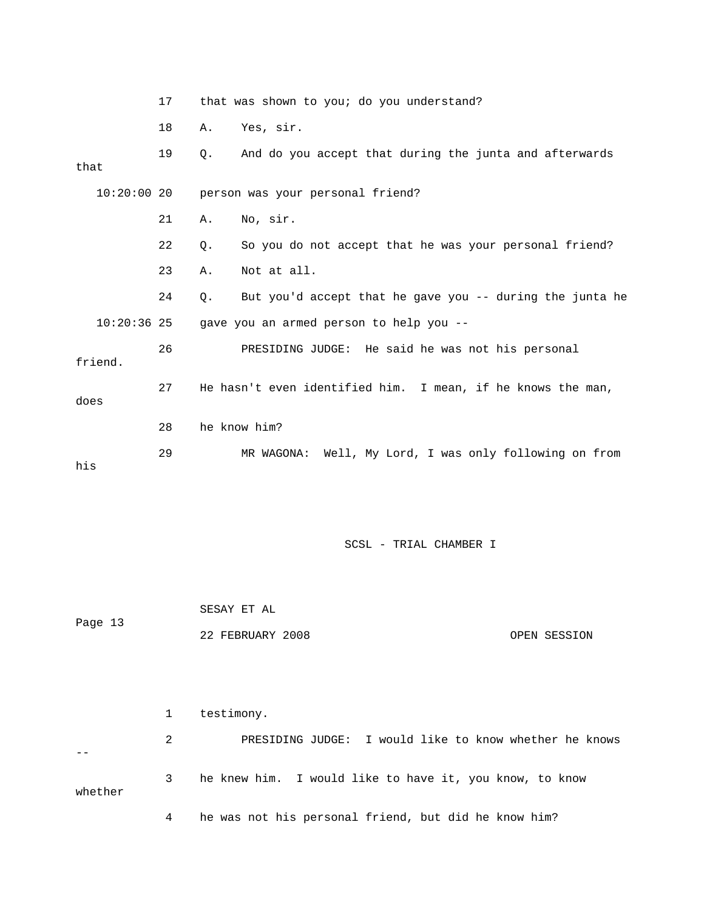17 that was shown to you; do you understand?

18 A. Yes, sir.

19 Q. And do you accept that during the junta and afterwards that

10:20:00 20 person was your personal friend?

21 A. No, sir.

22 Q. So you do not accept that he was your personal friend?

23 A. Not at all.

24 Q. But you'd accept that he gave you -- during the junta he

10:20:36 25 gave you an armed person to help you --

26 PRESIDING JUDGE: He said he was not his personal friend.

27 He hasn't even identified him. I mean, if he knows the man, does

28 he know him?

29 MR WAGONA: Well, My Lord, I was only following on from his

1 testimony.

2 PRESIDING JUDGE: I would like to know whether he knows --

3 he knew him. I would like to have it, you know, to know whether

4 he was not his personal friend, but did he know him?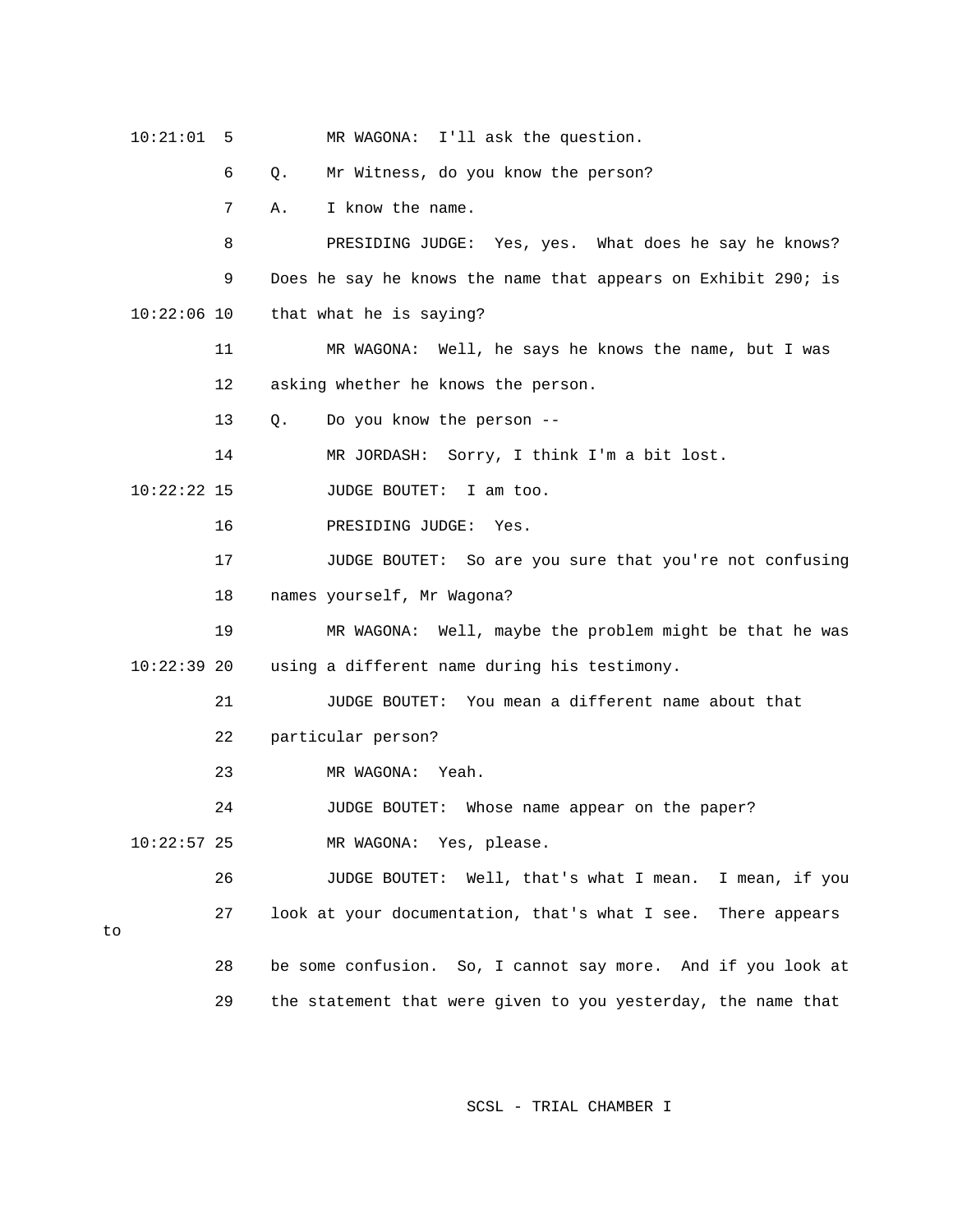10:21:01 5 MR WAGONA: I'll ask the question.

6 Q. Mr Witness, do you know the person?

7 A. I know the name.

8 PRESIDING JUDGE: Yes, yes. What does he say he knows?

9 Does he say he knows the name that appears on Exhibit 290; is

10:22:06 10 that what he is saying?

11 MR WAGONA: Well, he says he knows the name, but I was

12 asking whether he knows the person.

13 Q. Do you know the person --

14 MR JORDASH: Sorry, I think I'm a bit lost.

10:22:22 15 JUDGE BOUTET: I am too.

16 PRESIDING JUDGE: Yes.

17 JUDGE BOUTET: So are you sure that you're not confusing

18 names yourself, Mr Wagona?

19 MR WAGONA: Well, maybe the problem might be that he was

10:22:39 20 using a different name during his testimony.

21 JUDGE BOUTET: You mean a different name about that

22 particular person?

23 MR WAGONA: Yeah.

24 JUDGE BOUTET: Whose name appear on the paper?

10:22:57 25 MR WAGONA: Yes, please.

26 JUDGE BOUTET: Well, that's what I mean. I mean, if you

27 look at your documentation, that's what I see. There appears to

28 be some confusion. So, I cannot say more. And if you look at

29 the statement that were given to you yesterday, the name that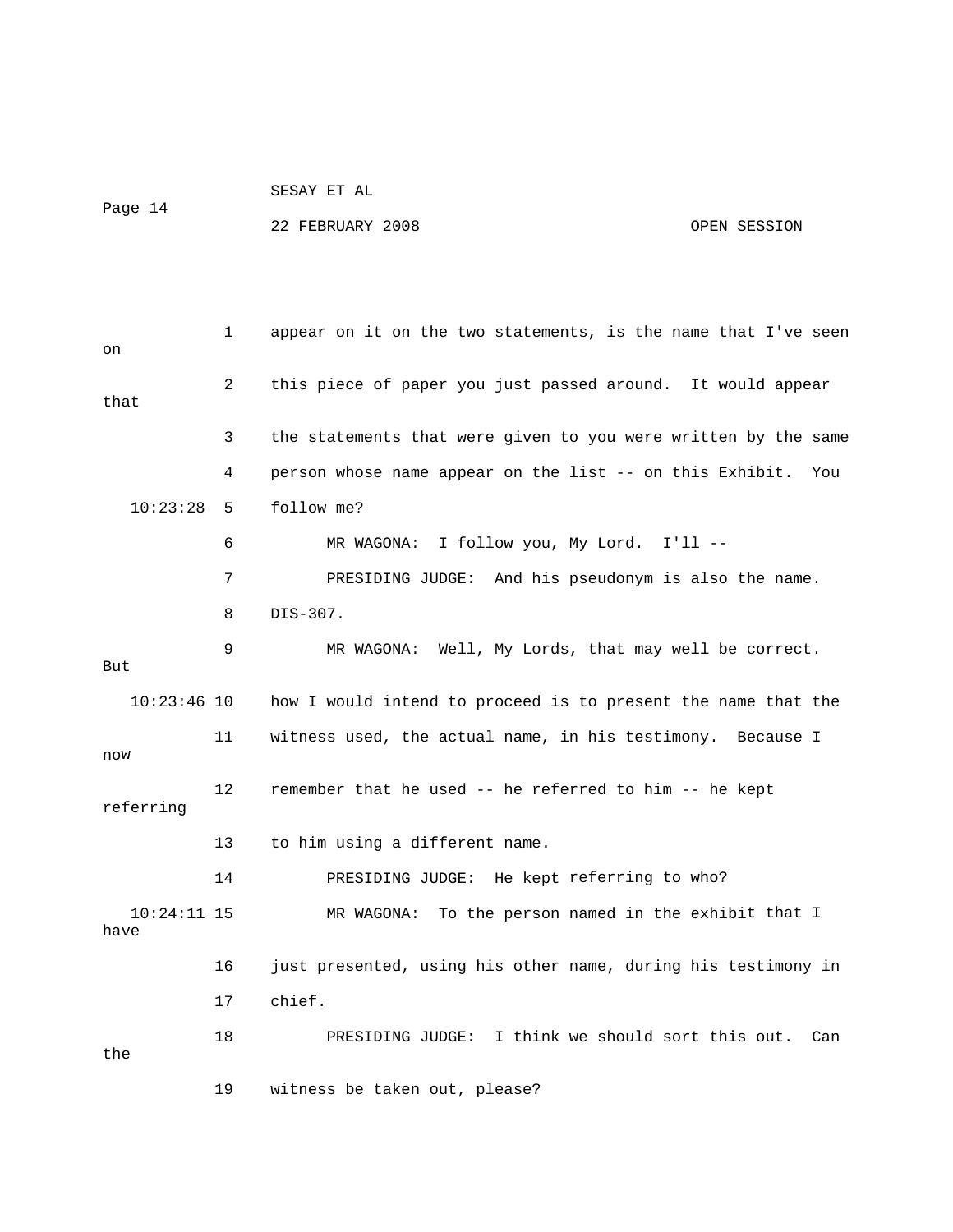1 appear on it on the two statements, is the name that I've seen on

2 this piece of paper you just passed around. It would appear that

3 the statements that were given to you were written by the same

4 person whose name appear on the list -- on this Exhibit. You

10:23:28 5 follow me?

6 MR WAGONA: I follow you, My Lord. I'll --

7 PRESIDING JUDGE: And his pseudonym is also the name.

8 DIS-307.

9 MR WAGONA: Well, My Lords, that may well be correct. But

10:23:46 10 how I would intend to proceed is to present the name that the

11 witness used, the actual name, in his testimony. Because I now

12 remember that he used -- he referred to him -- he kept referring

13 to him using a different name.

14 PRESIDING JUDGE: He kept referring to who?

10:24:11 15 MR WAGONA: To the person named in the exhibit that I have

16 just presented, using his other name, during his testimony in

17 chief.

18 PRESIDING JUDGE: I think we should sort this out. Can the

19 witness be taken out, please?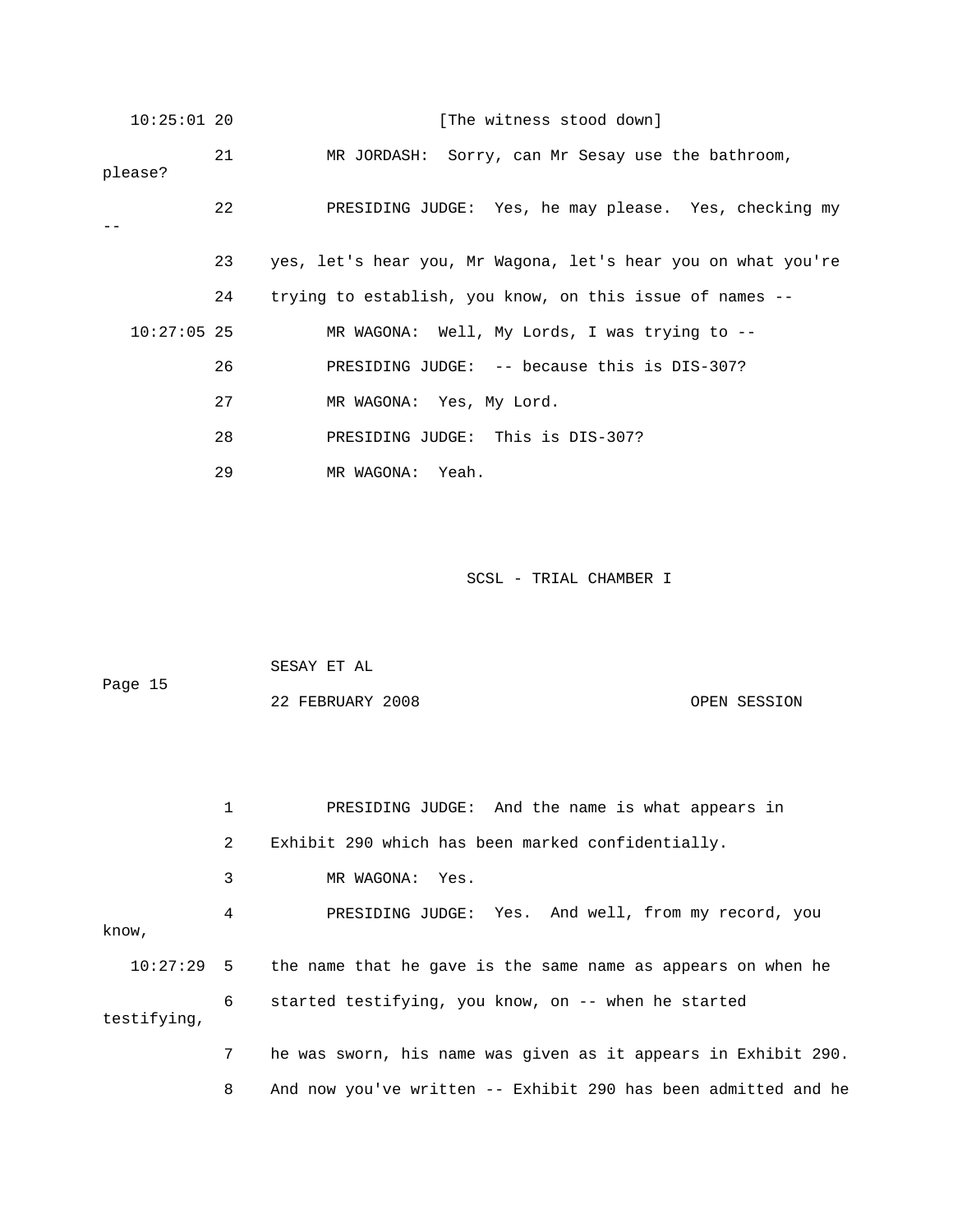10:25:01 20 [The witness stood down]

21 MR JORDASH: Sorry, can Mr Sesay use the bathroom, please?

22 PRESIDING JUDGE: Yes, he may please. Yes, checking my --

23 yes, let's hear you, Mr Wagona, let's hear you on what you're

24 trying to establish, you know, on this issue of names --

10:27:05 25 MR WAGONA: Well, My Lords, I was trying to --

26 PRESIDING JUDGE: -- because this is DIS-307?

27 MR WAGONA: Yes, My Lord.

28 PRESIDING JUDGE: This is DIS-307?

29 MR WAGONA: Yeah.

SCSL - TRIAL CHAMBER I

1 PRESIDING JUDGE: And the name is what appears in

2 Exhibit 290 which has been marked confidentially.

3 MR WAGONA: Yes.

4 PRESIDING JUDGE: Yes. And well, from my record, you know,

10:27:29 5 the name that he gave is the same name as appears on when he

6 started testifying, you know, on -- when he started testifying,

7 he was sworn, his name was given as it appears in Exhibit 290.

8 And now you've written -- Exhibit 290 has been admitted and he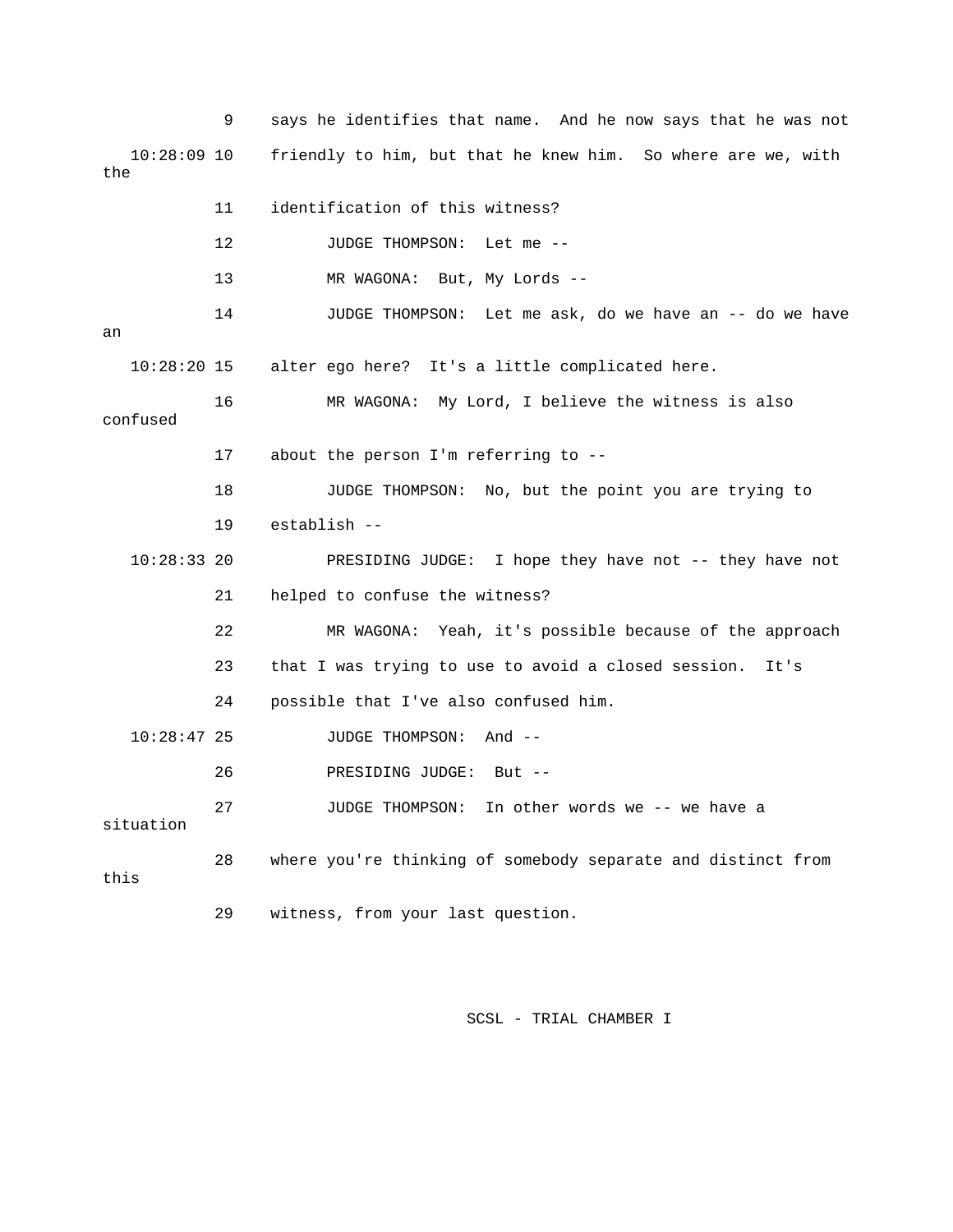9 says he identifies that name. And he now says that he was not

10:28:09 10 friendly to him, but that he knew him. So where are we, with the

11 identification of this witness?

12 JUDGE THOMPSON: Let me --

13 MR WAGONA: But, My Lords --

14 JUDGE THOMPSON: Let me ask, do we have an -- do we have an

10:28:20 15 alter ego here? It's a little complicated here.

16 MR WAGONA: My Lord, I believe the witness is also confused

17 about the person I'm referring to --

18 JUDGE THOMPSON: No, but the point you are trying to

19 establish --

10:28:33 20 PRESIDING JUDGE: I hope they have not -- they have not

21 helped to confuse the witness?

22 MR WAGONA: Yeah, it's possible because of the approach

23 that I was trying to use to avoid a closed session. It's

24 possible that I've also confused him.

10:28:47 25 JUDGE THOMPSON: And --

26 PRESIDING JUDGE: But --

27 JUDGE THOMPSON: In other words we -- we have a situation

28 where you're thinking of somebody separate and distinct from this

29 witness, from your last question.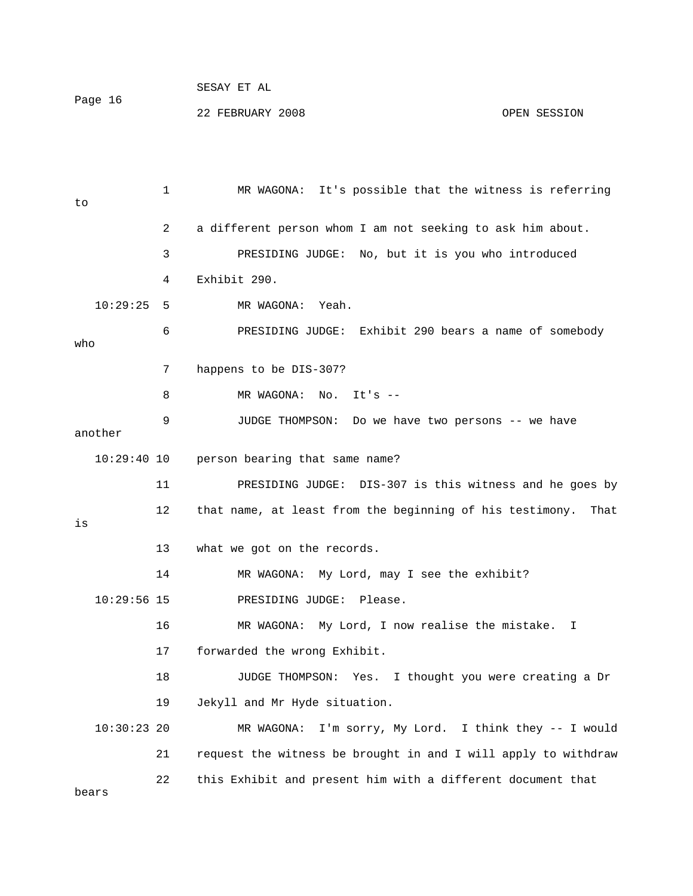1 MR WAGONA: It's possible that the witness is referring to

2 a different person whom I am not seeking to ask him about.

3 PRESIDING JUDGE: No, but it is you who introduced

4 Exhibit 290.

10:29:25 5 MR WAGONA: Yeah.

6 PRESIDING JUDGE: Exhibit 290 bears a name of somebody who

7 happens to be DIS-307?

8 MR WAGONA: No. It's --

9 JUDGE THOMPSON: Do we have two persons -- we have another

10:29:40 10 person bearing that same name?

11 PRESIDING JUDGE: DIS-307 is this witness and he goes by

12 that name, at least from the beginning of his testimony. That is

13 what we got on the records.

14 MR WAGONA: My Lord, may I see the exhibit?

10:29:56 15 PRESIDING JUDGE: Please.

16 MR WAGONA: My Lord, I now realise the mistake. I

17 forwarded the wrong Exhibit.

18 JUDGE THOMPSON: Yes. I thought you were creating a Dr

19 Jekyll and Mr Hyde situation.

10:30:23 20 MR WAGONA: I'm sorry, My Lord. I think they -- I would

21 request the witness be brought in and I will apply to withdraw

22 this Exhibit and present him with a different document that bears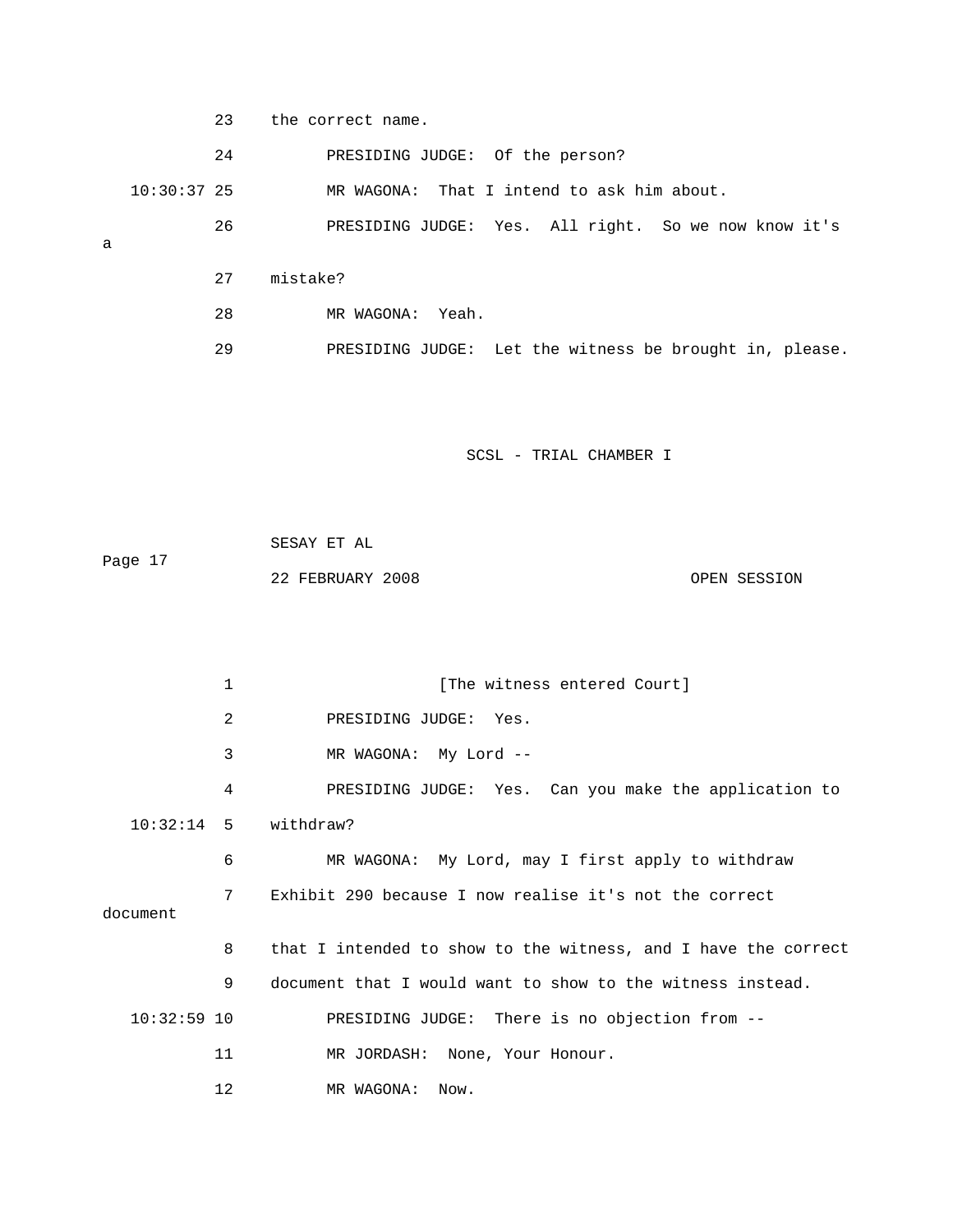23 the correct name.

24 PRESIDING JUDGE: Of the person?

10:30:37 25 MR WAGONA: That I intend to ask him about.

26 PRESIDING JUDGE: Yes. All right. So we now know it's a

27 mistake?

28 MR WAGONA: Yeah.

29 PRESIDING JUDGE: Let the witness be brought in, please.

1 [The witness entered Court]

2 PRESIDING JUDGE: Yes.

3 MR WAGONA: My Lord --

4 PRESIDING JUDGE: Yes. Can you make the application to

10:32:14 5 withdraw?

6 MR WAGONA: My Lord, may I first apply to withdraw

7 Exhibit 290 because I now realise it's not the correct document

8 that I intended to show to the witness, and I have the correct

9 document that I would want to show to the witness instead.

10:32:59 10 PRESIDING JUDGE: There is no objection from --

11 MR JORDASH: None, Your Honour.

12 MR WAGONA: Now.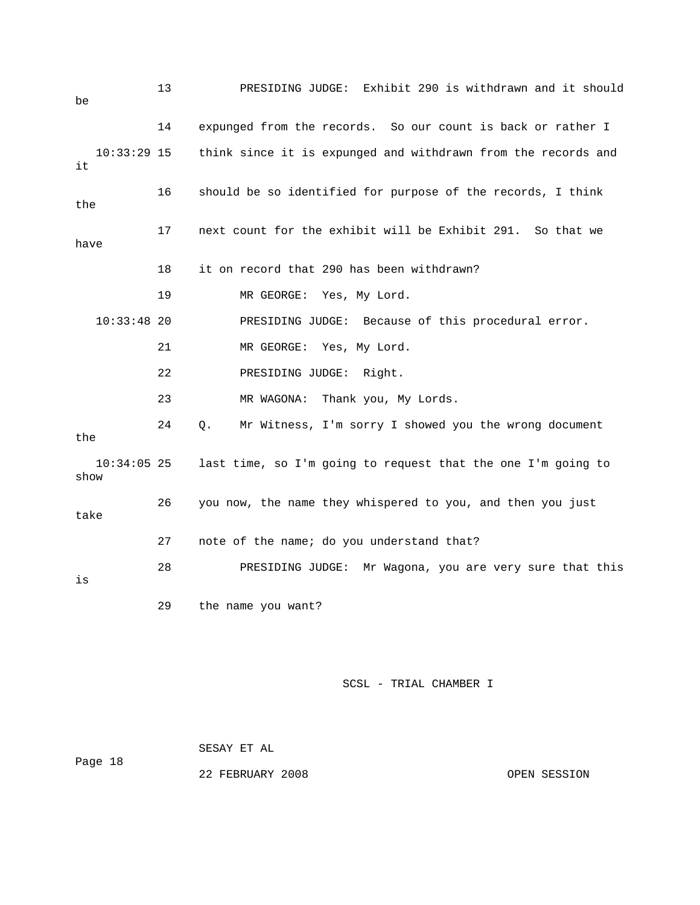13 PRESIDING JUDGE: Exhibit 290 is withdrawn and it should be

14 expunged from the records. So our count is back or rather I

10:33:29 15 think since it is expunged and withdrawn from the records and it

16 should be so identified for purpose of the records, I think the

17 next count for the exhibit will be Exhibit 291. So that we have

18 it on record that 290 has been withdrawn?

19 MR GEORGE: Yes, My Lord.

10:33:48 20 PRESIDING JUDGE: Because of this procedural error.

21 MR GEORGE: Yes, My Lord.

22 PRESIDING JUDGE: Right.

23 MR WAGONA: Thank you, My Lords.

24 Q. Mr Witness, I'm sorry I showed you the wrong document the

10:34:05 25 last time, so I'm going to request that the one I'm going to show

26 you now, the name they whispered to you, and then you just take

27 note of the name; do you understand that?

28 PRESIDING JUDGE: Mr Wagona, you are very sure that this is

29 the name you want?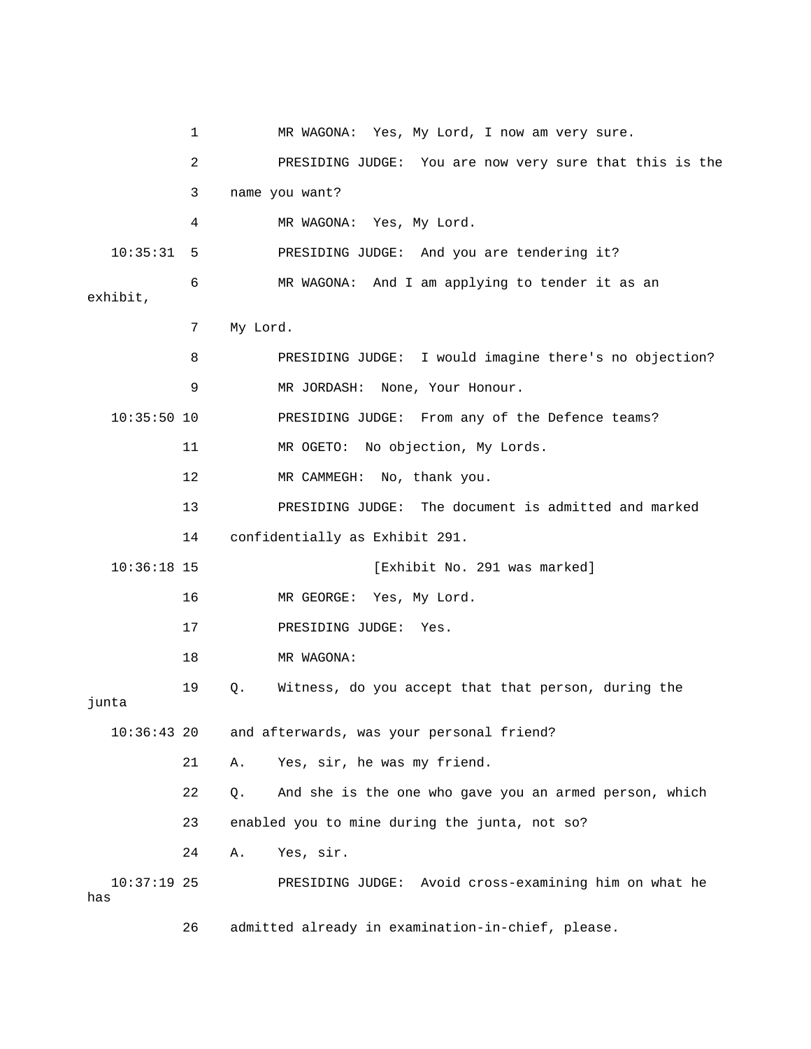1 MR WAGONA: Yes, My Lord, I now am very sure.

2 PRESIDING JUDGE: You are now very sure that this is the

3 name you want?

4 MR WAGONA: Yes, My Lord.

10:35:31 5 PRESIDING JUDGE: And you are tendering it?

6 MR WAGONA: And I am applying to tender it as an exhibit,

7 My Lord.

8 PRESIDING JUDGE: I would imagine there's no objection?

9 MR JORDASH: None, Your Honour.

10:35:50 10 PRESIDING JUDGE: From any of the Defence teams?

11 MR OGETO: No objection, My Lords.

12 MR CAMMEGH: No, thank you.

13 PRESIDING JUDGE: The document is admitted and marked

14 confidentially as Exhibit 291.

10:36:18 15 [Exhibit No. 291 was marked]

16 MR GEORGE: Yes, My Lord.

17 PRESIDING JUDGE: Yes.

18 MR WAGONA:

19 Q. Witness, do you accept that that person, during the junta

10:36:43 20 and afterwards, was your personal friend?

21 A. Yes, sir, he was my friend.

22 Q. And she is the one who gave you an armed person, which

23 enabled you to mine during the junta, not so?

24 A. Yes, sir.

10:37:19 25 PRESIDING JUDGE: Avoid cross-examining him on what he has

26 admitted already in examination-in-chief, please.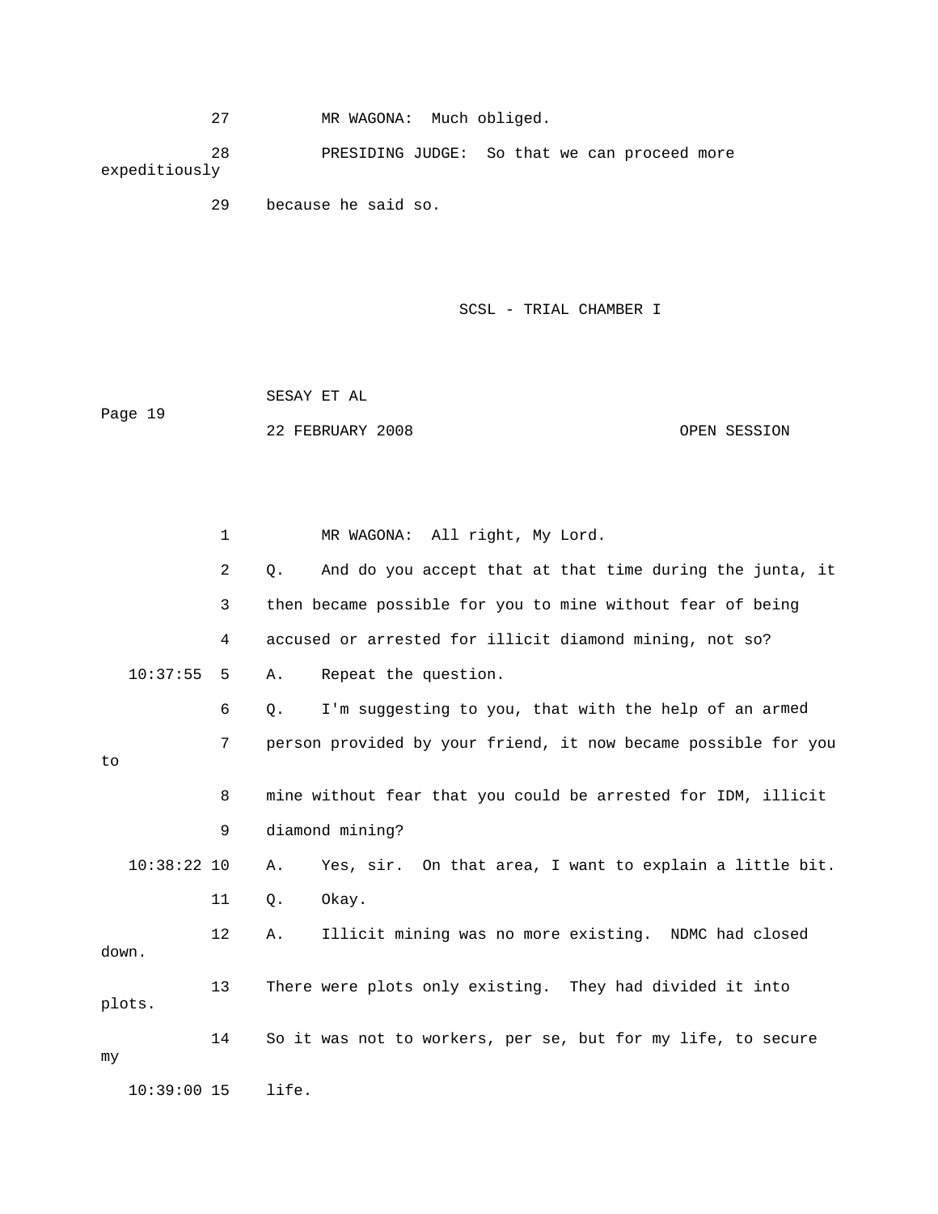27 MR WAGONA: Much obliged.

28 PRESIDING JUDGE: So that we can proceed more expeditiously

29 because he said so.

SCSL - TRIAL CHAMBER I

SESAY ET AL

Page 19

22 FEBRUARY 2008 OPEN SESSION

1 MR WAGONA: All right, My Lord.

2 Q. And do you accept that at that time during the junta, it

3 then became possible for you to mine without fear of being

4 accused or arrested for illicit diamond mining, not so?

10:37:55 5 A. Repeat the question.

6 Q. I'm suggesting to you, that with the help of an armed

7 person provided by your friend, it now became possible for you to

8 mine without fear that you could be arrested for IDM, illicit

9 diamond mining?

10:38:22 10 A. Yes, sir. On that area, I want to explain a little bit.

11 Q. Okay.

12 A. Illicit mining was no more existing. NDMC had closed down.

13 There were plots only existing. They had divided it into plots.

14 So it was not to workers, per se, but for my life, to secure my

10:39:00 15 life.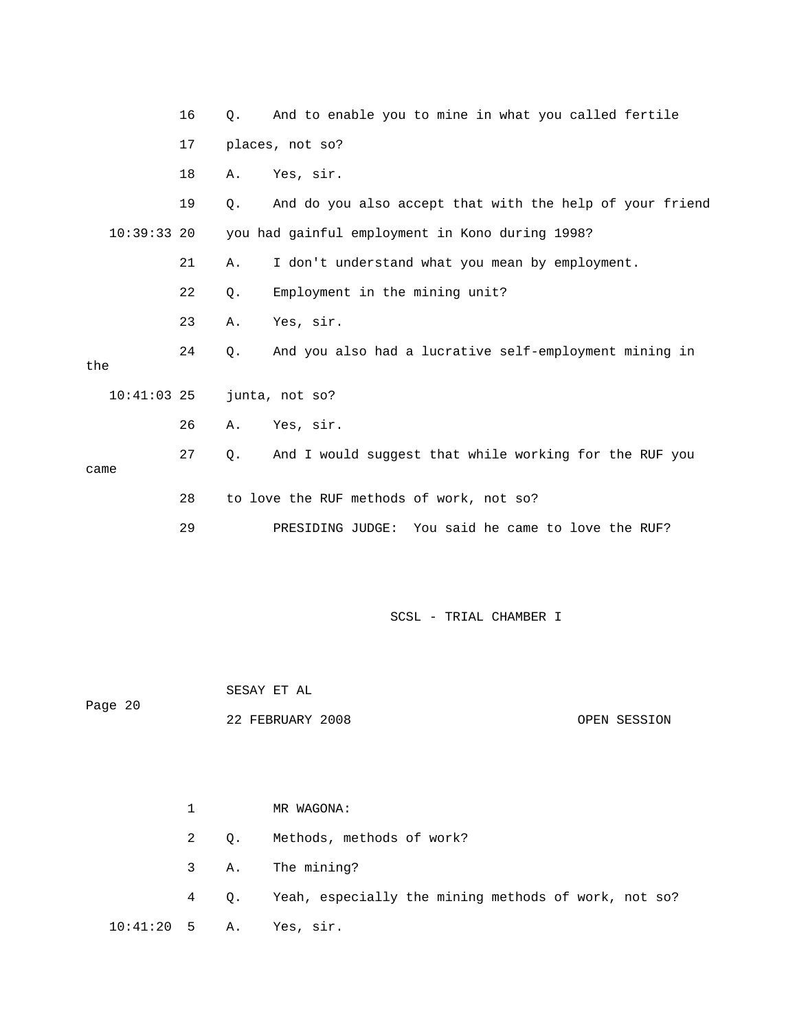16 Q. And to enable you to mine in what you called fertile

17 places, not so?

18 A. Yes, sir.

19 Q. And do you also accept that with the help of your friend

10:39:33 20 you had gainful employment in Kono during 1998?

21 A. I don't understand what you mean by employment.

22 Q. Employment in the mining unit?

23 A. Yes, sir.

24 Q. And you also had a lucrative self-employment mining in the

10:41:03 25 junta, not so?

26 A. Yes, sir.

27 Q. And I would suggest that while working for the RUF you came

28 to love the RUF methods of work, not so?

29 PRESIDING JUDGE: You said he came to love the RUF?

1 MR WAGONA:

2 Q. Methods, methods of work?

3 A. The mining?

4 Q. Yeah, especially the mining methods of work, not so?

10:41:20 5 A. Yes, sir.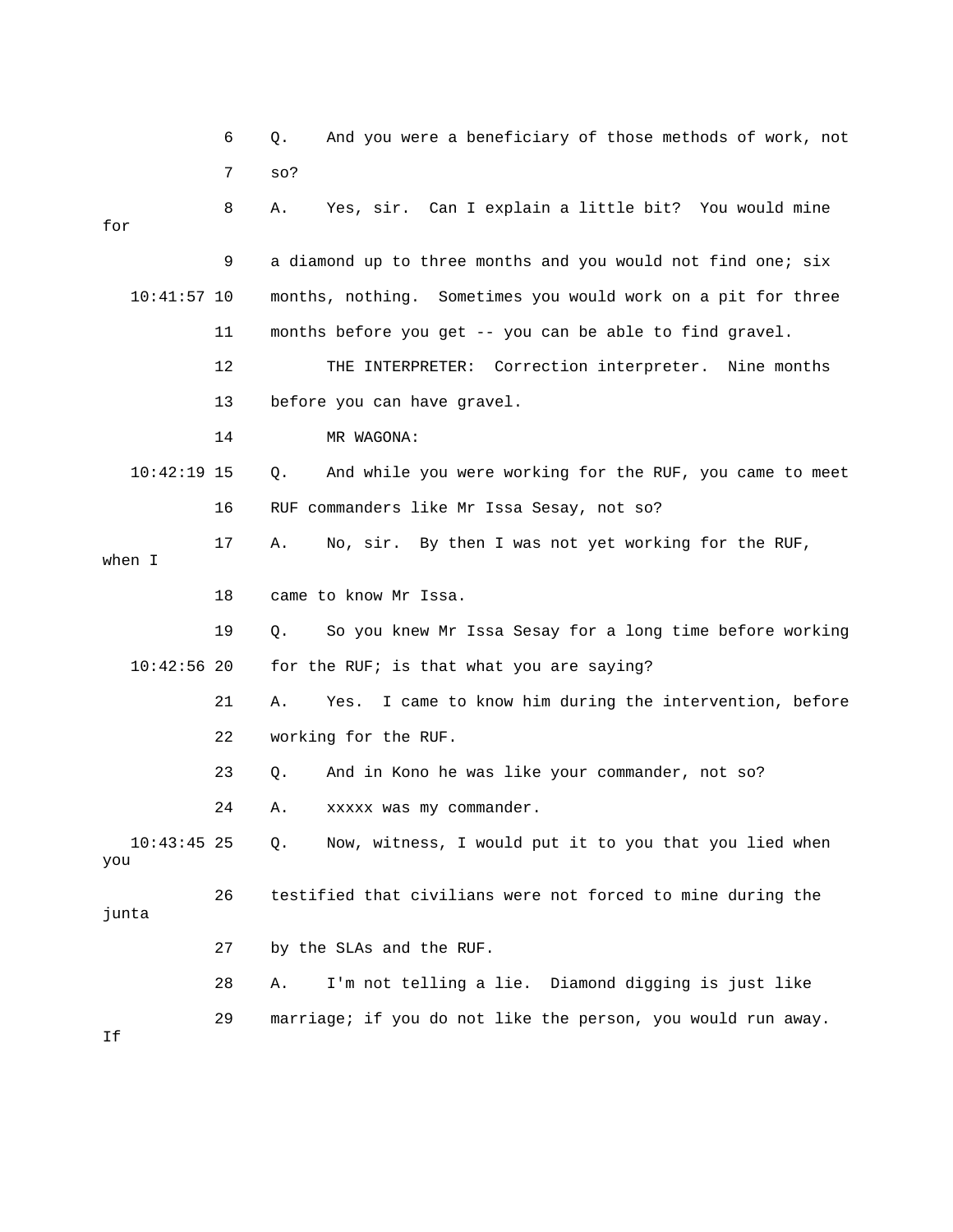6 Q. And you were a beneficiary of those methods of work, not

7 so?

8 A. Yes, sir. Can I explain a little bit? You would mine for

9 a diamond up to three months and you would not find one; six

10:41:57 10 months, nothing. Sometimes you would work on a pit for three

11 months before you get -- you can be able to find gravel.

12 THE INTERPRETER: Correction interpreter. Nine months

13 before you can have gravel.

14 MR WAGONA:

10:42:19 15 Q. And while you were working for the RUF, you came to meet

16 RUF commanders like Mr Issa Sesay, not so?

17 A. No, sir. By then I was not yet working for the RUF, when I

18 came to know Mr Issa.

19 Q. So you knew Mr Issa Sesay for a long time before working

10:42:56 20 for the RUF; is that what you are saying?

21 A. Yes. I came to know him during the intervention, before

22 working for the RUF.

23 Q. And in Kono he was like your commander, not so?

24 A. xxxxx was my commander.

10:43:45 25 Q. Now, witness, I would put it to you that you lied when you

26 testified that civilians were not forced to mine during the junta

27 by the SLAs and the RUF.

28 A. I'm not telling a lie. Diamond digging is just like

29 marriage; if you do not like the person, you would run away. If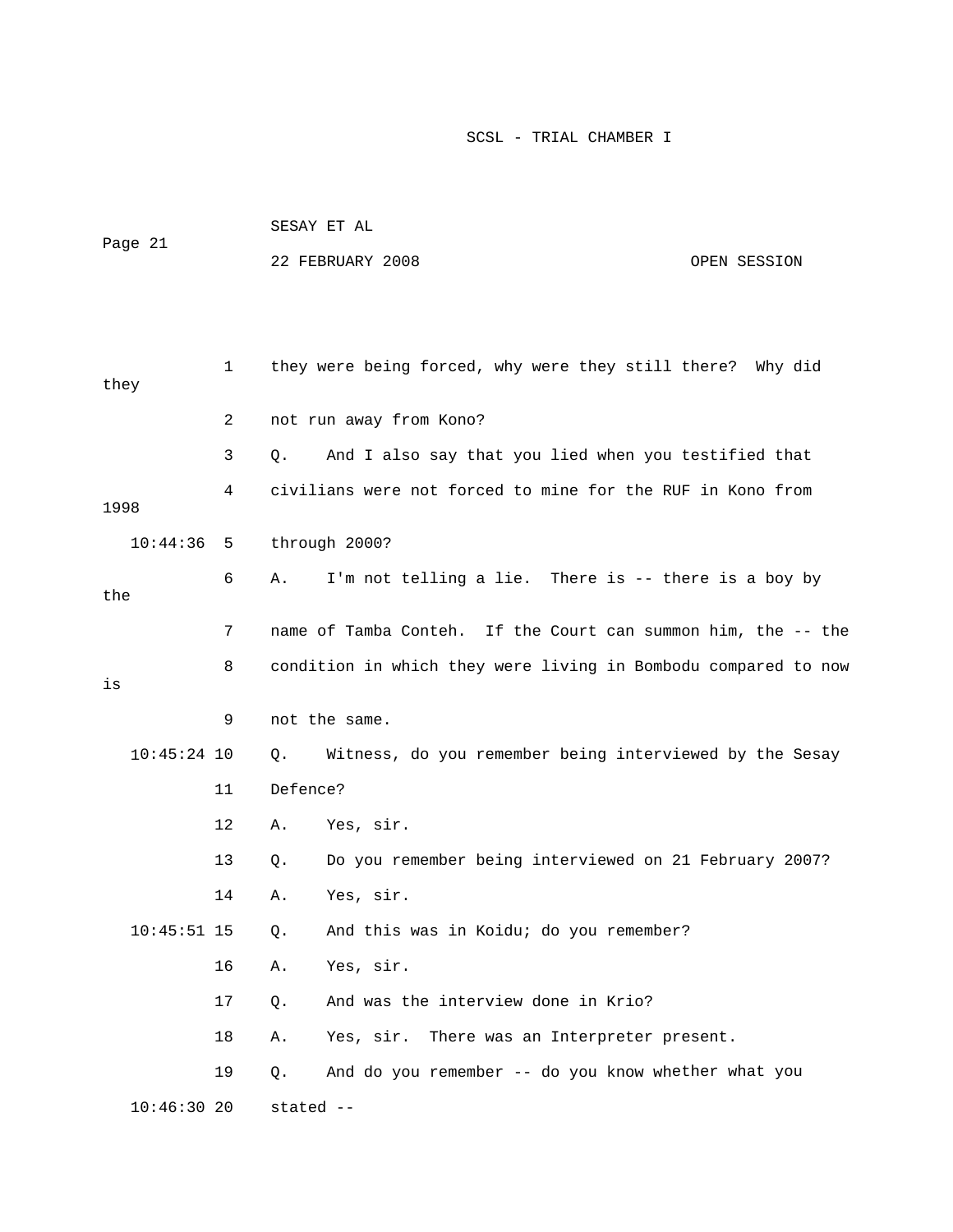they were being forced, why were they still there? Why did they not run away from Kono?

Q. And I also say that you lied when you testified that civilians were not forced to mine for the RUF in Kono from 1998 through 2000?

A. I'm not telling a lie. There is -- there is a boy by the name of Tamba Conteh. If the Court can summon him, the -- the condition in which they were living in Bombodu compared to now is not the same.

Q. Witness, do you remember being interviewed by the Sesay Defence?

A. Yes, sir.

Q. Do you remember being interviewed on 21 February 2007?

A. Yes, sir.

Q. And this was in Koidu; do you remember?

A. Yes, sir.

Q. And was the interview done in Krio?

A. Yes, sir. There was an Interpreter present.

Q. And do you remember -- do you know whether what you stated --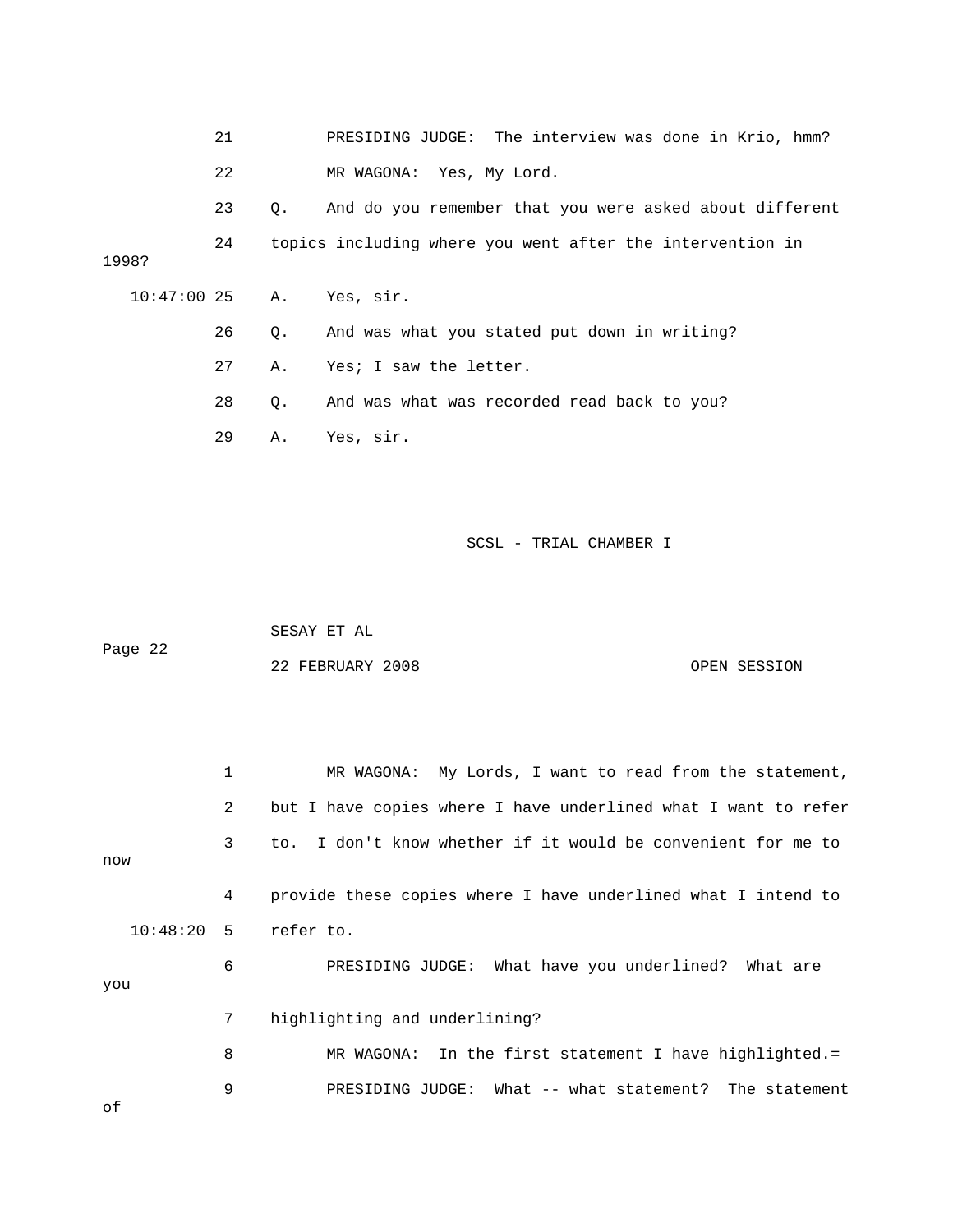21 PRESIDING JUDGE: The interview was done in Krio, hmm?

22 MR WAGONA: Yes, My Lord.

23 Q. And do you remember that you were asked about different

24 topics including where you went after the intervention in 1998?

10:47:00 25 A. Yes, sir.

26 Q. And was what you stated put down in writing?

27 A. Yes; I saw the letter.

28 Q. And was what was recorded read back to you?

29 A. Yes, sir.

1 MR WAGONA: My Lords, I want to read from the statement,

2 but I have copies where I have underlined what I want to refer

3 to. I don't know whether if it would be convenient for me to now

4 provide these copies where I have underlined what I intend to

10:48:20 5 refer to.

6 PRESIDING JUDGE: What have you underlined? What are you

7 highlighting and underlining?

8 MR WAGONA: In the first statement I have highlighted.=

9 PRESIDING JUDGE: What -- what statement? The statement of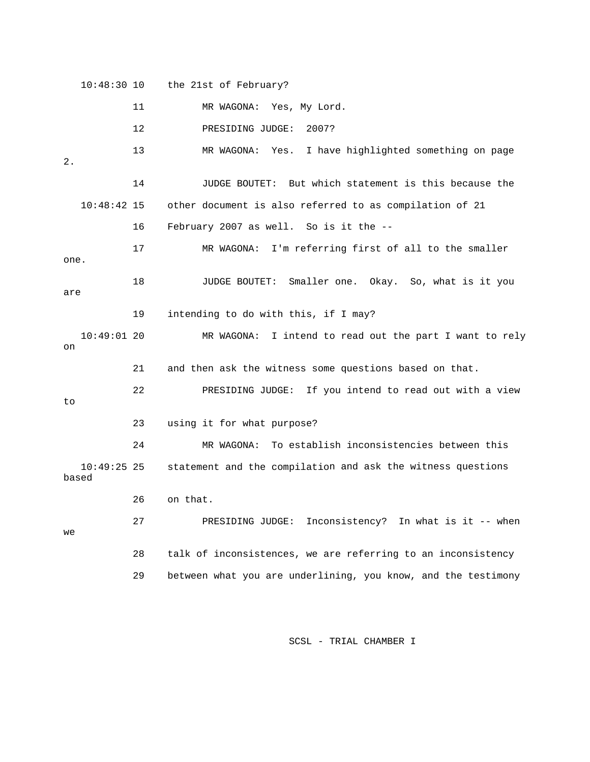10:48:30 10 the 21st of February?

11 MR WAGONA: Yes, My Lord.

12 PRESIDING JUDGE: 2007?

13 MR WAGONA: Yes. I have highlighted something on page 2.

14 JUDGE BOUTET: But which statement is this because the

10:48:42 15 other document is also referred to as compilation of 21

16 February 2007 as well. So is it the --

17 MR WAGONA: I'm referring first of all to the smaller one.

18 JUDGE BOUTET: Smaller one. Okay. So, what is it you are

19 intending to do with this, if I may?

10:49:01 20 MR WAGONA: I intend to read out the part I want to rely on

21 and then ask the witness some questions based on that.

22 PRESIDING JUDGE: If you intend to read out with a view to

23 using it for what purpose?

24 MR WAGONA: To establish inconsistencies between this

10:49:25 25 statement and the compilation and ask the witness questions based

26 on that.

27 PRESIDING JUDGE: Inconsistency? In what is it -- when we

28 talk of inconsistences, we are referring to an inconsistency

29 between what you are underlining, you know, and the testimony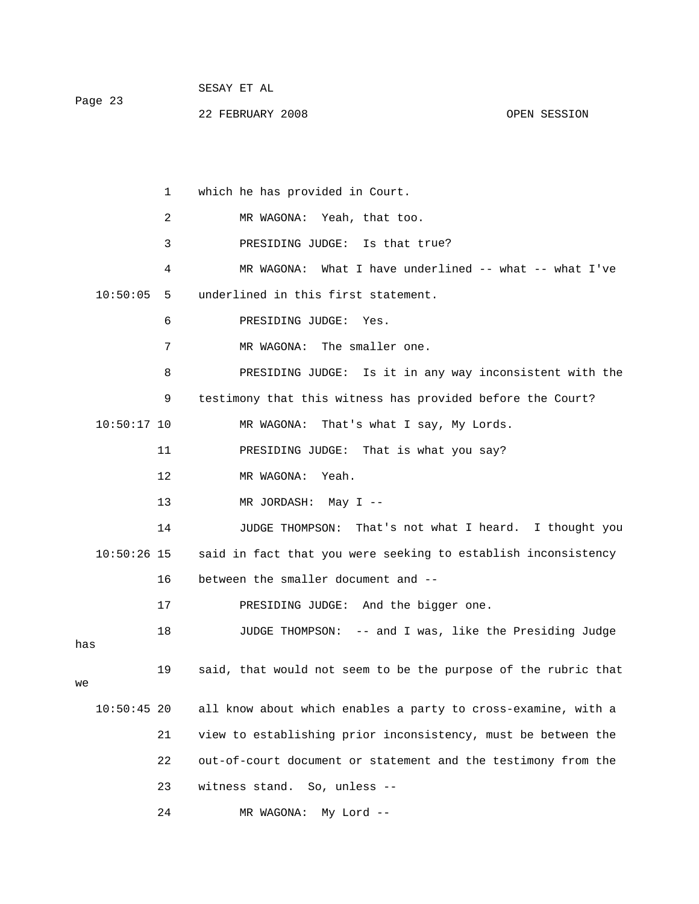which he has provided in Court.

MR WAGONA: Yeah, that too.

PRESIDING JUDGE: Is that true?

MR WAGONA: What I have underlined -- what -- what I've underlined in this first statement.

PRESIDING JUDGE: Yes.

MR WAGONA: The smaller one.

PRESIDING JUDGE: Is it in any way inconsistent with the testimony that this witness has provided before the Court?

MR WAGONA: That's what I say, My Lords.

PRESIDING JUDGE: That is what you say?

MR WAGONA: Yeah.

MR JORDASH: May I --

JUDGE THOMPSON: That's not what I heard. I thought you said in fact that you were seeking to establish inconsistency between the smaller document and --

PRESIDING JUDGE: And the bigger one.

JUDGE THOMPSON: -- and I was, like the Presiding Judge has said, that would not seem to be the purpose of the rubric that we all know about which enables a party to cross-examine, with a view to establishing prior inconsistency, must be between the out-of-court document or statement and the testimony from the witness stand. So, unless --

MR WAGONA: My Lord --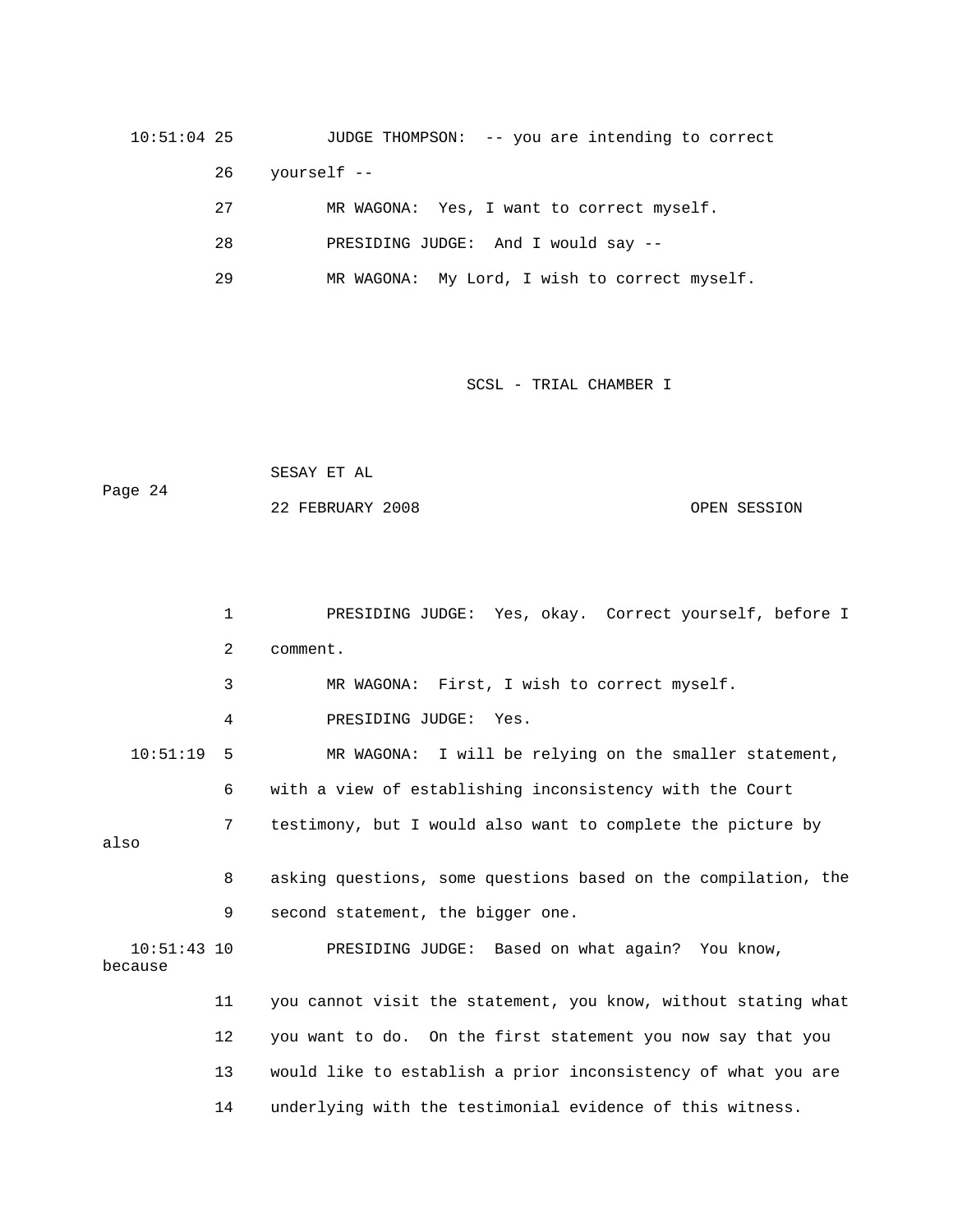10:51:04 25 JUDGE THOMPSON: -- you are intending to correct

26 yourself --

27 MR WAGONA: Yes, I want to correct myself.

28 PRESIDING JUDGE: And I would say --

29 MR WAGONA: My Lord, I wish to correct myself.

1 PRESIDING JUDGE: Yes, okay. Correct yourself, before I

2 comment.

3 MR WAGONA: First, I wish to correct myself.

4 PRESIDING JUDGE: Yes.

10:51:19 5 MR WAGONA: I will be relying on the smaller statement,

6 with a view of establishing inconsistency with the Court

7 testimony, but I would also want to complete the picture by also

8 asking questions, some questions based on the compilation, the

9 second statement, the bigger one.

10:51:43 10 PRESIDING JUDGE: Based on what again? You know, because

11 you cannot visit the statement, you know, without stating what

12 you want to do. On the first statement you now say that you

13 would like to establish a prior inconsistency of what you are

14 underlying with the testimonial evidence of this witness.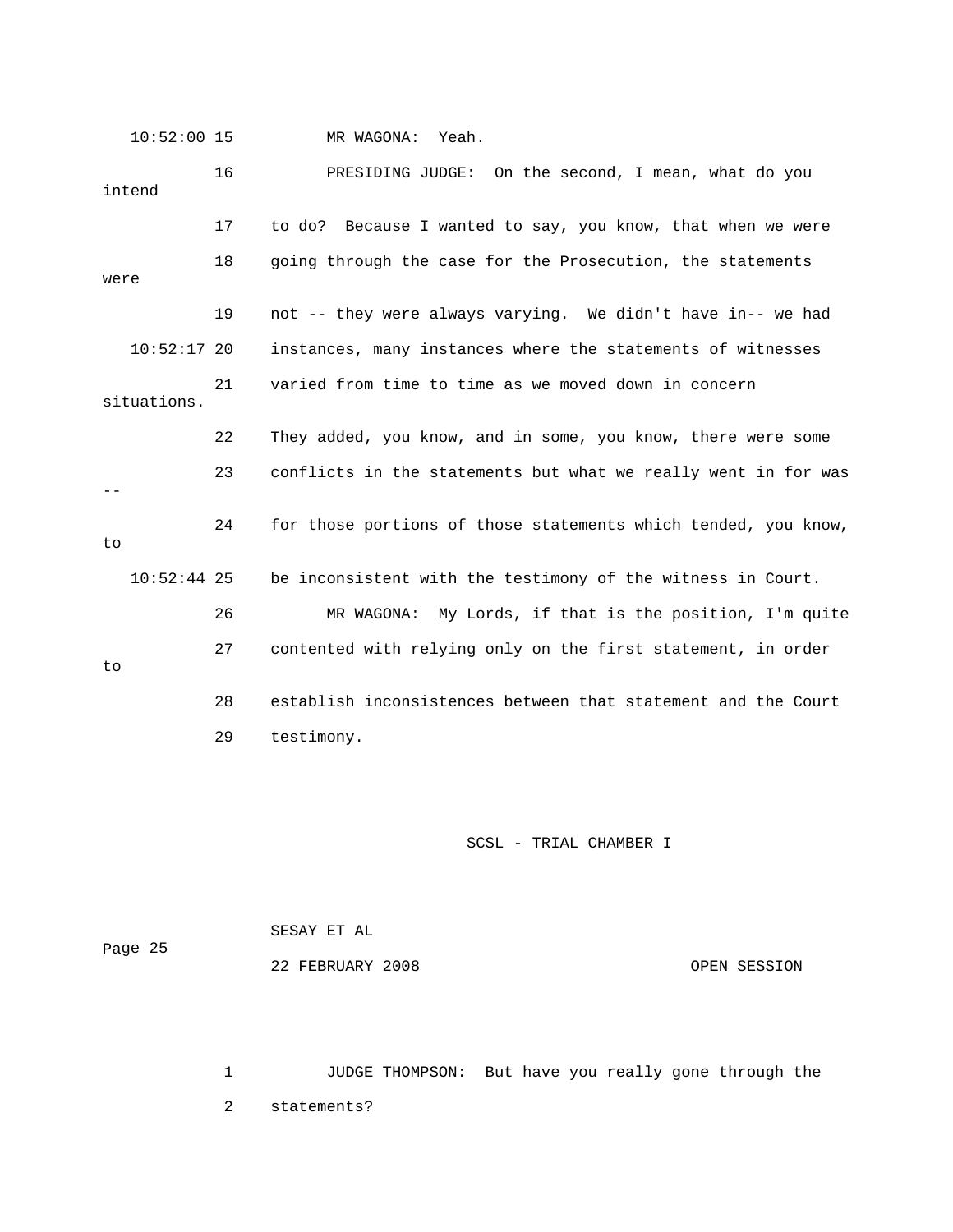10:52:00 15 MR WAGONA: Yeah.

16 PRESIDING JUDGE: On the second, I mean, what do you intend

17 to do? Because I wanted to say, you know, that when we were

18 going through the case for the Prosecution, the statements were

19 not -- they were always varying. We didn't have in-- we had

10:52:17 20 instances, many instances where the statements of witnesses

21 varied from time to time as we moved down in concern situations.

22 They added, you know, and in some, you know, there were some

23 conflicts in the statements but what we really went in for was --

24 for those portions of those statements which tended, you know, to

10:52:44 25 be inconsistent with the testimony of the witness in Court.

26 MR WAGONA: My Lords, if that is the position, I'm quite

27 contented with relying only on the first statement, in order to

28 establish inconsistences between that statement and the Court

29 testimony.

1 JUDGE THOMPSON: But have you really gone through the

2 statements?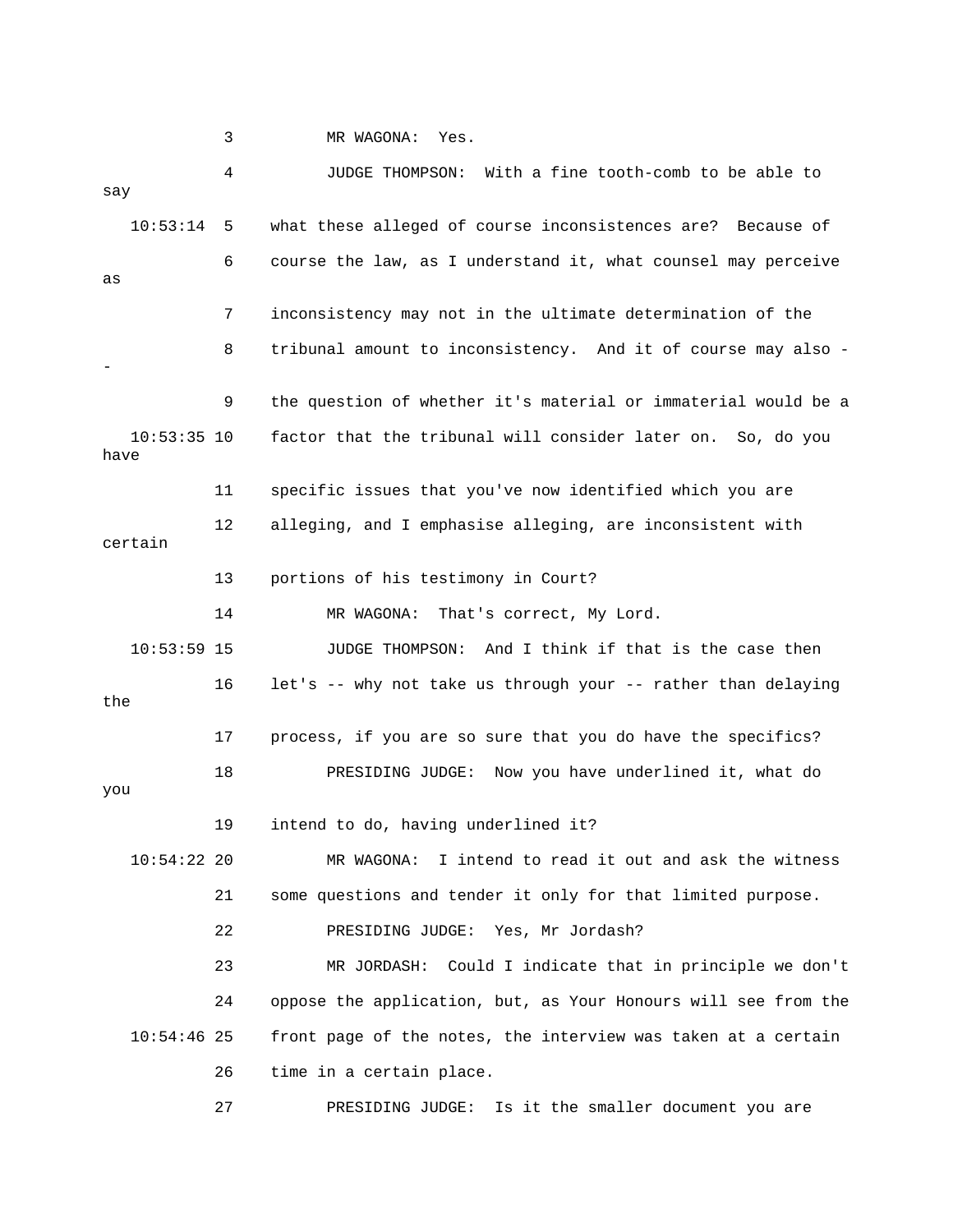3 MR WAGONA: Yes.

4 JUDGE THOMPSON: With a fine tooth-comb to be able to say

10:53:14 5 what these alleged of course inconsistences are? Because of

6 course the law, as I understand it, what counsel may perceive as

7 inconsistency may not in the ultimate determination of the

8 tribunal amount to inconsistency. And it of course may also --

9 the question of whether it's material or immaterial would be a

10:53:35 10 factor that the tribunal will consider later on. So, do you have

11 specific issues that you've now identified which you are

12 alleging, and I emphasise alleging, are inconsistent with certain

13 portions of his testimony in Court?

14 MR WAGONA: That's correct, My Lord.

10:53:59 15 JUDGE THOMPSON: And I think if that is the case then

16 let's -- why not take us through your -- rather than delaying the

17 process, if you are so sure that you do have the specifics?

18 PRESIDING JUDGE: Now you have underlined it, what do you

19 intend to do, having underlined it?

10:54:22 20 MR WAGONA: I intend to read it out and ask the witness

21 some questions and tender it only for that limited purpose.

22 PRESIDING JUDGE: Yes, Mr Jordash?

23 MR JORDASH: Could I indicate that in principle we don't

24 oppose the application, but, as Your Honours will see from the

10:54:46 25 front page of the notes, the interview was taken at a certain

26 time in a certain place.

27 PRESIDING JUDGE: Is it the smaller document you are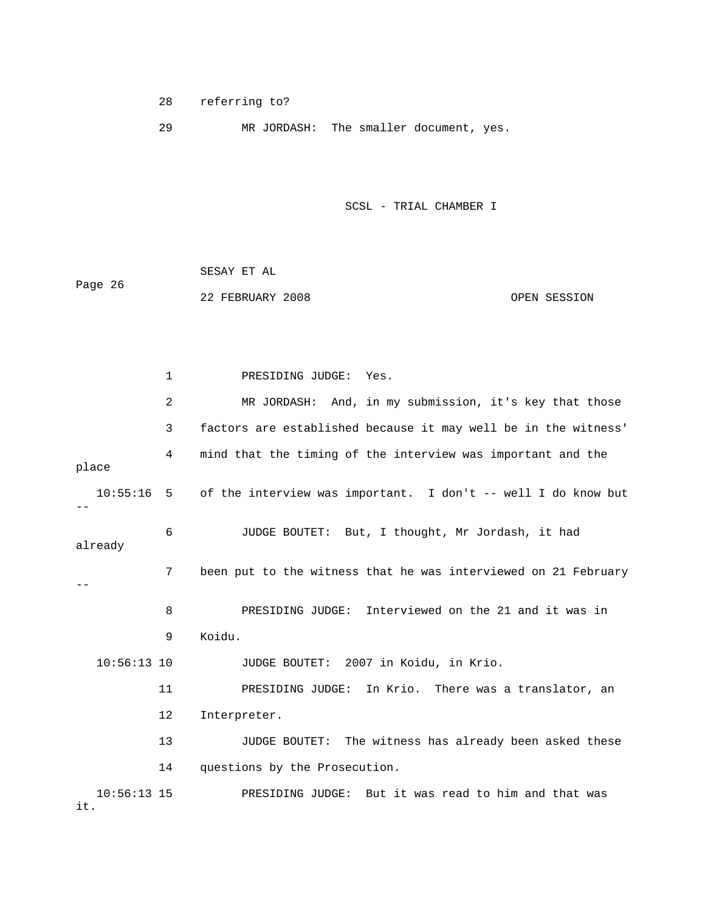28 referring to?

29 MR JORDASH: The smaller document, yes.

1 PRESIDING JUDGE: Yes.

2 MR JORDASH: And, in my submission, it's key that those

3 factors are established because it may well be in the witness'

4 mind that the timing of the interview was important and the place

10:55:16 5 of the interview was important. I don't -- well I do know but --

6 JUDGE BOUTET: But, I thought, Mr Jordash, it had already

7 been put to the witness that he was interviewed on 21 February --

8 PRESIDING JUDGE: Interviewed on the 21 and it was in

9 Koidu.

10:56:13 10 JUDGE BOUTET: 2007 in Koidu, in Krio.

11 PRESIDING JUDGE: In Krio. There was a translator, an

12 Interpreter.

13 JUDGE BOUTET: The witness has already been asked these

14 questions by the Prosecution.

10:56:13 15 PRESIDING JUDGE: But it was read to him and that was it.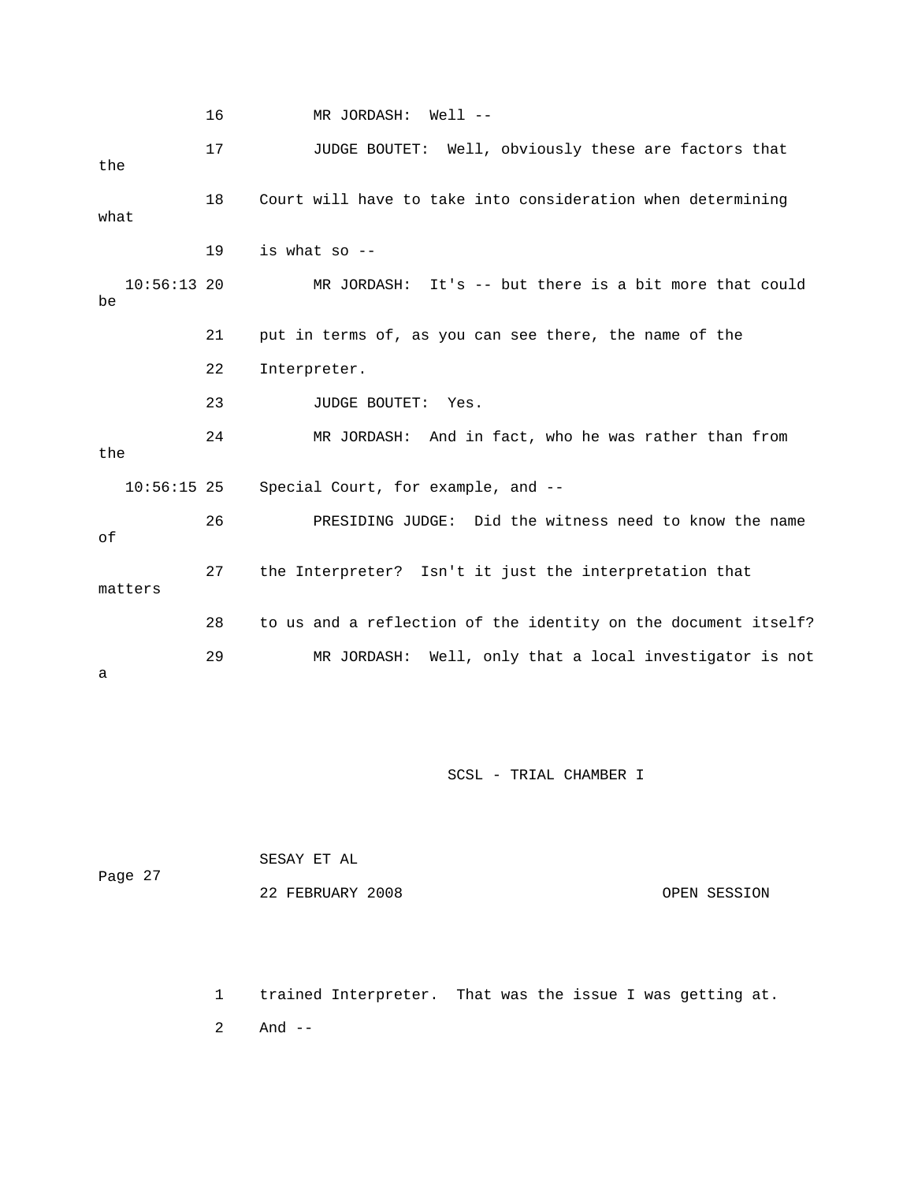16 MR JORDASH: Well --

17 JUDGE BOUTET: Well, obviously these are factors that the

18 Court will have to take into consideration when determining what

19 is what so --

10:56:13 20 MR JORDASH: It's -- but there is a bit more that could be

21 put in terms of, as you can see there, the name of the

22 Interpreter.

23 JUDGE BOUTET: Yes.

24 MR JORDASH: And in fact, who he was rather than from the

10:56:15 25 Special Court, for example, and --

26 PRESIDING JUDGE: Did the witness need to know the name of

27 the Interpreter? Isn't it just the interpretation that matters

28 to us and a reflection of the identity on the document itself?

29 MR JORDASH: Well, only that a local investigator is not a

1 trained Interpreter. That was the issue I was getting at.

2 And --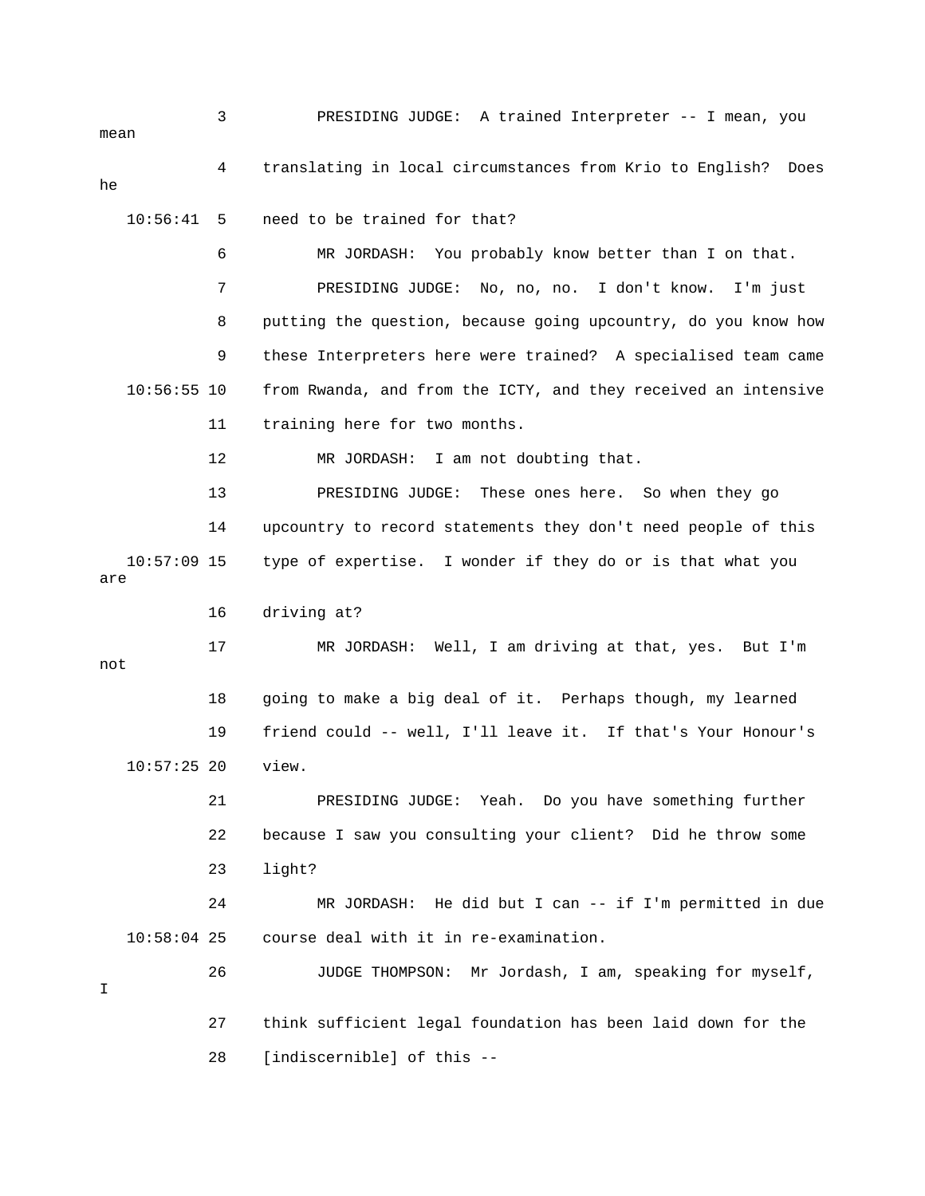3 PRESIDING JUDGE: A trained Interpreter -- I mean, you mean

4 translating in local circumstances from Krio to English? Does he

10:56:41 5 need to be trained for that?

6 MR JORDASH: You probably know better than I on that.

7 PRESIDING JUDGE: No, no, no. I don't know. I'm just

8 putting the question, because going upcountry, do you know how

9 these Interpreters here were trained? A specialised team came

10:56:55 10 from Rwanda, and from the ICTY, and they received an intensive

11 training here for two months.

12 MR JORDASH: I am not doubting that.

13 PRESIDING JUDGE: These ones here. So when they go

14 upcountry to record statements they don't need people of this

10:57:09 15 type of expertise. I wonder if they do or is that what you are

16 driving at?

17 MR JORDASH: Well, I am driving at that, yes. But I'm not

18 going to make a big deal of it. Perhaps though, my learned

19 friend could -- well, I'll leave it. If that's Your Honour's

10:57:25 20 view.

21 PRESIDING JUDGE: Yeah. Do you have something further

22 because I saw you consulting your client? Did he throw some

23 light?

24 MR JORDASH: He did but I can -- if I'm permitted in due

10:58:04 25 course deal with it in re-examination.

26 JUDGE THOMPSON: Mr Jordash, I am, speaking for myself, I

27 think sufficient legal foundation has been laid down for the

28 [indiscernible] of this --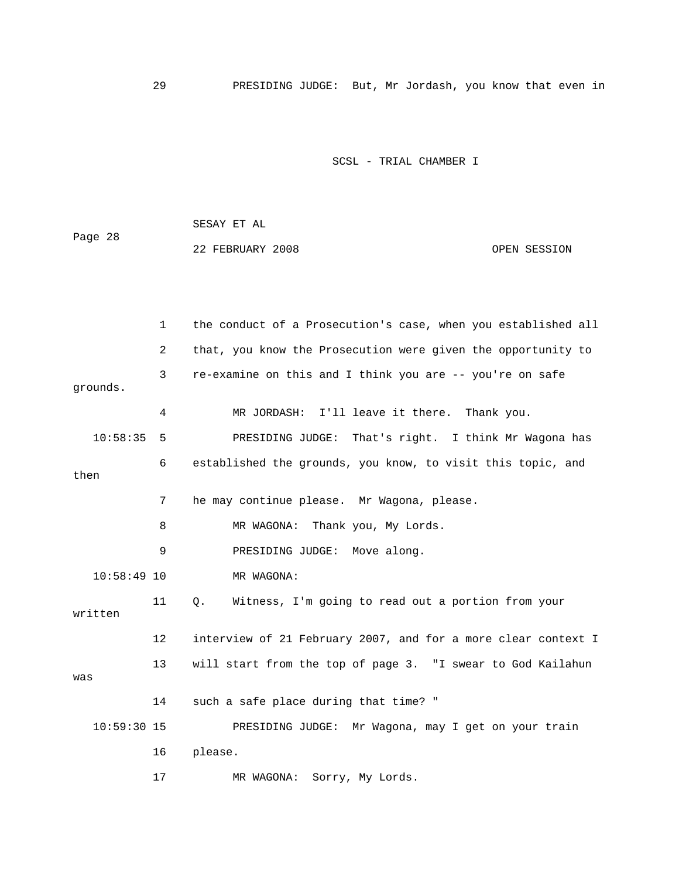29 PRESIDING JUDGE: But, Mr Jordash, you know that even in

1 the conduct of a Prosecution's case, when you established all
2 that, you know the Prosecution were given the opportunity to
3 re-examine on this and I think you are -- you're on safe grounds.
4 MR JORDASH: I'll leave it there. Thank you.
10:58:35 5 PRESIDING JUDGE: That's right. I think Mr Wagona has
6 established the grounds, you know, to visit this topic, and then
7 he may continue please. Mr Wagona, please.
8 MR WAGONA: Thank you, My Lords.
9 PRESIDING JUDGE: Move along.
10:58:49 10 MR WAGONA:
11 Q. Witness, I'm going to read out a portion from your written
12 interview of 21 February 2007, and for a more clear context I
13 will start from the top of page 3. "I swear to God Kailahun was
14 such a safe place during that time? "
10:59:30 15 PRESIDING JUDGE: Mr Wagona, may I get on your train
16 please.
17 MR WAGONA: Sorry, My Lords.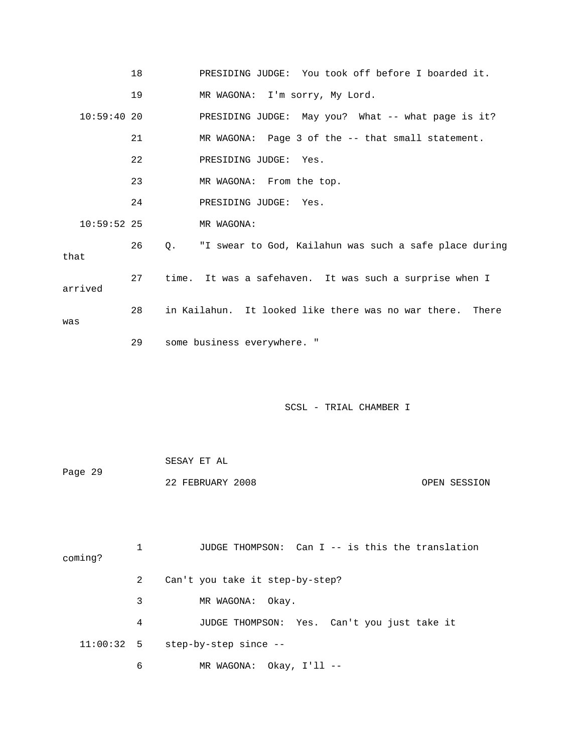18 PRESIDING JUDGE: You took off before I boarded it.

19 MR WAGONA: I'm sorry, My Lord.

10:59:40 20 PRESIDING JUDGE: May you? What -- what page is it?

21 MR WAGONA: Page 3 of the -- that small statement.

22 PRESIDING JUDGE: Yes.

23 MR WAGONA: From the top.

24 PRESIDING JUDGE: Yes.

10:59:52 25 MR WAGONA:

26 Q. "I swear to God, Kailahun was such a safe place during that

27 time. It was a safehaven. It was such a surprise when I arrived

28 in Kailahun. It looked like there was no war there. There was

29 some business everywhere. "

1 JUDGE THOMPSON: Can I -- is this the translation coming?

2 Can't you take it step-by-step?

3 MR WAGONA: Okay.

4 JUDGE THOMPSON: Yes. Can't you just take it

11:00:32 5 step-by-step since --

6 MR WAGONA: Okay, I'll --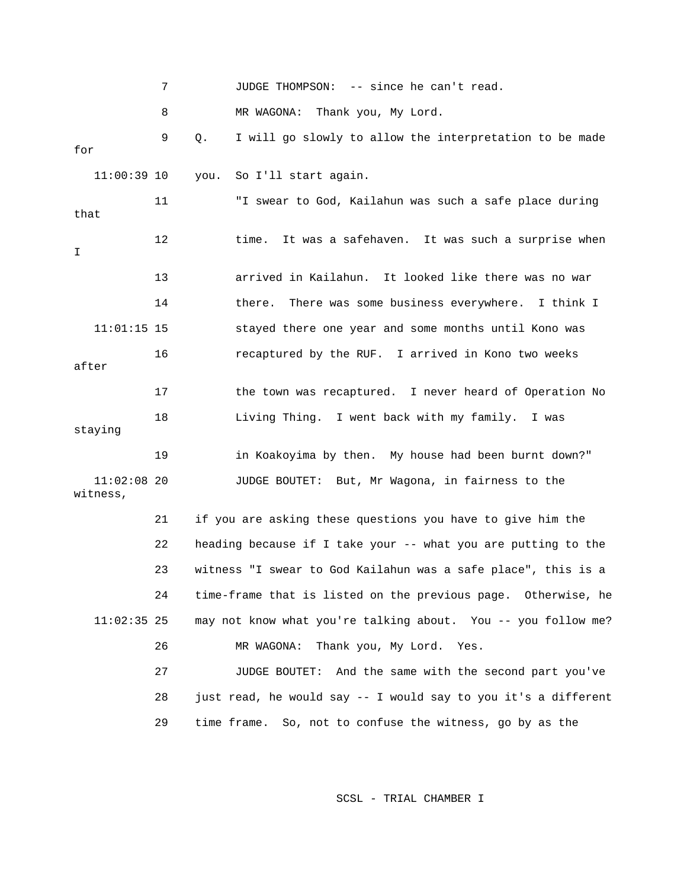7 JUDGE THOMPSON: -- since he can't read.

8 MR WAGONA: Thank you, My Lord.

9 Q. I will go slowly to allow the interpretation to be made for

11:00:39 10 you. So I'll start again.

11 "I swear to God, Kailahun was such a safe place during that

12 time. It was a safehaven. It was such a surprise when I

13 arrived in Kailahun. It looked like there was no war

14 there. There was some business everywhere. I think I

11:01:15 15 stayed there one year and some months until Kono was

16 recaptured by the RUF. I arrived in Kono two weeks after

17 the town was recaptured. I never heard of Operation No

18 Living Thing. I went back with my family. I was staying

19 in Koakoyima by then. My house had been burnt down?"

11:02:08 20 JUDGE BOUTET: But, Mr Wagona, in fairness to the witness,

21 if you are asking these questions you have to give him the

22 heading because if I take your -- what you are putting to the

23 witness "I swear to God Kailahun was a safe place", this is a

24 time-frame that is listed on the previous page. Otherwise, he

11:02:35 25 may not know what you're talking about. You -- you follow me?

26 MR WAGONA: Thank you, My Lord. Yes.

27 JUDGE BOUTET: And the same with the second part you've

28 just read, he would say -- I would say to you it's a different

29 time frame. So, not to confuse the witness, go by as the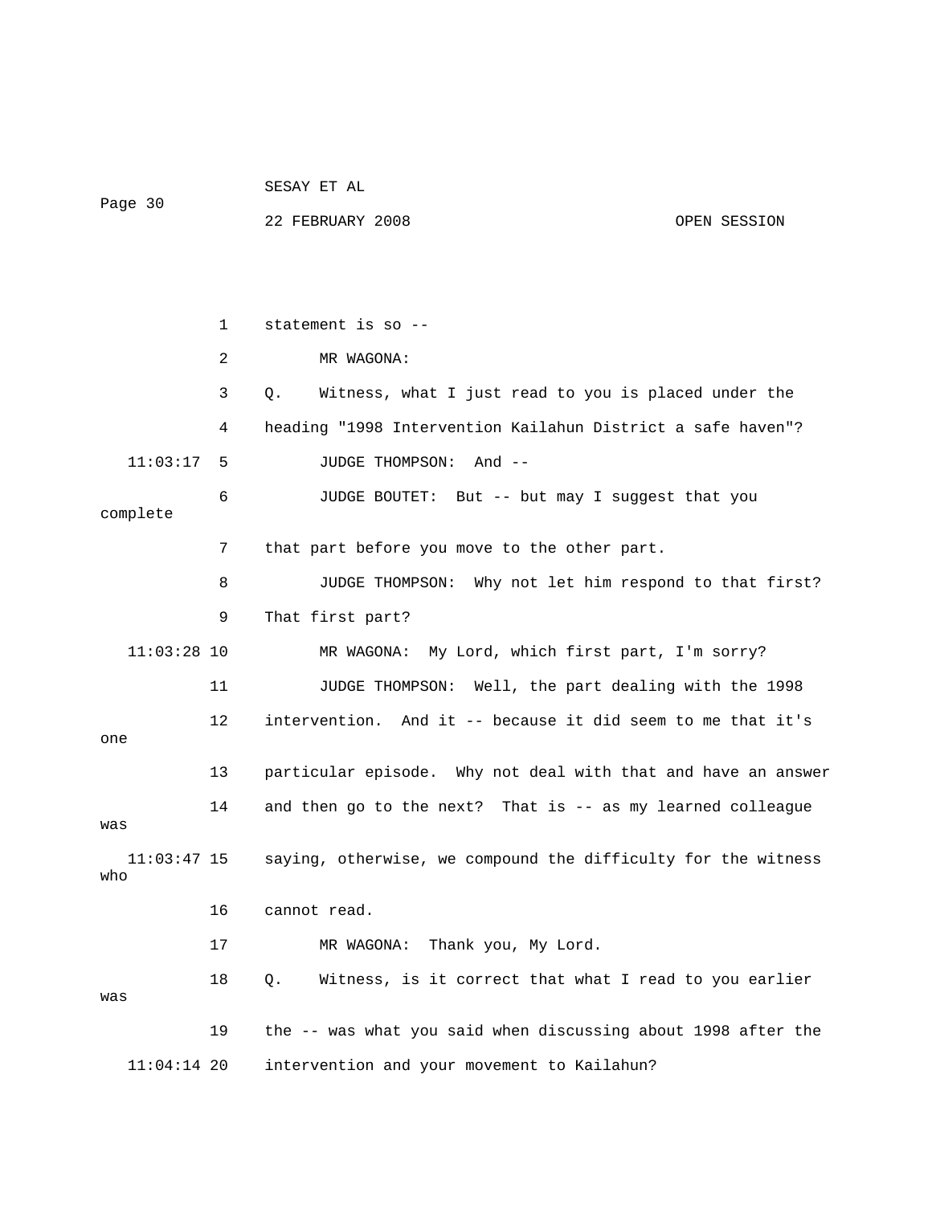1 statement is so --

2 MR WAGONA:

3 Q. Witness, what I just read to you is placed under the

4 heading "1998 Intervention Kailahun District a safe haven"?

11:03:17 5 JUDGE THOMPSON: And --

6 JUDGE BOUTET: But -- but may I suggest that you complete

7 that part before you move to the other part.

8 JUDGE THOMPSON: Why not let him respond to that first?

9 That first part?

11:03:28 10 MR WAGONA: My Lord, which first part, I'm sorry?

11 JUDGE THOMPSON: Well, the part dealing with the 1998

12 intervention. And it -- because it did seem to me that it's one

13 particular episode. Why not deal with that and have an answer

14 and then go to the next? That is -- as my learned colleague was

11:03:47 15 saying, otherwise, we compound the difficulty for the witness who

16 cannot read.

17 MR WAGONA: Thank you, My Lord.

18 Q. Witness, is it correct that what I read to you earlier was

19 the -- was what you said when discussing about 1998 after the

11:04:14 20 intervention and your movement to Kailahun?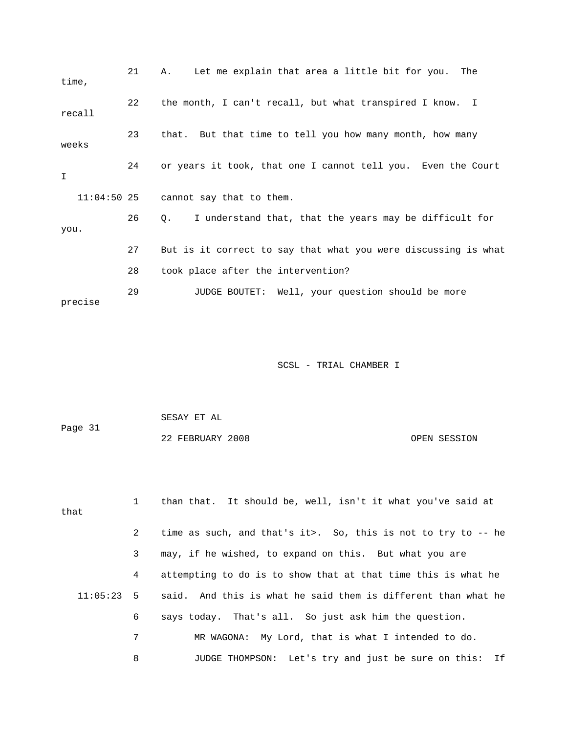21 A. Let me explain that area a little bit for you. The time,

22 the month, I can't recall, but what transpired I know. I recall

23 that. But that time to tell you how many month, how many weeks

24 or years it took, that one I cannot tell you. Even the Court I

11:04:50 25 cannot say that to them.

26 Q. I understand that, that the years may be difficult for you.

27 But is it correct to say that what you were discussing is what

28 took place after the intervention?

29 JUDGE BOUTET: Well, your question should be more precise

1 than that. It should be, well, isn't it what you've said at that

2 time as such, and that's it>. So, this is not to try to -- he

3 may, if he wished, to expand on this. But what you are

4 attempting to do is to show that at that time this is what he

11:05:23 5 said. And this is what he said them is different than what he

6 says today. That's all. So just ask him the question.

7 MR WAGONA: My Lord, that is what I intended to do.

8 JUDGE THOMPSON: Let's try and just be sure on this: If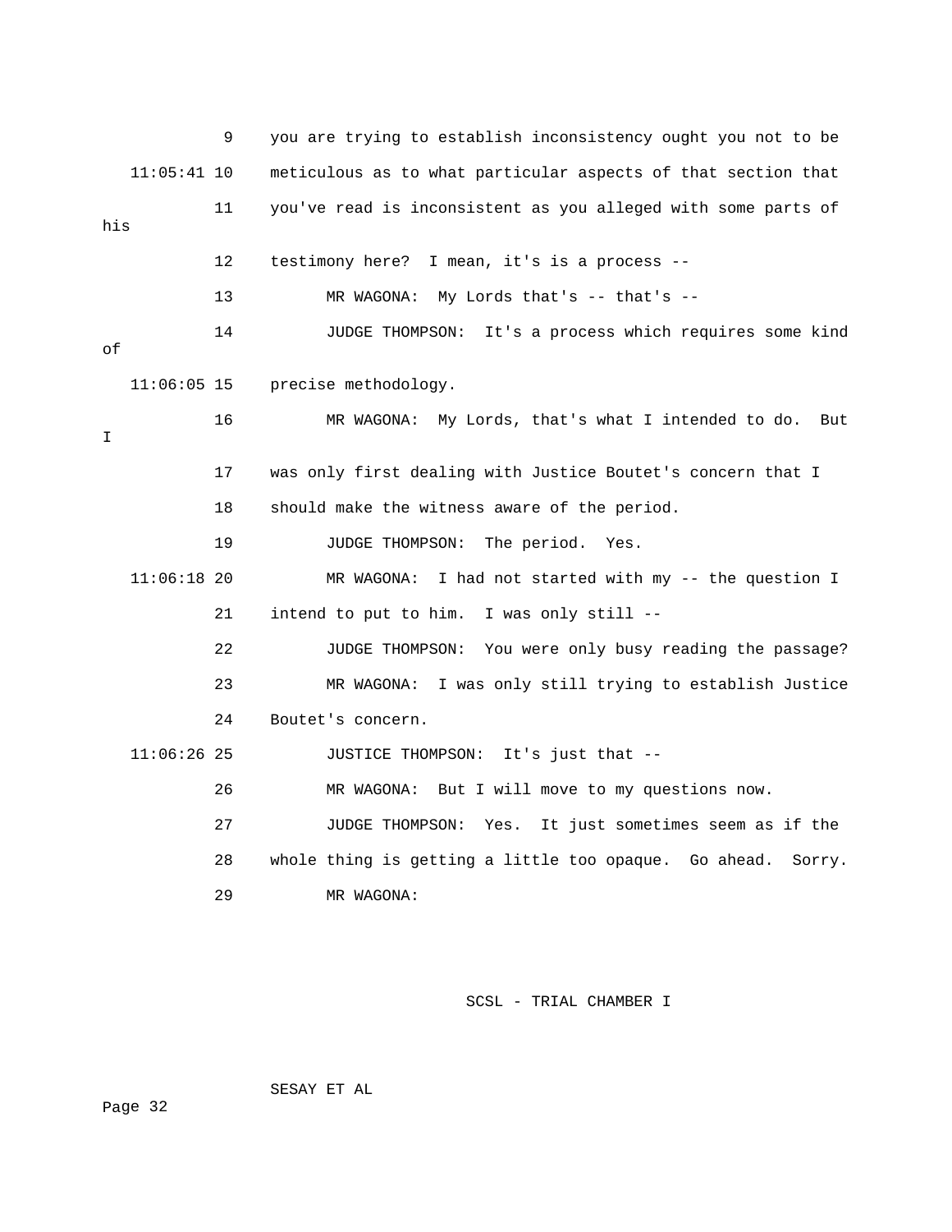9 you are trying to establish inconsistency ought you not to be

11:05:41 10 meticulous as to what particular aspects of that section that

11 you've read is inconsistent as you alleged with some parts of his

12 testimony here? I mean, it's is a process --

13 MR WAGONA: My Lords that's -- that's --

14 JUDGE THOMPSON: It's a process which requires some kind of

11:06:05 15 precise methodology.

16 MR WAGONA: My Lords, that's what I intended to do. But I

17 was only first dealing with Justice Boutet's concern that I

18 should make the witness aware of the period.

19 JUDGE THOMPSON: The period. Yes.

11:06:18 20 MR WAGONA: I had not started with my -- the question I

21 intend to put to him. I was only still --

22 JUDGE THOMPSON: You were only busy reading the passage?

23 MR WAGONA: I was only still trying to establish Justice

24 Boutet's concern.

11:06:26 25 JUSTICE THOMPSON: It's just that --

26 MR WAGONA: But I will move to my questions now.

27 JUDGE THOMPSON: Yes. It just sometimes seem as if the

28 whole thing is getting a little too opaque. Go ahead. Sorry.

29 MR WAGONA: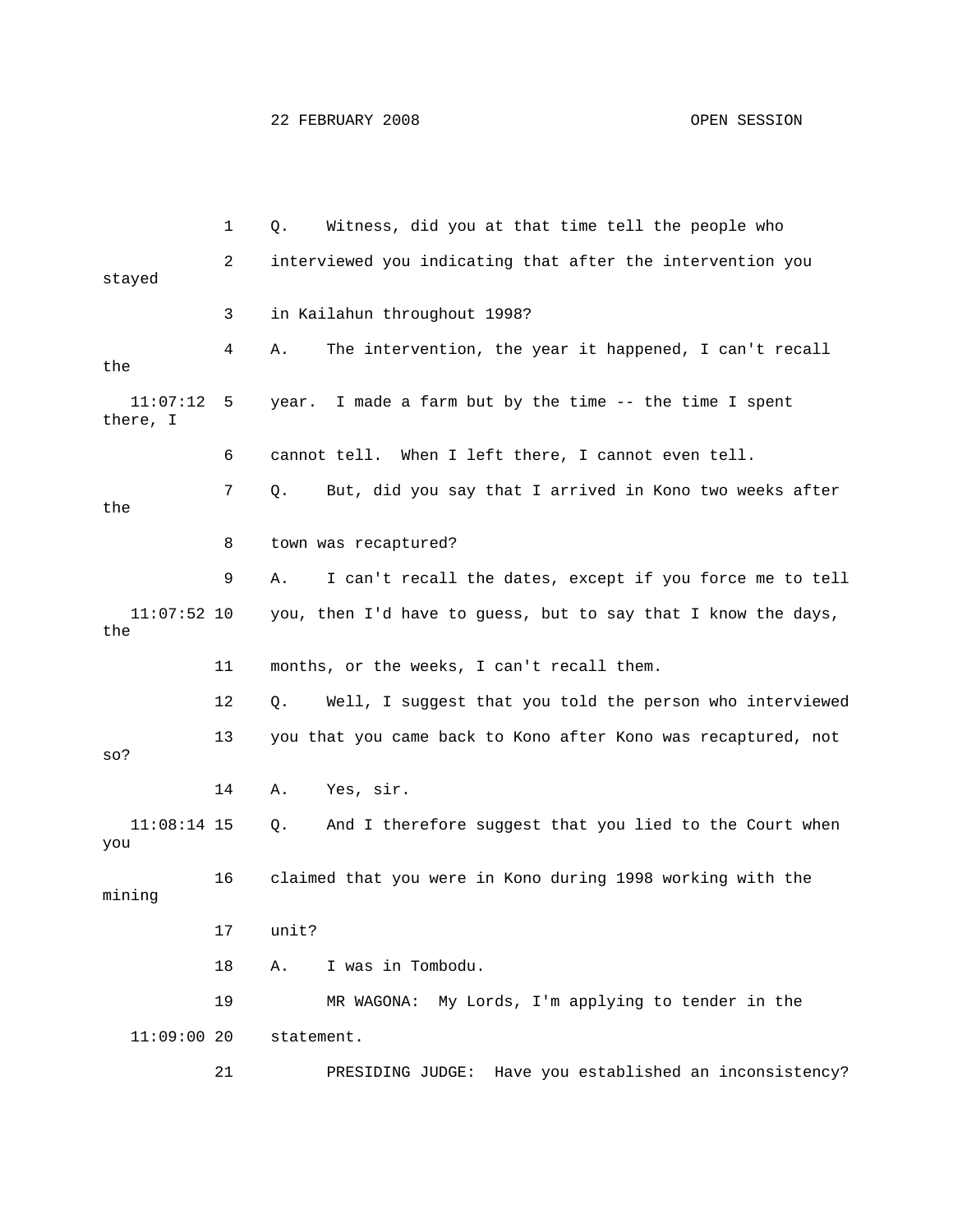Q. Witness, did you at that time tell the people who interviewed you indicating that after the intervention you stayed in Kailahun throughout 1998?

A. The intervention, the year it happened, I can't recall the year. I made a farm but by the time -- the time I spent there, I cannot tell. When I left there, I cannot even tell.

Q. But, did you say that I arrived in Kono two weeks after the town was recaptured?

A. I can't recall the dates, except if you force me to tell you, then I'd have to guess, but to say that I know the days, the months, or the weeks, I can't recall them.

Q. Well, I suggest that you told the person who interviewed you that you came back to Kono after Kono was recaptured, not so?

A. Yes, sir.

Q. And I therefore suggest that you lied to the Court when you claimed that you were in Kono during 1998 working with the mining unit?

A. I was in Tombodu.

MR WAGONA: My Lords, I'm applying to tender in the statement.

PRESIDING JUDGE: Have you established an inconsistency?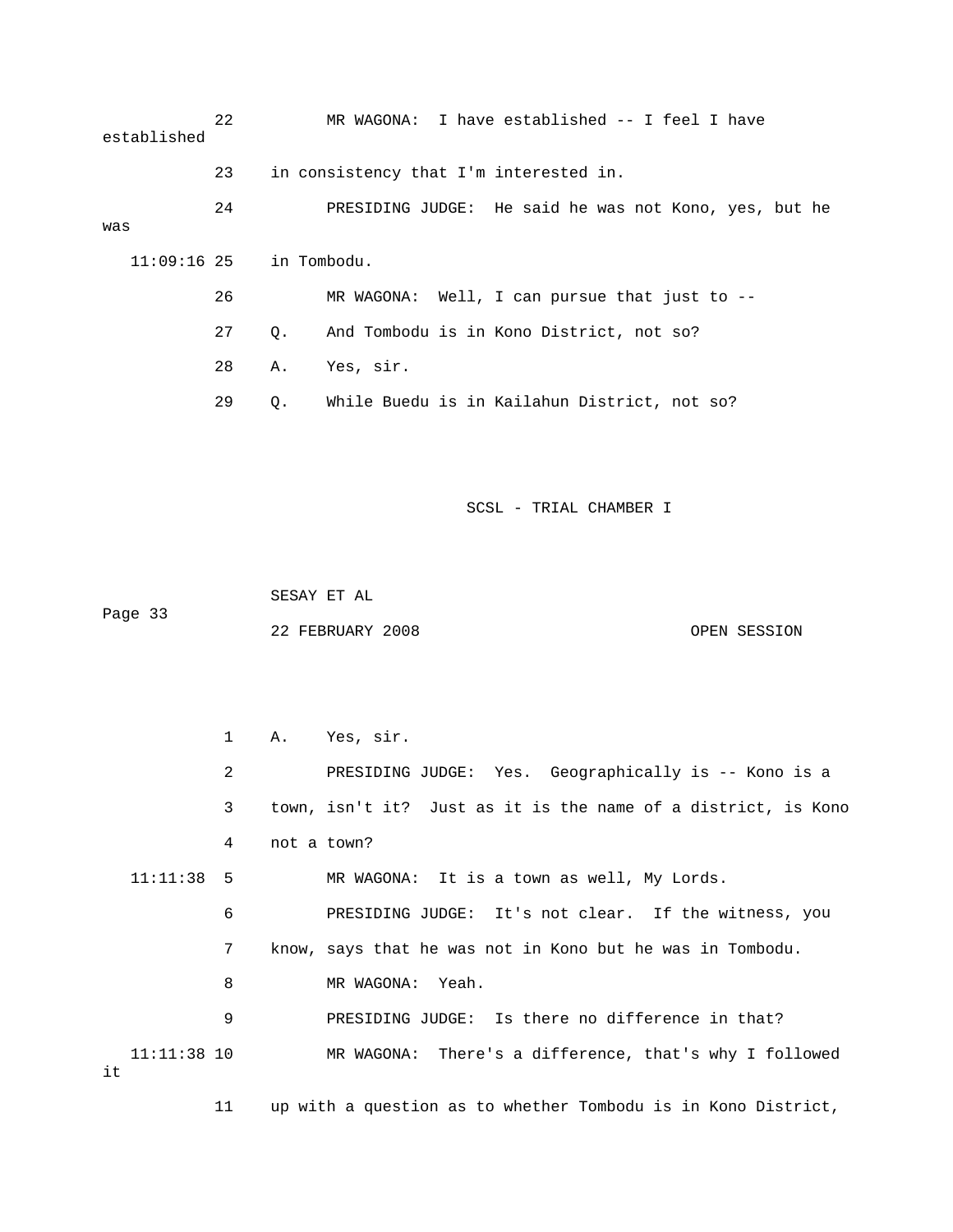22 MR WAGONA: I have established -- I feel I have established

23 in consistency that I'm interested in.

24 PRESIDING JUDGE: He said he was not Kono, yes, but he was

11:09:16 25 in Tombodu.

26 MR WAGONA: Well, I can pursue that just to --

27 Q. And Tombodu is in Kono District, not so?

28 A. Yes, sir.

29 Q. While Buedu is in Kailahun District, not so?

SCSL - TRIAL CHAMBER I

SESAY ET AL

Page 33

22 FEBRUARY 2008 OPEN SESSION

1 A. Yes, sir.

2 PRESIDING JUDGE: Yes. Geographically is -- Kono is a

3 town, isn't it? Just as it is the name of a district, is Kono

4 not a town?

11:11:38 5 MR WAGONA: It is a town as well, My Lords.

6 PRESIDING JUDGE: It's not clear. If the witness, you

7 know, says that he was not in Kono but he was in Tombodu.

8 MR WAGONA: Yeah.

9 PRESIDING JUDGE: Is there no difference in that?

11:11:38 10 MR WAGONA: There's a difference, that's why I followed it

11 up with a question as to whether Tombodu is in Kono District,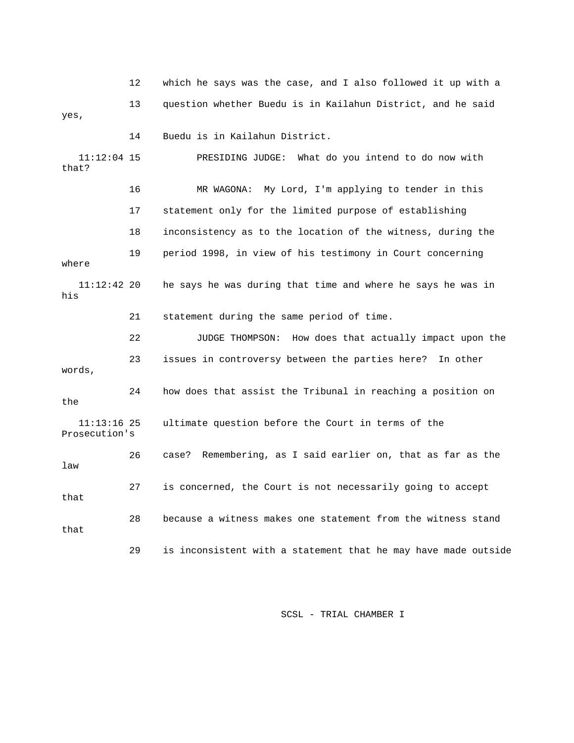12 which he says was the case, and I also followed it up with a

13 question whether Buedu is in Kailahun District, and he said yes,

14 Buedu is in Kailahun District.

11:12:04 15 PRESIDING JUDGE: What do you intend to do now with that?

16 MR WAGONA: My Lord, I'm applying to tender in this

17 statement only for the limited purpose of establishing

18 inconsistency as to the location of the witness, during the

19 period 1998, in view of his testimony in Court concerning where

11:12:42 20 he says he was during that time and where he says he was in his

21 statement during the same period of time.

22 JUDGE THOMPSON: How does that actually impact upon the

23 issues in controversy between the parties here? In other words,

24 how does that assist the Tribunal in reaching a position on the

11:13:16 25 ultimate question before the Court in terms of the Prosecution's

26 case? Remembering, as I said earlier on, that as far as the law

27 is concerned, the Court is not necessarily going to accept that

28 because a witness makes one statement from the witness stand that

29 is inconsistent with a statement that he may have made outside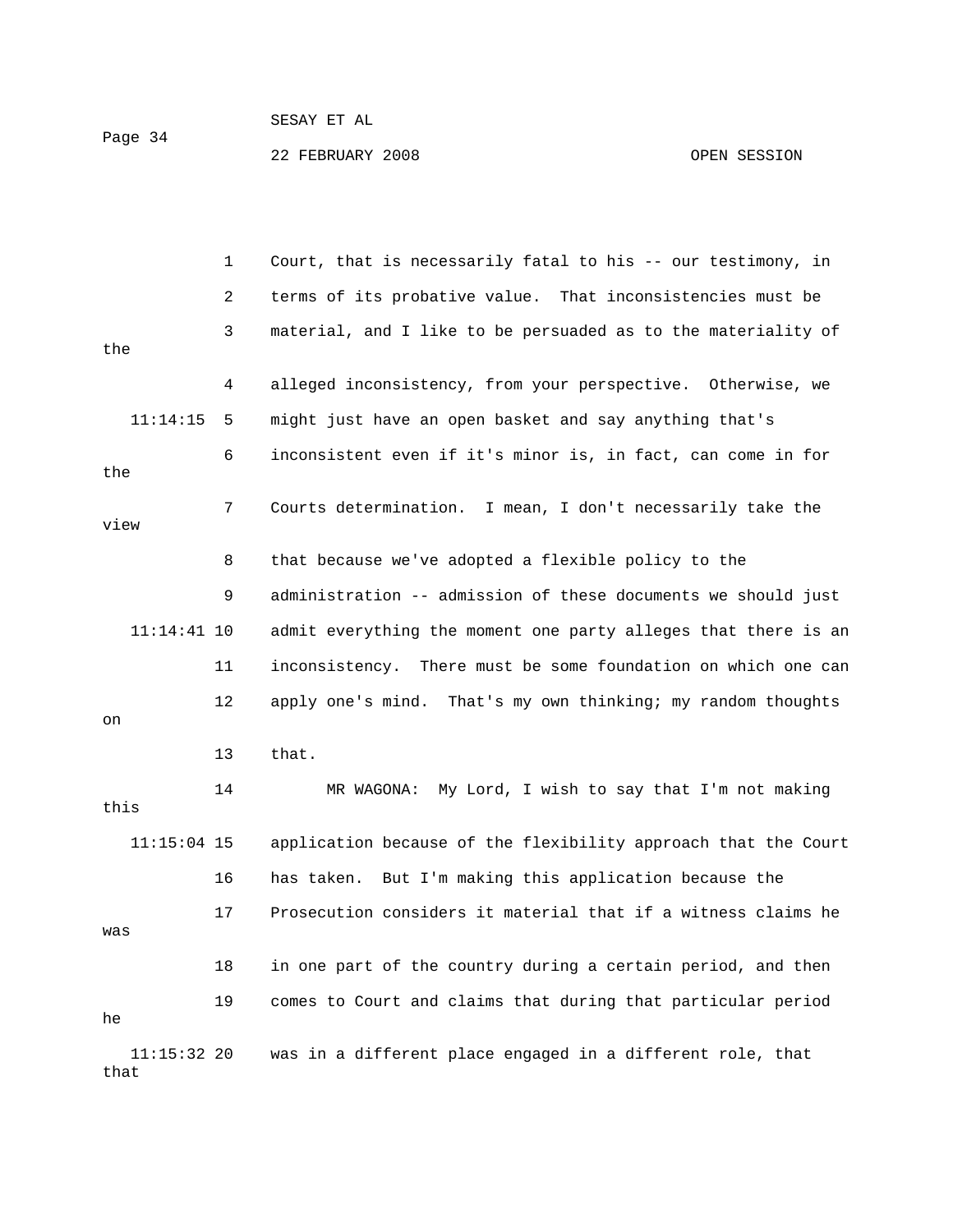Court, that is necessarily fatal to his -- our testimony, in terms of its probative value. That inconsistencies must be material, and I like to be persuaded as to the materiality of the alleged inconsistency, from your perspective. Otherwise, we might just have an open basket and say anything that's inconsistent even if it's minor is, in fact, can come in for the Courts determination. I mean, I don't necessarily take the view that because we've adopted a flexible policy to the administration -- admission of these documents we should just admit everything the moment one party alleges that there is an inconsistency. There must be some foundation on which one can apply one's mind. That's my own thinking; my random thoughts on that.

MR WAGONA: My Lord, I wish to say that I'm not making this application because of the flexibility approach that the Court has taken. But I'm making this application because the Prosecution considers it material that if a witness claims he was in one part of the country during a certain period, and then comes to Court and claims that during that particular period he was in a different place engaged in a different role, that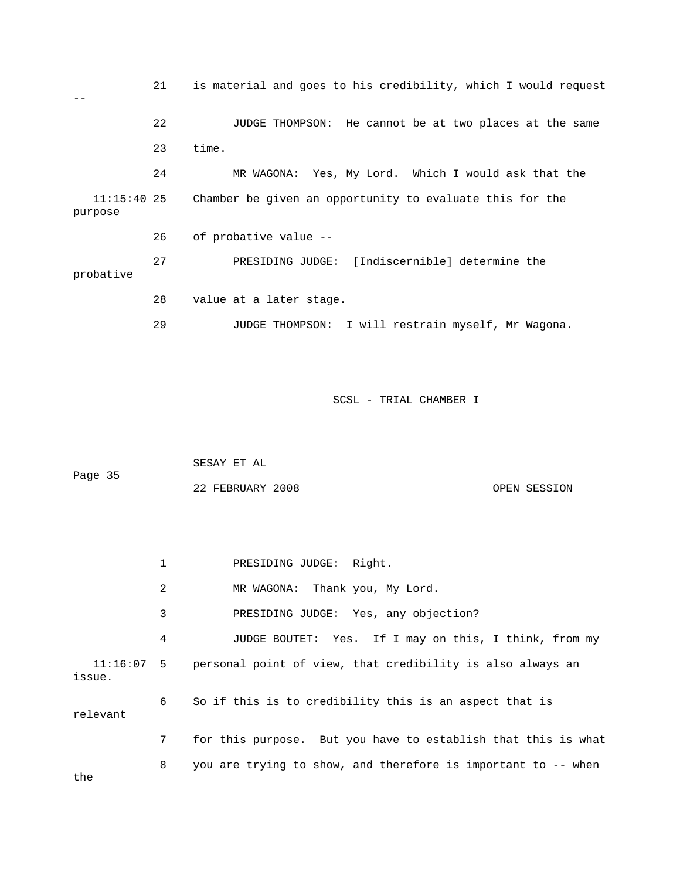21 is material and goes to his credibility, which I would request --

22 JUDGE THOMPSON: He cannot be at two places at the same

23 time.

24 MR WAGONA: Yes, My Lord. Which I would ask that the

11:15:40 25 Chamber be given an opportunity to evaluate this for the purpose

26 of probative value --

27 PRESIDING JUDGE: [Indiscernible] determine the probative

28 value at a later stage.

29 JUDGE THOMPSON: I will restrain myself, Mr Wagona.

SCSL - TRIAL CHAMBER I

SESAY ET AL

22 FEBRUARY 2008 OPEN SESSION

1 PRESIDING JUDGE: Right.

2 MR WAGONA: Thank you, My Lord.

3 PRESIDING JUDGE: Yes, any objection?

4 JUDGE BOUTET: Yes. If I may on this, I think, from my

11:16:07 5 personal point of view, that credibility is also always an issue.

6 So if this is to credibility this is an aspect that is relevant

7 for this purpose. But you have to establish that this is what

8 you are trying to show, and therefore is important to -- when the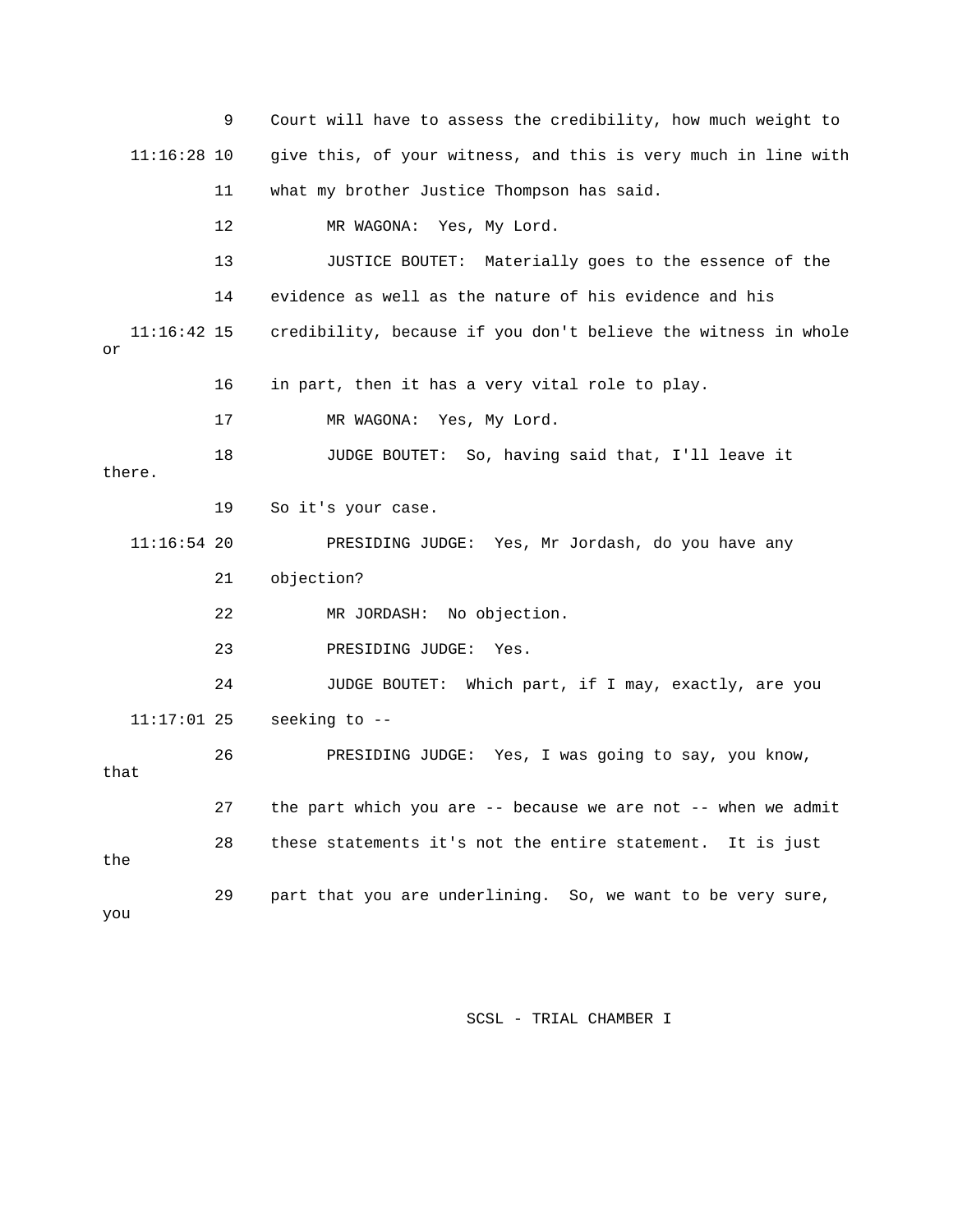9 Court will have to assess the credibility, how much weight to

11:16:28 10 give this, of your witness, and this is very much in line with

11 what my brother Justice Thompson has said.

12 MR WAGONA: Yes, My Lord.

13 JUSTICE BOUTET: Materially goes to the essence of the

14 evidence as well as the nature of his evidence and his

11:16:42 15 credibility, because if you don't believe the witness in whole or

16 in part, then it has a very vital role to play.

17 MR WAGONA: Yes, My Lord.

18 JUDGE BOUTET: So, having said that, I'll leave it there.

19 So it's your case.

11:16:54 20 PRESIDING JUDGE: Yes, Mr Jordash, do you have any

21 objection?

22 MR JORDASH: No objection.

23 PRESIDING JUDGE: Yes.

24 JUDGE BOUTET: Which part, if I may, exactly, are you

11:17:01 25 seeking to --

26 PRESIDING JUDGE: Yes, I was going to say, you know, that

27 the part which you are -- because we are not -- when we admit

28 these statements it's not the entire statement. It is just the

29 part that you are underlining. So, we want to be very sure, you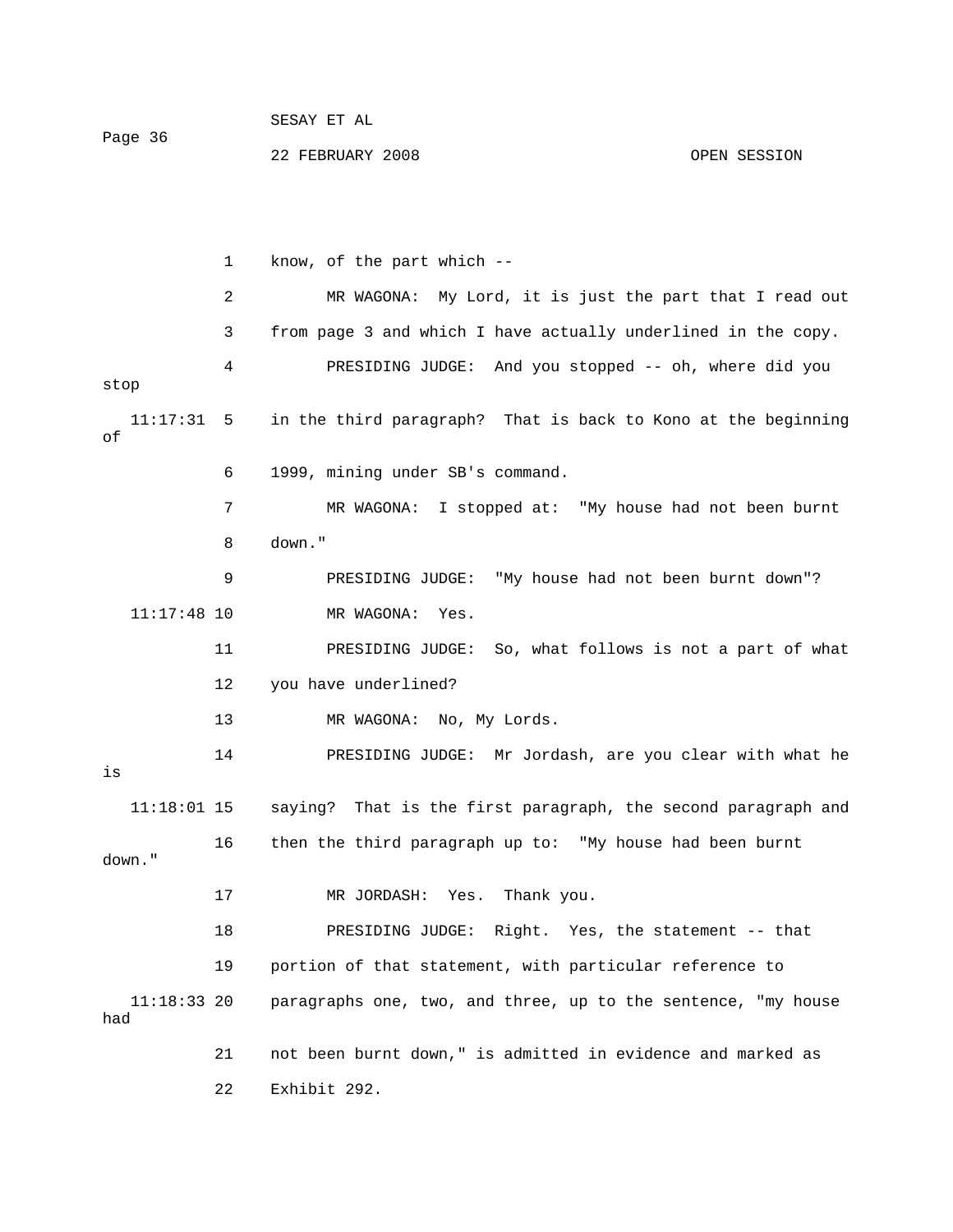know, of the part which --

MR WAGONA: My Lord, it is just the part that I read out from page 3 and which I have actually underlined in the copy.

PRESIDING JUDGE: And you stopped -- oh, where did you stop in the third paragraph? That is back to Kono at the beginning of 1999, mining under SB's command.

MR WAGONA: I stopped at: "My house had not been burnt down."

PRESIDING JUDGE: "My house had not been burnt down"?

MR WAGONA: Yes.

PRESIDING JUDGE: So, what follows is not a part of what you have underlined?

MR WAGONA: No, My Lords.

PRESIDING JUDGE: Mr Jordash, are you clear with what he is saying? That is the first paragraph, the second paragraph and then the third paragraph up to: "My house had been burnt down."

MR JORDASH: Yes. Thank you.

PRESIDING JUDGE: Right. Yes, the statement -- that portion of that statement, with particular reference to paragraphs one, two, and three, up to the sentence, "my house had not been burnt down," is admitted in evidence and marked as Exhibit 292.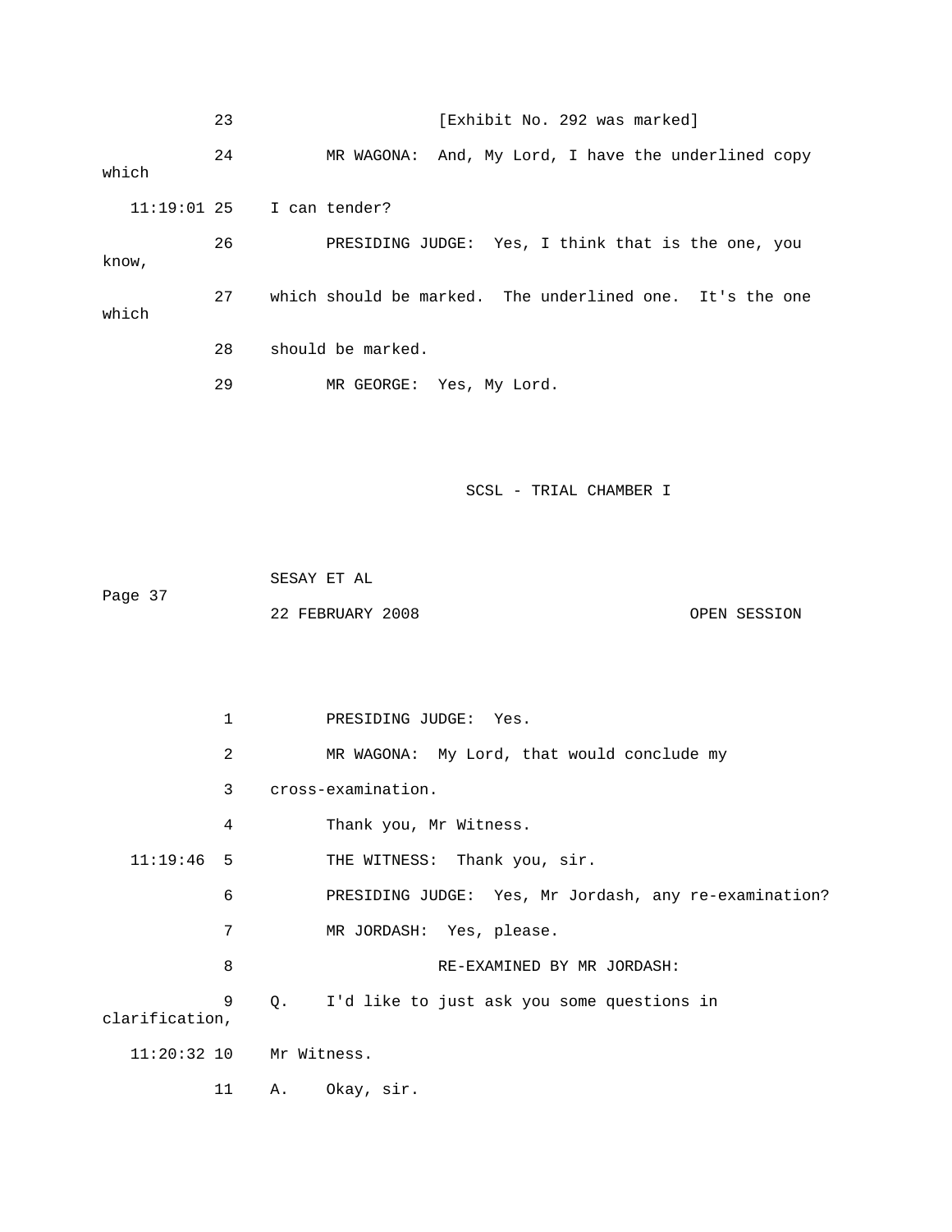23 [Exhibit No. 292 was marked]

24 MR WAGONA: And, My Lord, I have the underlined copy which

11:19:01 25 I can tender?

26 PRESIDING JUDGE: Yes, I think that is the one, you know,

27 which should be marked. The underlined one. It's the one which

28 should be marked.

29 MR GEORGE: Yes, My Lord.

1 PRESIDING JUDGE: Yes.

2 MR WAGONA: My Lord, that would conclude my

3 cross-examination.

4 Thank you, Mr Witness.

11:19:46 5 THE WITNESS: Thank you, sir.

6 PRESIDING JUDGE: Yes, Mr Jordash, any re-examination?

7 MR JORDASH: Yes, please.

8 RE-EXAMINED BY MR JORDASH:

9 Q. I'd like to just ask you some questions in clarification,

11:20:32 10 Mr Witness.

11 A. Okay, sir.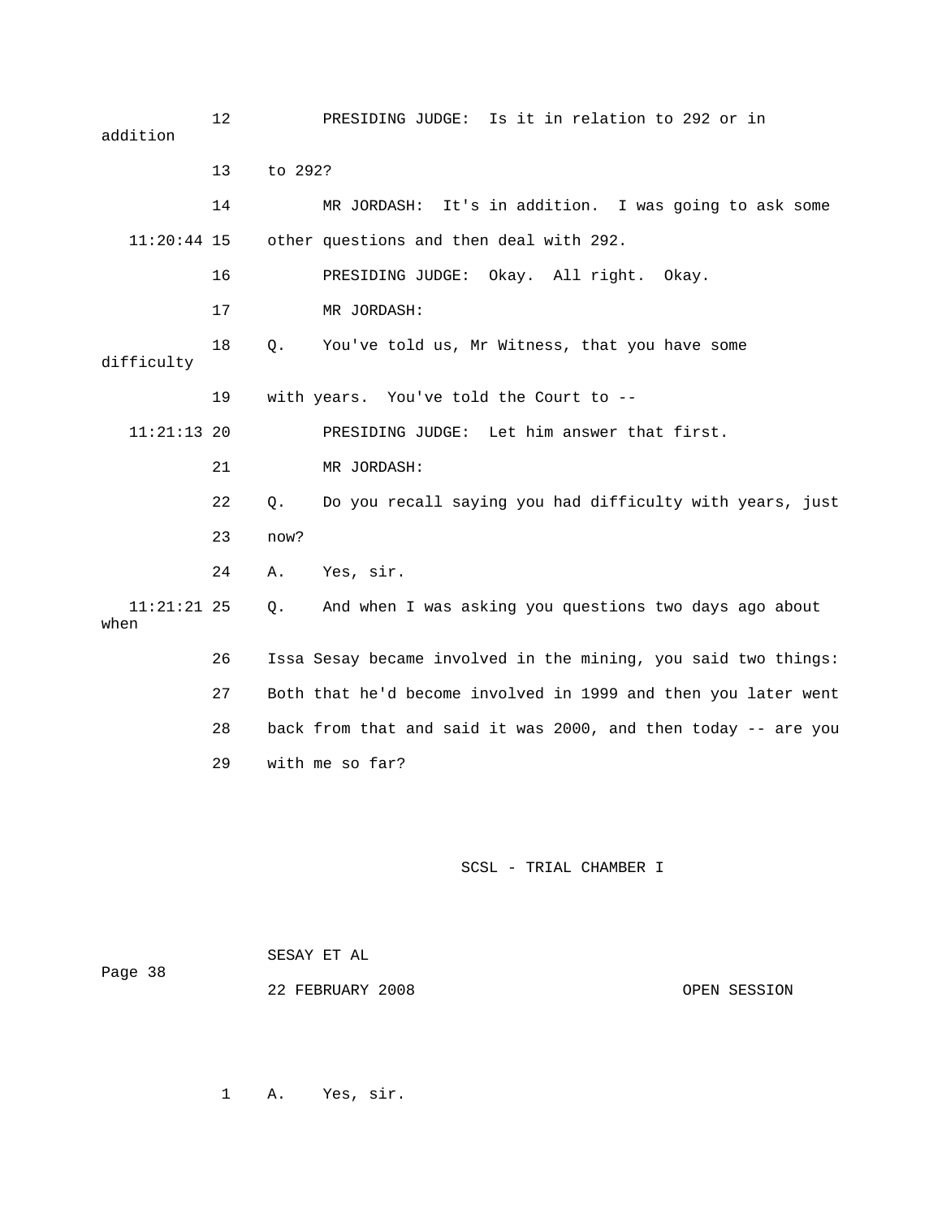12 PRESIDING JUDGE: Is it in relation to 292 or in addition

13 to 292?

14 MR JORDASH: It's in addition. I was going to ask some

11:20:44 15 other questions and then deal with 292.

16 PRESIDING JUDGE: Okay. All right. Okay.

17 MR JORDASH:

18 Q. You've told us, Mr Witness, that you have some difficulty

19 with years. You've told the Court to --

11:21:13 20 PRESIDING JUDGE: Let him answer that first.

21 MR JORDASH:

22 Q. Do you recall saying you had difficulty with years, just

23 now?

24 A. Yes, sir.

11:21:21 25 Q. And when I was asking you questions two days ago about when

26 Issa Sesay became involved in the mining, you said two things:

27 Both that he'd become involved in 1999 and then you later went

28 back from that and said it was 2000, and then today -- are you

29 with me so far?

Page 38

1 A. Yes, sir.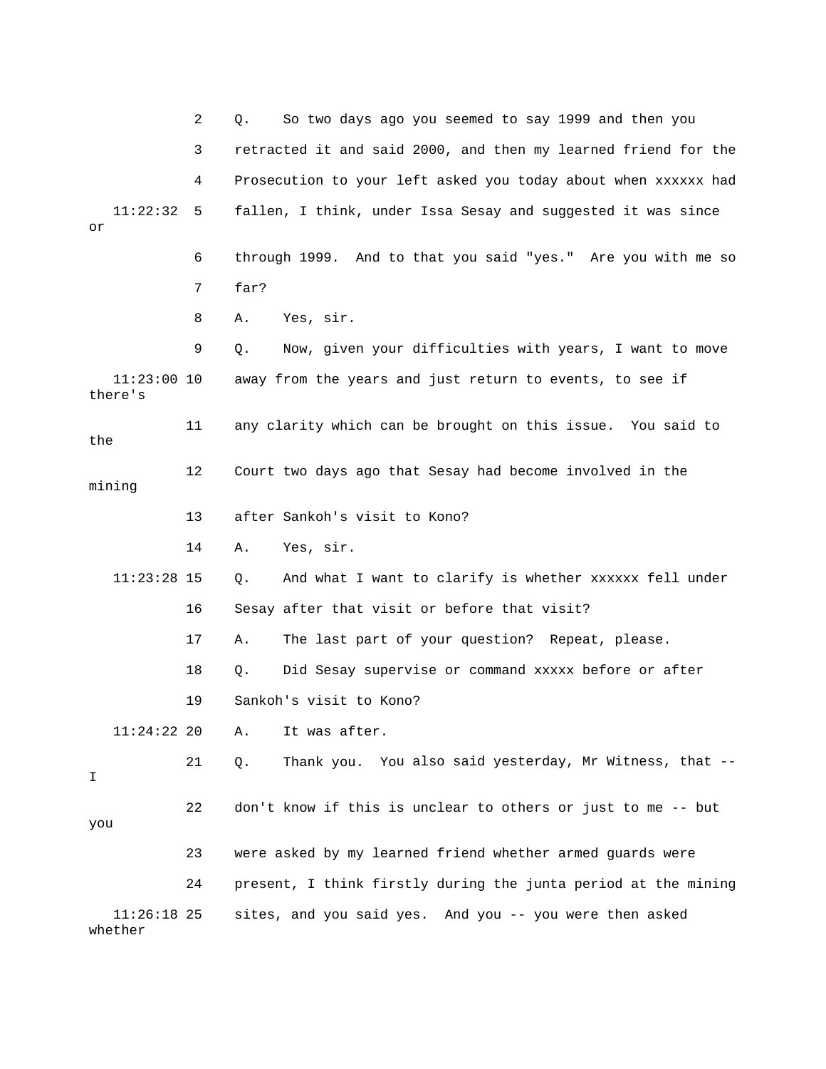2 Q. So two days ago you seemed to say 1999 and then you

3 retracted it and said 2000, and then my learned friend for the

4 Prosecution to your left asked you today about when xxxxxx had

11:22:32 5 fallen, I think, under Issa Sesay and suggested it was since or

6 through 1999. And to that you said "yes." Are you with me so

7 far?

8 A. Yes, sir.

9 Q. Now, given your difficulties with years, I want to move

11:23:00 10 away from the years and just return to events, to see if there's

11 any clarity which can be brought on this issue. You said to the

12 Court two days ago that Sesay had become involved in the mining

13 after Sankoh's visit to Kono?

14 A. Yes, sir.

11:23:28 15 Q. And what I want to clarify is whether xxxxxx fell under

16 Sesay after that visit or before that visit?

17 A. The last part of your question? Repeat, please.

18 Q. Did Sesay supervise or command xxxxx before or after

19 Sankoh's visit to Kono?

11:24:22 20 A. It was after.

21 Q. Thank you. You also said yesterday, Mr Witness, that -- I

22 don't know if this is unclear to others or just to me -- but you

23 were asked by my learned friend whether armed guards were

24 present, I think firstly during the junta period at the mining

11:26:18 25 sites, and you said yes. And you -- you were then asked whether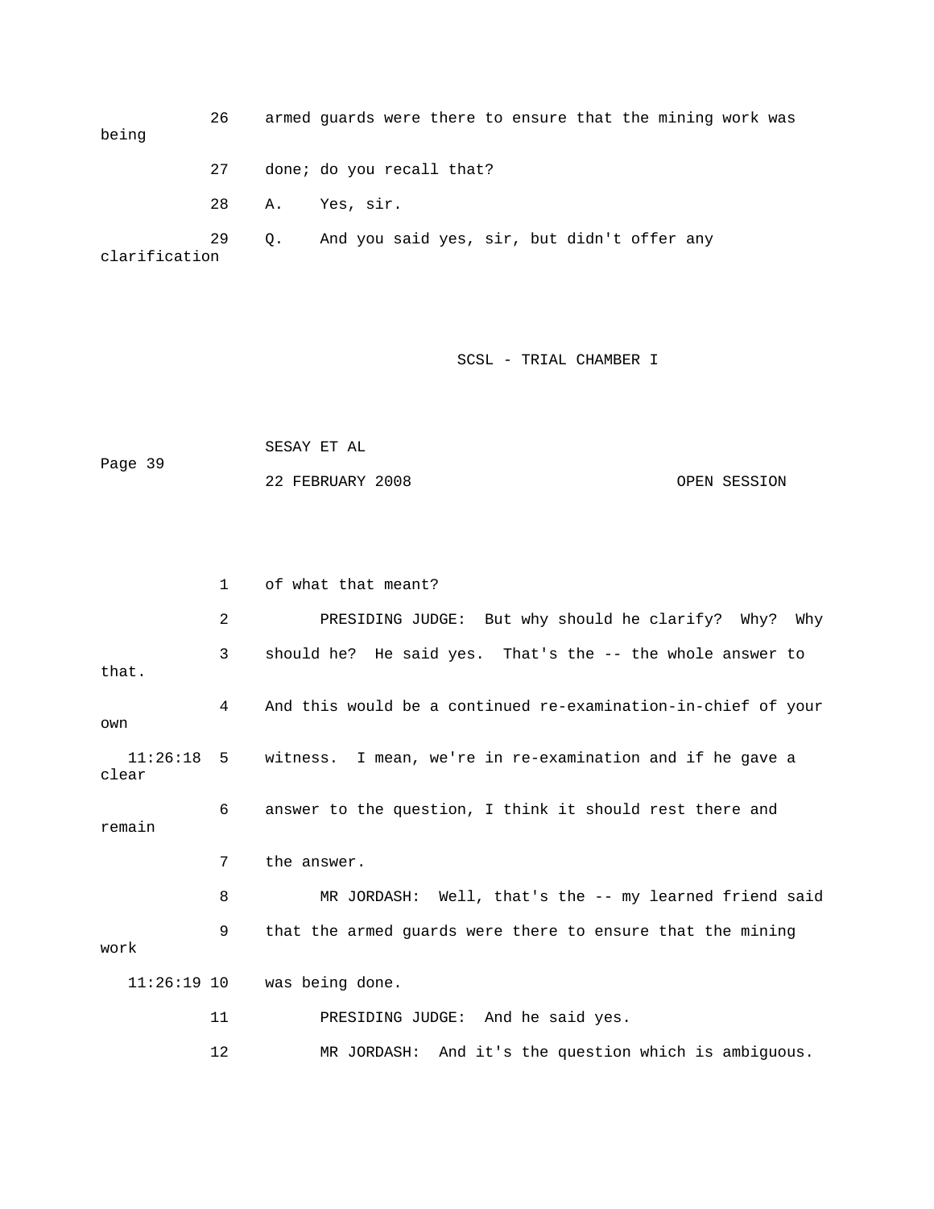26 armed guards were there to ensure that the mining work was being

27 done; do you recall that?

28 A. Yes, sir.

29 Q. And you said yes, sir, but didn't offer any clarification

1 of what that meant?

2 PRESIDING JUDGE: But why should he clarify? Why? Why

3 should he? He said yes. That's the -- the whole answer to that.

4 And this would be a continued re-examination-in-chief of your own

11:26:18 5 witness. I mean, we're in re-examination and if he gave a clear

6 answer to the question, I think it should rest there and remain

7 the answer.

8 MR JORDASH: Well, that's the -- my learned friend said

9 that the armed guards were there to ensure that the mining work

11:26:19 10 was being done.

11 PRESIDING JUDGE: And he said yes.

12 MR JORDASH: And it's the question which is ambiguous.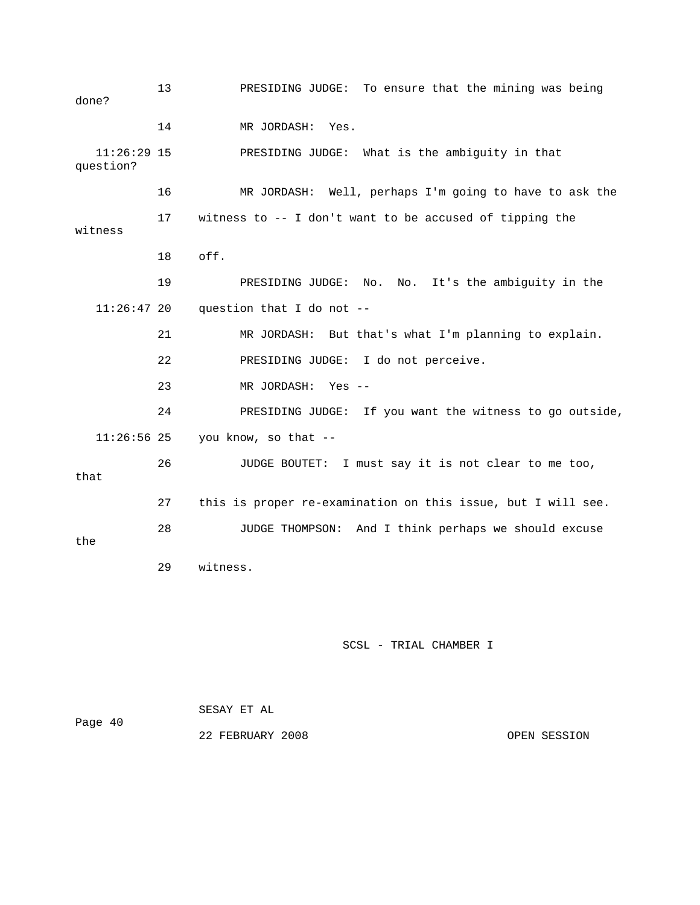13 PRESIDING JUDGE: To ensure that the mining was being done?

14 MR JORDASH: Yes.

11:26:29 15 PRESIDING JUDGE: What is the ambiguity in that question?

16 MR JORDASH: Well, perhaps I'm going to have to ask the

17 witness to -- I don't want to be accused of tipping the witness

18 off.

19 PRESIDING JUDGE: No. No. It's the ambiguity in the

11:26:47 20 question that I do not --

21 MR JORDASH: But that's what I'm planning to explain.

22 PRESIDING JUDGE: I do not perceive.

23 MR JORDASH: Yes --

24 PRESIDING JUDGE: If you want the witness to go outside,

11:26:56 25 you know, so that --

26 JUDGE BOUTET: I must say it is not clear to me too, that

27 this is proper re-examination on this issue, but I will see.

28 JUDGE THOMPSON: And I think perhaps we should excuse the

29 witness.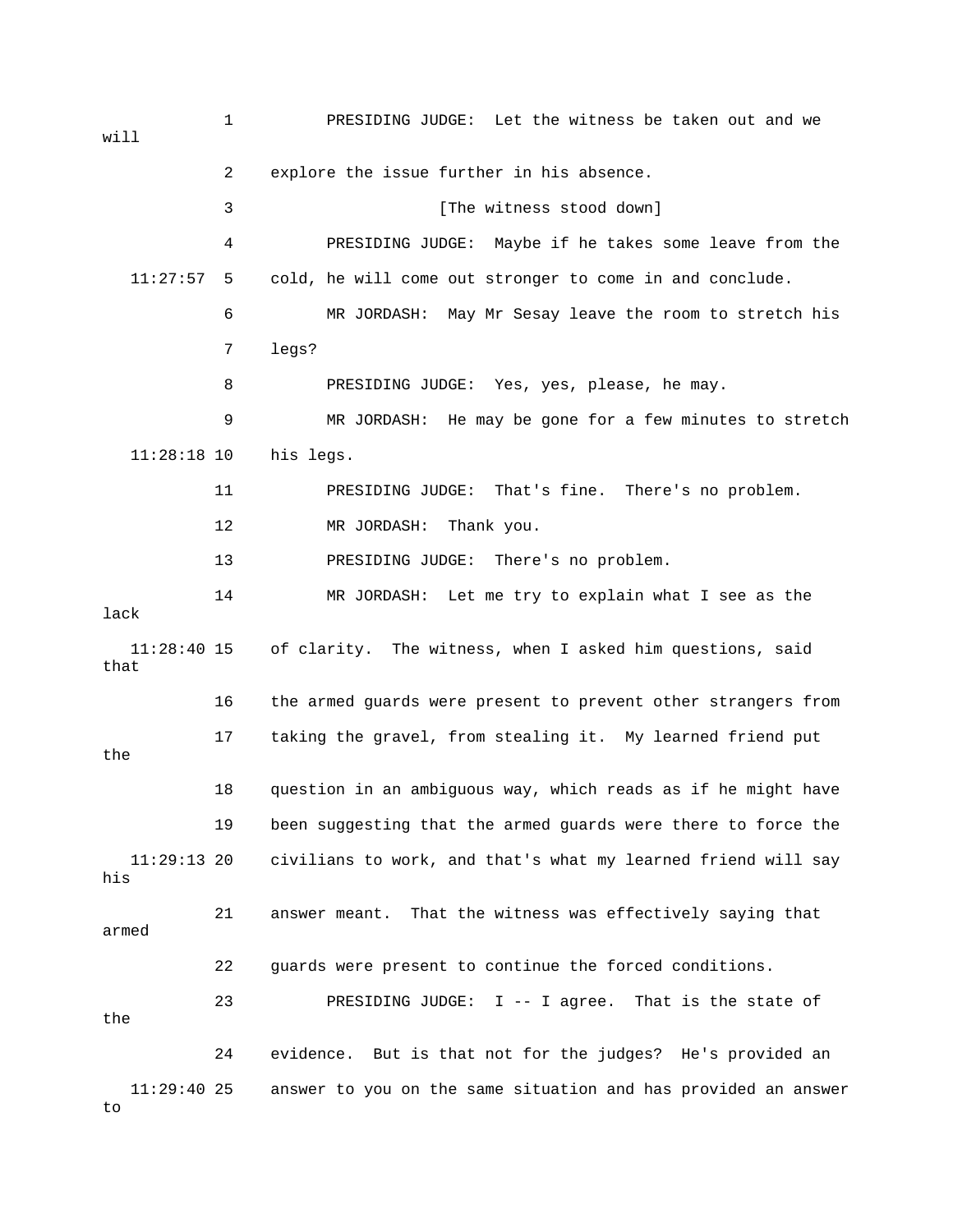1 PRESIDING JUDGE: Let the witness be taken out and we will

2 explore the issue further in his absence.

3 [The witness stood down]

4 PRESIDING JUDGE: Maybe if he takes some leave from the

11:27:57 5 cold, he will come out stronger to come in and conclude.

6 MR JORDASH: May Mr Sesay leave the room to stretch his

7 legs?

8 PRESIDING JUDGE: Yes, yes, please, he may.

9 MR JORDASH: He may be gone for a few minutes to stretch

11:28:18 10 his legs.

11 PRESIDING JUDGE: That's fine. There's no problem.

12 MR JORDASH: Thank you.

13 PRESIDING JUDGE: There's no problem.

14 MR JORDASH: Let me try to explain what I see as the lack

11:28:40 15 of clarity. The witness, when I asked him questions, said that

16 the armed guards were present to prevent other strangers from

17 taking the gravel, from stealing it. My learned friend put the

18 question in an ambiguous way, which reads as if he might have

19 been suggesting that the armed guards were there to force the

11:29:13 20 civilians to work, and that's what my learned friend will say his

21 answer meant. That the witness was effectively saying that armed

22 guards were present to continue the forced conditions.

23 PRESIDING JUDGE: I -- I agree. That is the state of the

24 evidence. But is that not for the judges? He's provided an

11:29:40 25 answer to you on the same situation and has provided an answer to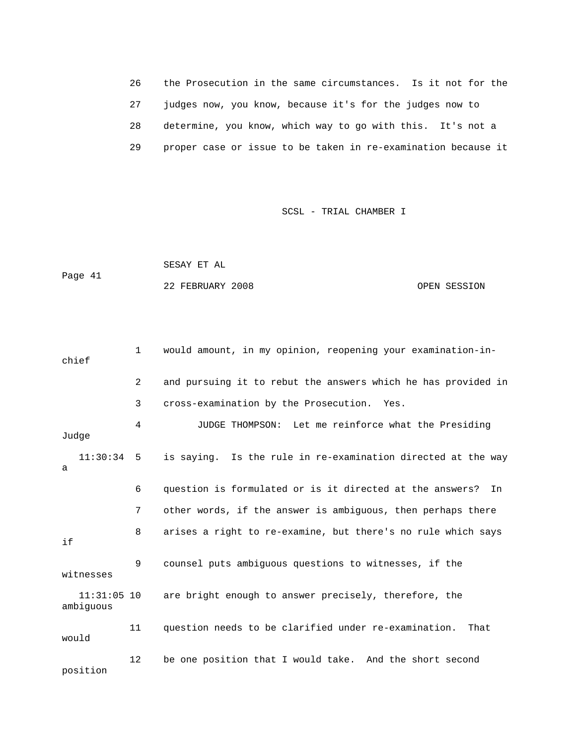26 the Prosecution in the same circumstances. Is it not for the

27 judges now, you know, because it's for the judges now to

28 determine, you know, which way to go with this. It's not a

29 proper case or issue to be taken in re-examination because it

1 would amount, in my opinion, reopening your examination-in-chief

2 and pursuing it to rebut the answers which he has provided in

3 cross-examination by the Prosecution. Yes.

4 JUDGE THOMPSON: Let me reinforce what the Presiding Judge

11:30:34 5 is saying. Is the rule in re-examination directed at the way a

6 question is formulated or is it directed at the answers? In

7 other words, if the answer is ambiguous, then perhaps there

8 arises a right to re-examine, but there's no rule which says if

9 counsel puts ambiguous questions to witnesses, if the witnesses

11:31:05 10 are bright enough to answer precisely, therefore, the ambiguous

11 question needs to be clarified under re-examination. That would

12 be one position that I would take. And the short second position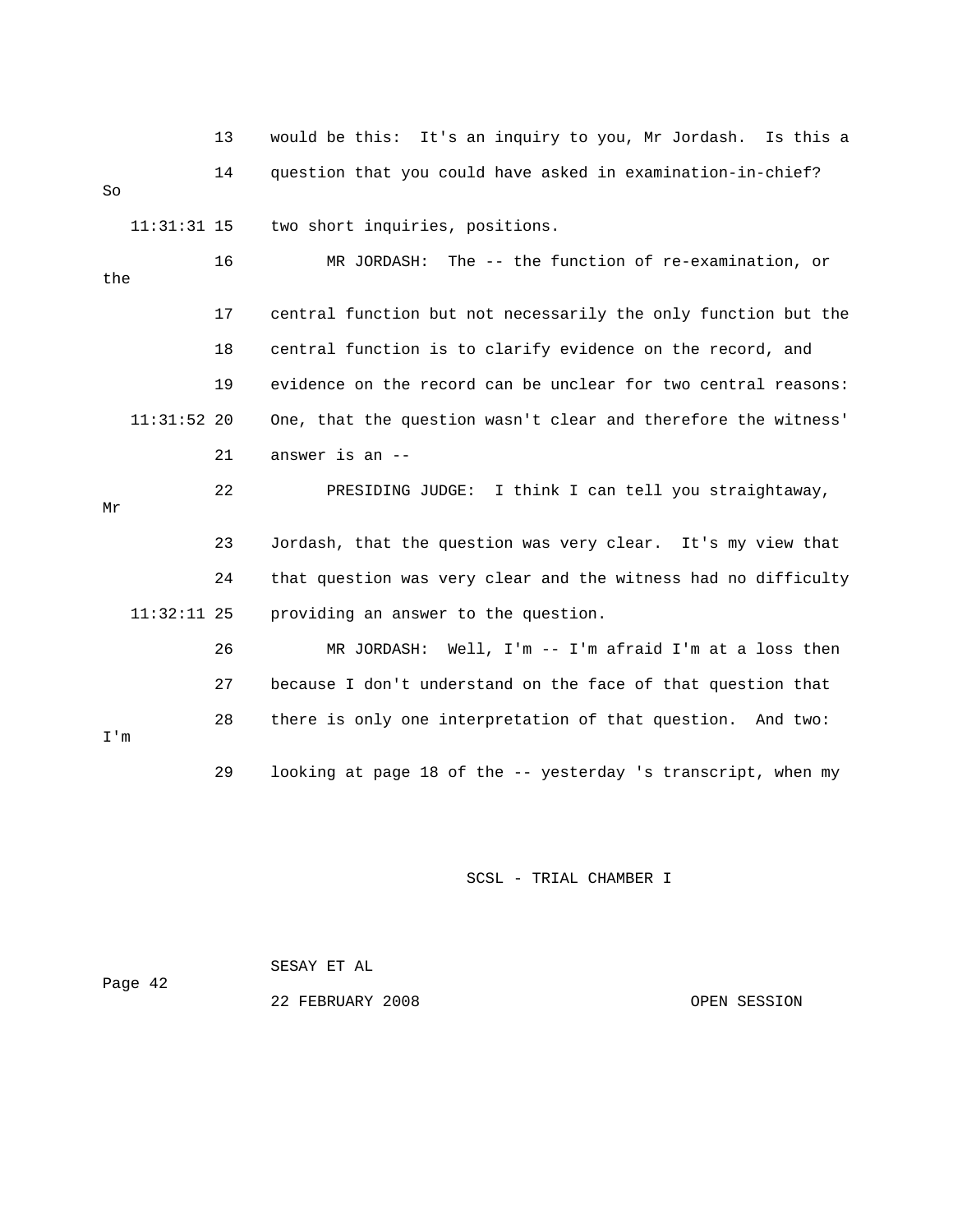13 would be this: It's an inquiry to you, Mr Jordash. Is this a

14 question that you could have asked in examination-in-chief? So

11:31:31 15 two short inquiries, positions.

16 MR JORDASH: The -- the function of re-examination, or the

17 central function but not necessarily the only function but the

18 central function is to clarify evidence on the record, and

19 evidence on the record can be unclear for two central reasons:

11:31:52 20 One, that the question wasn't clear and therefore the witness'

21 answer is an --

22 PRESIDING JUDGE: I think I can tell you straightaway, Mr

23 Jordash, that the question was very clear. It's my view that

24 that question was very clear and the witness had no difficulty

11:32:11 25 providing an answer to the question.

26 MR JORDASH: Well, I'm -- I'm afraid I'm at a loss then

27 because I don't understand on the face of that question that

28 there is only one interpretation of that question. And two: I'm

29 looking at page 18 of the -- yesterday 's transcript, when my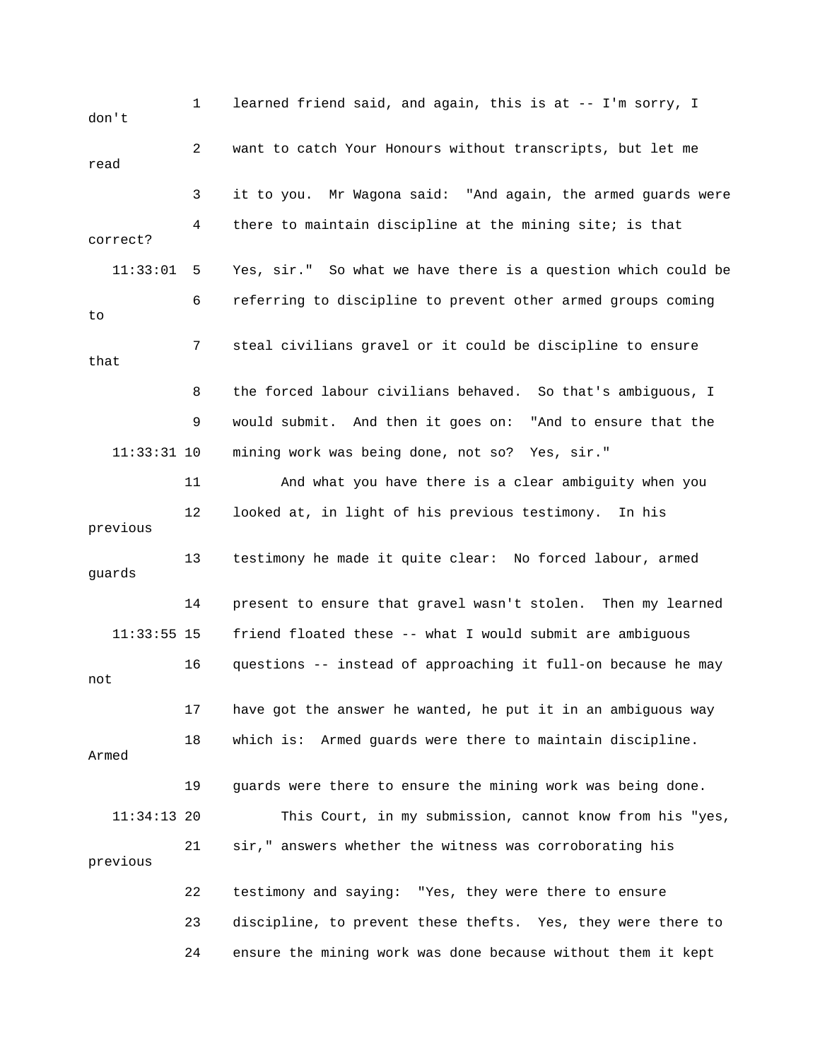learned friend said, and again, this is at -- I'm sorry, I don't want to catch Your Honours without transcripts, but let me read it to you. Mr Wagona said: "And again, the armed guards were there to maintain discipline at the mining site; is that correct?

Yes, sir." So what we have there is a question which could be referring to discipline to prevent other armed groups coming to steal civilians gravel or it could be discipline to ensure that the forced labour civilians behaved. So that's ambiguous, I would submit. And then it goes on: "And to ensure that the mining work was being done, not so? Yes, sir."

And what you have there is a clear ambiguity when you looked at, in light of his previous testimony. In his previous testimony he made it quite clear: No forced labour, armed guards present to ensure that gravel wasn't stolen. Then my learned friend floated these -- what I would submit are ambiguous questions -- instead of approaching it full-on because he may not have got the answer he wanted, he put it in an ambiguous way which is: Armed guards were there to maintain discipline. Armed guards were there to ensure the mining work was being done.

This Court, in my submission, cannot know from his "yes, sir," answers whether the witness was corroborating his previous testimony and saying: "Yes, they were there to ensure discipline, to prevent these thefts. Yes, they were there to ensure the mining work was done because without them it kept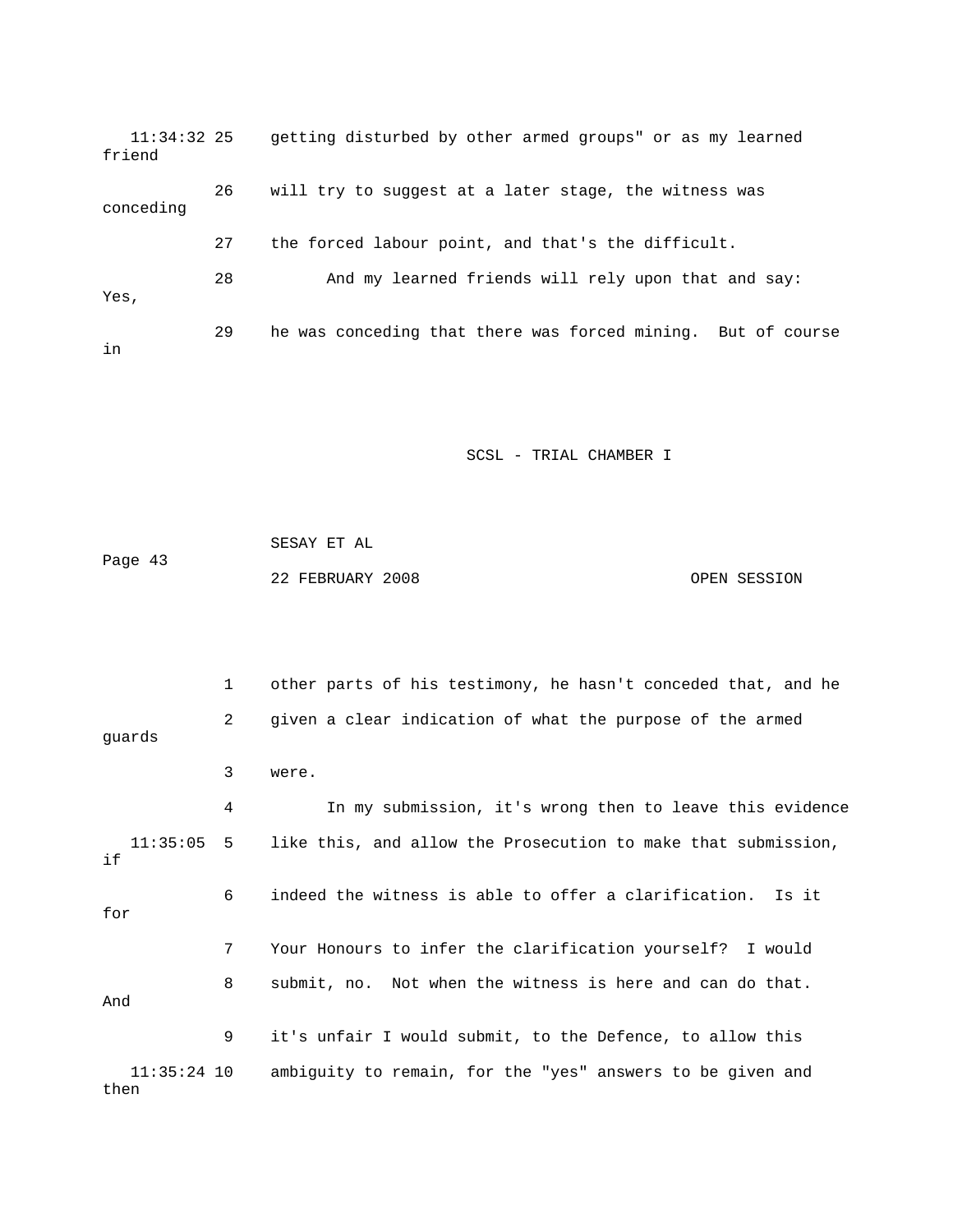11:34:32 25 getting disturbed by other armed groups" or as my learned friend

26 will try to suggest at a later stage, the witness was conceding

27 the forced labour point, and that's the difficult.

28 And my learned friends will rely upon that and say: Yes,

29 he was conceding that there was forced mining. But of course in

1 other parts of his testimony, he hasn't conceded that, and he

2 given a clear indication of what the purpose of the armed guards

3 were.

4 In my submission, it's wrong then to leave this evidence

11:35:05 5 like this, and allow the Prosecution to make that submission, if

6 indeed the witness is able to offer a clarification. Is it for

7 Your Honours to infer the clarification yourself? I would

8 submit, no. Not when the witness is here and can do that. And

9 it's unfair I would submit, to the Defence, to allow this

11:35:24 10 ambiguity to remain, for the "yes" answers to be given and then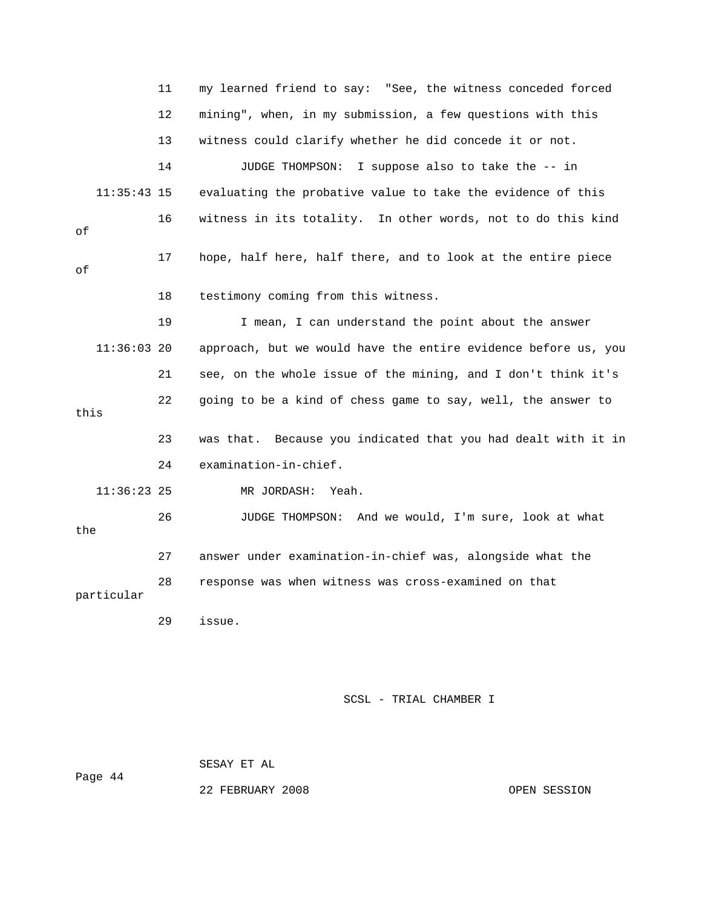11 my learned friend to say: "See, the witness conceded forced

12 mining", when, in my submission, a few questions with this

13 witness could clarify whether he did concede it or not.

14 JUDGE THOMPSON: I suppose also to take the -- in

11:35:43 15 evaluating the probative value to take the evidence of this

16 witness in its totality. In other words, not to do this kind of

17 hope, half here, half there, and to look at the entire piece of

18 testimony coming from this witness.

19 I mean, I can understand the point about the answer

11:36:03 20 approach, but we would have the entire evidence before us, you

21 see, on the whole issue of the mining, and I don't think it's

22 going to be a kind of chess game to say, well, the answer to this

23 was that. Because you indicated that you had dealt with it in

24 examination-in-chief.

11:36:23 25 MR JORDASH: Yeah.

26 JUDGE THOMPSON: And we would, I'm sure, look at what the

27 answer under examination-in-chief was, alongside what the

28 response was when witness was cross-examined on that particular

29 issue.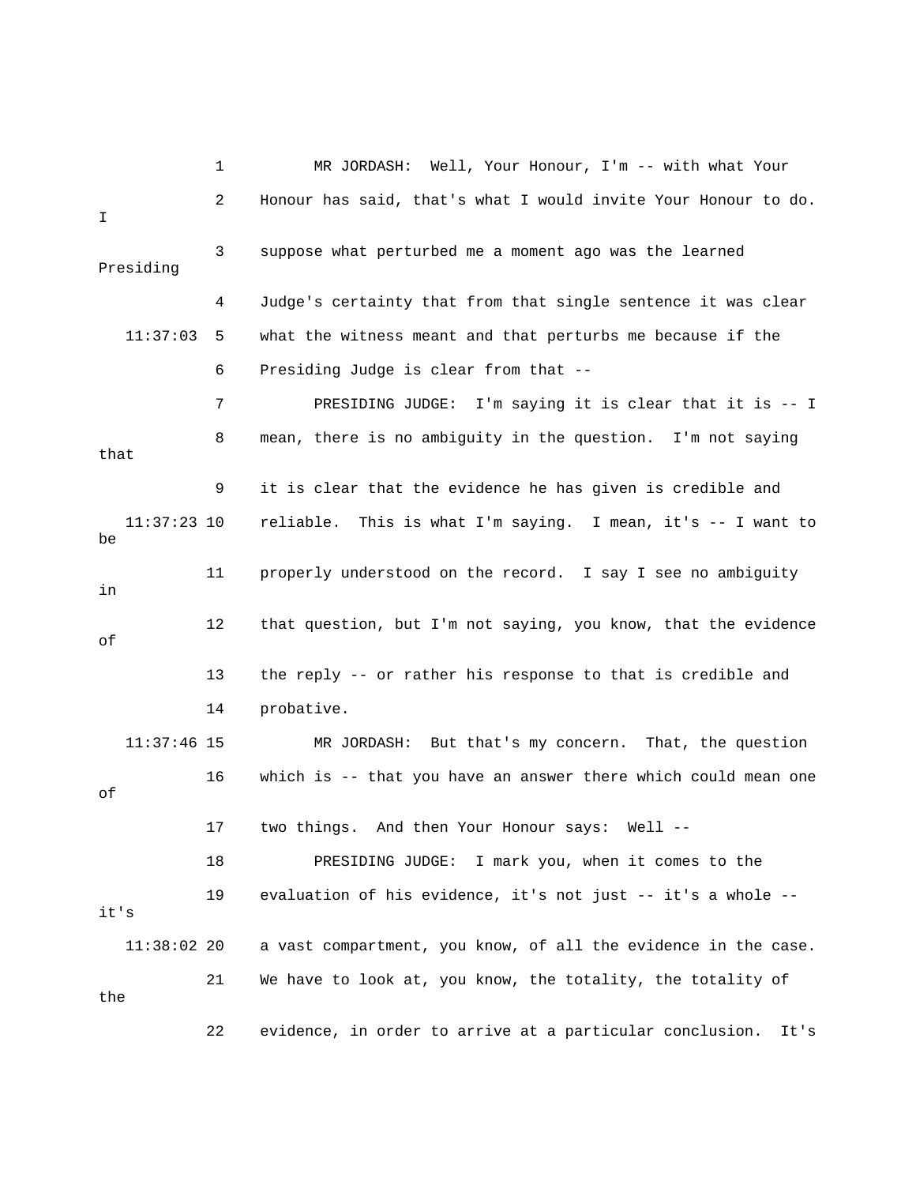1 MR JORDASH: Well, Your Honour, I'm -- with what Your

2 Honour has said, that's what I would invite Your Honour to do. I

3 suppose what perturbed me a moment ago was the learned Presiding

4 Judge's certainty that from that single sentence it was clear

11:37:03 5 what the witness meant and that perturbs me because if the

6 Presiding Judge is clear from that --

7 PRESIDING JUDGE: I'm saying it is clear that it is -- I

8 mean, there is no ambiguity in the question. I'm not saying that

9 it is clear that the evidence he has given is credible and

11:37:23 10 reliable. This is what I'm saying. I mean, it's -- I want to be

11 properly understood on the record. I say I see no ambiguity in

12 that question, but I'm not saying, you know, that the evidence of

13 the reply -- or rather his response to that is credible and

14 probative.

11:37:46 15 MR JORDASH: But that's my concern. That, the question

16 which is -- that you have an answer there which could mean one of

17 two things. And then Your Honour says: Well --

18 PRESIDING JUDGE: I mark you, when it comes to the

19 evaluation of his evidence, it's not just -- it's a whole -- it's

11:38:02 20 a vast compartment, you know, of all the evidence in the case.

21 We have to look at, you know, the totality, the totality of the

22 evidence, in order to arrive at a particular conclusion. It's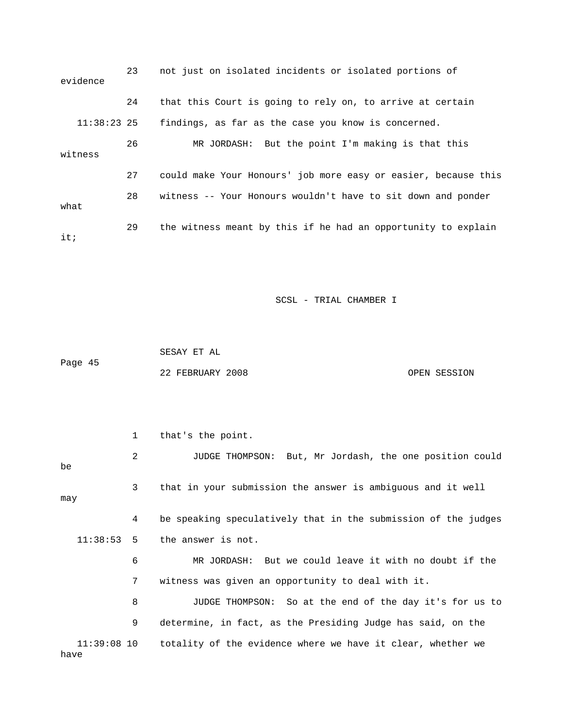23 not just on isolated incidents or isolated portions of evidence

24 that this Court is going to rely on, to arrive at certain

11:38:23 25 findings, as far as the case you know is concerned.

26 MR JORDASH: But the point I'm making is that this witness

27 could make Your Honours' job more easy or easier, because this

28 witness -- Your Honours wouldn't have to sit down and ponder what

29 the witness meant by this if he had an opportunity to explain it;

1 that's the point.

2 JUDGE THOMPSON: But, Mr Jordash, the one position could be

3 that in your submission the answer is ambiguous and it well may

4 be speaking speculatively that in the submission of the judges

11:38:53 5 the answer is not.

6 MR JORDASH: But we could leave it with no doubt if the

7 witness was given an opportunity to deal with it.

8 JUDGE THOMPSON: So at the end of the day it's for us to

9 determine, in fact, as the Presiding Judge has said, on the

11:39:08 10 totality of the evidence where we have it clear, whether we have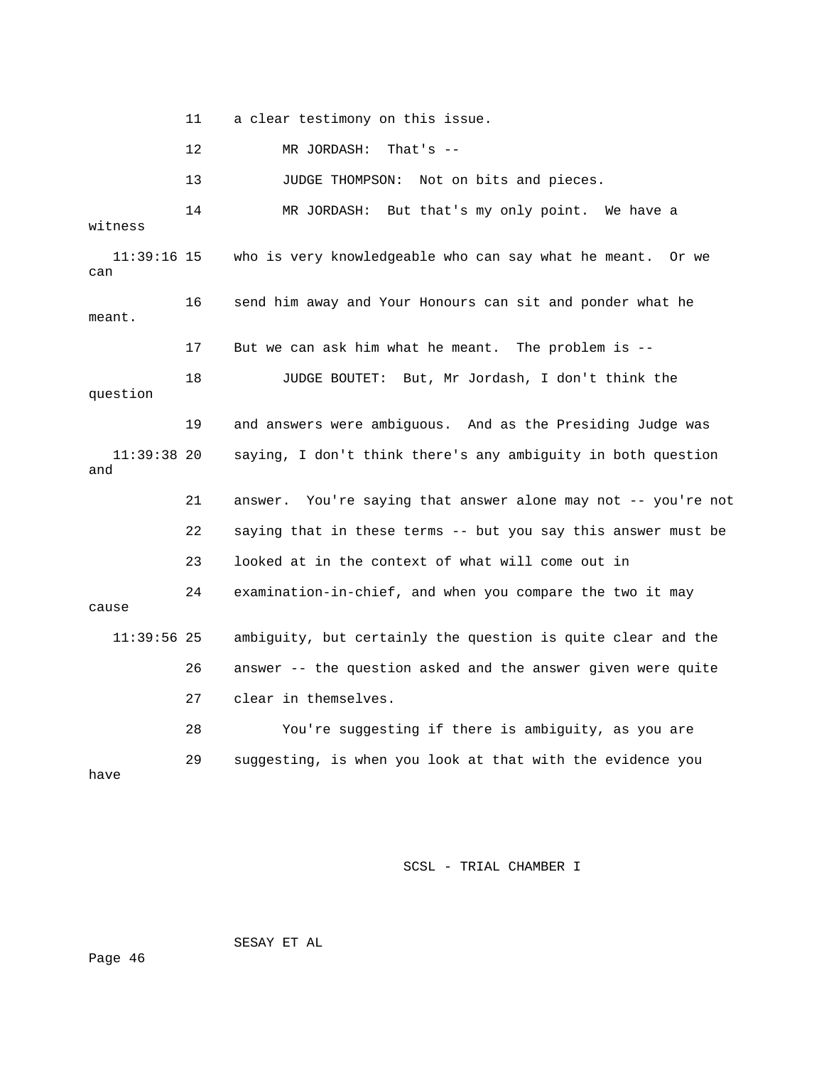11 a clear testimony on this issue.

12 MR JORDASH: That's --

13 JUDGE THOMPSON: Not on bits and pieces.

14 MR JORDASH: But that's my only point. We have a witness

11:39:16 15 who is very knowledgeable who can say what he meant. Or we can

16 send him away and Your Honours can sit and ponder what he meant.

17 But we can ask him what he meant. The problem is --

18 JUDGE BOUTET: But, Mr Jordash, I don't think the question

19 and answers were ambiguous. And as the Presiding Judge was

11:39:38 20 saying, I don't think there's any ambiguity in both question and

21 answer. You're saying that answer alone may not -- you're not

22 saying that in these terms -- but you say this answer must be

23 looked at in the context of what will come out in

24 examination-in-chief, and when you compare the two it may cause

11:39:56 25 ambiguity, but certainly the question is quite clear and the

26 answer -- the question asked and the answer given were quite

27 clear in themselves.

28 You're suggesting if there is ambiguity, as you are

29 suggesting, is when you look at that with the evidence you have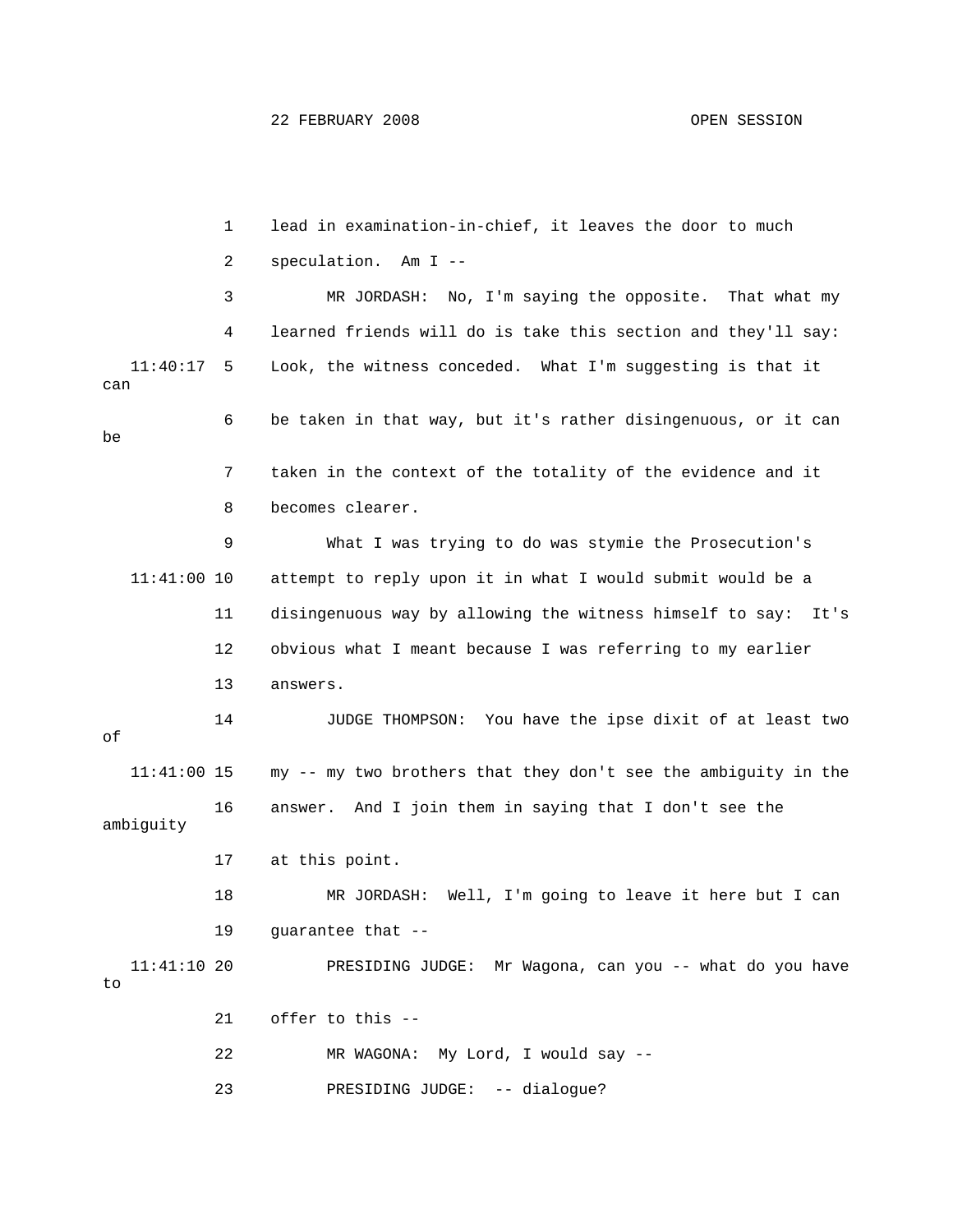lead in examination-in-chief, it leaves the door to much speculation. Am I --

MR JORDASH: No, I'm saying the opposite. That what my learned friends will do is take this section and they'll say: Look, the witness conceded. What I'm suggesting is that it can be taken in that way, but it's rather disingenuous, or it can be taken in the context of the totality of the evidence and it becomes clearer.

What I was trying to do was stymie the Prosecution's attempt to reply upon it in what I would submit would be a disingenuous way by allowing the witness himself to say: It's obvious what I meant because I was referring to my earlier answers.

JUDGE THOMPSON: You have the ipse dixit of at least two of my -- my two brothers that they don't see the ambiguity in the answer. And I join them in saying that I don't see the ambiguity at this point.

MR JORDASH: Well, I'm going to leave it here but I can guarantee that --

PRESIDING JUDGE: Mr Wagona, can you -- what do you have to offer to this --

MR WAGONA: My Lord, I would say --

PRESIDING JUDGE: -- dialogue?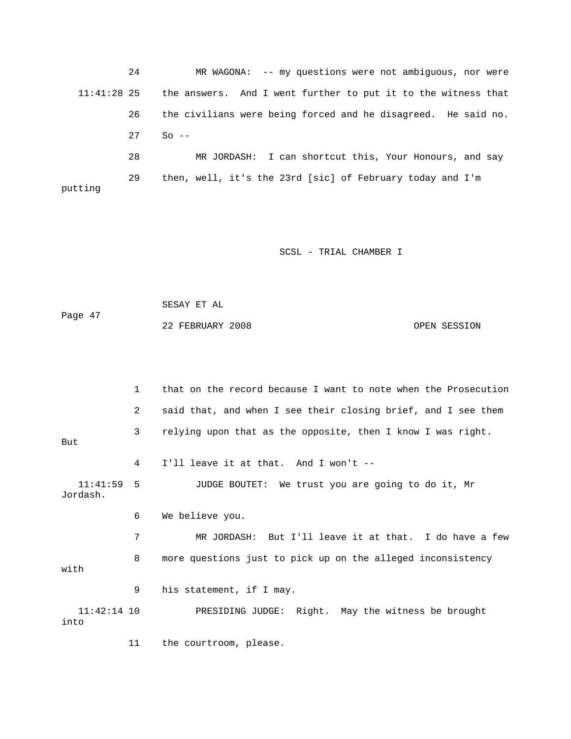24 MR WAGONA: -- my questions were not ambiguous, nor were

11:41:28 25 the answers. And I went further to put it to the witness that

26 the civilians were being forced and he disagreed. He said no.

27 So --

28 MR JORDASH: I can shortcut this, Your Honours, and say

29 then, well, it's the 23rd [sic] of February today and I'm putting

1 that on the record because I want to note when the Prosecution

2 said that, and when I see their closing brief, and I see them

3 relying upon that as the opposite, then I know I was right. But

4 I'll leave it at that. And I won't --

11:41:59 5 JUDGE BOUTET: We trust you are going to do it, Mr Jordash.

6 We believe you.

7 MR JORDASH: But I'll leave it at that. I do have a few

8 more questions just to pick up on the alleged inconsistency with

9 his statement, if I may.

11:42:14 10 PRESIDING JUDGE: Right. May the witness be brought into

11 the courtroom, please.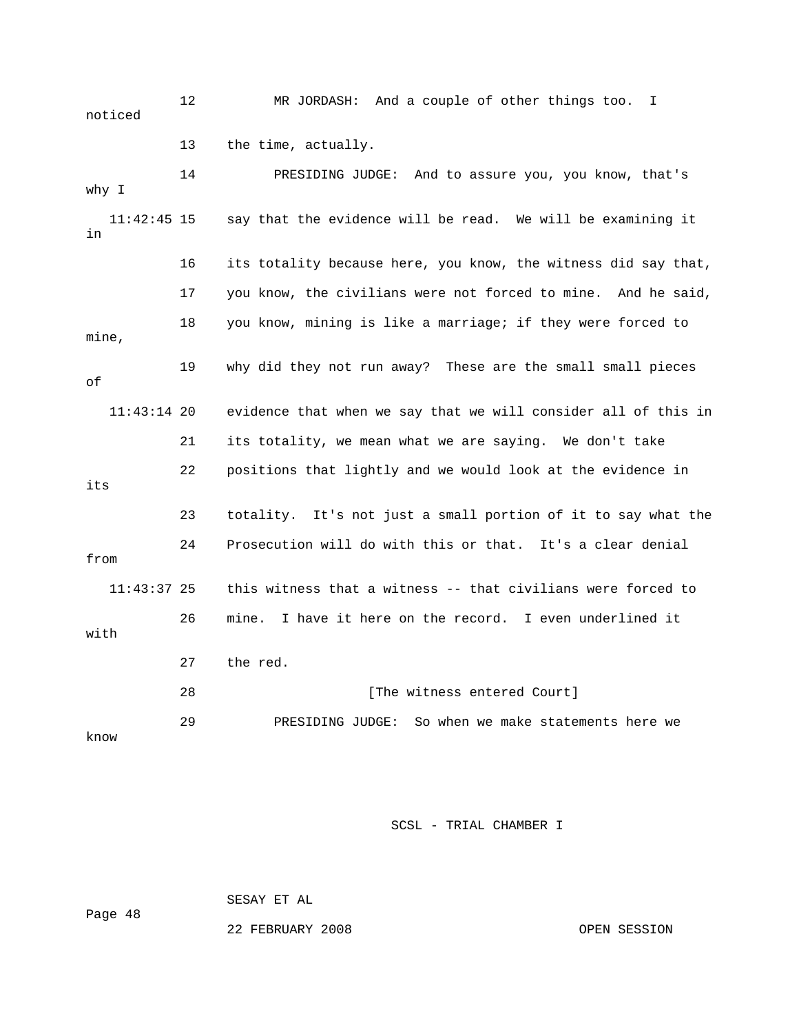12 MR JORDASH: And a couple of other things too. I noticed

13 the time, actually.

14 PRESIDING JUDGE: And to assure you, you know, that's why I

11:42:45 15 say that the evidence will be read. We will be examining it in

16 its totality because here, you know, the witness did say that,

17 you know, the civilians were not forced to mine. And he said,

18 you know, mining is like a marriage; if they were forced to mine,

19 why did they not run away? These are the small small pieces of

11:43:14 20 evidence that when we say that we will consider all of this in

21 its totality, we mean what we are saying. We don't take

22 positions that lightly and we would look at the evidence in its

23 totality. It's not just a small portion of it to say what the

24 Prosecution will do with this or that. It's a clear denial from

11:43:37 25 this witness that a witness -- that civilians were forced to

26 mine. I have it here on the record. I even underlined it with

27 the red.

28 [The witness entered Court]

29 PRESIDING JUDGE: So when we make statements here we know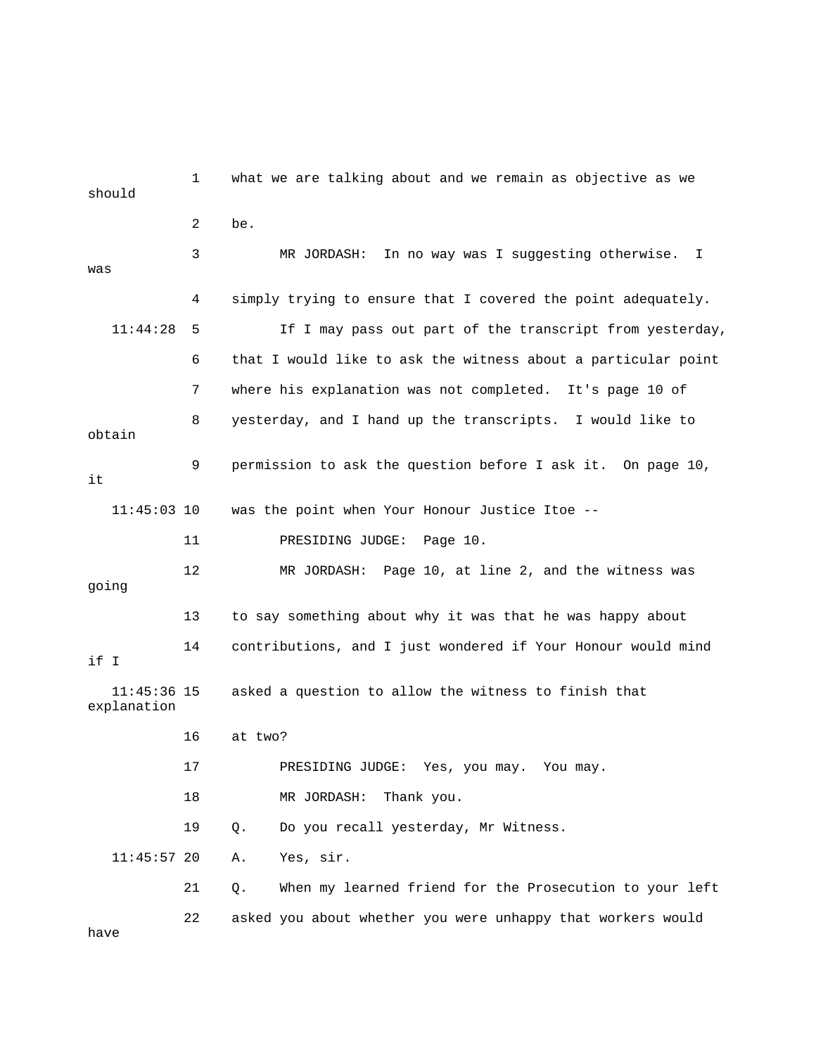1 what we are talking about and we remain as objective as we should

2 be.

3 MR JORDASH: In no way was I suggesting otherwise. I was

4 simply trying to ensure that I covered the point adequately.

11:44:28 5 If I may pass out part of the transcript from yesterday,

6 that I would like to ask the witness about a particular point

7 where his explanation was not completed. It's page 10 of

8 yesterday, and I hand up the transcripts. I would like to obtain

9 permission to ask the question before I ask it. On page 10, it

11:45:03 10 was the point when Your Honour Justice Itoe --

11 PRESIDING JUDGE: Page 10.

12 MR JORDASH: Page 10, at line 2, and the witness was going

13 to say something about why it was that he was happy about

14 contributions, and I just wondered if Your Honour would mind if I

11:45:36 15 asked a question to allow the witness to finish that explanation

16 at two?

17 PRESIDING JUDGE: Yes, you may. You may.

18 MR JORDASH: Thank you.

19 Q. Do you recall yesterday, Mr Witness.

11:45:57 20 A. Yes, sir.

21 Q. When my learned friend for the Prosecution to your left

22 asked you about whether you were unhappy that workers would have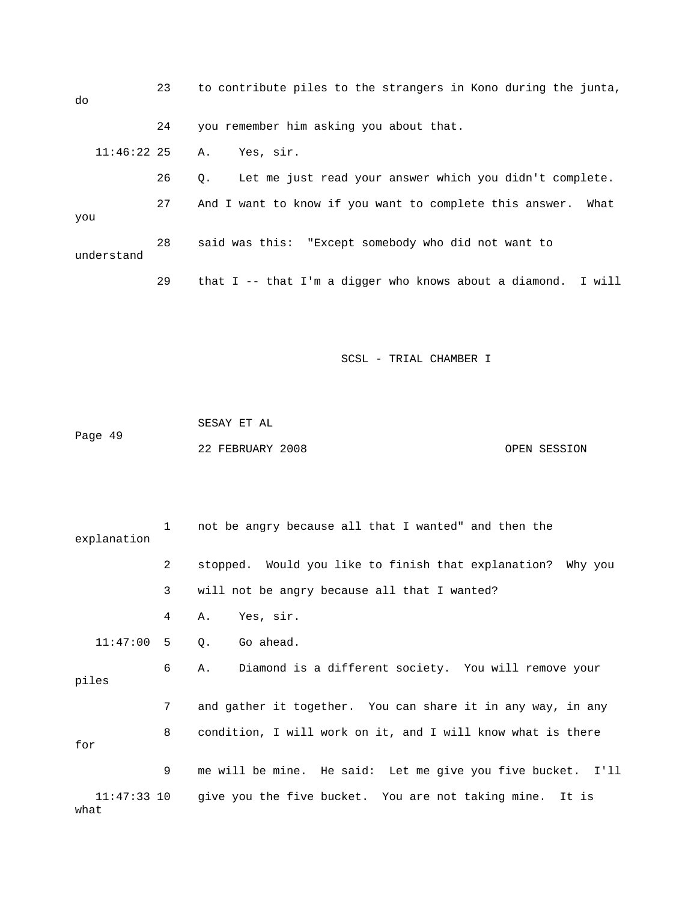23 to contribute piles to the strangers in Kono during the junta, do

24 you remember him asking you about that.

11:46:22 25 A. Yes, sir.

26 Q. Let me just read your answer which you didn't complete.

27 And I want to know if you want to complete this answer. What you

28 said was this: "Except somebody who did not want to understand

29 that I -- that I'm a digger who knows about a diamond. I will

1 not be angry because all that I wanted" and then the explanation

2 stopped. Would you like to finish that explanation? Why you

3 will not be angry because all that I wanted?

4 A. Yes, sir.

11:47:00 5 Q. Go ahead.

6 A. Diamond is a different society. You will remove your piles

7 and gather it together. You can share it in any way, in any

8 condition, I will work on it, and I will know what is there for

9 me will be mine. He said: Let me give you five bucket. I'll

11:47:33 10 give you the five bucket. You are not taking mine. It is what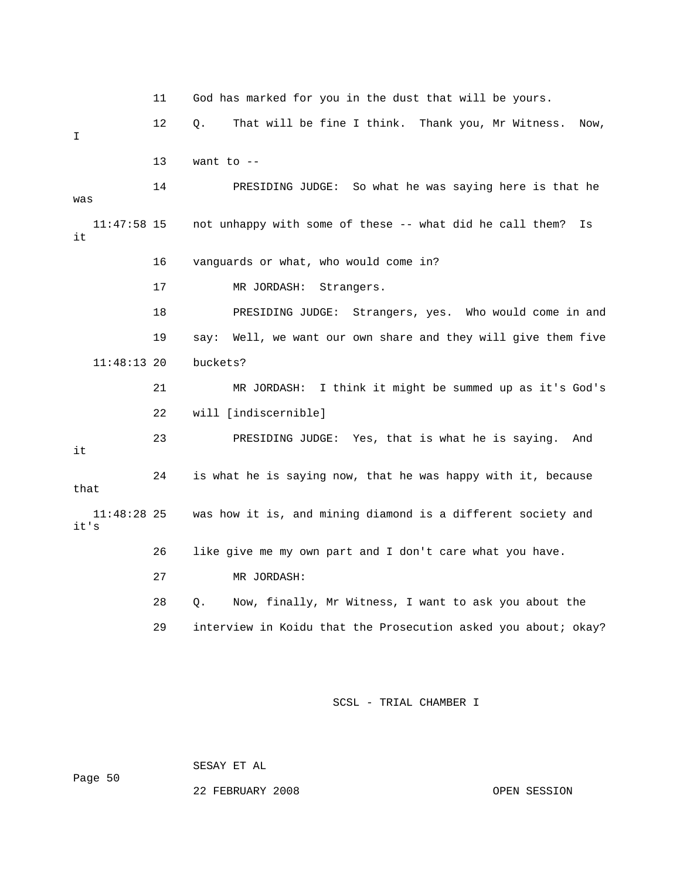11 God has marked for you in the dust that will be yours.

12 Q. That will be fine I think. Thank you, Mr Witness. Now, I

13 want to --

14 PRESIDING JUDGE: So what he was saying here is that he was

11:47:58 15 not unhappy with some of these -- what did he call them? Is it

16 vanguards or what, who would come in?

17 MR JORDASH: Strangers.

18 PRESIDING JUDGE: Strangers, yes. Who would come in and

19 say: Well, we want our own share and they will give them five

11:48:13 20 buckets?

21 MR JORDASH: I think it might be summed up as it's God's

22 will [indiscernible]

23 PRESIDING JUDGE: Yes, that is what he is saying. And it

24 is what he is saying now, that he was happy with it, because that

11:48:28 25 was how it is, and mining diamond is a different society and it's

26 like give me my own part and I don't care what you have.

27 MR JORDASH:

28 Q. Now, finally, Mr Witness, I want to ask you about the

29 interview in Koidu that the Prosecution asked you about; okay?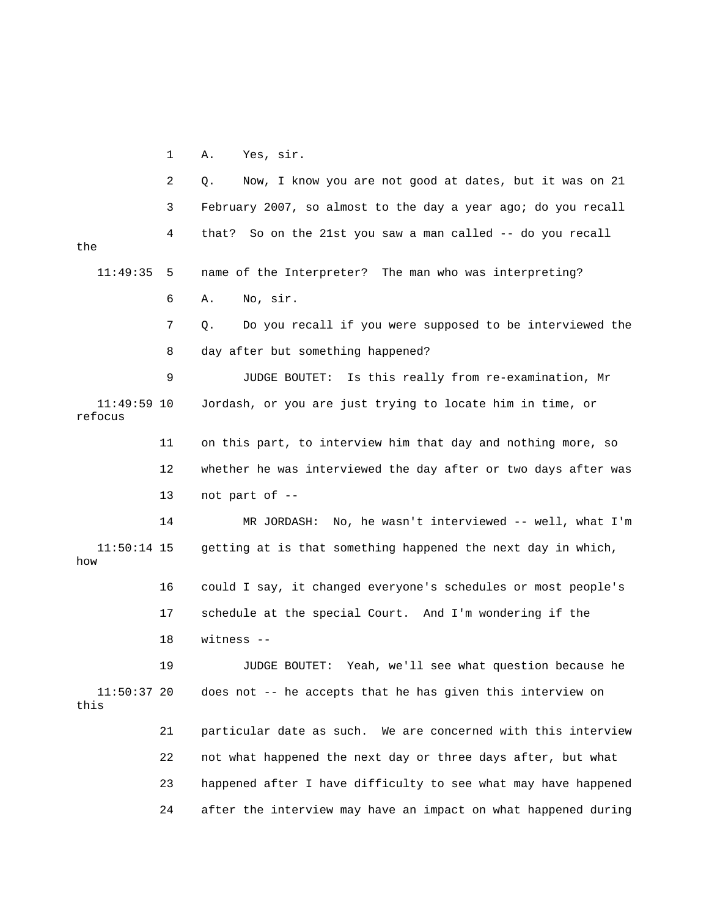1 A. Yes, sir.

2 Q. Now, I know you are not good at dates, but it was on 21

3 February 2007, so almost to the day a year ago; do you recall

4 that? So on the 21st you saw a man called -- do you recall the

11:49:35 5 name of the Interpreter? The man who was interpreting?

6 A. No, sir.

7 Q. Do you recall if you were supposed to be interviewed the

8 day after but something happened?

9 JUDGE BOUTET: Is this really from re-examination, Mr

11:49:59 10 Jordash, or you are just trying to locate him in time, or refocus

11 on this part, to interview him that day and nothing more, so

12 whether he was interviewed the day after or two days after was

13 not part of --

14 MR JORDASH: No, he wasn't interviewed -- well, what I'm

11:50:14 15 getting at is that something happened the next day in which, how

16 could I say, it changed everyone's schedules or most people's

17 schedule at the special Court. And I'm wondering if the

18 witness --

19 JUDGE BOUTET: Yeah, we'll see what question because he

11:50:37 20 does not -- he accepts that he has given this interview on this

21 particular date as such. We are concerned with this interview

22 not what happened the next day or three days after, but what

23 happened after I have difficulty to see what may have happened

24 after the interview may have an impact on what happened during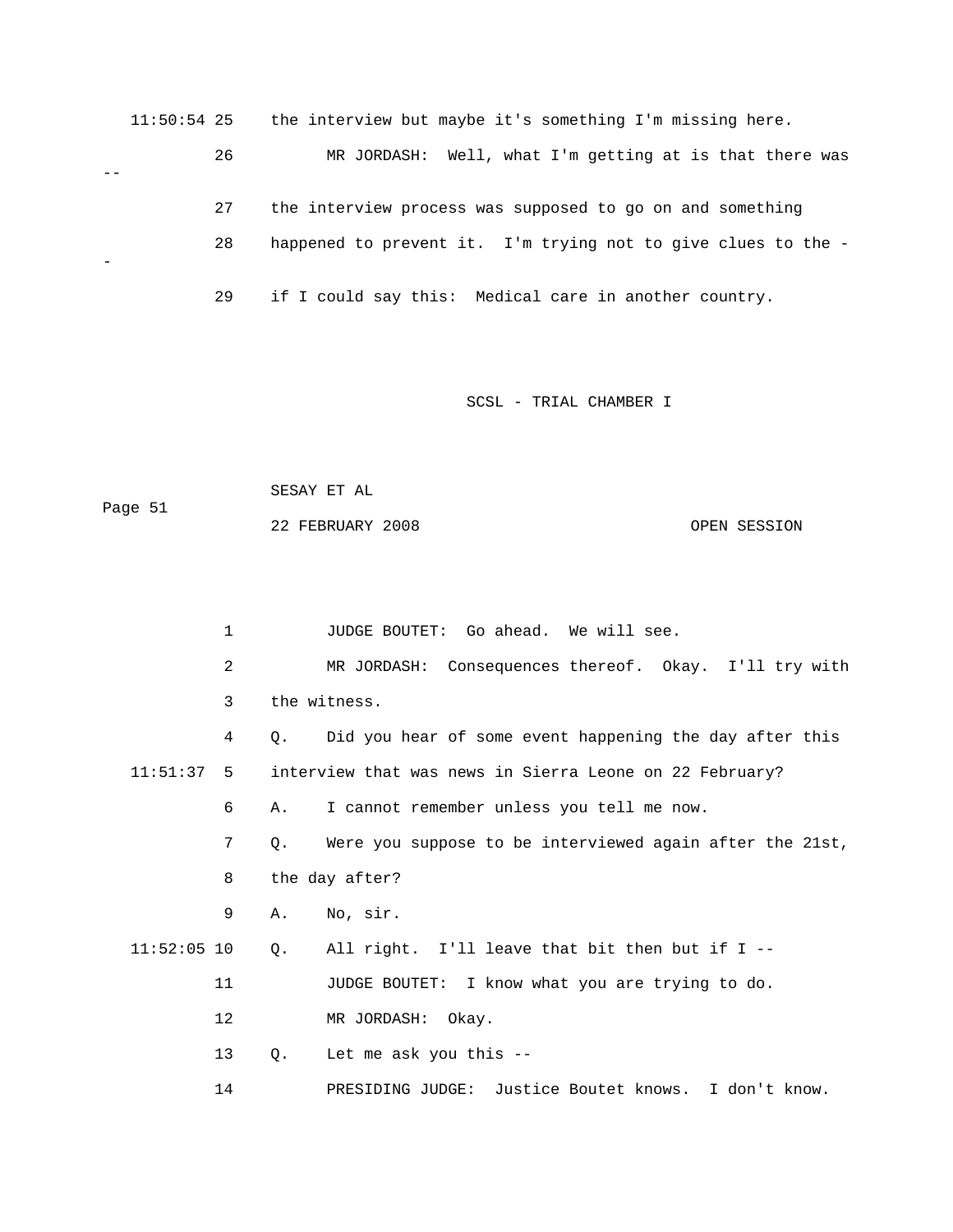11:50:54 25 the interview but maybe it's something I'm missing here.

26 MR JORDASH: Well, what I'm getting at is that there was --

27 the interview process was supposed to go on and something

28 happened to prevent it. I'm trying not to give clues to the --

29 if I could say this: Medical care in another country.

1 JUDGE BOUTET: Go ahead. We will see.

2 MR JORDASH: Consequences thereof. Okay. I'll try with

3 the witness.

4 Q. Did you hear of some event happening the day after this

11:51:37 5 interview that was news in Sierra Leone on 22 February?

6 A. I cannot remember unless you tell me now.

7 Q. Were you suppose to be interviewed again after the 21st,

8 the day after?

9 A. No, sir.

11:52:05 10 Q. All right. I'll leave that bit then but if I --

11 JUDGE BOUTET: I know what you are trying to do.

12 MR JORDASH: Okay.

13 Q. Let me ask you this --

14 PRESIDING JUDGE: Justice Boutet knows. I don't know.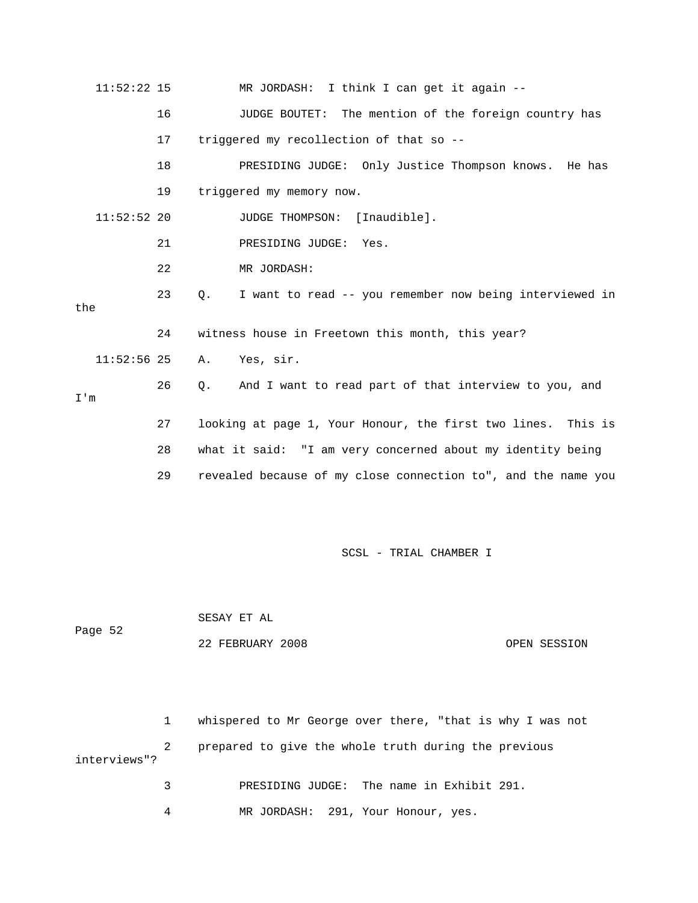11:52:22 15 MR JORDASH: I think I can get it again --

16 JUDGE BOUTET: The mention of the foreign country has

17 triggered my recollection of that so --

18 PRESIDING JUDGE: Only Justice Thompson knows. He has

19 triggered my memory now.

11:52:52 20 JUDGE THOMPSON: [Inaudible].

21 PRESIDING JUDGE: Yes.

22 MR JORDASH:

23 Q. I want to read -- you remember now being interviewed in the

24 witness house in Freetown this month, this year?

11:52:56 25 A. Yes, sir.

26 Q. And I want to read part of that interview to you, and I'm

27 looking at page 1, Your Honour, the first two lines. This is

28 what it said: "I am very concerned about my identity being

29 revealed because of my close connection to", and the name you

1 whispered to Mr George over there, "that is why I was not

2 prepared to give the whole truth during the previous interviews"?

3 PRESIDING JUDGE: The name in Exhibit 291.

4 MR JORDASH: 291, Your Honour, yes.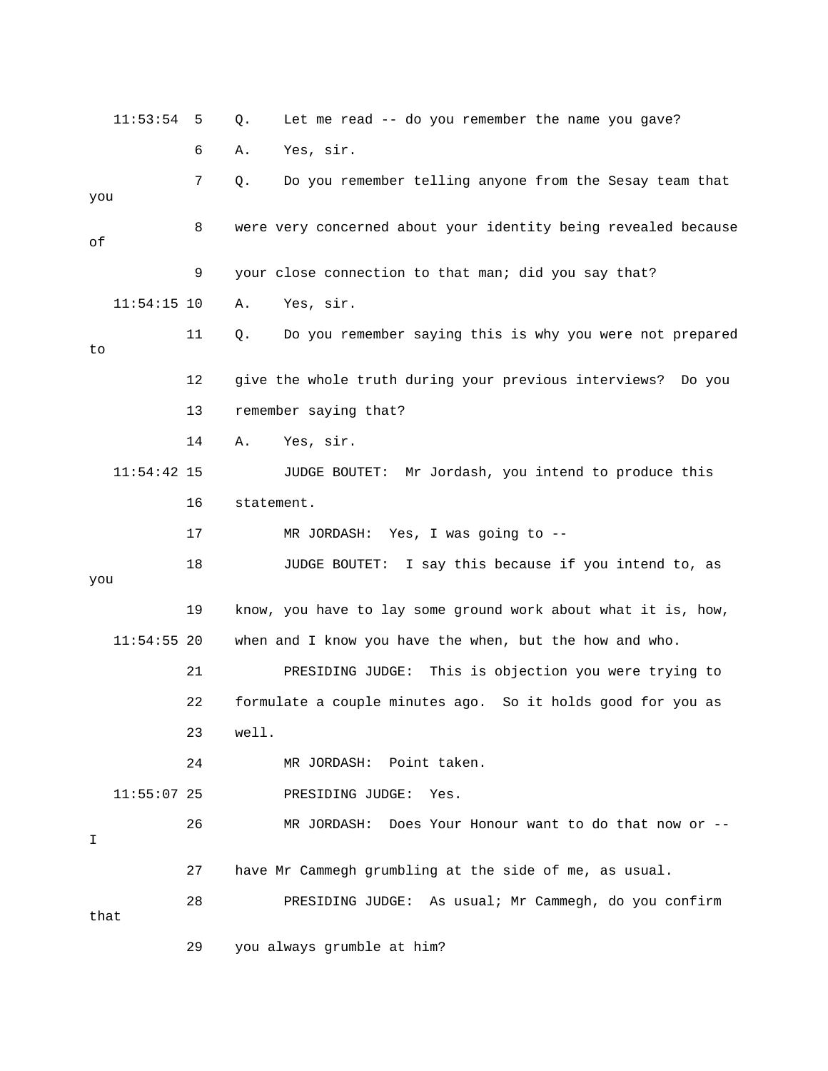11:53:54 5 Q. Let me read -- do you remember the name you gave?

6 A. Yes, sir.

7 Q. Do you remember telling anyone from the Sesay team that you

8 were very concerned about your identity being revealed because of

9 your close connection to that man; did you say that?

11:54:15 10 A. Yes, sir.

11 Q. Do you remember saying this is why you were not prepared to

12 give the whole truth during your previous interviews? Do you

13 remember saying that?

14 A. Yes, sir.

11:54:42 15 JUDGE BOUTET: Mr Jordash, you intend to produce this

16 statement.

17 MR JORDASH: Yes, I was going to --

18 JUDGE BOUTET: I say this because if you intend to, as you

19 know, you have to lay some ground work about what it is, how,

11:54:55 20 when and I know you have the when, but the how and who.

21 PRESIDING JUDGE: This is objection you were trying to

22 formulate a couple minutes ago. So it holds good for you as

23 well.

24 MR JORDASH: Point taken.

11:55:07 25 PRESIDING JUDGE: Yes.

26 MR JORDASH: Does Your Honour want to do that now or -- I

27 have Mr Cammegh grumbling at the side of me, as usual.

28 PRESIDING JUDGE: As usual; Mr Cammegh, do you confirm that

29 you always grumble at him?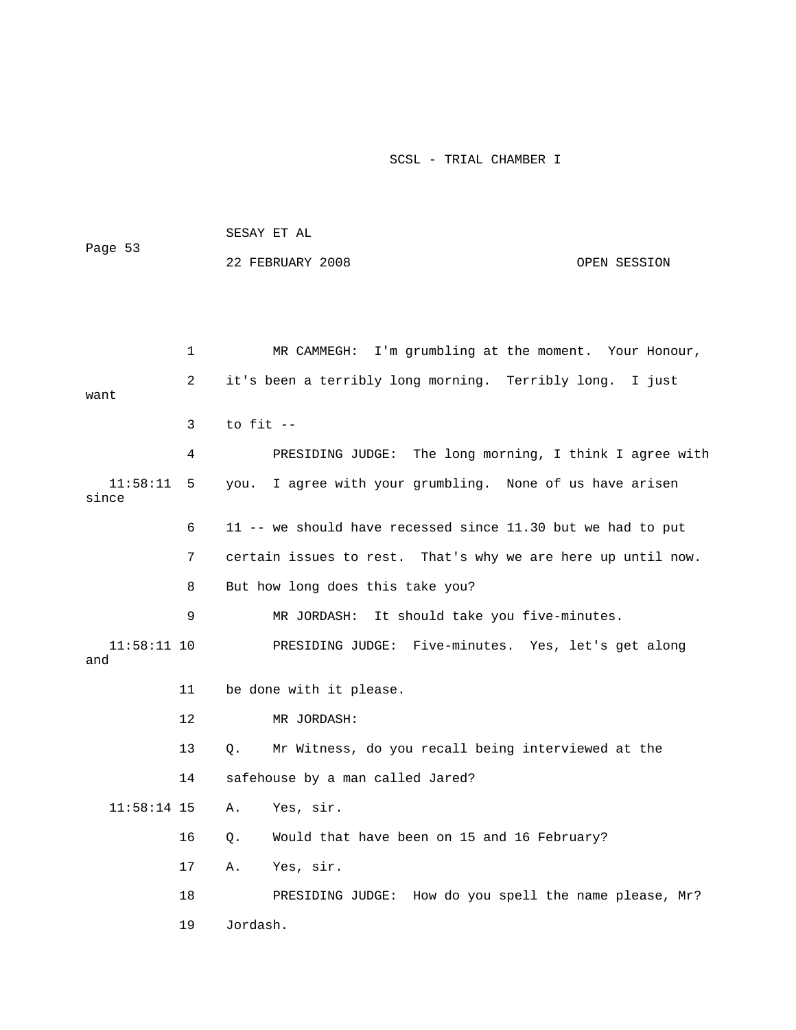1 MR CAMMEGH: I'm grumbling at the moment. Your Honour,

2 it's been a terribly long morning. Terribly long. I just want

3 to fit --

4 PRESIDING JUDGE: The long morning, I think I agree with

11:58:11 5 you. I agree with your grumbling. None of us have arisen since

6 11 -- we should have recessed since 11.30 but we had to put

7 certain issues to rest. That's why we are here up until now.

8 But how long does this take you?

9 MR JORDASH: It should take you five-minutes.

11:58:11 10 PRESIDING JUDGE: Five-minutes. Yes, let's get along and

11 be done with it please.

12 MR JORDASH:

13 Q. Mr Witness, do you recall being interviewed at the

14 safehouse by a man called Jared?

11:58:14 15 A. Yes, sir.

16 Q. Would that have been on 15 and 16 February?

17 A. Yes, sir.

18 PRESIDING JUDGE: How do you spell the name please, Mr?

19 Jordash.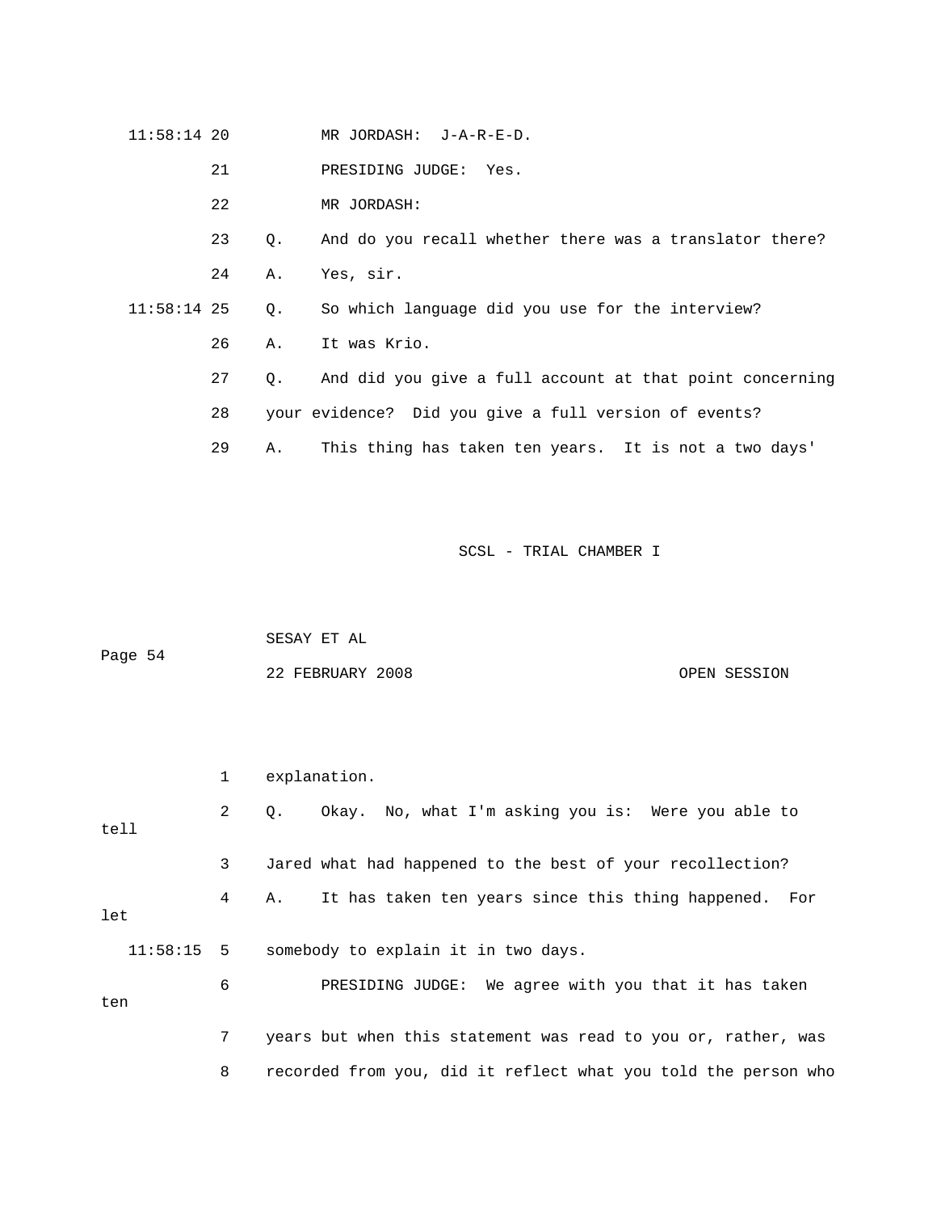MR JORDASH: J-A-R-E-D.

PRESIDING JUDGE: Yes.

MR JORDASH:

Q. And do you recall whether there was a translator there?

A. Yes, sir.

Q. So which language did you use for the interview?

A. It was Krio.

Q. And did you give a full account at that point concerning your evidence? Did you give a full version of events?

A. This thing has taken ten years. It is not a two days' explanation.

Q. Okay. No, what I'm asking you is: Were you able to tell Jared what had happened to the best of your recollection?

A. It has taken ten years since this thing happened. For let somebody to explain it in two days.

PRESIDING JUDGE: We agree with you that it has taken ten years but when this statement was read to you or, rather, was recorded from you, did it reflect what you told the person who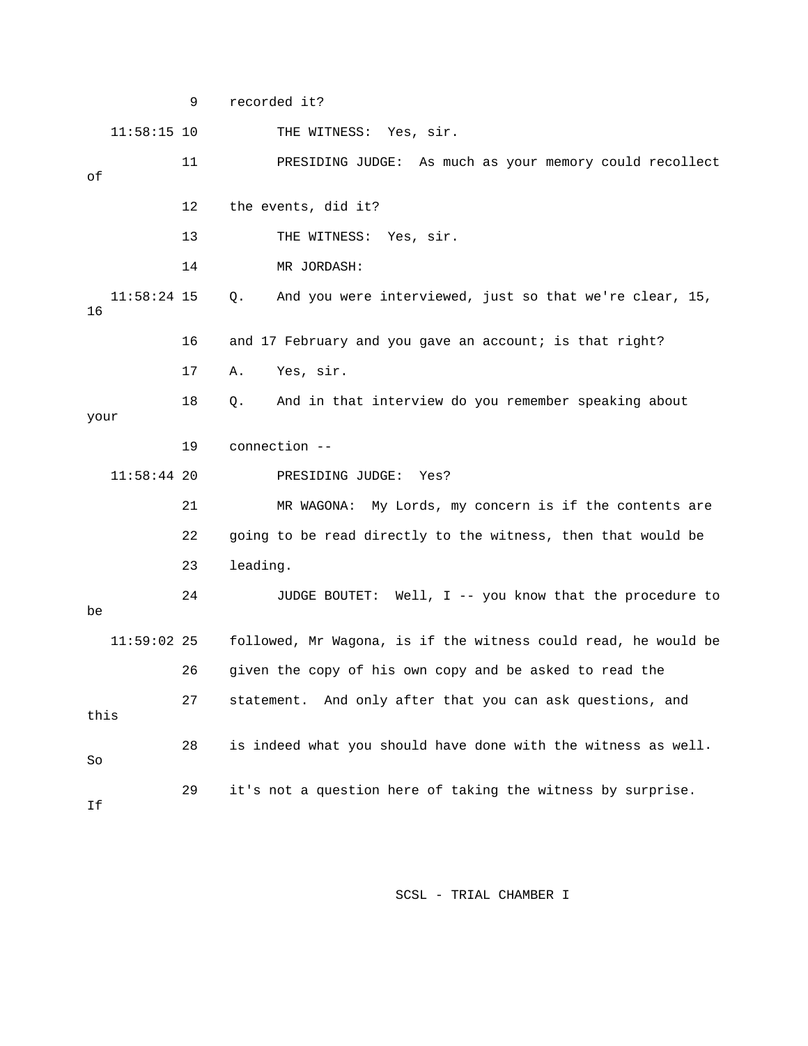9 recorded it?

11:58:15 10 THE WITNESS: Yes, sir.

11 PRESIDING JUDGE: As much as your memory could recollect of

12 the events, did it?

13 THE WITNESS: Yes, sir.

14 MR JORDASH:

11:58:24 15 Q. And you were interviewed, just so that we're clear, 15, 16

16 and 17 February and you gave an account; is that right?

17 A. Yes, sir.

18 Q. And in that interview do you remember speaking about your

19 connection --

11:58:44 20 PRESIDING JUDGE: Yes?

21 MR WAGONA: My Lords, my concern is if the contents are

22 going to be read directly to the witness, then that would be

23 leading.

24 JUDGE BOUTET: Well, I -- you know that the procedure to be

11:59:02 25 followed, Mr Wagona, is if the witness could read, he would be

26 given the copy of his own copy and be asked to read the

27 statement. And only after that you can ask questions, and this

28 is indeed what you should have done with the witness as well. So

29 it's not a question here of taking the witness by surprise. If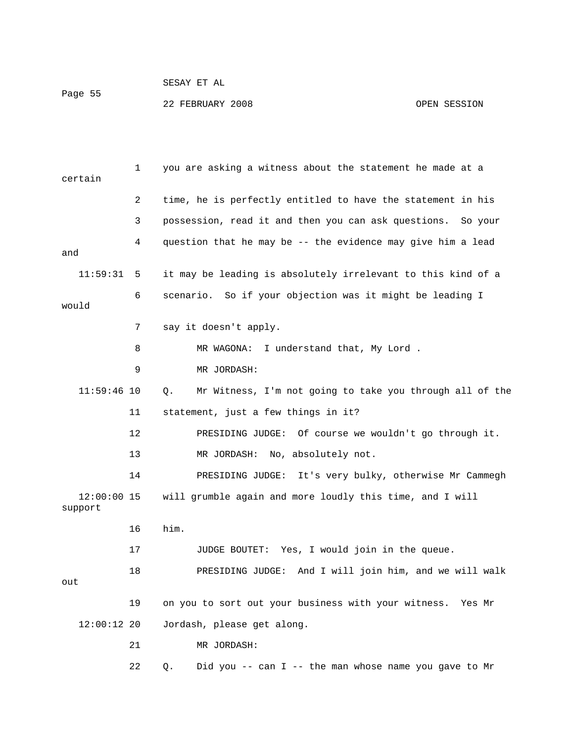you are asking a witness about the statement he made at a certain time, he is perfectly entitled to have the statement in his possession, read it and then you can ask questions. So your question that he may be -- the evidence may give him a lead and it may be leading is absolutely irrelevant to this kind of a scenario. So if your objection was it might be leading I would say it doesn't apply.

MR WAGONA: I understand that, My Lord .

MR JORDASH:

Q. Mr Witness, I'm not going to take you through all of the statement, just a few things in it?

PRESIDING JUDGE: Of course we wouldn't go through it.

MR JORDASH: No, absolutely not.

PRESIDING JUDGE: It's very bulky, otherwise Mr Cammegh will grumble again and more loudly this time, and I will support him.

JUDGE BOUTET: Yes, I would join in the queue.

PRESIDING JUDGE: And I will join him, and we will walk out on you to sort out your business with your witness. Yes Mr Jordash, please get along.

MR JORDASH:

Q. Did you -- can I -- the man whose name you gave to Mr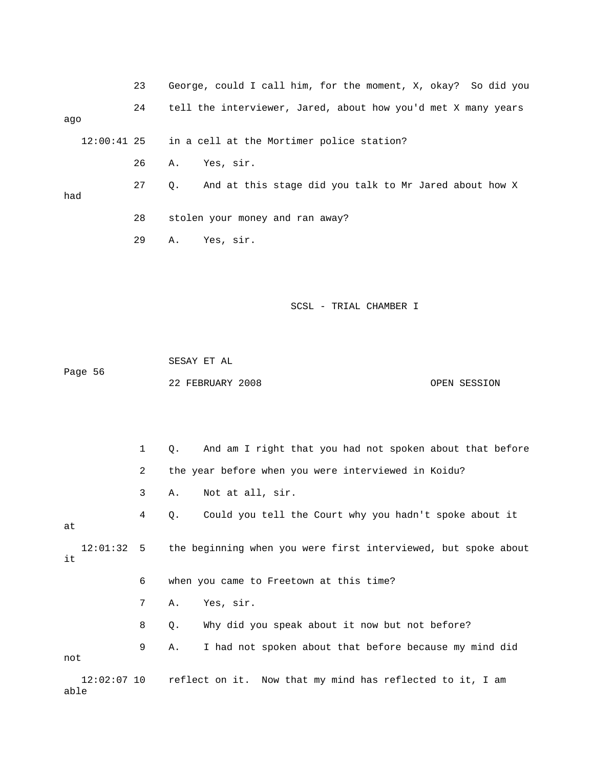23 George, could I call him, for the moment, X, okay? So did you

24 tell the interviewer, Jared, about how you'd met X many years ago

12:00:41 25 in a cell at the Mortimer police station?

26 A. Yes, sir.

27 Q. And at this stage did you talk to Mr Jared about how X had

28 stolen your money and ran away?

29 A. Yes, sir.

1 Q. And am I right that you had not spoken about that before

2 the year before when you were interviewed in Koidu?

3 A. Not at all, sir.

4 Q. Could you tell the Court why you hadn't spoke about it at

12:01:32 5 the beginning when you were first interviewed, but spoke about it

6 when you came to Freetown at this time?

7 A. Yes, sir.

8 Q. Why did you speak about it now but not before?

9 A. I had not spoken about that before because my mind did not

12:02:07 10 reflect on it. Now that my mind has reflected to it, I am able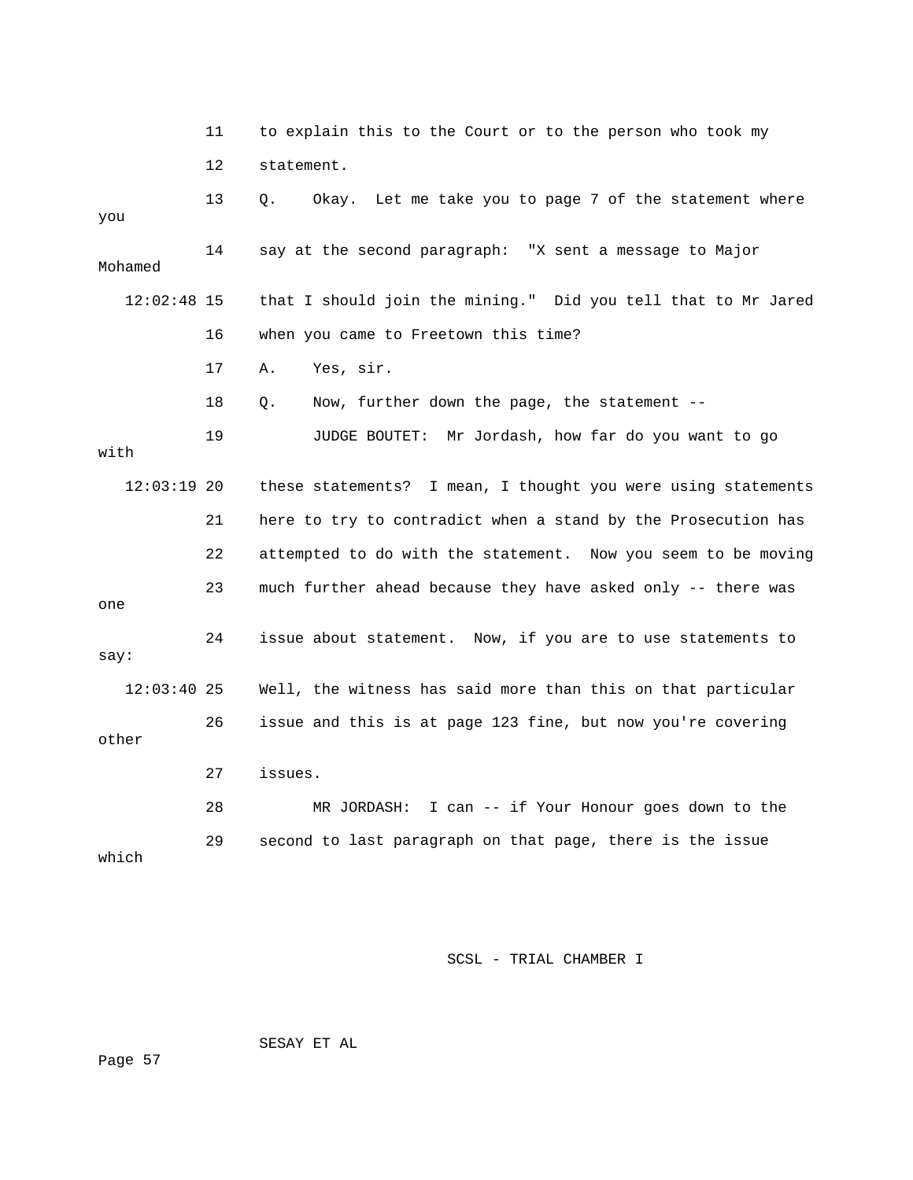11 to explain this to the Court or to the person who took my

12 statement.

13 Q. Okay. Let me take you to page 7 of the statement where you

14 say at the second paragraph: "X sent a message to Major Mohamed

12:02:48 15 that I should join the mining." Did you tell that to Mr Jared

16 when you came to Freetown this time?

17 A. Yes, sir.

18 Q. Now, further down the page, the statement --

19 JUDGE BOUTET: Mr Jordash, how far do you want to go with

12:03:19 20 these statements? I mean, I thought you were using statements

21 here to try to contradict when a stand by the Prosecution has

22 attempted to do with the statement. Now you seem to be moving

23 much further ahead because they have asked only -- there was one

24 issue about statement. Now, if you are to use statements to say:

12:03:40 25 Well, the witness has said more than this on that particular

26 issue and this is at page 123 fine, but now you're covering other

27 issues.

28 MR JORDASH: I can -- if Your Honour goes down to the

29 second to last paragraph on that page, there is the issue which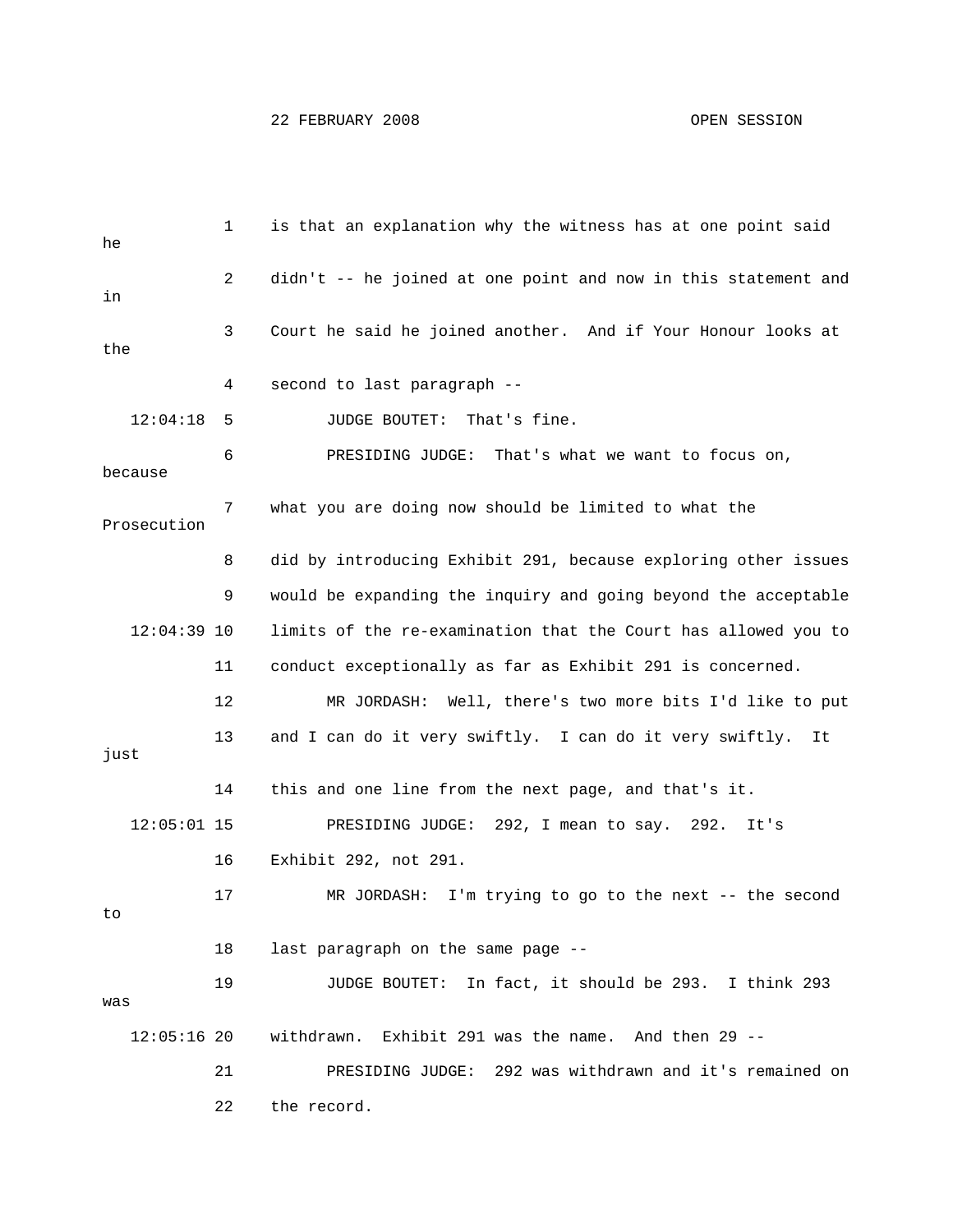1 is that an explanation why the witness has at one point said he

2 didn't -- he joined at one point and now in this statement and in

3 Court he said he joined another. And if Your Honour looks at the

4 second to last paragraph --

12:04:18 5 JUDGE BOUTET: That's fine.

6 PRESIDING JUDGE: That's what we want to focus on, because

7 what you are doing now should be limited to what the Prosecution

8 did by introducing Exhibit 291, because exploring other issues

9 would be expanding the inquiry and going beyond the acceptable

12:04:39 10 limits of the re-examination that the Court has allowed you to

11 conduct exceptionally as far as Exhibit 291 is concerned.

12 MR JORDASH: Well, there's two more bits I'd like to put

13 and I can do it very swiftly. I can do it very swiftly. It just

14 this and one line from the next page, and that's it.

12:05:01 15 PRESIDING JUDGE: 292, I mean to say. 292. It's

16 Exhibit 292, not 291.

17 MR JORDASH: I'm trying to go to the next -- the second to

18 last paragraph on the same page --

19 JUDGE BOUTET: In fact, it should be 293. I think 293 was

12:05:16 20 withdrawn. Exhibit 291 was the name. And then 29 --

21 PRESIDING JUDGE: 292 was withdrawn and it's remained on

22 the record.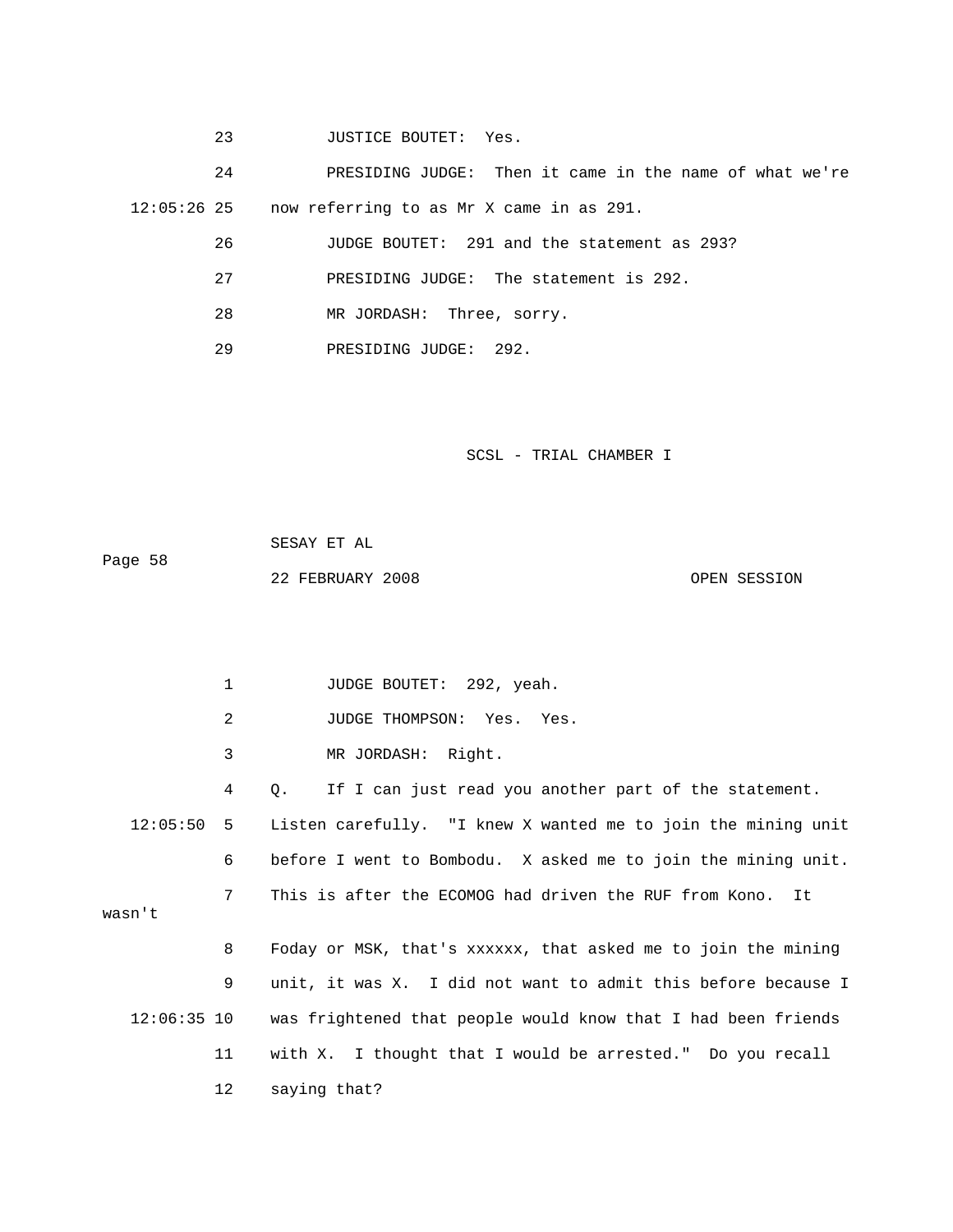23 JUSTICE BOUTET: Yes.

24 PRESIDING JUDGE: Then it came in the name of what we're

12:05:26 25 now referring to as Mr X came in as 291.

26 JUDGE BOUTET: 291 and the statement as 293?

27 PRESIDING JUDGE: The statement is 292.

28 MR JORDASH: Three, sorry.

29 PRESIDING JUDGE: 292.

1 JUDGE BOUTET: 292, yeah.

2 JUDGE THOMPSON: Yes. Yes.

3 MR JORDASH: Right.

4 Q. If I can just read you another part of the statement.

12:05:50 5 Listen carefully. "I knew X wanted me to join the mining unit

6 before I went to Bombodu. X asked me to join the mining unit.

7 This is after the ECOMOG had driven the RUF from Kono. It wasn't

8 Foday or MSK, that's xxxxxx, that asked me to join the mining

9 unit, it was X. I did not want to admit this before because I

12:06:35 10 was frightened that people would know that I had been friends

11 with X. I thought that I would be arrested." Do you recall

12 saying that?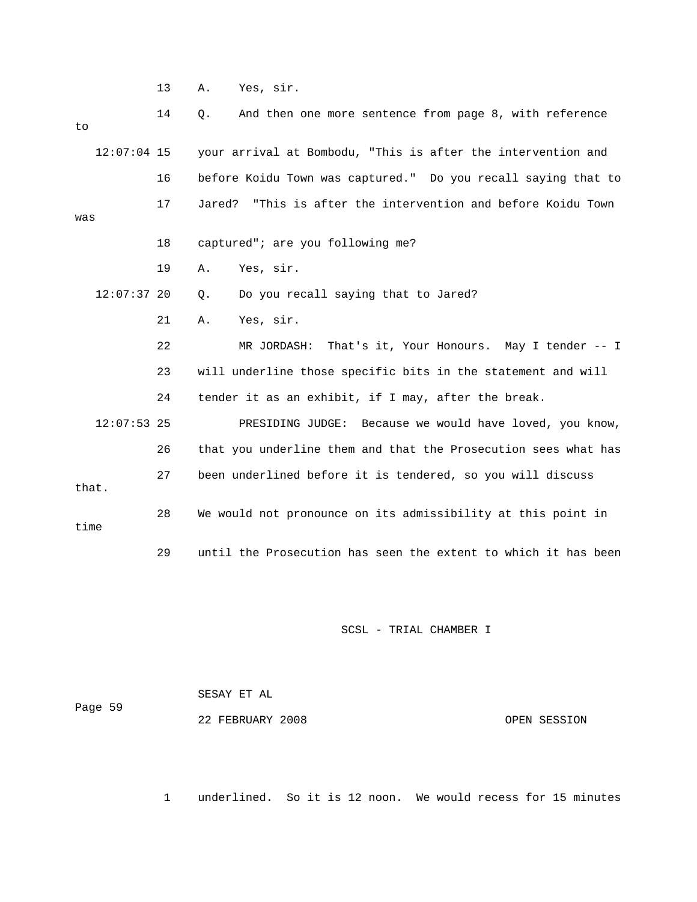13 A. Yes, sir.

14 Q. And then one more sentence from page 8, with reference to

12:07:04 15 your arrival at Bombodu, "This is after the intervention and

16 before Koidu Town was captured." Do you recall saying that to

17 Jared? "This is after the intervention and before Koidu Town was

18 captured"; are you following me?

19 A. Yes, sir.

12:07:37 20 Q. Do you recall saying that to Jared?

21 A. Yes, sir.

22 MR JORDASH: That's it, Your Honours. May I tender -- I

23 will underline those specific bits in the statement and will

24 tender it as an exhibit, if I may, after the break.

12:07:53 25 PRESIDING JUDGE: Because we would have loved, you know,

26 that you underline them and that the Prosecution sees what has

27 been underlined before it is tendered, so you will discuss that.

28 We would not pronounce on its admissibility at this point in time

29 until the Prosecution has seen the extent to which it has been

1 underlined. So it is 12 noon. We would recess for 15 minutes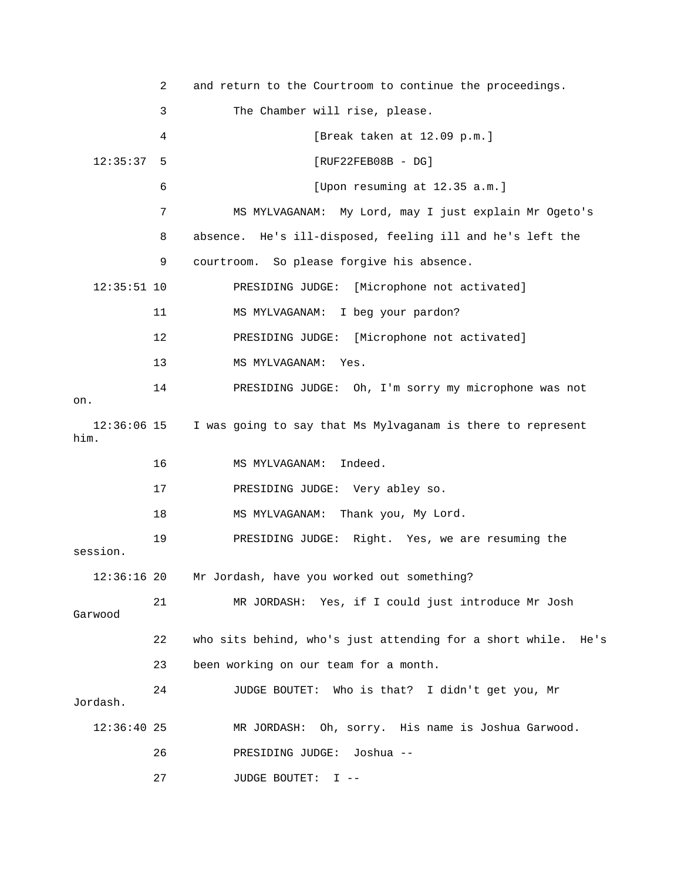2 and return to the Courtroom to continue the proceedings.

3 The Chamber will rise, please.

4 [Break taken at 12.09 p.m.]

12:35:37 5 [RUF22FEB08B - DG]

6 [Upon resuming at 12.35 a.m.]

7 MS MYLVAGANAM: My Lord, may I just explain Mr Ogeto's

8 absence. He's ill-disposed, feeling ill and he's left the

9 courtroom. So please forgive his absence.

12:35:51 10 PRESIDING JUDGE: [Microphone not activated]

11 MS MYLVAGANAM: I beg your pardon?

12 PRESIDING JUDGE: [Microphone not activated]

13 MS MYLVAGANAM: Yes.

14 PRESIDING JUDGE: Oh, I'm sorry my microphone was not on.

12:36:06 15 I was going to say that Ms Mylvaganam is there to represent him.

16 MS MYLVAGANAM: Indeed.

17 PRESIDING JUDGE: Very abley so.

18 MS MYLVAGANAM: Thank you, My Lord.

19 PRESIDING JUDGE: Right. Yes, we are resuming the session.

12:36:16 20 Mr Jordash, have you worked out something?

21 MR JORDASH: Yes, if I could just introduce Mr Josh Garwood

22 who sits behind, who's just attending for a short while. He's

23 been working on our team for a month.

24 JUDGE BOUTET: Who is that? I didn't get you, Mr Jordash.

12:36:40 25 MR JORDASH: Oh, sorry. His name is Joshua Garwood.

26 PRESIDING JUDGE: Joshua --

27 JUDGE BOUTET: I --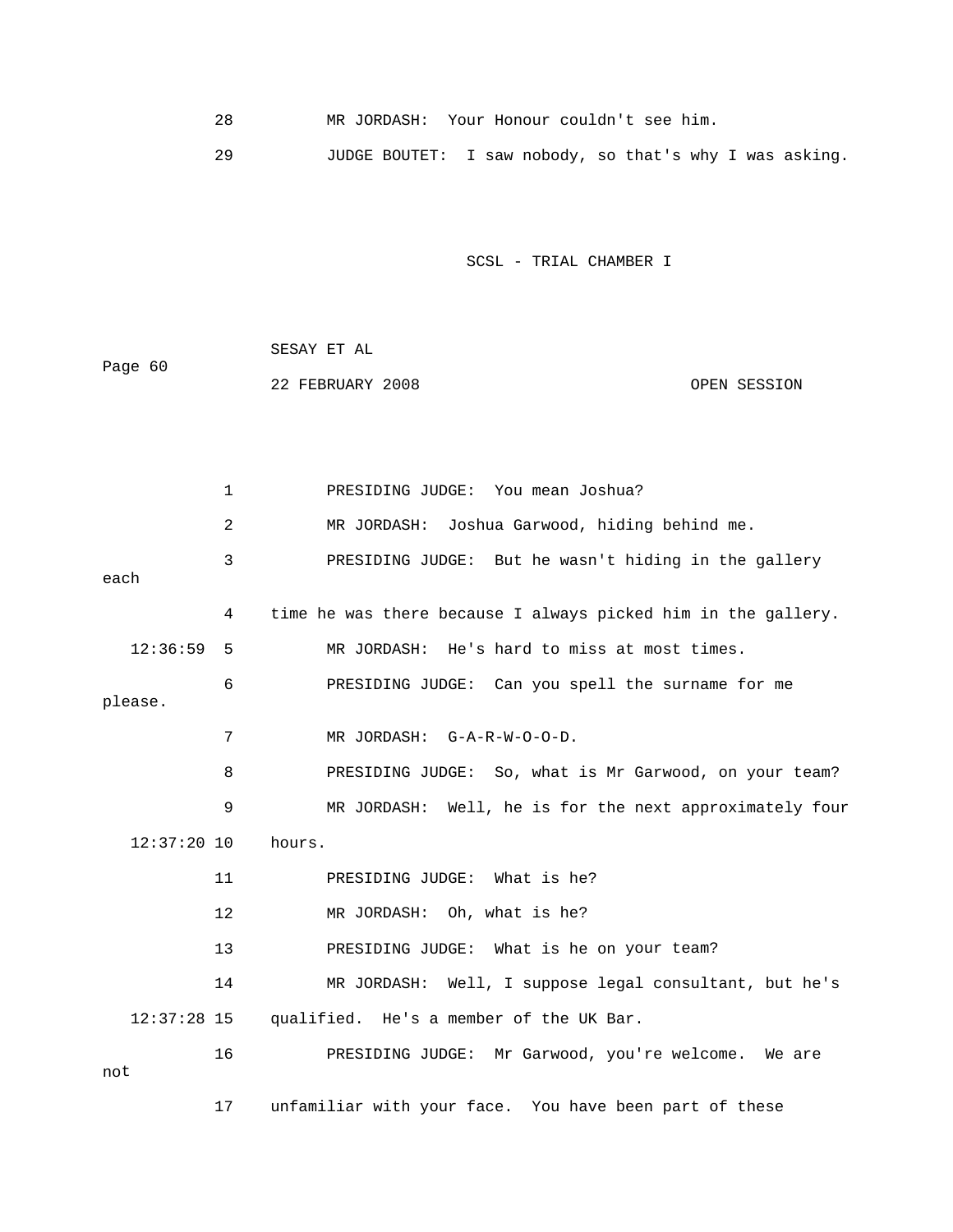28 MR JORDASH: Your Honour couldn't see him.

29 JUDGE BOUTET: I saw nobody, so that's why I was asking.

1 PRESIDING JUDGE: You mean Joshua?

2 MR JORDASH: Joshua Garwood, hiding behind me.

3 PRESIDING JUDGE: But he wasn't hiding in the gallery each

4 time he was there because I always picked him in the gallery.

12:36:59 5 MR JORDASH: He's hard to miss at most times.

6 PRESIDING JUDGE: Can you spell the surname for me please.

7 MR JORDASH: G-A-R-W-O-O-D.

8 PRESIDING JUDGE: So, what is Mr Garwood, on your team?

9 MR JORDASH: Well, he is for the next approximately four

12:37:20 10 hours.

11 PRESIDING JUDGE: What is he?

12 MR JORDASH: Oh, what is he?

13 PRESIDING JUDGE: What is he on your team?

14 MR JORDASH: Well, I suppose legal consultant, but he's

12:37:28 15 qualified. He's a member of the UK Bar.

16 PRESIDING JUDGE: Mr Garwood, you're welcome. We are not

17 unfamiliar with your face. You have been part of these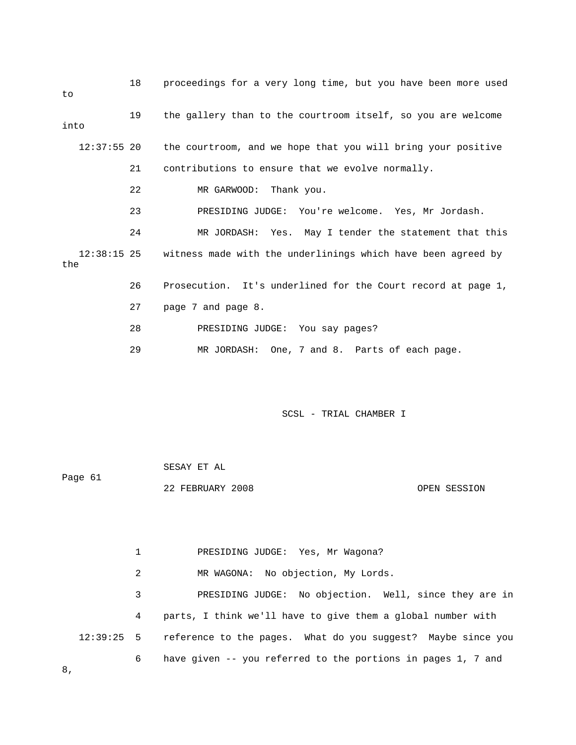18 proceedings for a very long time, but you have been more used to

19 the gallery than to the courtroom itself, so you are welcome into

12:37:55 20 the courtroom, and we hope that you will bring your positive

21 contributions to ensure that we evolve normally.

22 MR GARWOOD: Thank you.

23 PRESIDING JUDGE: You're welcome. Yes, Mr Jordash.

24 MR JORDASH: Yes. May I tender the statement that this

12:38:15 25 witness made with the underlinings which have been agreed by the

26 Prosecution. It's underlined for the Court record at page 1,

27 page 7 and page 8.

28 PRESIDING JUDGE: You say pages?

29 MR JORDASH: One, 7 and 8. Parts of each page.

1 PRESIDING JUDGE: Yes, Mr Wagona?

2 MR WAGONA: No objection, My Lords.

3 PRESIDING JUDGE: No objection. Well, since they are in

4 parts, I think we'll have to give them a global number with

12:39:25 5 reference to the pages. What do you suggest? Maybe since you

6 have given -- you referred to the portions in pages 1, 7 and 8,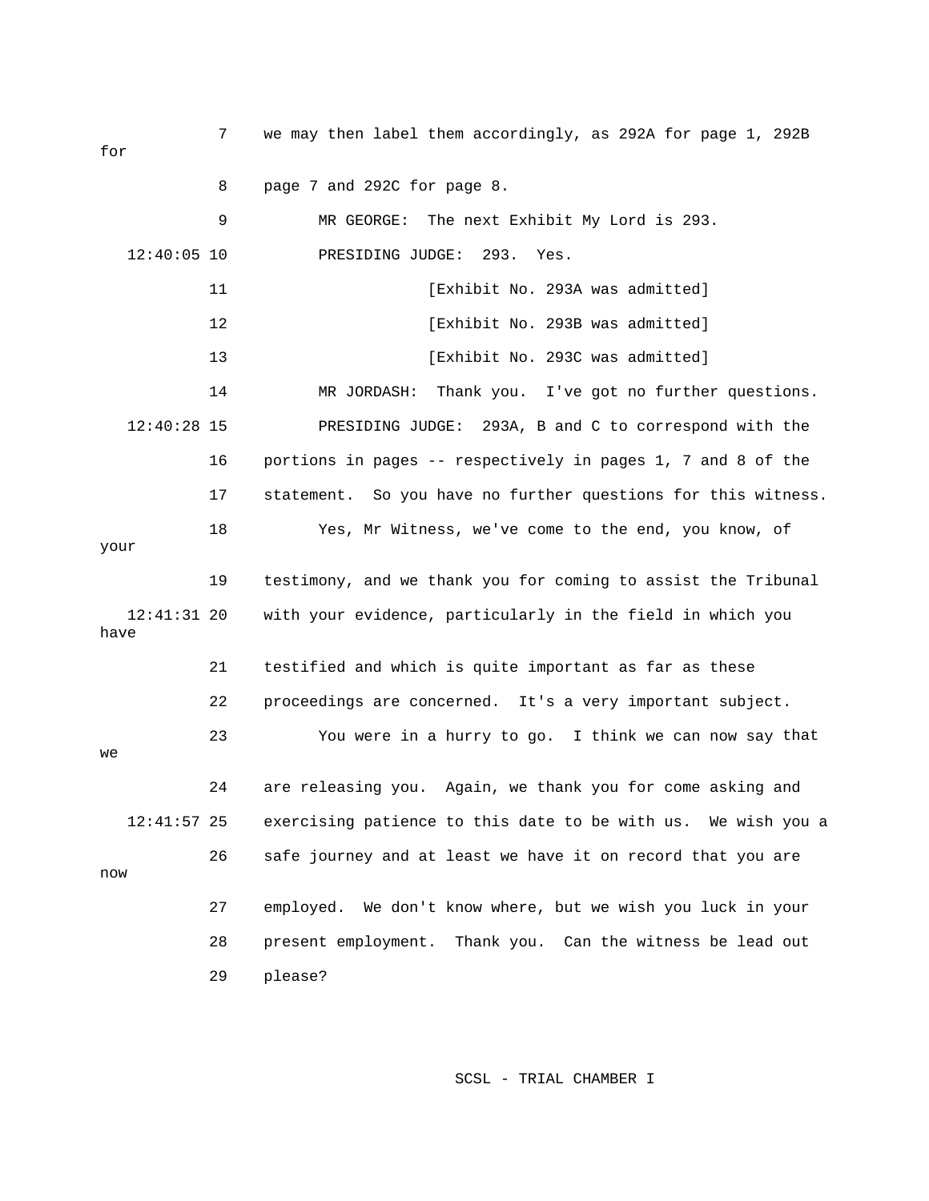7 we may then label them accordingly, as 292A for page 1, 292B for

8 page 7 and 292C for page 8.

9 MR GEORGE: The next Exhibit My Lord is 293.

12:40:05 10 PRESIDING JUDGE: 293. Yes.

11 [Exhibit No. 293A was admitted]

12 [Exhibit No. 293B was admitted]

13 [Exhibit No. 293C was admitted]

14 MR JORDASH: Thank you. I've got no further questions.

12:40:28 15 PRESIDING JUDGE: 293A, B and C to correspond with the

16 portions in pages -- respectively in pages 1, 7 and 8 of the

17 statement. So you have no further questions for this witness.

18 Yes, Mr Witness, we've come to the end, you know, of your

19 testimony, and we thank you for coming to assist the Tribunal

12:41:31 20 with your evidence, particularly in the field in which you have

21 testified and which is quite important as far as these

22 proceedings are concerned. It's a very important subject.

23 You were in a hurry to go. I think we can now say that we

24 are releasing you. Again, we thank you for come asking and

12:41:57 25 exercising patience to this date to be with us. We wish you a

26 safe journey and at least we have it on record that you are now

27 employed. We don't know where, but we wish you luck in your

28 present employment. Thank you. Can the witness be lead out

29 please?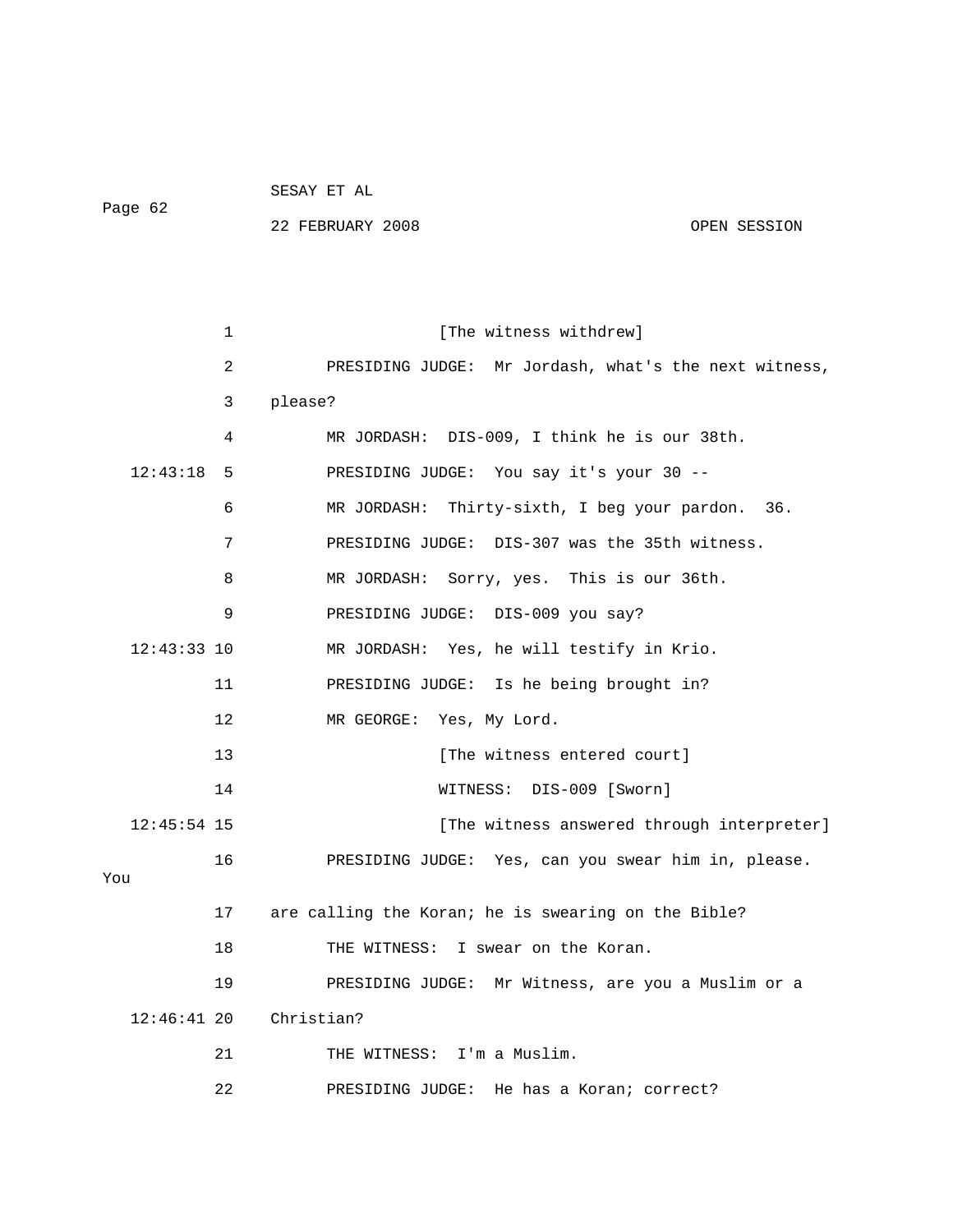1 [The witness withdrew]

2 PRESIDING JUDGE: Mr Jordash, what's the next witness,

3 please?

4 MR JORDASH: DIS-009, I think he is our 38th.

12:43:18 5 PRESIDING JUDGE: You say it's your 30 --

6 MR JORDASH: Thirty-sixth, I beg your pardon. 36.

7 PRESIDING JUDGE: DIS-307 was the 35th witness.

8 MR JORDASH: Sorry, yes. This is our 36th.

9 PRESIDING JUDGE: DIS-009 you say?

12:43:33 10 MR JORDASH: Yes, he will testify in Krio.

11 PRESIDING JUDGE: Is he being brought in?

12 MR GEORGE: Yes, My Lord.

13 [The witness entered court]

14 WITNESS: DIS-009 [Sworn]

12:45:54 15 [The witness answered through interpreter]

16 PRESIDING JUDGE: Yes, can you swear him in, please. You

17 are calling the Koran; he is swearing on the Bible?

18 THE WITNESS: I swear on the Koran.

19 PRESIDING JUDGE: Mr Witness, are you a Muslim or a

12:46:41 20 Christian?

21 THE WITNESS: I'm a Muslim.

22 PRESIDING JUDGE: He has a Koran; correct?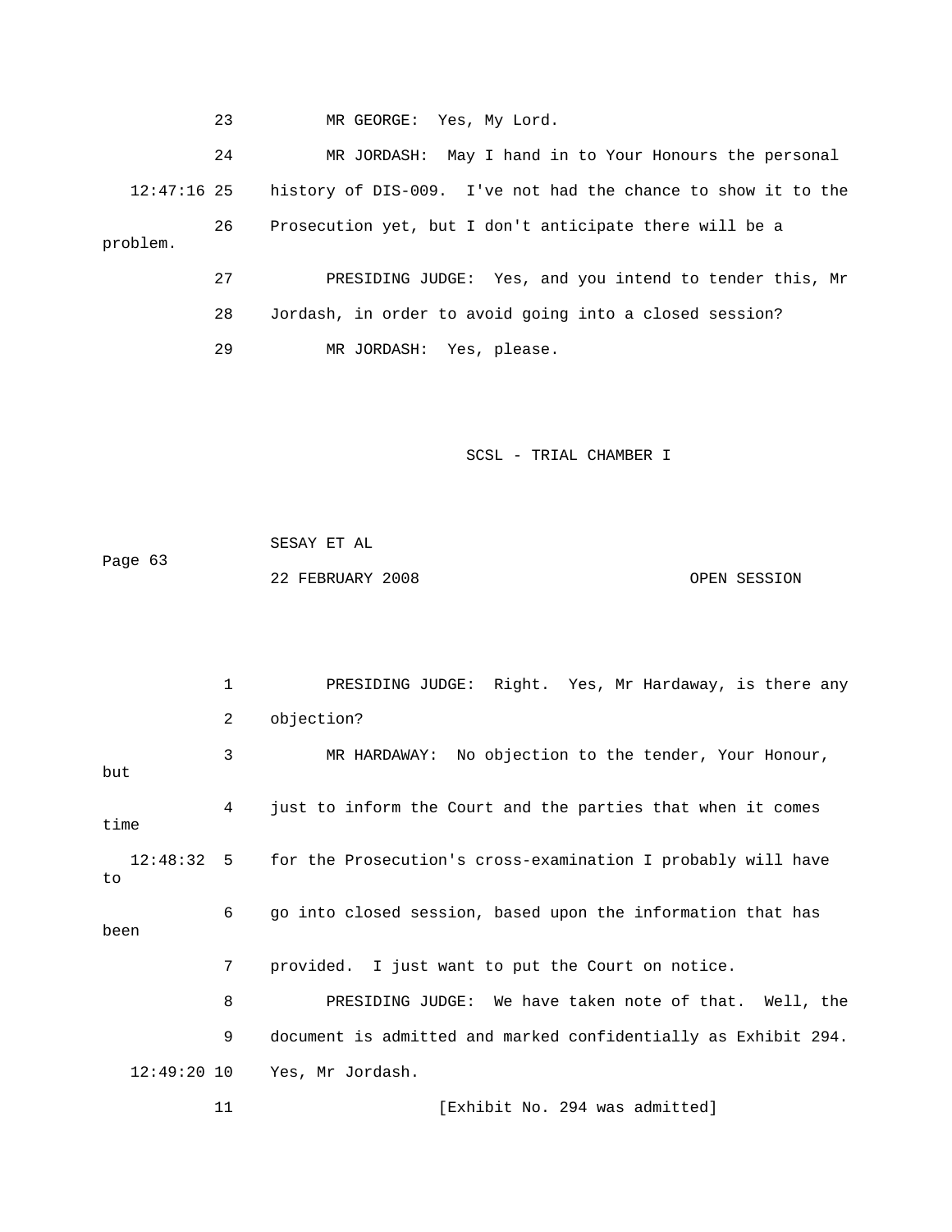23 MR GEORGE: Yes, My Lord.

24 MR JORDASH: May I hand in to Your Honours the personal

12:47:16 25 history of DIS-009. I've not had the chance to show it to the

26 Prosecution yet, but I don't anticipate there will be a problem.

27 PRESIDING JUDGE: Yes, and you intend to tender this, Mr

28 Jordash, in order to avoid going into a closed session?

29 MR JORDASH: Yes, please.

SCSL - TRIAL CHAMBER I

SESAY ET AL

22 FEBRUARY 2008 OPEN SESSION

1 PRESIDING JUDGE: Right. Yes, Mr Hardaway, is there any

2 objection?

3 MR HARDAWAY: No objection to the tender, Your Honour, but

4 just to inform the Court and the parties that when it comes time

12:48:32 5 for the Prosecution's cross-examination I probably will have to

6 go into closed session, based upon the information that has been

7 provided. I just want to put the Court on notice.

8 PRESIDING JUDGE: We have taken note of that. Well, the

9 document is admitted and marked confidentially as Exhibit 294.

12:49:20 10 Yes, Mr Jordash.

11 [Exhibit No. 294 was admitted]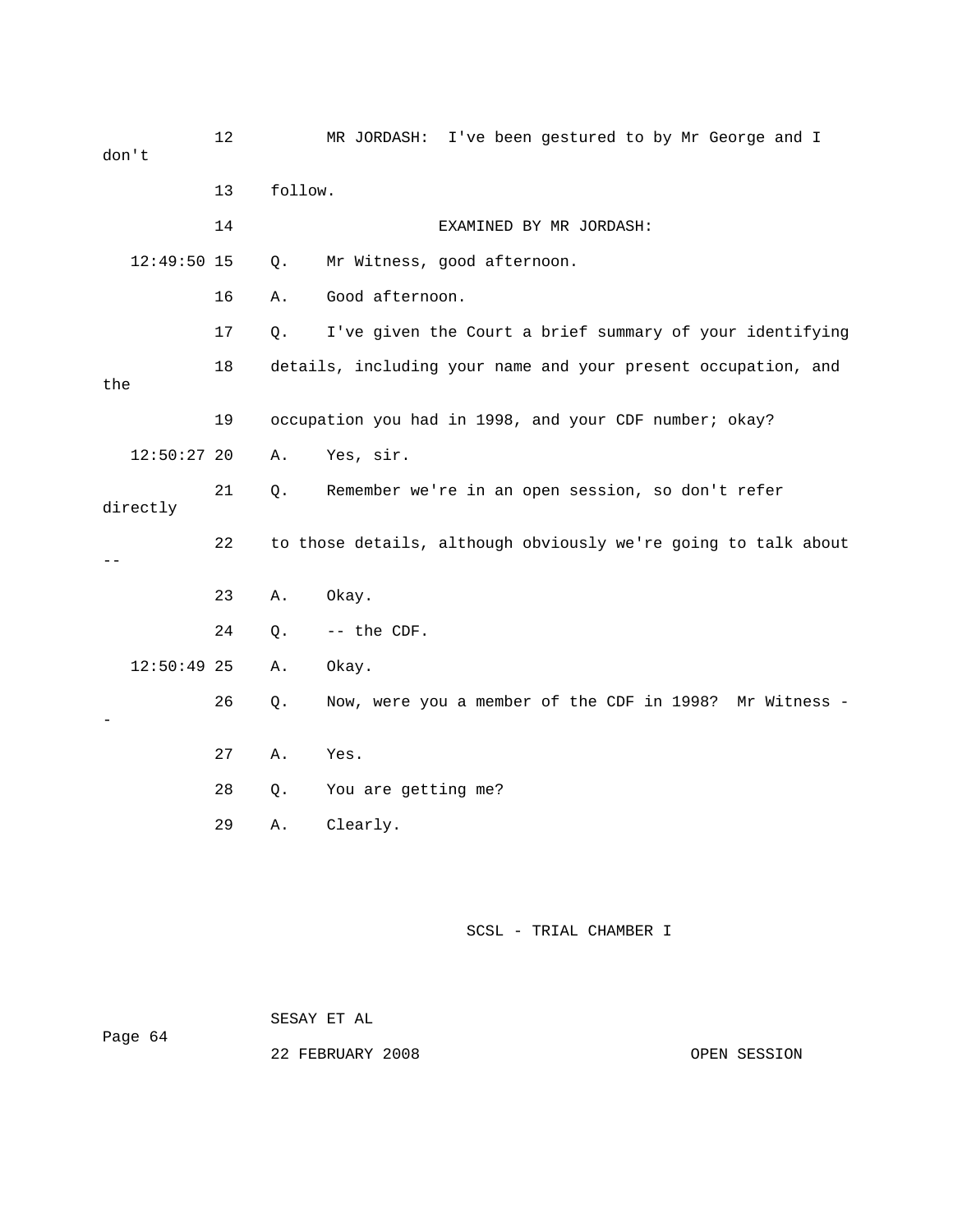12 MR JORDASH: I've been gestured to by Mr George and I don't

13 follow.

14 EXAMINED BY MR JORDASH:

12:49:50 15 Q. Mr Witness, good afternoon.

16 A. Good afternoon.

17 Q. I've given the Court a brief summary of your identifying

18 details, including your name and your present occupation, and the

19 occupation you had in 1998, and your CDF number; okay?

12:50:27 20 A. Yes, sir.

21 Q. Remember we're in an open session, so don't refer directly

22 to those details, although obviously we're going to talk about --

23 A. Okay.

24 Q. -- the CDF.

12:50:49 25 A. Okay.

26 Q. Now, were you a member of the CDF in 1998? Mr Witness --

27 A. Yes.

28 Q. You are getting me?

29 A. Clearly.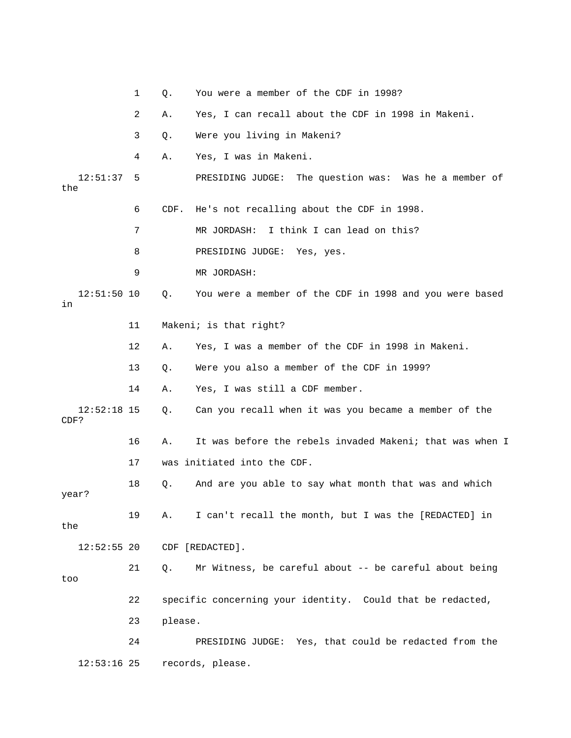1 Q. You were a member of the CDF in 1998?

2 A. Yes, I can recall about the CDF in 1998 in Makeni.

3 Q. Were you living in Makeni?

4 A. Yes, I was in Makeni.

12:51:37 5 PRESIDING JUDGE: The question was: Was he a member of the

6 CDF. He's not recalling about the CDF in 1998.

7 MR JORDASH: I think I can lead on this?

8 PRESIDING JUDGE: Yes, yes.

9 MR JORDASH:

12:51:50 10 Q. You were a member of the CDF in 1998 and you were based in

11 Makeni; is that right?

12 A. Yes, I was a member of the CDF in 1998 in Makeni.

13 Q. Were you also a member of the CDF in 1999?

14 A. Yes, I was still a CDF member.

12:52:18 15 Q. Can you recall when it was you became a member of the CDF?

16 A. It was before the rebels invaded Makeni; that was when I

17 was initiated into the CDF.

18 Q. And are you able to say what month that was and which year?

19 A. I can't recall the month, but I was the [REDACTED] in the

12:52:55 20 CDF [REDACTED].

21 Q. Mr Witness, be careful about -- be careful about being too

22 specific concerning your identity. Could that be redacted,

23 please.

24 PRESIDING JUDGE: Yes, that could be redacted from the

12:53:16 25 records, please.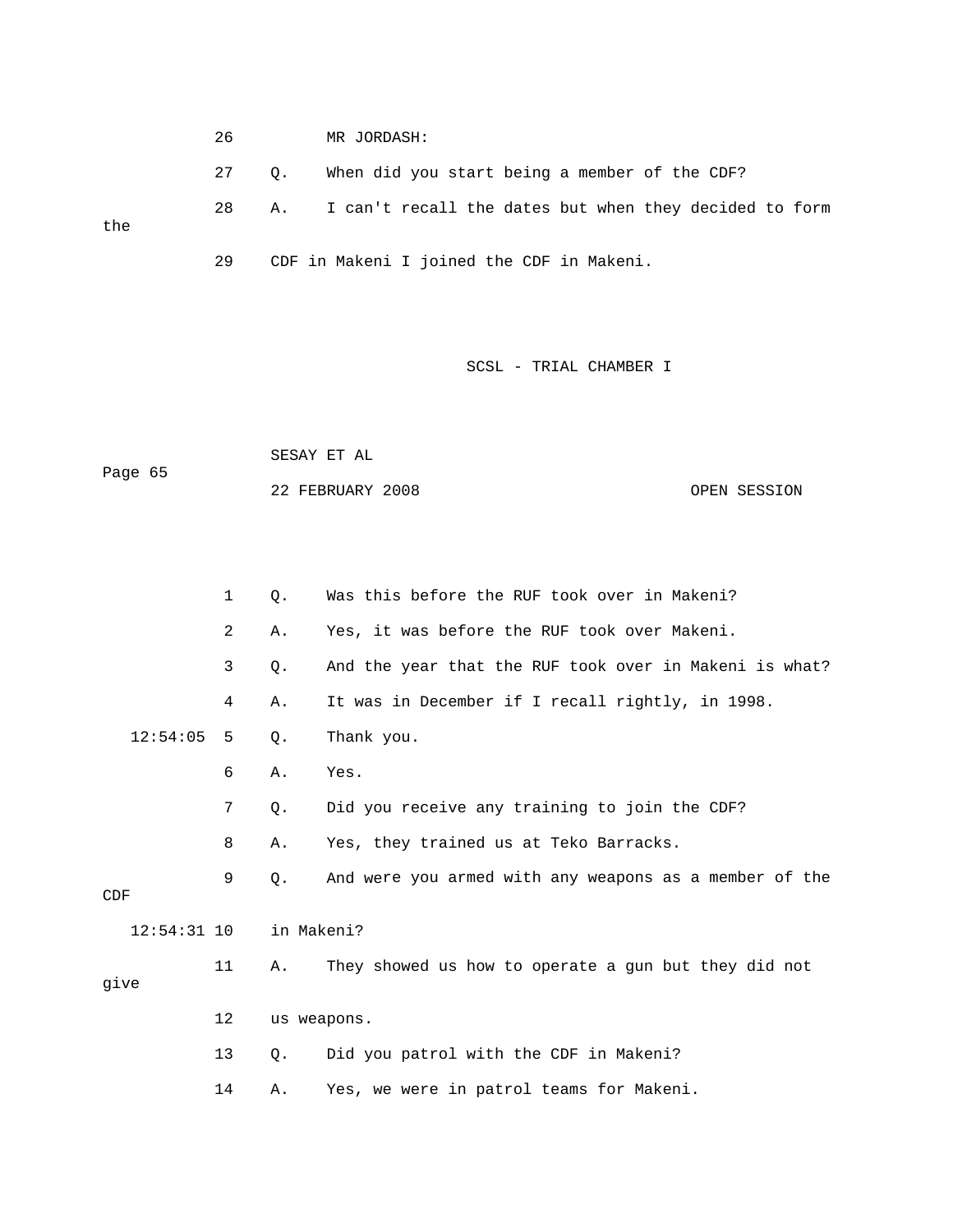26 MR JORDASH:

27 Q. When did you start being a member of the CDF?

28 A. I can't recall the dates but when they decided to form the

29 CDF in Makeni I joined the CDF in Makeni.

1 Q. Was this before the RUF took over in Makeni?

2 A. Yes, it was before the RUF took over Makeni.

3 Q. And the year that the RUF took over in Makeni is what?

4 A. It was in December if I recall rightly, in 1998.

12:54:05 5 Q. Thank you.

6 A. Yes.

7 Q. Did you receive any training to join the CDF?

8 A. Yes, they trained us at Teko Barracks.

9 Q. And were you armed with any weapons as a member of the CDF

12:54:31 10 in Makeni?

11 A. They showed us how to operate a gun but they did not give

12 us weapons.

13 Q. Did you patrol with the CDF in Makeni?

14 A. Yes, we were in patrol teams for Makeni.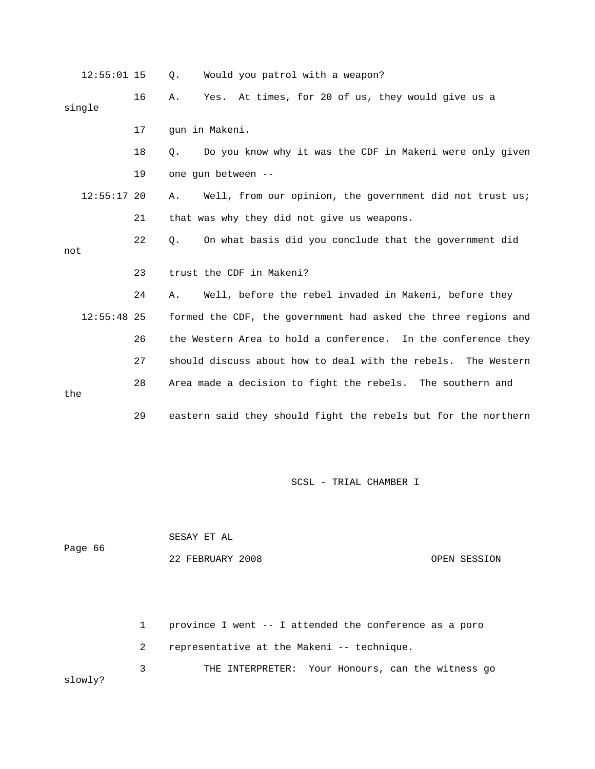12:55:01 15 Q. Would you patrol with a weapon?

16 A. Yes. At times, for 20 of us, they would give us a single

17 gun in Makeni.

18 Q. Do you know why it was the CDF in Makeni were only given

19 one gun between --

12:55:17 20 A. Well, from our opinion, the government did not trust us;

21 that was why they did not give us weapons.

22 Q. On what basis did you conclude that the government did not

23 trust the CDF in Makeni?

24 A. Well, before the rebel invaded in Makeni, before they

12:55:48 25 formed the CDF, the government had asked the three regions and

26 the Western Area to hold a conference. In the conference they

27 should discuss about how to deal with the rebels. The Western

28 Area made a decision to fight the rebels. The southern and the

29 eastern said they should fight the rebels but for the northern

1 province I went -- I attended the conference as a poro

2 representative at the Makeni -- technique.

3 THE INTERPRETER: Your Honours, can the witness go slowly?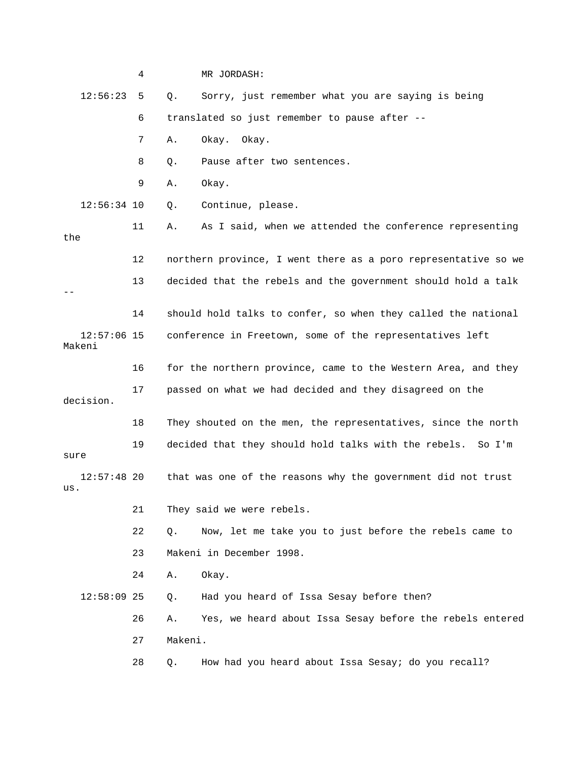4 MR JORDASH:

12:56:23 5 Q. Sorry, just remember what you are saying is being

6 translated so just remember to pause after --

7 A. Okay. Okay.

8 Q. Pause after two sentences.

9 A. Okay.

12:56:34 10 Q. Continue, please.

11 A. As I said, when we attended the conference representing the

12 northern province, I went there as a poro representative so we

13 decided that the rebels and the government should hold a talk --

14 should hold talks to confer, so when they called the national

12:57:06 15 conference in Freetown, some of the representatives left Makeni

16 for the northern province, came to the Western Area, and they

17 passed on what we had decided and they disagreed on the decision.

18 They shouted on the men, the representatives, since the north

19 decided that they should hold talks with the rebels. So I'm sure

12:57:48 20 that was one of the reasons why the government did not trust us.

21 They said we were rebels.

22 Q. Now, let me take you to just before the rebels came to

23 Makeni in December 1998.

24 A. Okay.

12:58:09 25 Q. Had you heard of Issa Sesay before then?

26 A. Yes, we heard about Issa Sesay before the rebels entered

27 Makeni.

28 Q. How had you heard about Issa Sesay; do you recall?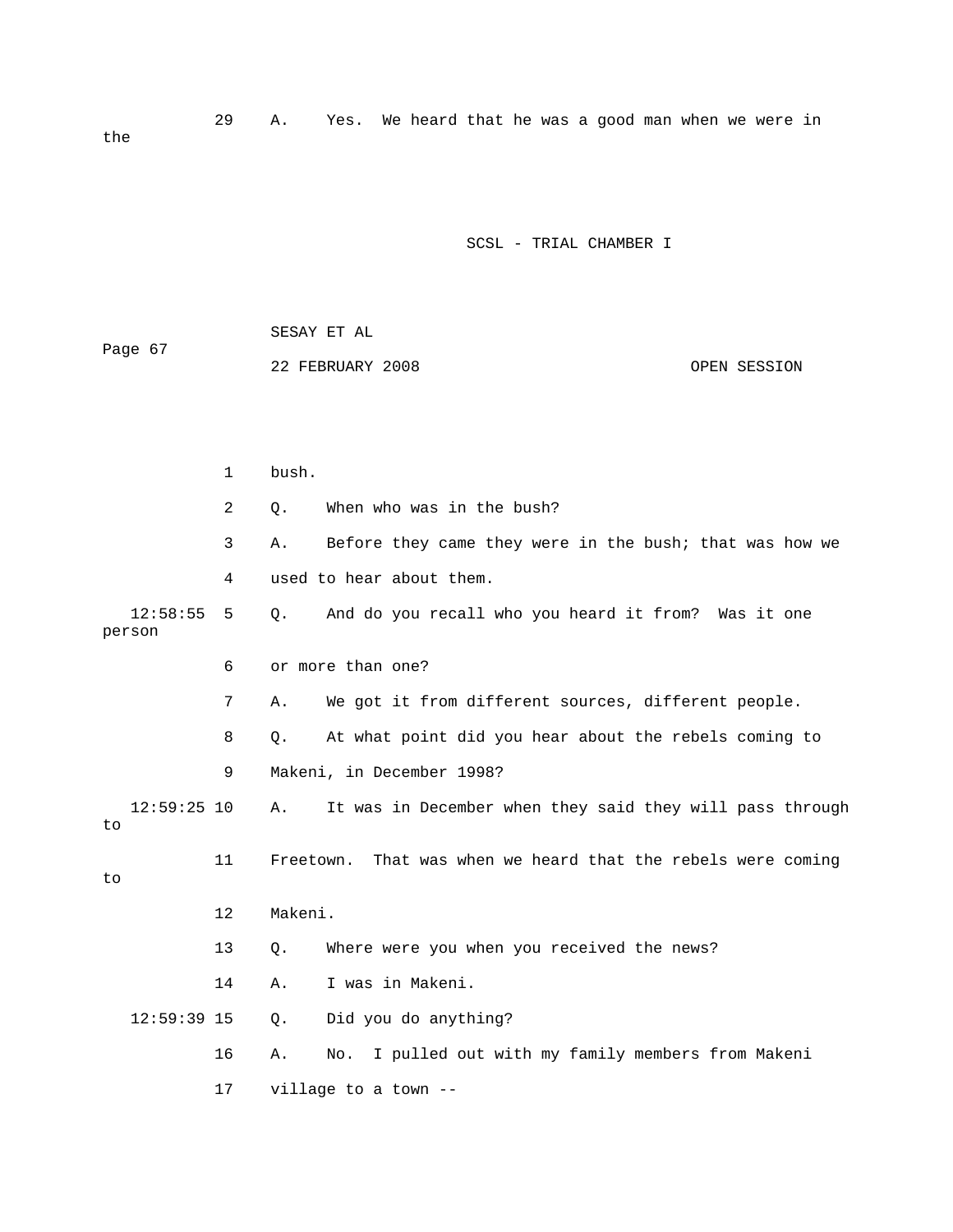29 A. Yes. We heard that he was a good man when we were in the

1 bush.

2 Q. When who was in the bush?

3 A. Before they came they were in the bush; that was how we

4 used to hear about them.

12:58:55 5 Q. And do you recall who you heard it from? Was it one person

6 or more than one?

7 A. We got it from different sources, different people.

8 Q. At what point did you hear about the rebels coming to

9 Makeni, in December 1998?

12:59:25 10 A. It was in December when they said they will pass through to

11 Freetown. That was when we heard that the rebels were coming to

12 Makeni.

13 Q. Where were you when you received the news?

14 A. I was in Makeni.

12:59:39 15 Q. Did you do anything?

16 A. No. I pulled out with my family members from Makeni

17 village to a town --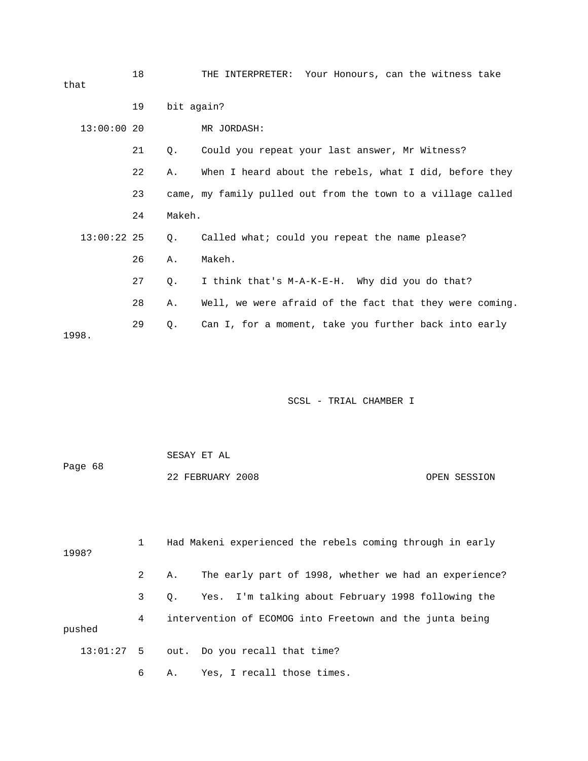18 THE INTERPRETER: Your Honours, can the witness take that

19 bit again?

13:00:00 20 MR JORDASH:

21 Q. Could you repeat your last answer, Mr Witness?

22 A. When I heard about the rebels, what I did, before they

23 came, my family pulled out from the town to a village called

24 Makeh.

13:00:22 25 Q. Called what; could you repeat the name please?

26 A. Makeh.

27 Q. I think that's M-A-K-E-H. Why did you do that?

28 A. Well, we were afraid of the fact that they were coming.

29 Q. Can I, for a moment, take you further back into early 1998.

1 Had Makeni experienced the rebels coming through in early 1998?

2 A. The early part of 1998, whether we had an experience?

3 Q. Yes. I'm talking about February 1998 following the

4 intervention of ECOMOG into Freetown and the junta being pushed

13:01:27 5 out. Do you recall that time?

6 A. Yes, I recall those times.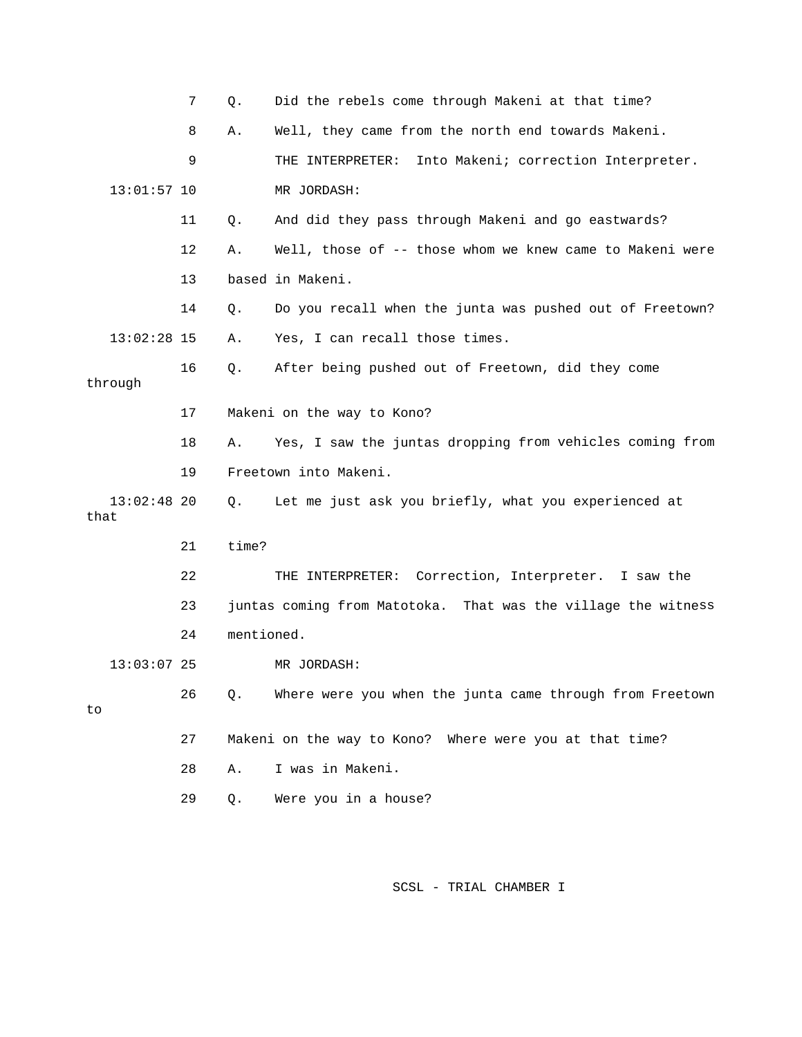7 Q. Did the rebels come through Makeni at that time?

8 A. Well, they came from the north end towards Makeni.

9 THE INTERPRETER: Into Makeni; correction Interpreter.

13:01:57 10 MR JORDASH:

11 Q. And did they pass through Makeni and go eastwards?

12 A. Well, those of -- those whom we knew came to Makeni were

13 based in Makeni.

14 Q. Do you recall when the junta was pushed out of Freetown?

13:02:28 15 A. Yes, I can recall those times.

16 Q. After being pushed out of Freetown, did they come through

17 Makeni on the way to Kono?

18 A. Yes, I saw the juntas dropping from vehicles coming from

19 Freetown into Makeni.

13:02:48 20 Q. Let me just ask you briefly, what you experienced at that

21 time?

22 THE INTERPRETER: Correction, Interpreter. I saw the

23 juntas coming from Matotoka. That was the village the witness

24 mentioned.

13:03:07 25 MR JORDASH:

26 Q. Where were you when the junta came through from Freetown to

27 Makeni on the way to Kono? Where were you at that time?

28 A. I was in Makeni.

29 Q. Were you in a house?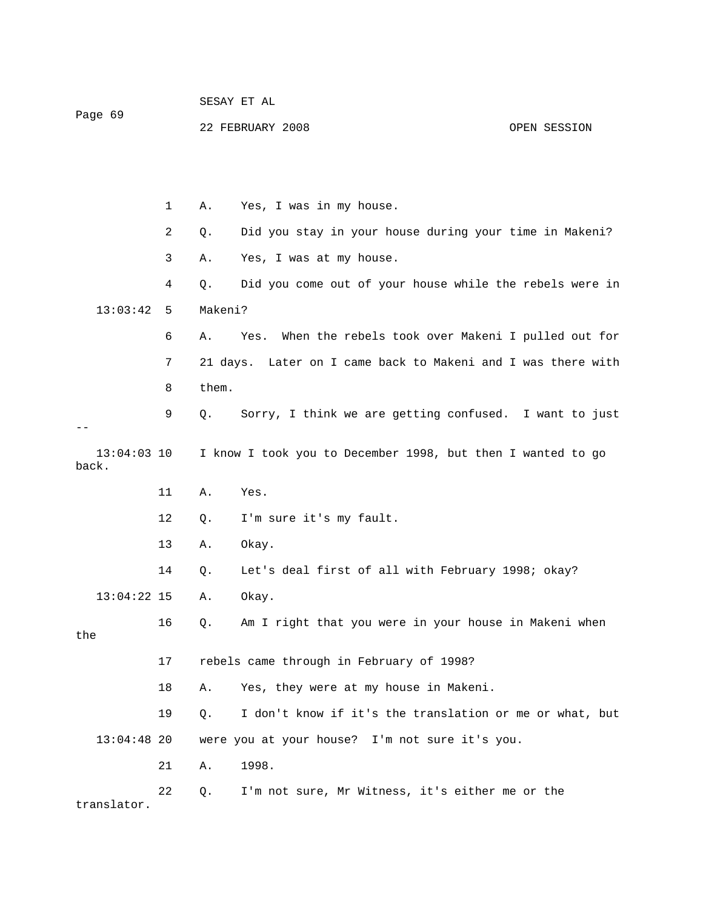1 A. Yes, I was in my house.

2 Q. Did you stay in your house during your time in Makeni?

3 A. Yes, I was at my house.

4 Q. Did you come out of your house while the rebels were in

13:03:42 5 Makeni?

6 A. Yes. When the rebels took over Makeni I pulled out for

7 21 days. Later on I came back to Makeni and I was there with

8 them.

9 Q. Sorry, I think we are getting confused. I want to just --

13:04:03 10 I know I took you to December 1998, but then I wanted to go back.

11 A. Yes.

12 Q. I'm sure it's my fault.

13 A. Okay.

14 Q. Let's deal first of all with February 1998; okay?

13:04:22 15 A. Okay.

16 Q. Am I right that you were in your house in Makeni when the

17 rebels came through in February of 1998?

18 A. Yes, they were at my house in Makeni.

19 Q. I don't know if it's the translation or me or what, but

13:04:48 20 were you at your house? I'm not sure it's you.

21 A. 1998.

22 Q. I'm not sure, Mr Witness, it's either me or the translator.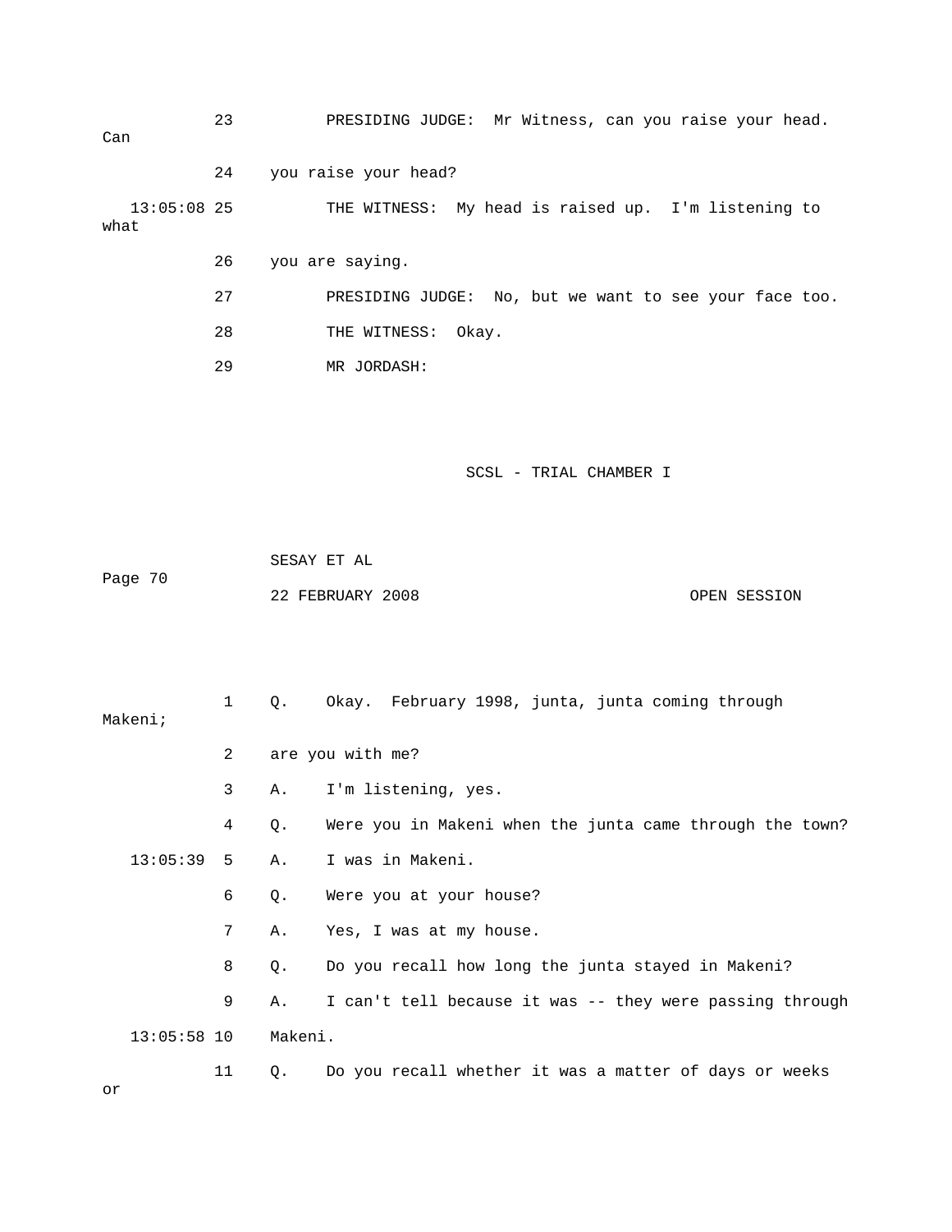23 PRESIDING JUDGE: Mr Witness, can you raise your head. Can

24 you raise your head?

13:05:08 25 THE WITNESS: My head is raised up. I'm listening to what

26 you are saying.

27 PRESIDING JUDGE: No, but we want to see your face too.

28 THE WITNESS: Okay.

29 MR JORDASH:

1 Q. Okay. February 1998, junta, junta coming through Makeni;

2 are you with me?

3 A. I'm listening, yes.

4 Q. Were you in Makeni when the junta came through the town?

13:05:39 5 A. I was in Makeni.

6 Q. Were you at your house?

7 A. Yes, I was at my house.

8 Q. Do you recall how long the junta stayed in Makeni?

9 A. I can't tell because it was -- they were passing through

13:05:58 10 Makeni.

11 Q. Do you recall whether it was a matter of days or weeks or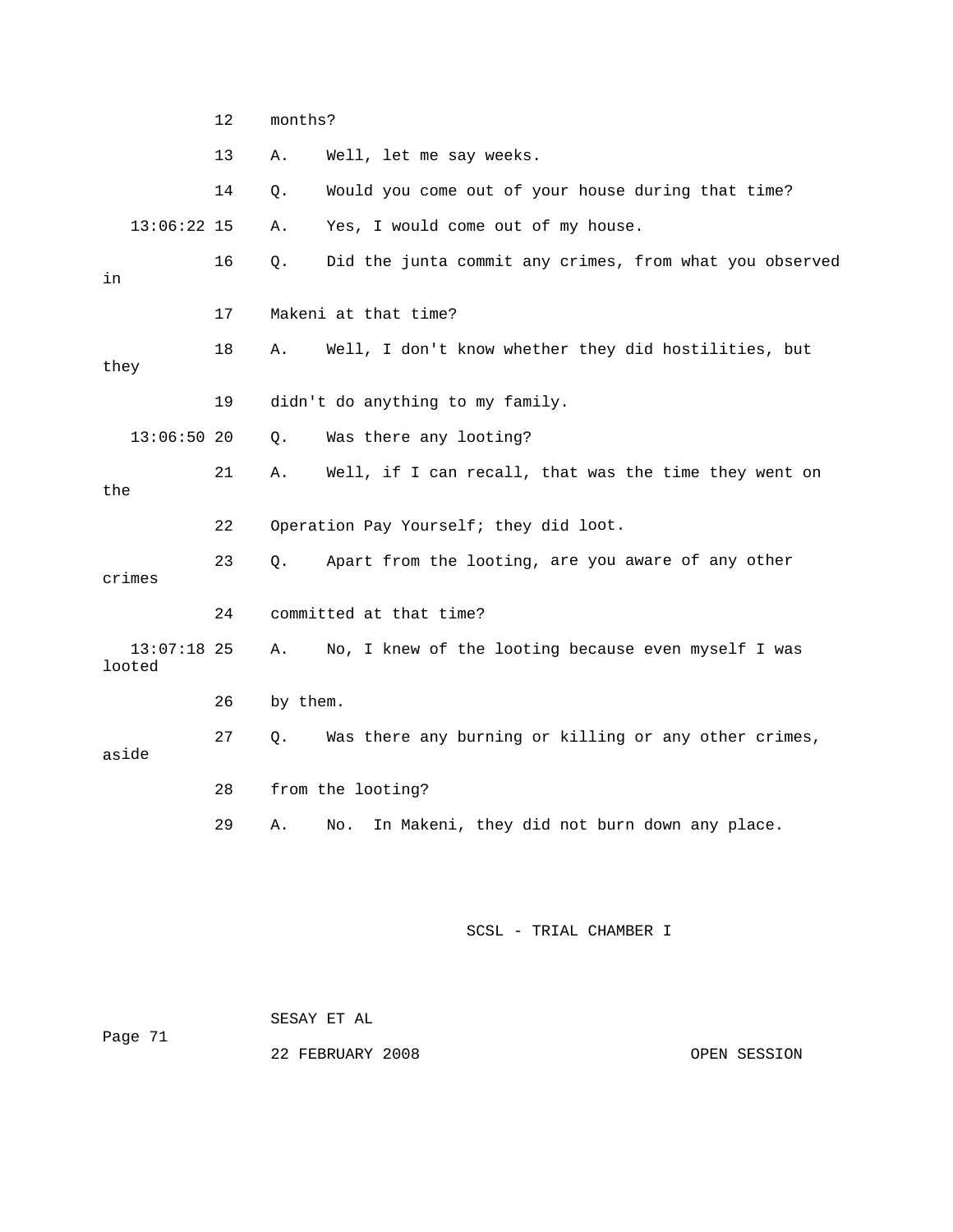12 months?

13 A. Well, let me say weeks.

14 Q. Would you come out of your house during that time?

13:06:22 15 A. Yes, I would come out of my house.

16 Q. Did the junta commit any crimes, from what you observed in

17 Makeni at that time?

18 A. Well, I don't know whether they did hostilities, but they

19 didn't do anything to my family.

13:06:50 20 Q. Was there any looting?

21 A. Well, if I can recall, that was the time they went on the

22 Operation Pay Yourself; they did loot.

23 Q. Apart from the looting, are you aware of any other crimes

24 committed at that time?

13:07:18 25 A. No, I knew of the looting because even myself I was looted

26 by them.

27 Q. Was there any burning or killing or any other crimes, aside

28 from the looting?

29 A. No. In Makeni, they did not burn down any place.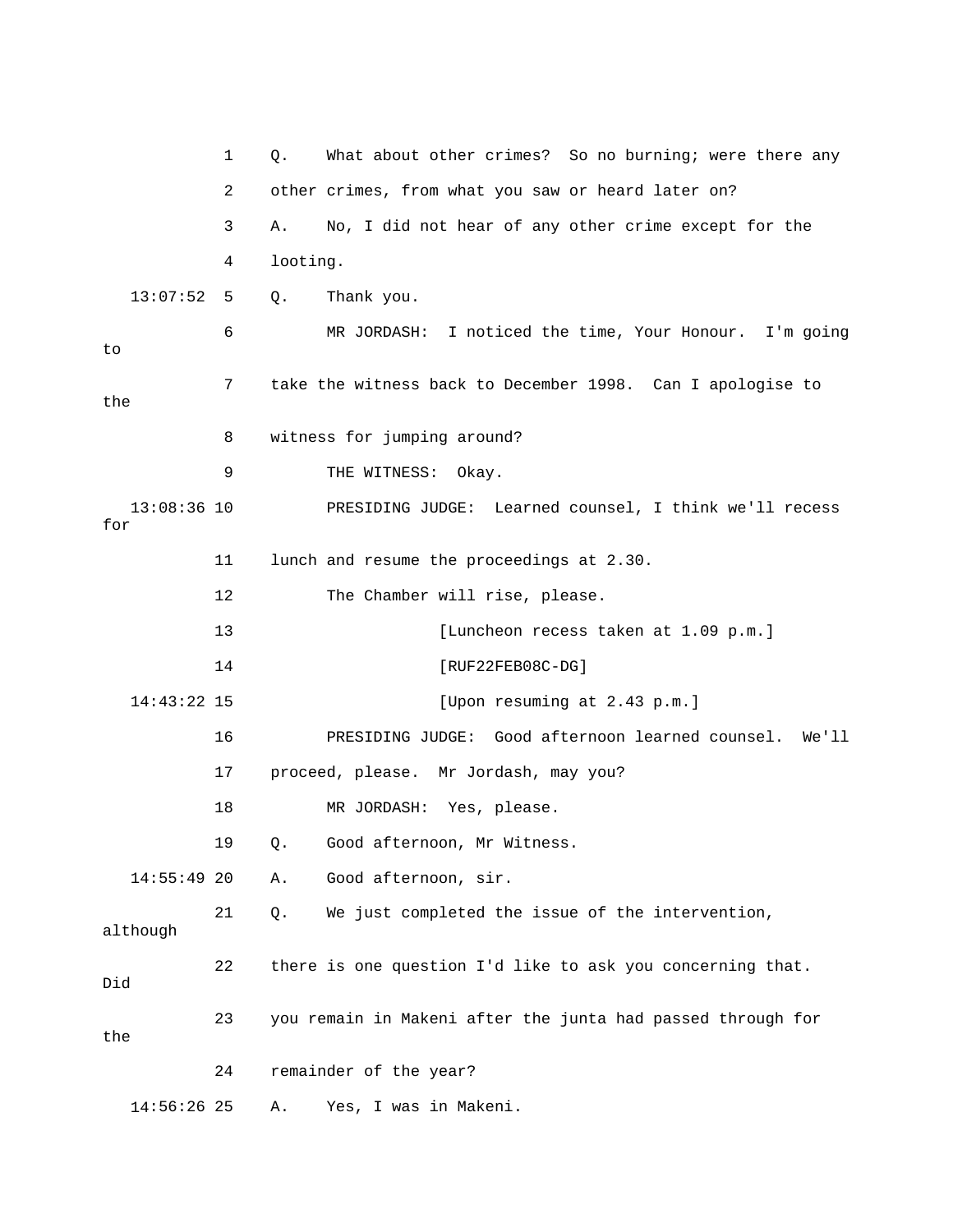1 Q. What about other crimes? So no burning; were there any

2 other crimes, from what you saw or heard later on?

3 A. No, I did not hear of any other crime except for the

4 looting.

13:07:52 5 Q. Thank you.

6 MR JORDASH: I noticed the time, Your Honour. I'm going to

7 take the witness back to December 1998. Can I apologise to the

8 witness for jumping around?

9 THE WITNESS: Okay.

13:08:36 10 PRESIDING JUDGE: Learned counsel, I think we'll recess for

11 lunch and resume the proceedings at 2.30.

12 The Chamber will rise, please.

13 [Luncheon recess taken at 1.09 p.m.]

14 [RUF22FEB08C-DG]

14:43:22 15 [Upon resuming at 2.43 p.m.]

16 PRESIDING JUDGE: Good afternoon learned counsel. We'll

17 proceed, please. Mr Jordash, may you?

18 MR JORDASH: Yes, please.

19 Q. Good afternoon, Mr Witness.

14:55:49 20 A. Good afternoon, sir.

21 Q. We just completed the issue of the intervention, although

22 there is one question I'd like to ask you concerning that. Did

23 you remain in Makeni after the junta had passed through for the

24 remainder of the year?

14:56:26 25 A. Yes, I was in Makeni.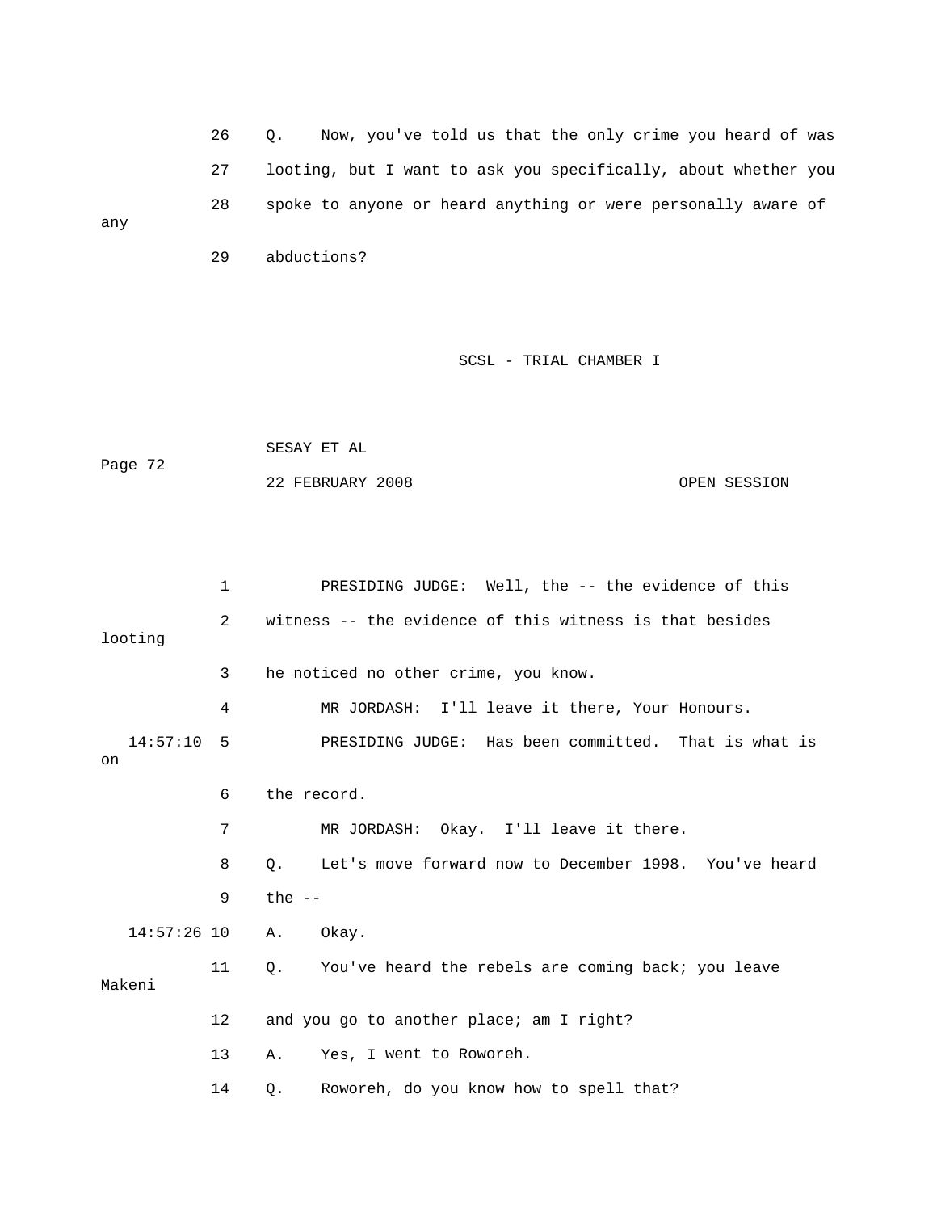26 Q. Now, you've told us that the only crime you heard of was
27 looting, but I want to ask you specifically, about whether you
28 spoke to anyone or heard anything or were personally aware of any
29 abductions?

1 PRESIDING JUDGE: Well, the -- the evidence of this
2 witness -- the evidence of this witness is that besides looting
3 he noticed no other crime, you know.
4 MR JORDASH: I'll leave it there, Your Honours.
14:57:10 5 PRESIDING JUDGE: Has been committed. That is what is on
6 the record.
7 MR JORDASH: Okay. I'll leave it there.
8 Q. Let's move forward now to December 1998. You've heard
9 the --
14:57:26 10 A. Okay.
11 Q. You've heard the rebels are coming back; you leave Makeni
12 and you go to another place; am I right?
13 A. Yes, I went to Roworeh.
14 Q. Roworeh, do you know how to spell that?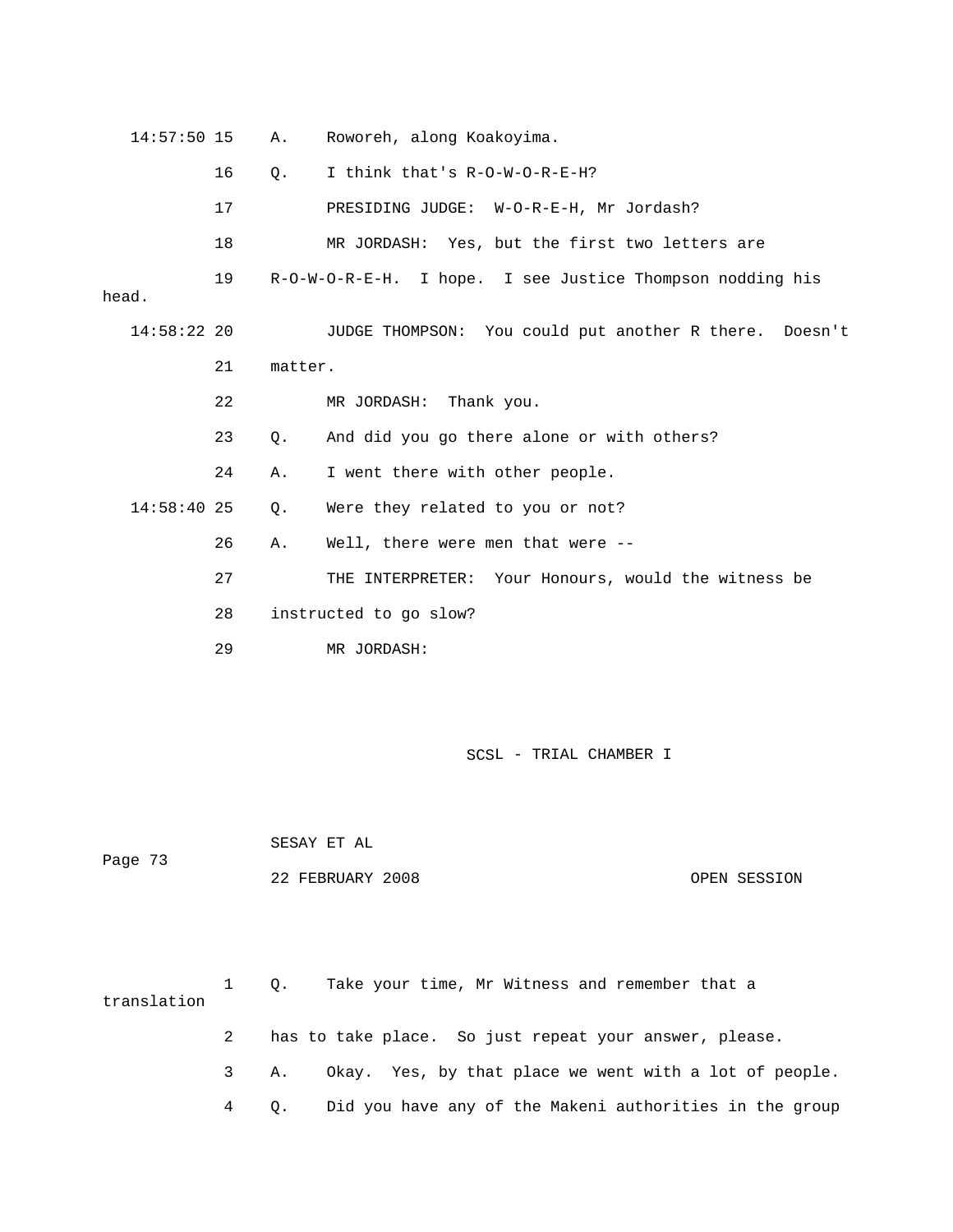14:57:50 15 A. Roworeh, along Koakoyima.

16 Q. I think that's R-O-W-O-R-E-H?

17 PRESIDING JUDGE: W-O-R-E-H, Mr Jordash?

18 MR JORDASH: Yes, but the first two letters are

19 R-O-W-O-R-E-H. I hope. I see Justice Thompson nodding his head.

14:58:22 20 JUDGE THOMPSON: You could put another R there. Doesn't

21 matter.

22 MR JORDASH: Thank you.

23 Q. And did you go there alone or with others?

24 A. I went there with other people.

14:58:40 25 Q. Were they related to you or not?

26 A. Well, there were men that were --

27 THE INTERPRETER: Your Honours, would the witness be

28 instructed to go slow?

29 MR JORDASH:

SCSL - TRIAL CHAMBER I

SESAY ET AL

Page 73

22 FEBRUARY 2008 OPEN SESSION

1 Q. Take your time, Mr Witness and remember that a translation

2 has to take place. So just repeat your answer, please.

3 A. Okay. Yes, by that place we went with a lot of people.

4 Q. Did you have any of the Makeni authorities in the group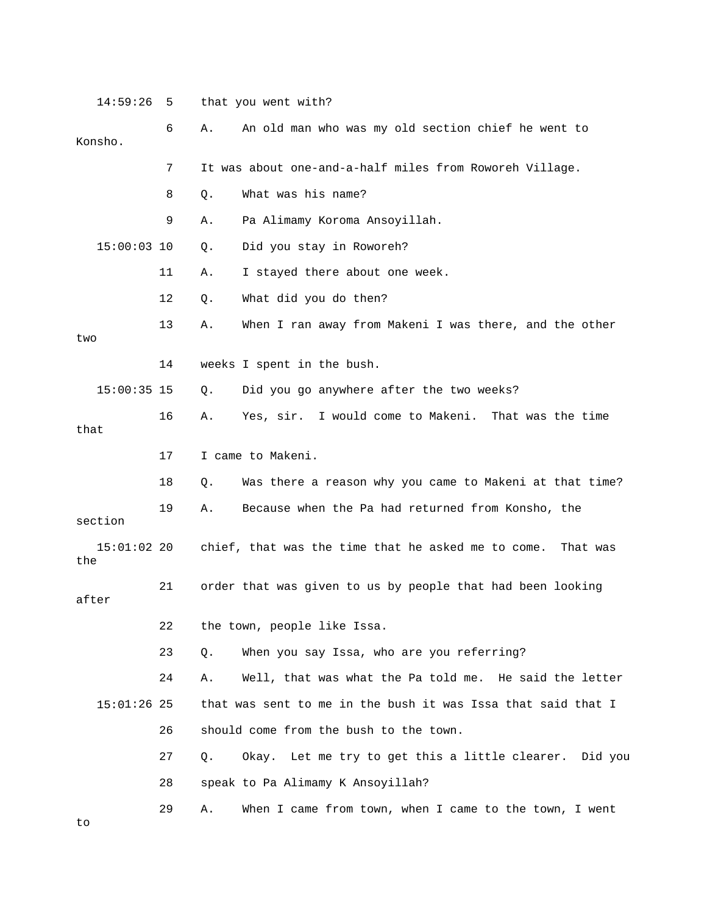14:59:26 5 that you went with?

6 A. An old man who was my old section chief he went to Konsho.

7 It was about one-and-a-half miles from Roworeh Village.

8 Q. What was his name?

9 A. Pa Alimamy Koroma Ansoyillah.

15:00:03 10 Q. Did you stay in Roworeh?

11 A. I stayed there about one week.

12 Q. What did you do then?

13 A. When I ran away from Makeni I was there, and the other two

14 weeks I spent in the bush.

15:00:35 15 Q. Did you go anywhere after the two weeks?

16 A. Yes, sir. I would come to Makeni. That was the time that

17 I came to Makeni.

18 Q. Was there a reason why you came to Makeni at that time?

19 A. Because when the Pa had returned from Konsho, the section

15:01:02 20 chief, that was the time that he asked me to come. That was the

21 order that was given to us by people that had been looking after

22 the town, people like Issa.

23 Q. When you say Issa, who are you referring?

24 A. Well, that was what the Pa told me. He said the letter

15:01:26 25 that was sent to me in the bush it was Issa that said that I

26 should come from the bush to the town.

27 Q. Okay. Let me try to get this a little clearer. Did you

28 speak to Pa Alimamy K Ansoyillah?

29 A. When I came from town, when I came to the town, I went to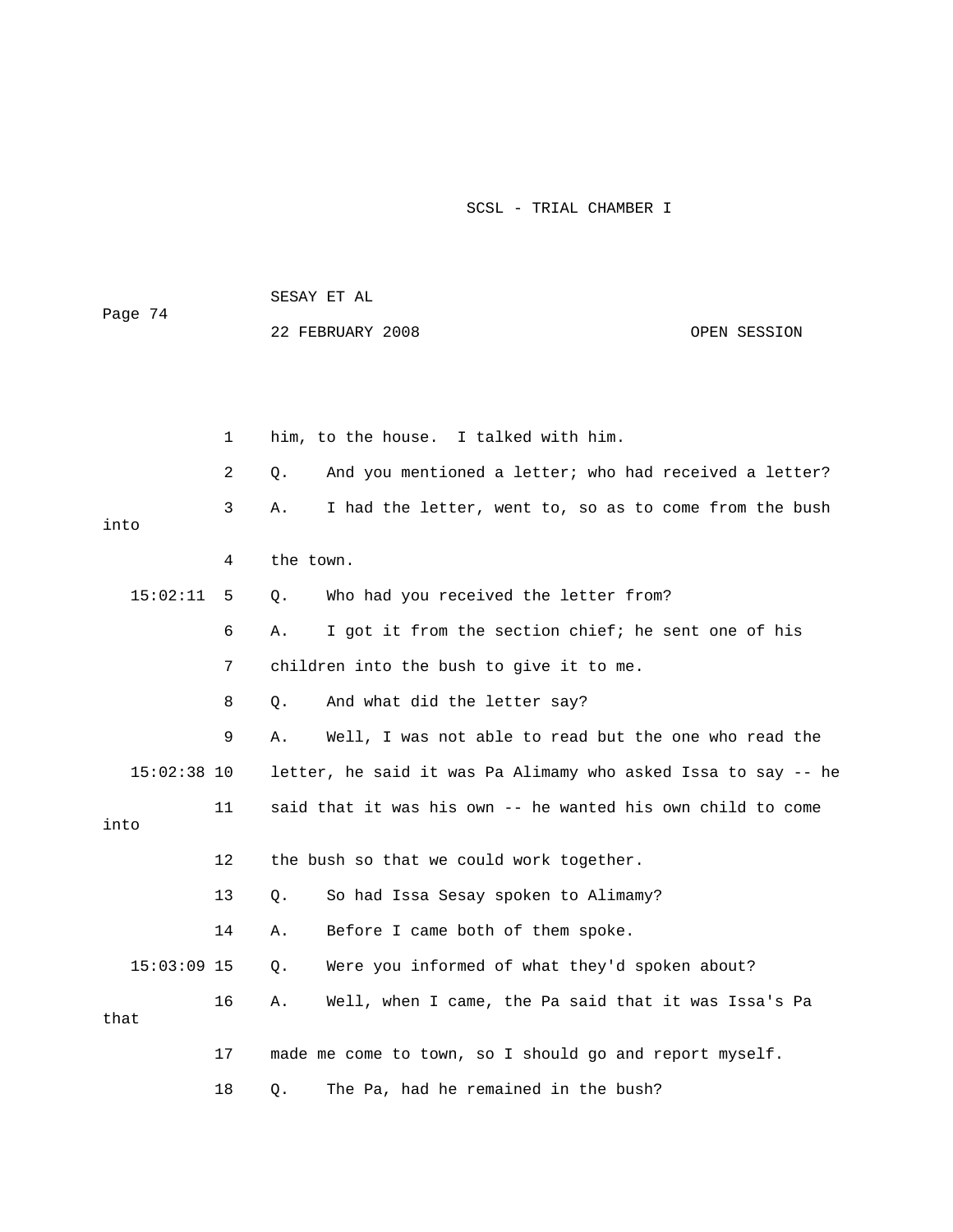1 him, to the house. I talked with him.

2 Q. And you mentioned a letter; who had received a letter?

3 A. I had the letter, went to, so as to come from the bush into

4 the town.

15:02:11 5 Q. Who had you received the letter from?

6 A. I got it from the section chief; he sent one of his

7 children into the bush to give it to me.

8 Q. And what did the letter say?

9 A. Well, I was not able to read but the one who read the

15:02:38 10 letter, he said it was Pa Alimamy who asked Issa to say -- he

11 said that it was his own -- he wanted his own child to come into

12 the bush so that we could work together.

13 Q. So had Issa Sesay spoken to Alimamy?

14 A. Before I came both of them spoke.

15:03:09 15 Q. Were you informed of what they'd spoken about?

16 A. Well, when I came, the Pa said that it was Issa's Pa that

17 made me come to town, so I should go and report myself.

18 Q. The Pa, had he remained in the bush?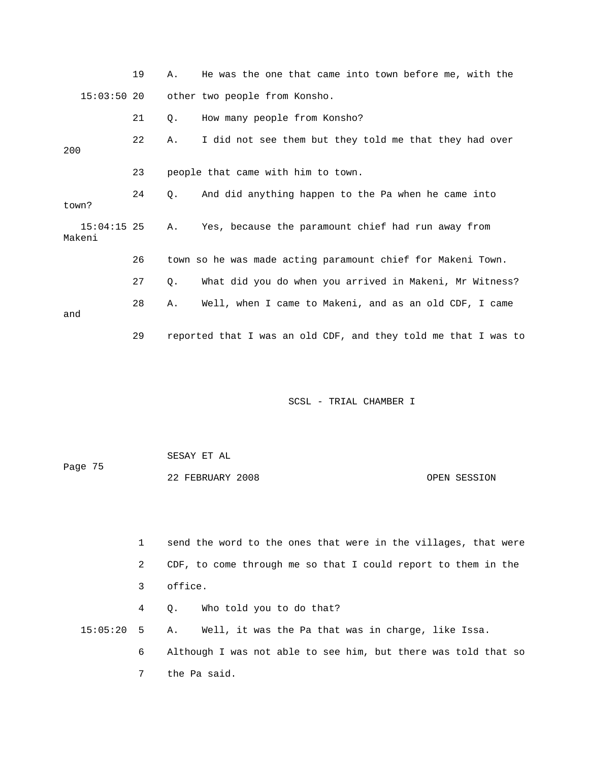19 A. He was the one that came into town before me, with the

15:03:50 20 other two people from Konsho.

21 Q. How many people from Konsho?

22 A. I did not see them but they told me that they had over 200

23 people that came with him to town.

24 Q. And did anything happen to the Pa when he came into town?

15:04:15 25 A. Yes, because the paramount chief had run away from Makeni

26 town so he was made acting paramount chief for Makeni Town.

27 Q. What did you do when you arrived in Makeni, Mr Witness?

28 A. Well, when I came to Makeni, and as an old CDF, I came and

29 reported that I was an old CDF, and they told me that I was to

1 send the word to the ones that were in the villages, that were

2 CDF, to come through me so that I could report to them in the

3 office.

4 Q. Who told you to do that?

15:05:20 5 A. Well, it was the Pa that was in charge, like Issa.

6 Although I was not able to see him, but there was told that so

7 the Pa said.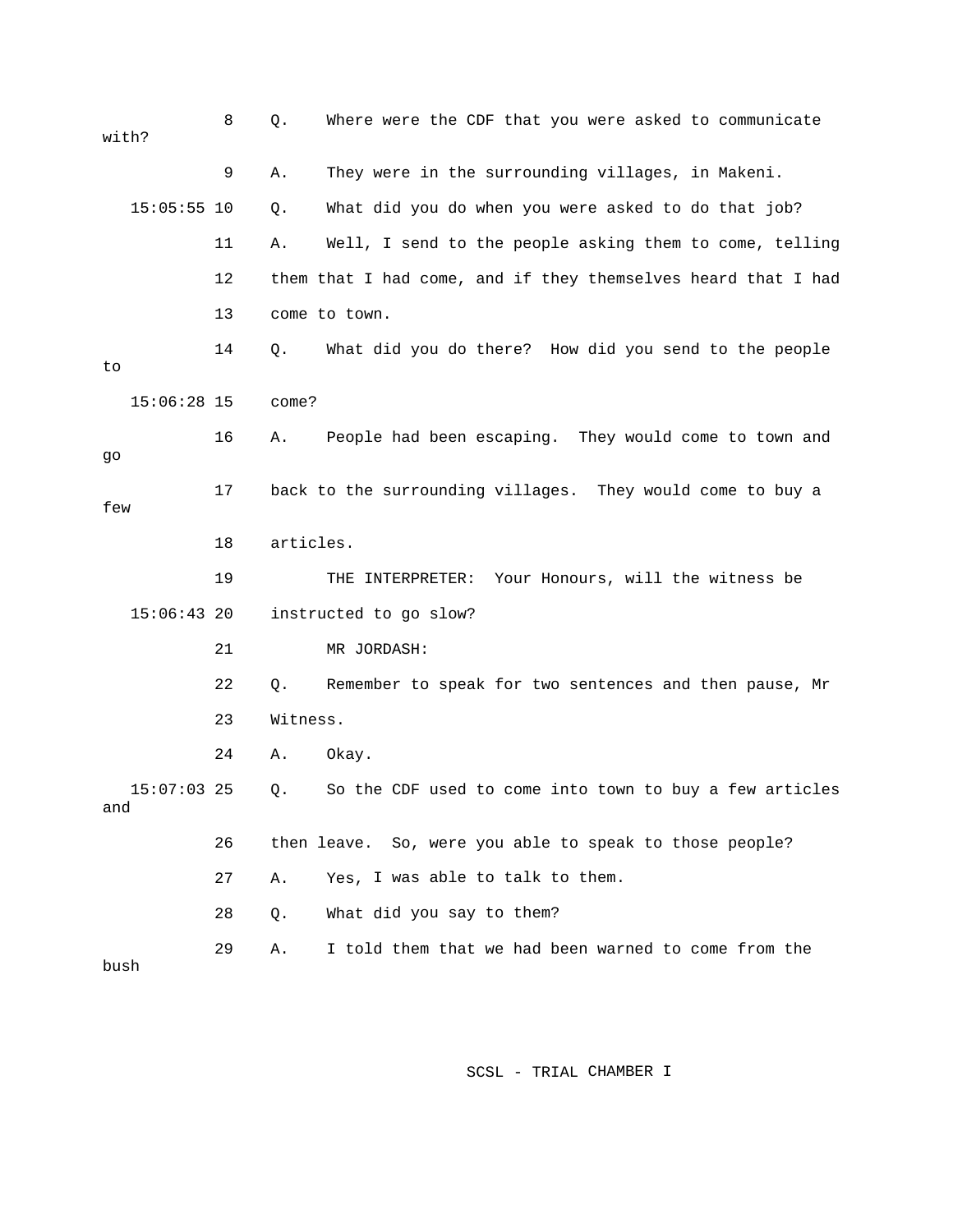8 Q. Where were the CDF that you were asked to communicate with?

9 A. They were in the surrounding villages, in Makeni.

15:05:55 10 Q. What did you do when you were asked to do that job?

11 A. Well, I send to the people asking them to come, telling

12 them that I had come, and if they themselves heard that I had

13 come to town.

14 Q. What did you do there? How did you send to the people to

15:06:28 15 come?

16 A. People had been escaping. They would come to town and go

17 back to the surrounding villages. They would come to buy a few

18 articles.

19 THE INTERPRETER: Your Honours, will the witness be

15:06:43 20 instructed to go slow?

21 MR JORDASH:

22 Q. Remember to speak for two sentences and then pause, Mr

23 Witness.

24 A. Okay.

15:07:03 25 Q. So the CDF used to come into town to buy a few articles and

26 then leave. So, were you able to speak to those people?

27 A. Yes, I was able to talk to them.

28 Q. What did you say to them?

29 A. I told them that we had been warned to come from the bush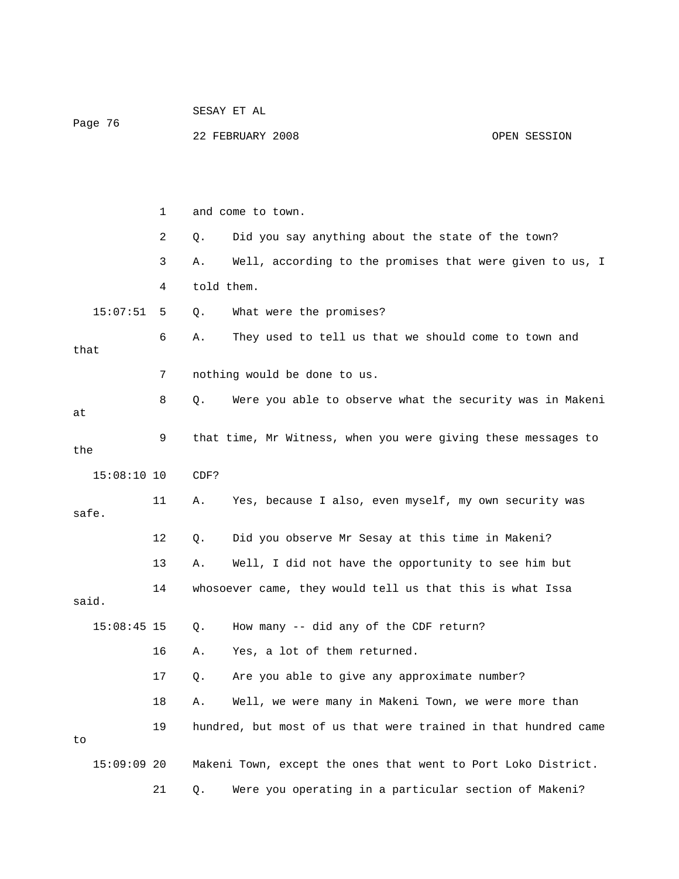1 and come to town.

2 Q. Did you say anything about the state of the town?

3 A. Well, according to the promises that were given to us, I

4 told them.

15:07:51 5 Q. What were the promises?

6 A. They used to tell us that we should come to town and that

7 nothing would be done to us.

8 Q. Were you able to observe what the security was in Makeni at

9 that time, Mr Witness, when you were giving these messages to the

15:08:10 10 CDF?

11 A. Yes, because I also, even myself, my own security was safe.

12 Q. Did you observe Mr Sesay at this time in Makeni?

13 A. Well, I did not have the opportunity to see him but

14 whosoever came, they would tell us that this is what Issa said.

15:08:45 15 Q. How many -- did any of the CDF return?

16 A. Yes, a lot of them returned.

17 Q. Are you able to give any approximate number?

18 A. Well, we were many in Makeni Town, we were more than

19 hundred, but most of us that were trained in that hundred came to

15:09:09 20 Makeni Town, except the ones that went to Port Loko District.

21 Q. Were you operating in a particular section of Makeni?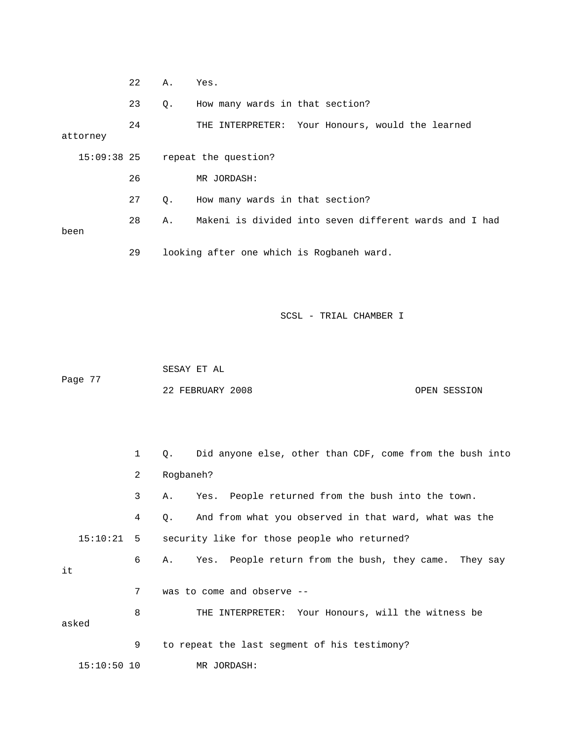22 A. Yes.

23 Q. How many wards in that section?

24 THE INTERPRETER: Your Honours, would the learned attorney

15:09:38 25 repeat the question?

26 MR JORDASH:

27 Q. How many wards in that section?

28 A. Makeni is divided into seven different wards and I had been

29 looking after one which is Rogbaneh ward.

1 Q. Did anyone else, other than CDF, come from the bush into

2 Rogbaneh?

3 A. Yes. People returned from the bush into the town.

4 Q. And from what you observed in that ward, what was the

15:10:21 5 security like for those people who returned?

6 A. Yes. People return from the bush, they came. They say it

7 was to come and observe --

8 THE INTERPRETER: Your Honours, will the witness be asked

9 to repeat the last segment of his testimony?

15:10:50 10 MR JORDASH: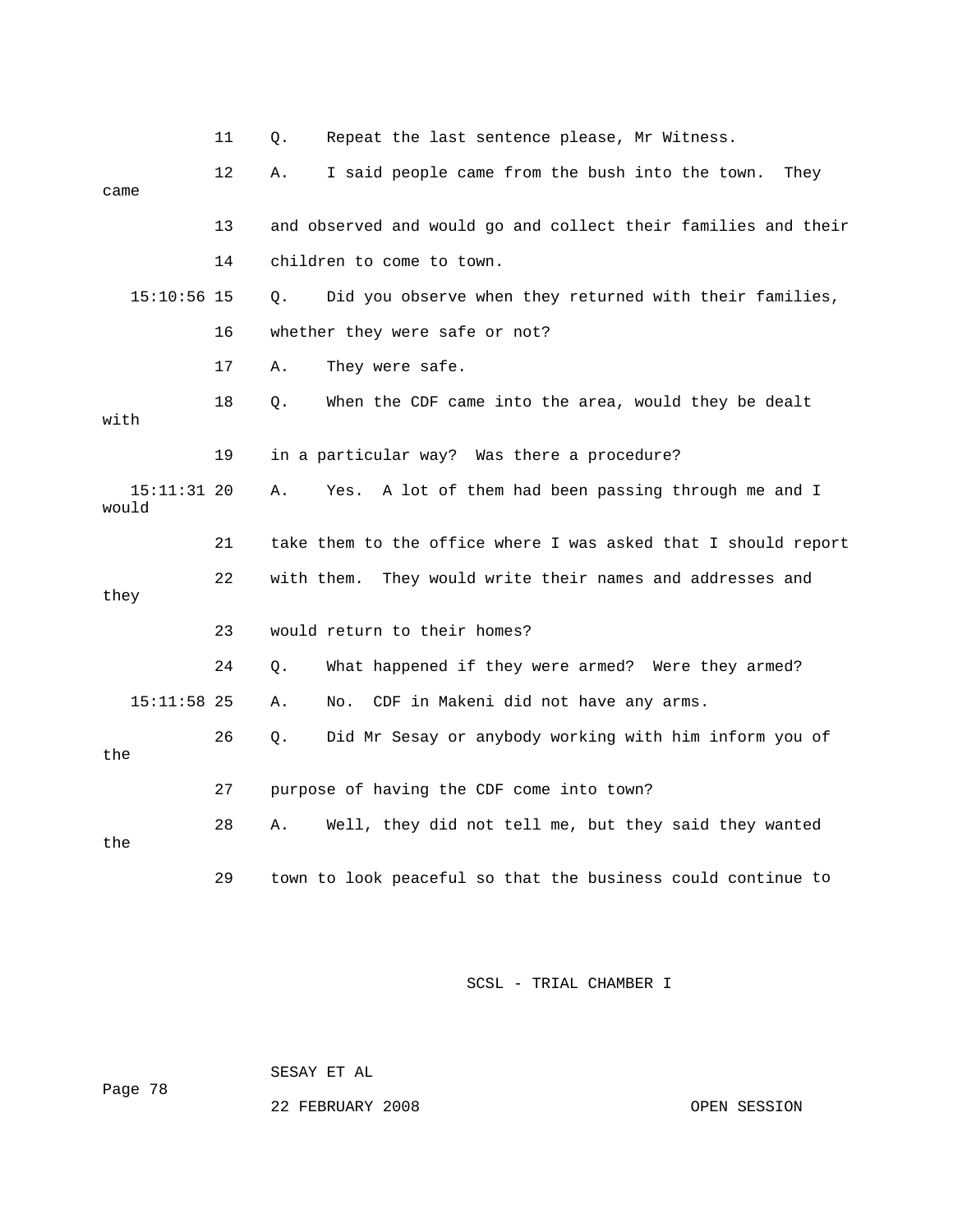11 Q. Repeat the last sentence please, Mr Witness.

12 A. I said people came from the bush into the town. They came

13 and observed and would go and collect their families and their

14 children to come to town.

15:10:56 15 Q. Did you observe when they returned with their families,

16 whether they were safe or not?

17 A. They were safe.

18 Q. When the CDF came into the area, would they be dealt with

19 in a particular way? Was there a procedure?

15:11:31 20 A. Yes. A lot of them had been passing through me and I would

21 take them to the office where I was asked that I should report

22 with them. They would write their names and addresses and they

23 would return to their homes?

24 Q. What happened if they were armed? Were they armed?

15:11:58 25 A. No. CDF in Makeni did not have any arms.

26 Q. Did Mr Sesay or anybody working with him inform you of the

27 purpose of having the CDF come into town?

28 A. Well, they did not tell me, but they said they wanted the

29 town to look peaceful so that the business could continue to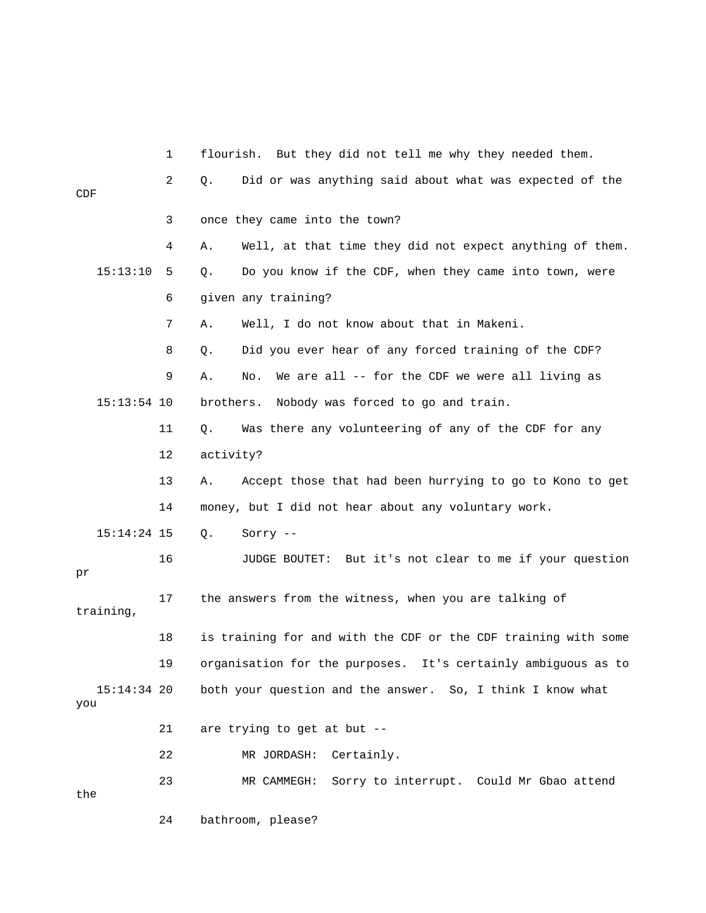1 flourish. But they did not tell me why they needed them.

2 Q. Did or was anything said about what was expected of the CDF

3 once they came into the town?

4 A. Well, at that time they did not expect anything of them.

15:13:10 5 Q. Do you know if the CDF, when they came into town, were

6 given any training?

7 A. Well, I do not know about that in Makeni.

8 Q. Did you ever hear of any forced training of the CDF?

9 A. No. We are all -- for the CDF we were all living as

15:13:54 10 brothers. Nobody was forced to go and train.

11 Q. Was there any volunteering of any of the CDF for any

12 activity?

13 A. Accept those that had been hurrying to go to Kono to get

14 money, but I did not hear about any voluntary work.

15:14:24 15 Q. Sorry --

16 JUDGE BOUTET: But it's not clear to me if your question pr

17 the answers from the witness, when you are talking of training,

18 is training for and with the CDF or the CDF training with some

19 organisation for the purposes. It's certainly ambiguous as to

15:14:34 20 both your question and the answer. So, I think I know what you

21 are trying to get at but --

22 MR JORDASH: Certainly.

23 MR CAMMEGH: Sorry to interrupt. Could Mr Gbao attend the

24 bathroom, please?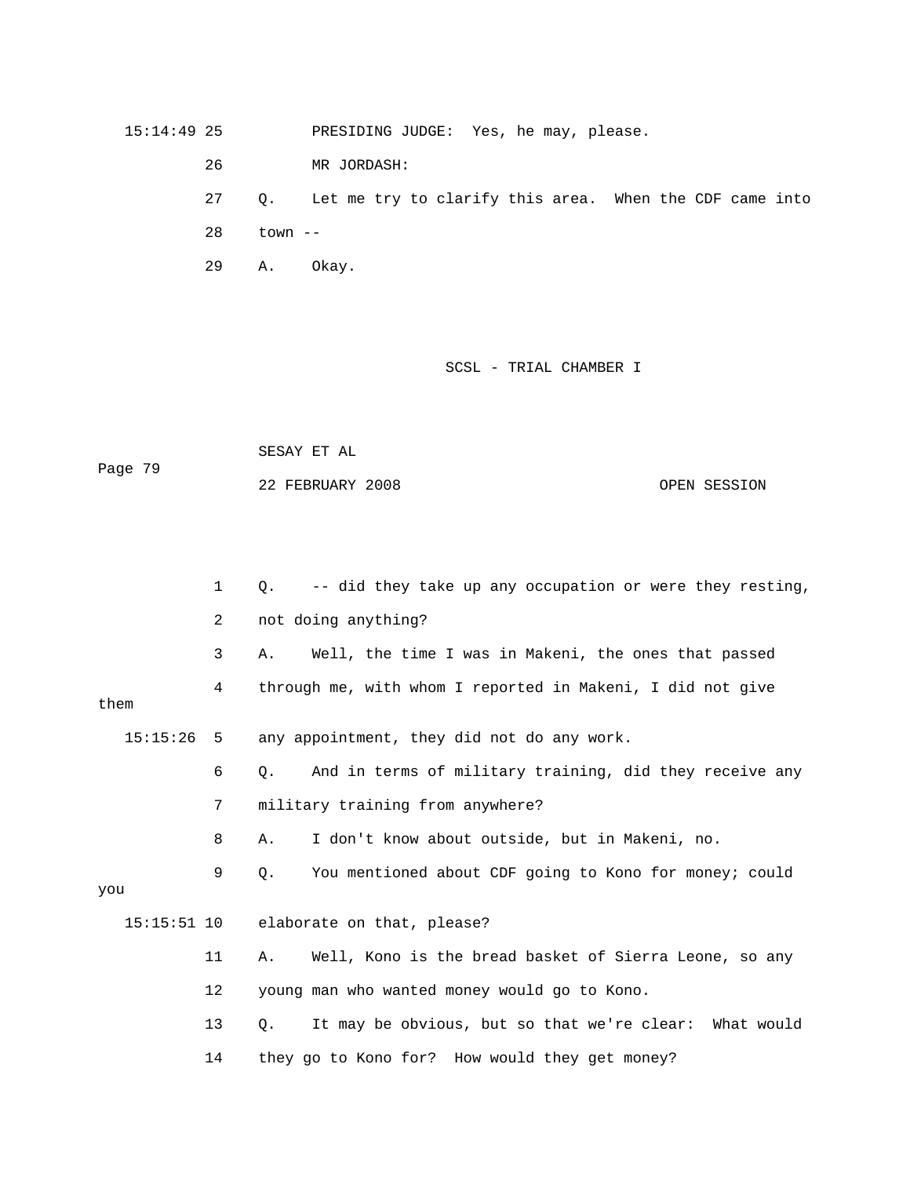15:14:49 25 PRESIDING JUDGE: Yes, he may, please.

26 MR JORDASH:

27 Q. Let me try to clarify this area. When the CDF came into

28 town --

29 A. Okay.

1 Q. -- did they take up any occupation or were they resting,

2 not doing anything?

3 A. Well, the time I was in Makeni, the ones that passed

4 through me, with whom I reported in Makeni, I did not give them

15:15:26 5 any appointment, they did not do any work.

6 Q. And in terms of military training, did they receive any

7 military training from anywhere?

8 A. I don't know about outside, but in Makeni, no.

9 Q. You mentioned about CDF going to Kono for money; could you

15:15:51 10 elaborate on that, please?

11 A. Well, Kono is the bread basket of Sierra Leone, so any

12 young man who wanted money would go to Kono.

13 Q. It may be obvious, but so that we're clear: What would

14 they go to Kono for? How would they get money?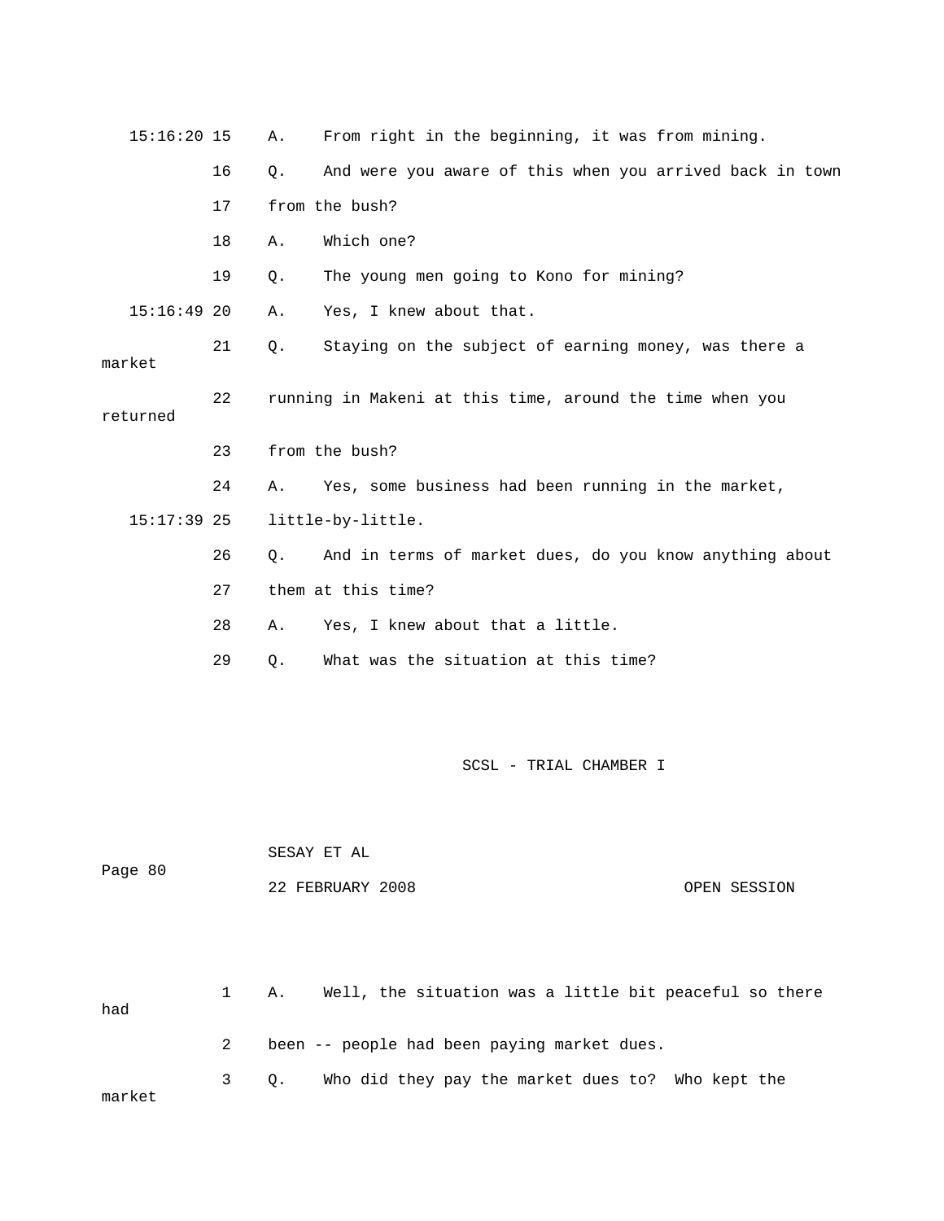15:16:20 15 A. From right in the beginning, it was from mining.

16 Q. And were you aware of this when you arrived back in town

17 from the bush?

18 A. Which one?

19 Q. The young men going to Kono for mining?

15:16:49 20 A. Yes, I knew about that.

21 Q. Staying on the subject of earning money, was there a market

22 running in Makeni at this time, around the time when you returned

23 from the bush?

24 A. Yes, some business had been running in the market,

15:17:39 25 little-by-little.

26 Q. And in terms of market dues, do you know anything about

27 them at this time?

28 A. Yes, I knew about that a little.

29 Q. What was the situation at this time?

1 A. Well, the situation was a little bit peaceful so there had

2 been -- people had been paying market dues.

3 Q. Who did they pay the market dues to? Who kept the market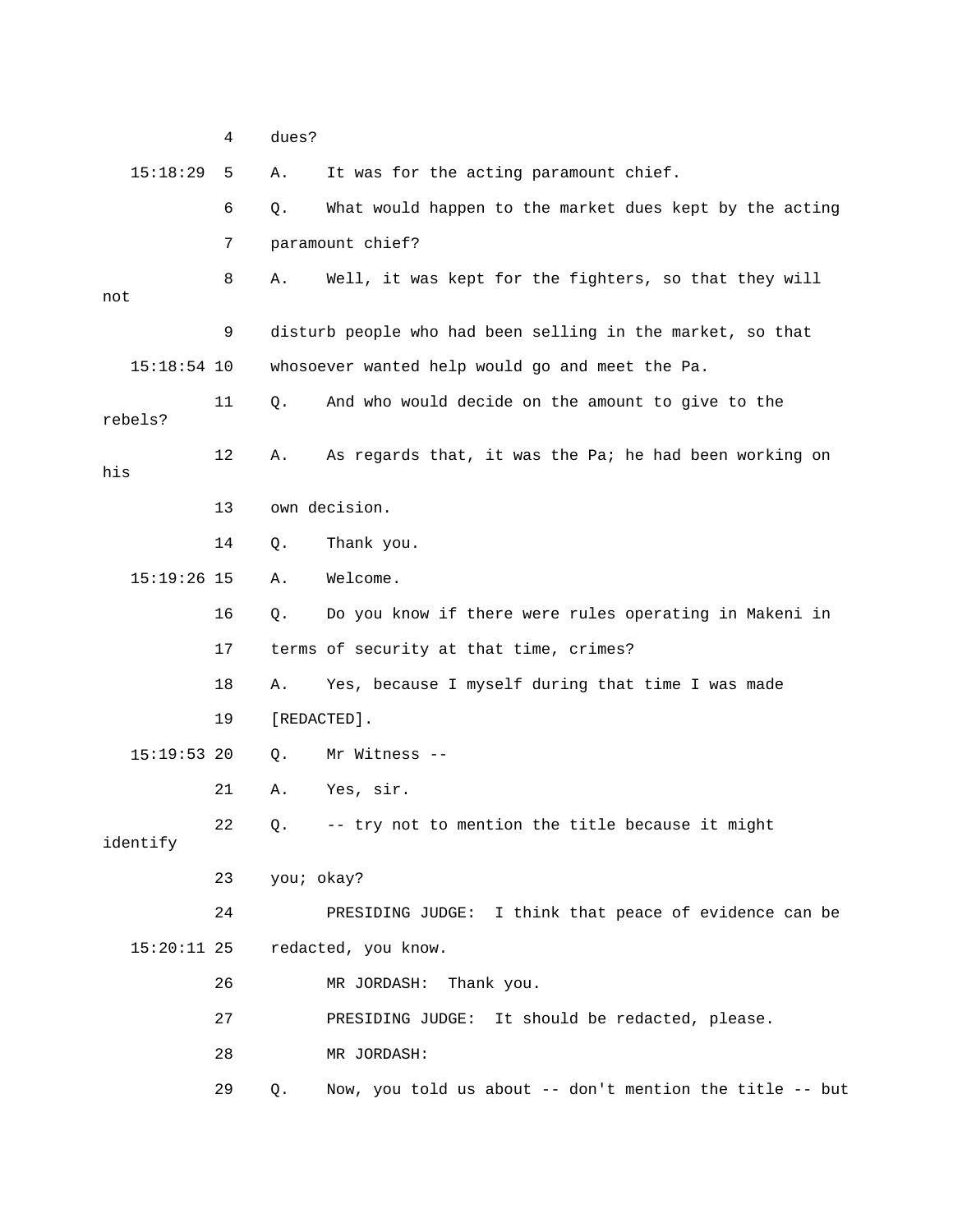4 dues?

15:18:29 5 A. It was for the acting paramount chief.

6 Q. What would happen to the market dues kept by the acting

7 paramount chief?

8 A. Well, it was kept for the fighters, so that they will not

9 disturb people who had been selling in the market, so that

15:18:54 10 whosoever wanted help would go and meet the Pa.

11 Q. And who would decide on the amount to give to the rebels?

12 A. As regards that, it was the Pa; he had been working on his

13 own decision.

14 Q. Thank you.

15:19:26 15 A. Welcome.

16 Q. Do you know if there were rules operating in Makeni in

17 terms of security at that time, crimes?

18 A. Yes, because I myself during that time I was made

19 [REDACTED].

15:19:53 20 Q. Mr Witness --

21 A. Yes, sir.

22 Q. -- try not to mention the title because it might identify

23 you; okay?

24 PRESIDING JUDGE: I think that peace of evidence can be

15:20:11 25 redacted, you know.

26 MR JORDASH: Thank you.

27 PRESIDING JUDGE: It should be redacted, please.

28 MR JORDASH:

29 Q. Now, you told us about -- don't mention the title -- but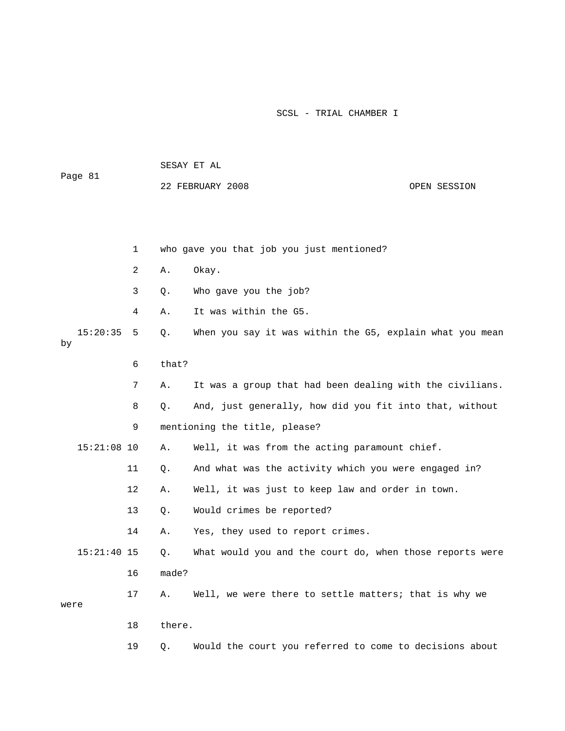1 who gave you that job you just mentioned?

2 A. Okay.

3 Q. Who gave you the job?

4 A. It was within the G5.

15:20:35 5 Q. When you say it was within the G5, explain what you mean by

6 that?

7 A. It was a group that had been dealing with the civilians.

8 Q. And, just generally, how did you fit into that, without

9 mentioning the title, please?

15:21:08 10 A. Well, it was from the acting paramount chief.

11 Q. And what was the activity which you were engaged in?

12 A. Well, it was just to keep law and order in town.

13 Q. Would crimes be reported?

14 A. Yes, they used to report crimes.

15:21:40 15 Q. What would you and the court do, when those reports were

16 made?

17 A. Well, we were there to settle matters; that is why we were

18 there.

19 Q. Would the court you referred to come to decisions about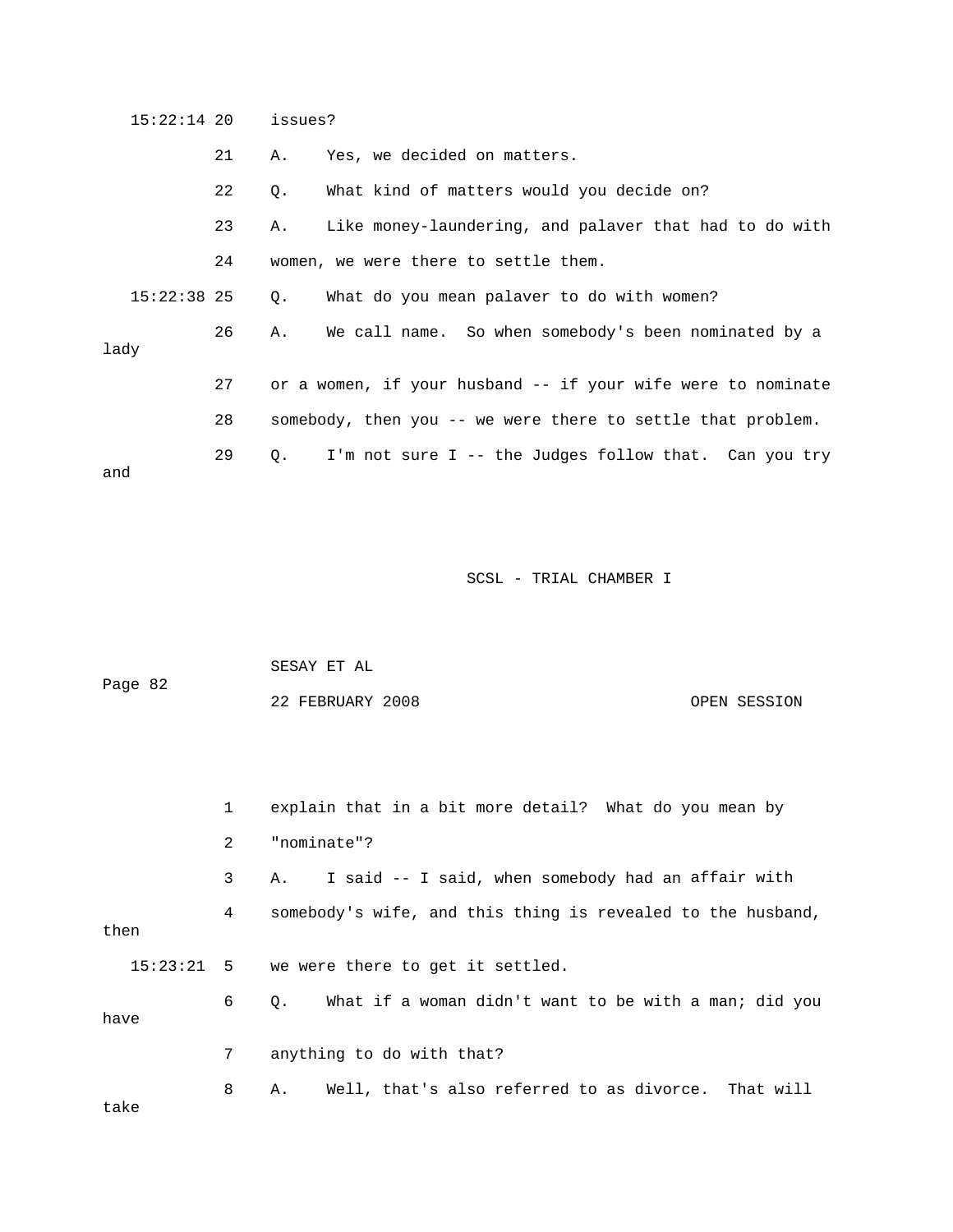15:22:14 20 issues?

21 A. Yes, we decided on matters.

22 Q. What kind of matters would you decide on?

23 A. Like money-laundering, and palaver that had to do with

24 women, we were there to settle them.

15:22:38 25 Q. What do you mean palaver to do with women?

26 A. We call name. So when somebody's been nominated by a lady

27 or a women, if your husband -- if your wife were to nominate

28 somebody, then you -- we were there to settle that problem.

29 Q. I'm not sure I -- the Judges follow that. Can you try and

1 explain that in a bit more detail? What do you mean by

2 "nominate"?

3 A. I said -- I said, when somebody had an affair with

4 somebody's wife, and this thing is revealed to the husband, then

15:23:21 5 we were there to get it settled.

6 Q. What if a woman didn't want to be with a man; did you have

7 anything to do with that?

8 A. Well, that's also referred to as divorce. That will take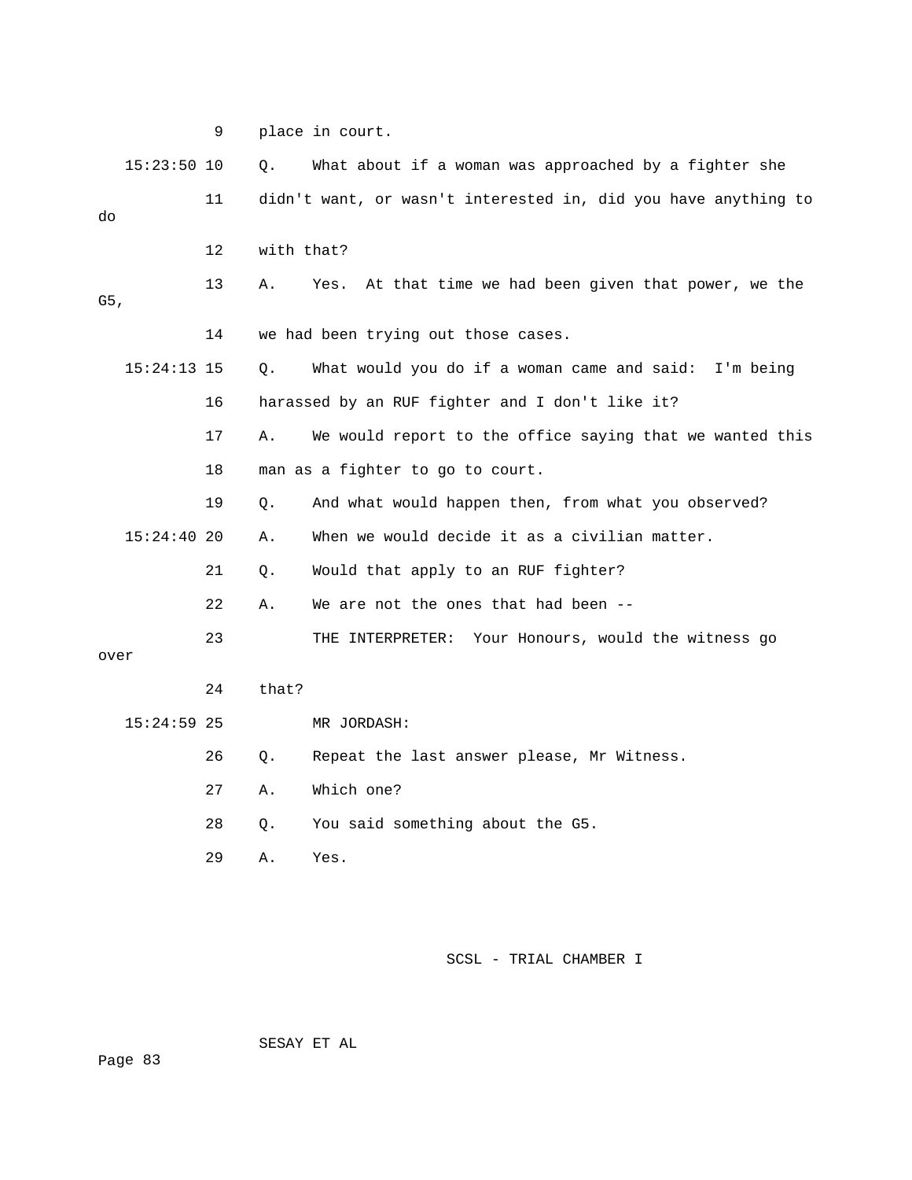9 place in court.

15:23:50 10 Q. What about if a woman was approached by a fighter she

11 didn't want, or wasn't interested in, did you have anything to do

12 with that?

13 A. Yes. At that time we had been given that power, we the G5,

14 we had been trying out those cases.

15:24:13 15 Q. What would you do if a woman came and said: I'm being

16 harassed by an RUF fighter and I don't like it?

17 A. We would report to the office saying that we wanted this

18 man as a fighter to go to court.

19 Q. And what would happen then, from what you observed?

15:24:40 20 A. When we would decide it as a civilian matter.

21 Q. Would that apply to an RUF fighter?

22 A. We are not the ones that had been --

23 THE INTERPRETER: Your Honours, would the witness go over

24 that?

15:24:59 25 MR JORDASH:

26 Q. Repeat the last answer please, Mr Witness.

27 A. Which one?

28 Q. You said something about the G5.

29 A. Yes.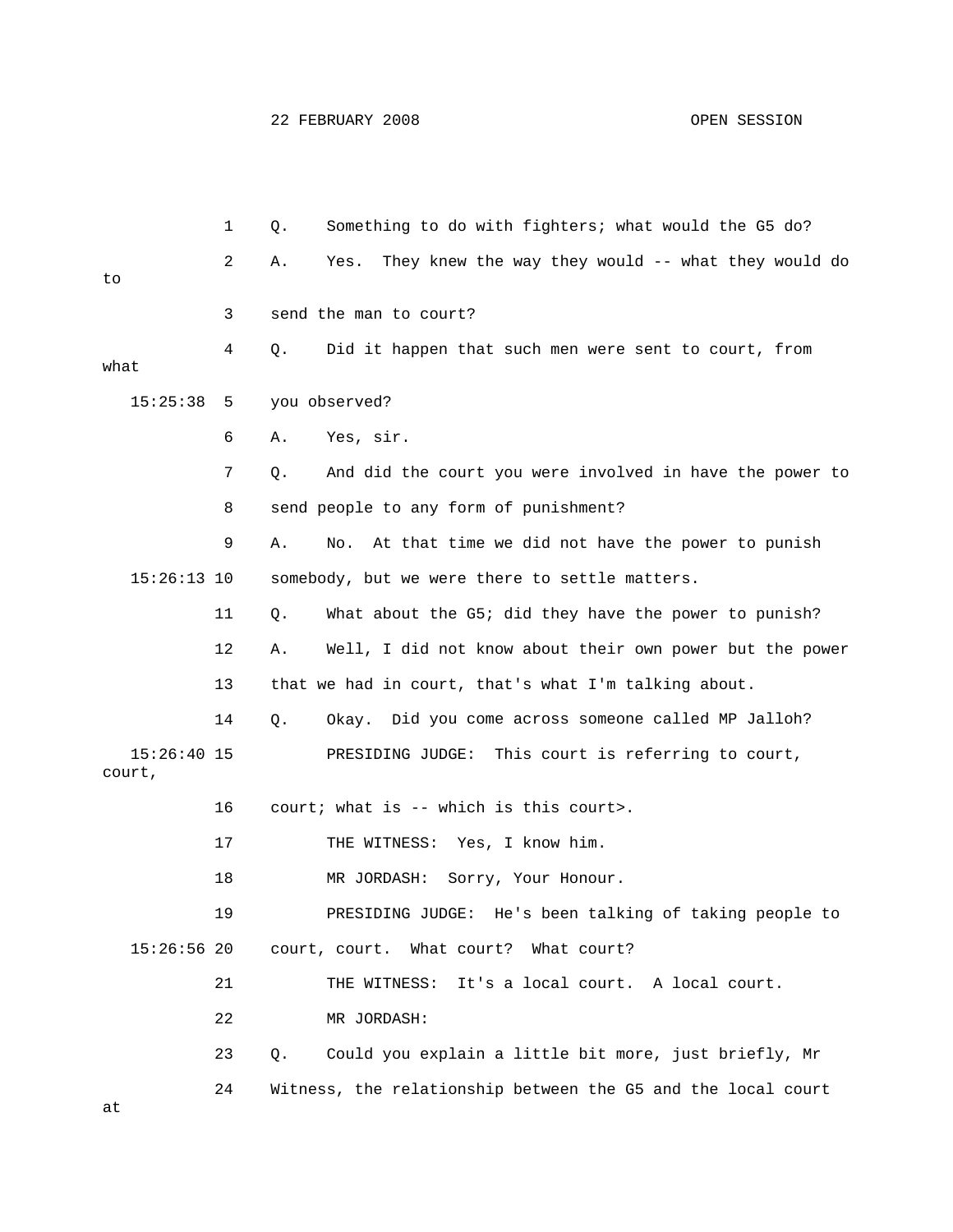1 Q. Something to do with fighters; what would the G5 do?

2 A. Yes. They knew the way they would -- what they would do to

3 send the man to court?

4 Q. Did it happen that such men were sent to court, from what

15:25:38 5 you observed?

6 A. Yes, sir.

7 Q. And did the court you were involved in have the power to

8 send people to any form of punishment?

9 A. No. At that time we did not have the power to punish

15:26:13 10 somebody, but we were there to settle matters.

11 Q. What about the G5; did they have the power to punish?

12 A. Well, I did not know about their own power but the power

13 that we had in court, that's what I'm talking about.

14 Q. Okay. Did you come across someone called MP Jalloh?

15:26:40 15 PRESIDING JUDGE: This court is referring to court, court,

16 court; what is -- which is this court>.

17 THE WITNESS: Yes, I know him.

18 MR JORDASH: Sorry, Your Honour.

19 PRESIDING JUDGE: He's been talking of taking people to

15:26:56 20 court, court. What court? What court?

21 THE WITNESS: It's a local court. A local court.

22 MR JORDASH:

23 Q. Could you explain a little bit more, just briefly, Mr

24 Witness, the relationship between the G5 and the local court at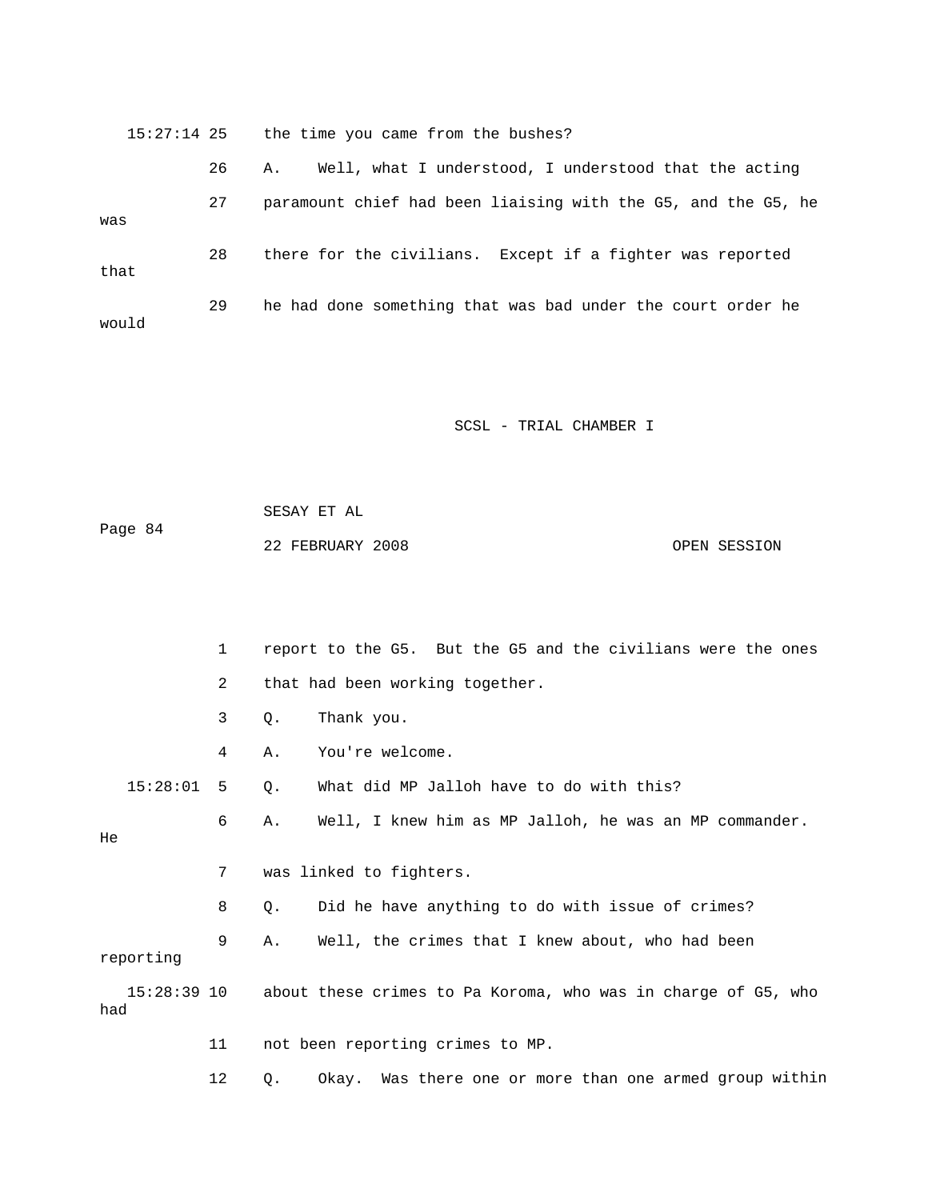15:27:14 25 the time you came from the bushes?

26 A. Well, what I understood, I understood that the acting

27 paramount chief had been liaising with the G5, and the G5, he was

28 there for the civilians. Except if a fighter was reported that

29 he had done something that was bad under the court order he would

1 report to the G5. But the G5 and the civilians were the ones

2 that had been working together.

3 Q. Thank you.

4 A. You're welcome.

15:28:01 5 Q. What did MP Jalloh have to do with this?

6 A. Well, I knew him as MP Jalloh, he was an MP commander. He

7 was linked to fighters.

8 Q. Did he have anything to do with issue of crimes?

9 A. Well, the crimes that I knew about, who had been reporting

15:28:39 10 about these crimes to Pa Koroma, who was in charge of G5, who had

11 not been reporting crimes to MP.

12 Q. Okay. Was there one or more than one armed group within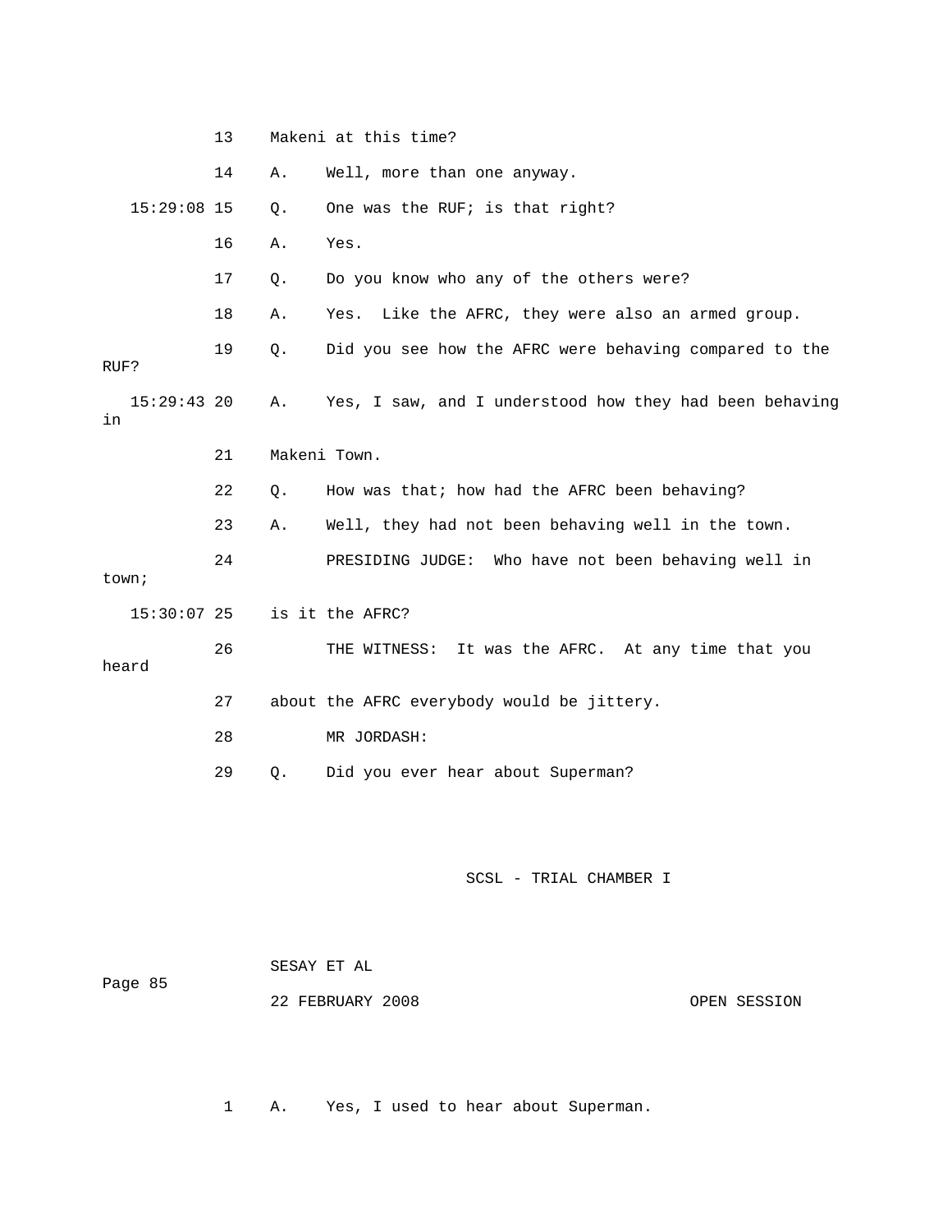13 Makeni at this time?

14 A. Well, more than one anyway.

15:29:08 15 Q. One was the RUF; is that right?

16 A. Yes.

17 Q. Do you know who any of the others were?

18 A. Yes. Like the AFRC, they were also an armed group.

19 Q. Did you see how the AFRC were behaving compared to the RUF?

15:29:43 20 A. Yes, I saw, and I understood how they had been behaving in

21 Makeni Town.

22 Q. How was that; how had the AFRC been behaving?

23 A. Well, they had not been behaving well in the town.

24 PRESIDING JUDGE: Who have not been behaving well in town;

15:30:07 25 is it the AFRC?

26 THE WITNESS: It was the AFRC. At any time that you heard

27 about the AFRC everybody would be jittery.

28 MR JORDASH:

29 Q. Did you ever hear about Superman?

1 A. Yes, I used to hear about Superman.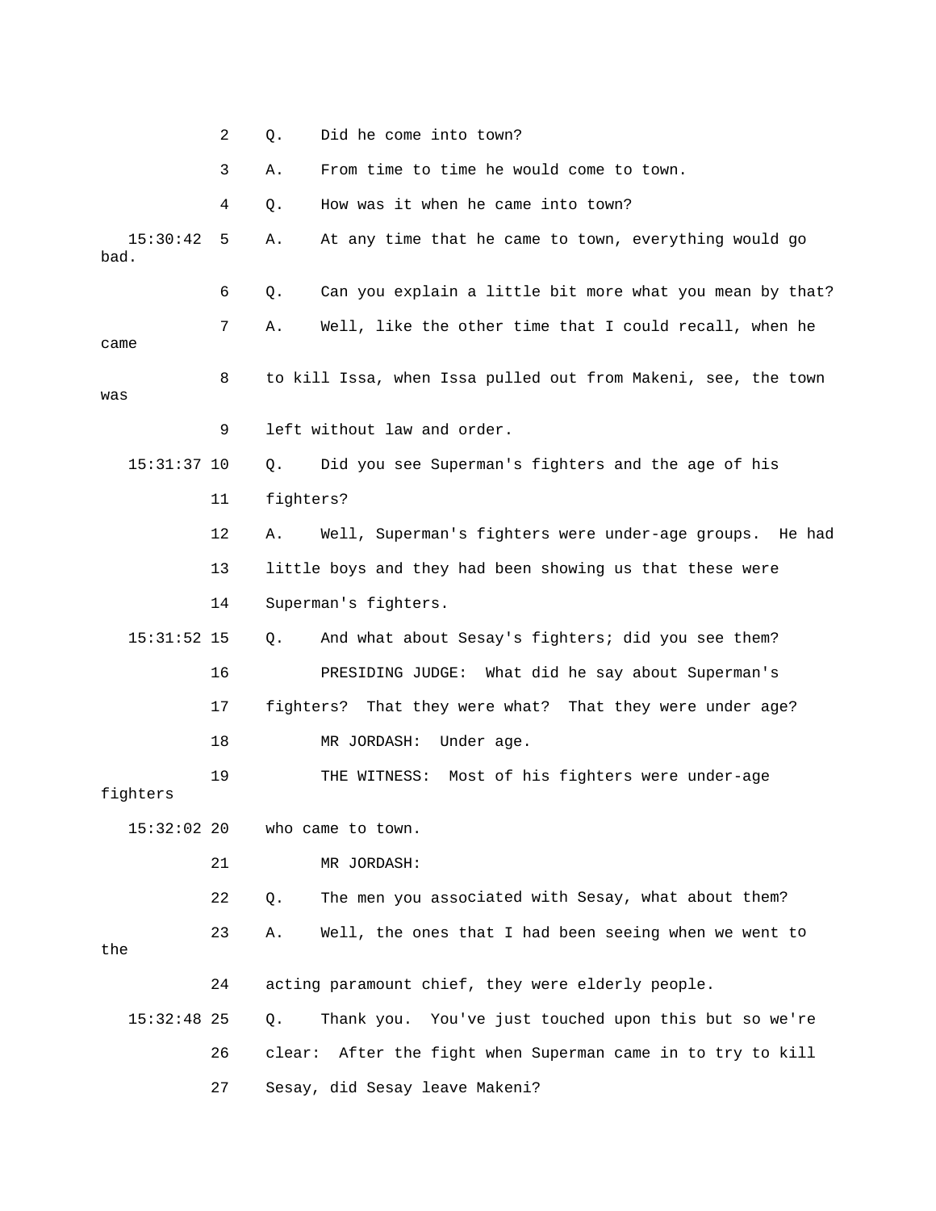2 Q. Did he come into town?

3 A. From time to time he would come to town.

4 Q. How was it when he came into town?

15:30:42 5 A. At any time that he came to town, everything would go bad.

6 Q. Can you explain a little bit more what you mean by that?

7 A. Well, like the other time that I could recall, when he came

8 to kill Issa, when Issa pulled out from Makeni, see, the town was

9 left without law and order.

15:31:37 10 Q. Did you see Superman's fighters and the age of his

11 fighters?

12 A. Well, Superman's fighters were under-age groups. He had

13 little boys and they had been showing us that these were

14 Superman's fighters.

15:31:52 15 Q. And what about Sesay's fighters; did you see them?

16 PRESIDING JUDGE: What did he say about Superman's

17 fighters? That they were what? That they were under age?

18 MR JORDASH: Under age.

19 THE WITNESS: Most of his fighters were under-age fighters

15:32:02 20 who came to town.

21 MR JORDASH:

22 Q. The men you associated with Sesay, what about them?

23 A. Well, the ones that I had been seeing when we went to the

24 acting paramount chief, they were elderly people.

15:32:48 25 Q. Thank you. You've just touched upon this but so we're

26 clear: After the fight when Superman came in to try to kill

27 Sesay, did Sesay leave Makeni?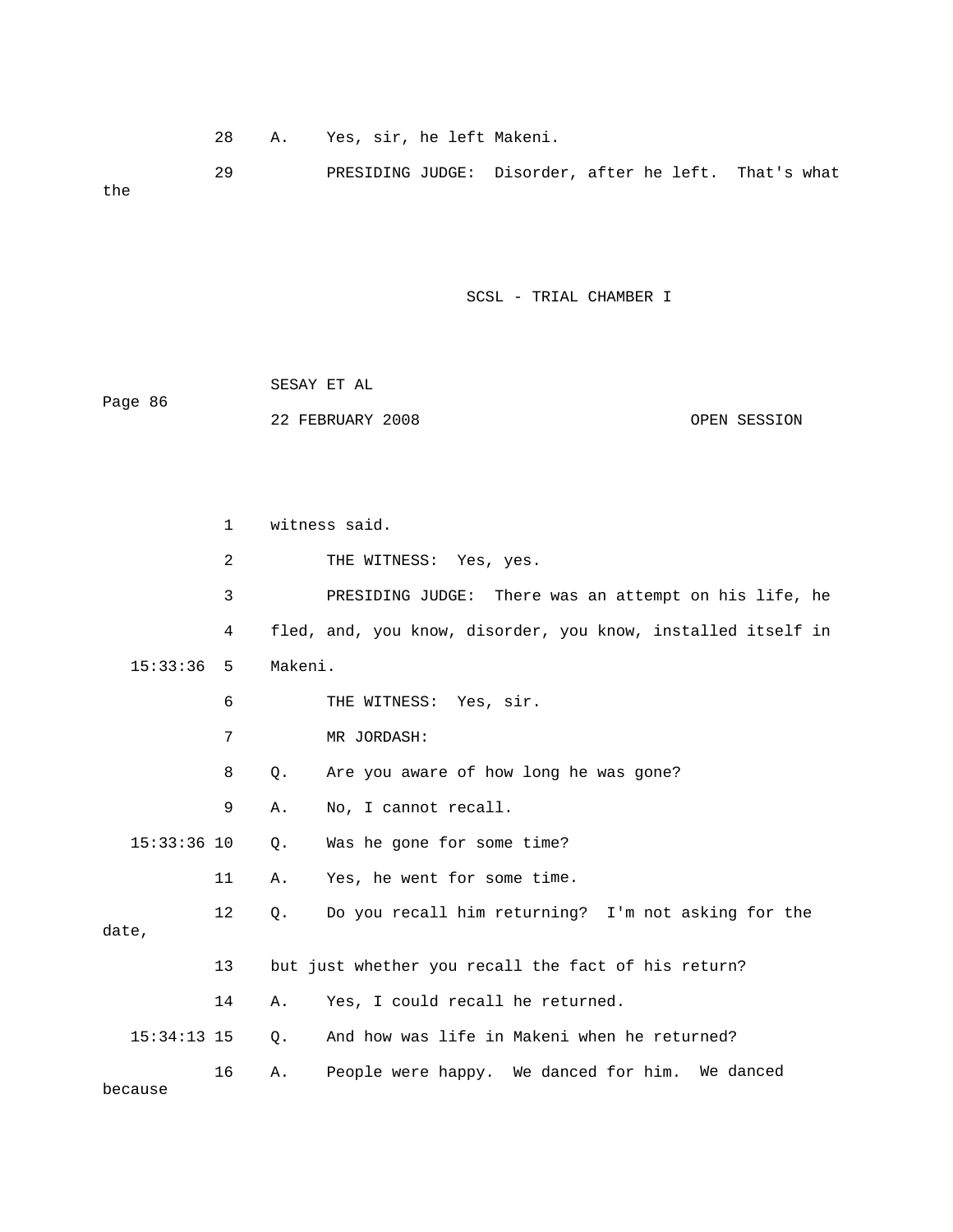28 A. Yes, sir, he left Makeni.

29 PRESIDING JUDGE: Disorder, after he left. That's what the

1 witness said.

2 THE WITNESS: Yes, yes.

3 PRESIDING JUDGE: There was an attempt on his life, he

4 fled, and, you know, disorder, you know, installed itself in

15:33:36 5 Makeni.

6 THE WITNESS: Yes, sir.

7 MR JORDASH:

8 Q. Are you aware of how long he was gone?

9 A. No, I cannot recall.

15:33:36 10 Q. Was he gone for some time?

11 A. Yes, he went for some time.

12 Q. Do you recall him returning? I'm not asking for the date,

13 but just whether you recall the fact of his return?

14 A. Yes, I could recall he returned.

15:34:13 15 Q. And how was life in Makeni when he returned?

16 A. People were happy. We danced for him. We danced because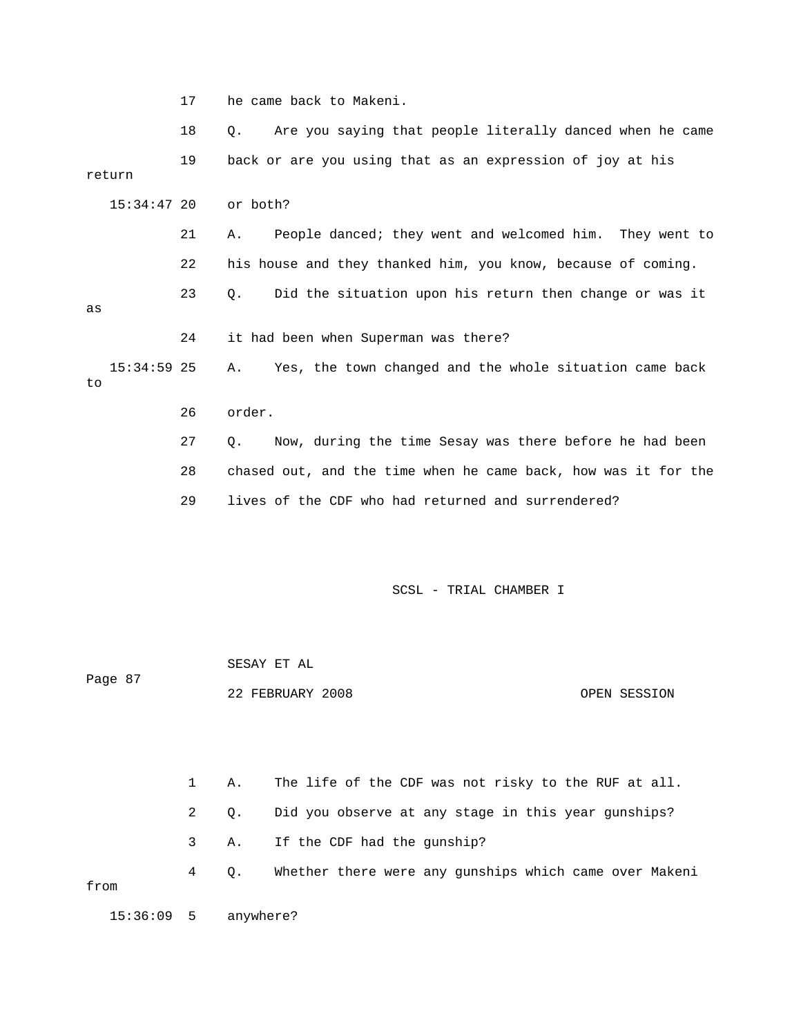17 he came back to Makeni.

18 Q. Are you saying that people literally danced when he came

19 back or are you using that as an expression of joy at his return

15:34:47 20 or both?

21 A. People danced; they went and welcomed him. They went to

22 his house and they thanked him, you know, because of coming.

23 Q. Did the situation upon his return then change or was it as

24 it had been when Superman was there?

15:34:59 25 A. Yes, the town changed and the whole situation came back to

26 order.

27 Q. Now, during the time Sesay was there before he had been

28 chased out, and the time when he came back, how was it for the

29 lives of the CDF who had returned and surrendered?

1 A. The life of the CDF was not risky to the RUF at all.

2 Q. Did you observe at any stage in this year gunships?

3 A. If the CDF had the gunship?

4 Q. Whether there were any gunships which came over Makeni from

15:36:09 5 anywhere?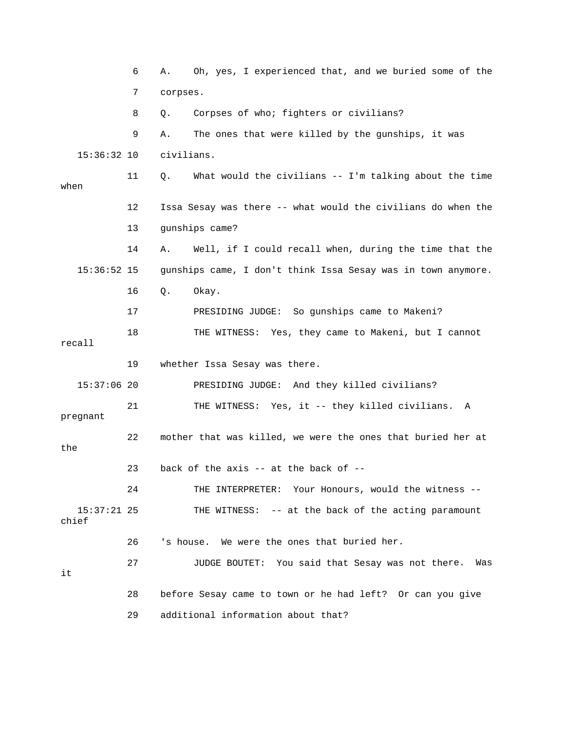6 A. Oh, yes, I experienced that, and we buried some of the

7 corpses.

8 Q. Corpses of who; fighters or civilians?

9 A. The ones that were killed by the gunships, it was

15:36:32 10 civilians.

11 Q. What would the civilians -- I'm talking about the time when

12 Issa Sesay was there -- what would the civilians do when the

13 gunships came?

14 A. Well, if I could recall when, during the time that the

15:36:52 15 gunships came, I don't think Issa Sesay was in town anymore.

16 Q. Okay.

17 PRESIDING JUDGE: So gunships came to Makeni?

18 THE WITNESS: Yes, they came to Makeni, but I cannot recall

19 whether Issa Sesay was there.

15:37:06 20 PRESIDING JUDGE: And they killed civilians?

21 THE WITNESS: Yes, it -- they killed civilians. A pregnant

22 mother that was killed, we were the ones that buried her at the

23 back of the axis -- at the back of --

24 THE INTERPRETER: Your Honours, would the witness --

15:37:21 25 THE WITNESS: -- at the back of the acting paramount chief

26 's house. We were the ones that buried her.

27 JUDGE BOUTET: You said that Sesay was not there. Was it

28 before Sesay came to town or he had left? Or can you give

29 additional information about that?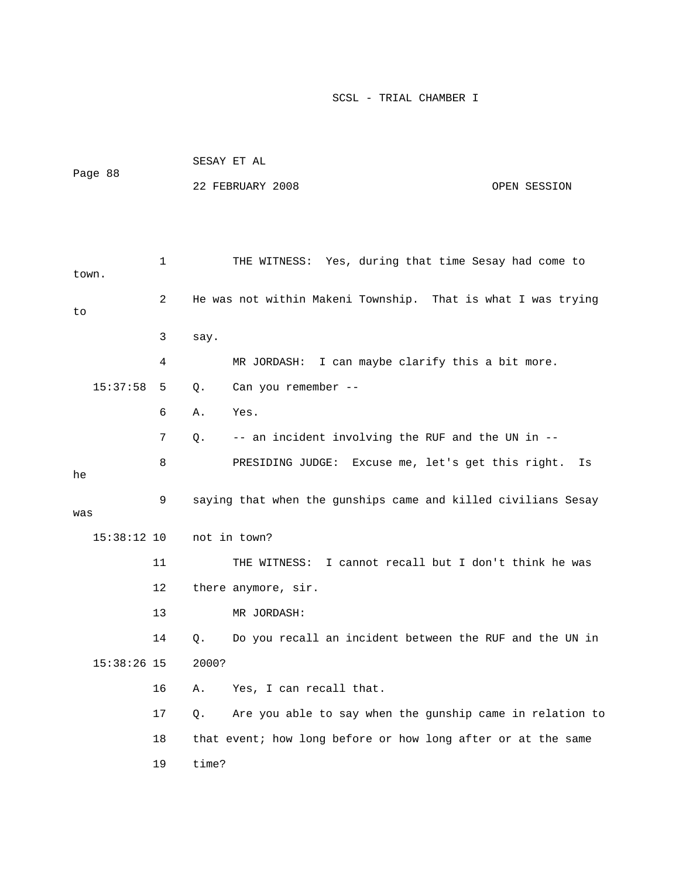THE WITNESS: Yes, during that time Sesay had come to town. He was not within Makeni Township. That is what I was trying to say.

MR JORDASH: I can maybe clarify this a bit more.

Q. Can you remember --

A. Yes.

Q. -- an incident involving the RUF and the UN in --

PRESIDING JUDGE: Excuse me, let's get this right. Is he saying that when the gunships came and killed civilians Sesay was not in town?

THE WITNESS: I cannot recall but I don't think he was there anymore, sir.

MR JORDASH:

Q. Do you recall an incident between the RUF and the UN in 2000?

A. Yes, I can recall that.

Q. Are you able to say when the gunship came in relation to that event; how long before or how long after or at the same time?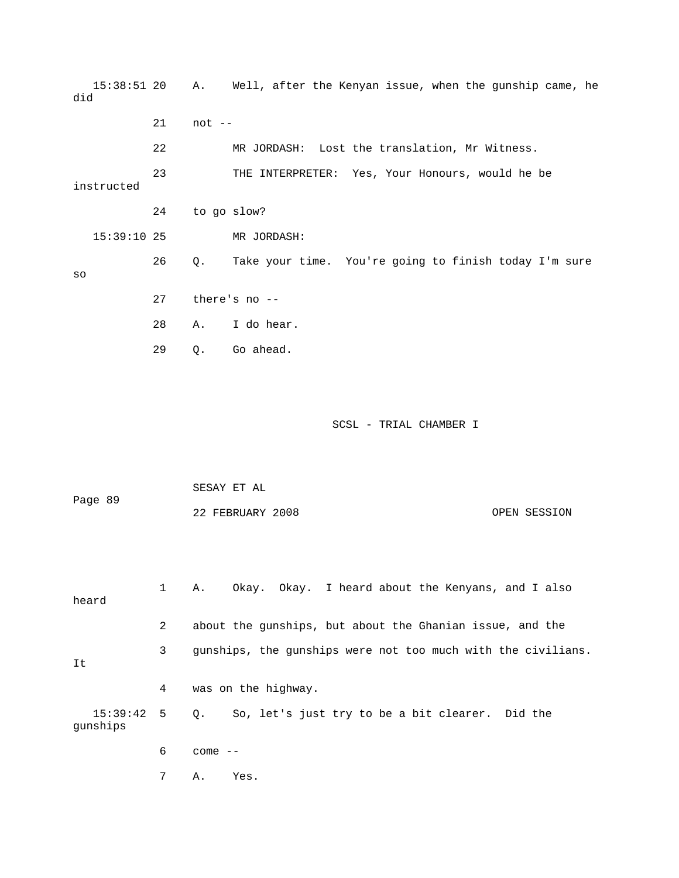15:38:51 20 A. Well, after the Kenyan issue, when the gunship came, he did

21 not --

22 MR JORDASH: Lost the translation, Mr Witness.

23 THE INTERPRETER: Yes, Your Honours, would he be instructed

24 to go slow?

15:39:10 25 MR JORDASH:

26 Q. Take your time. You're going to finish today I'm sure so

27 there's no --

28 A. I do hear.

29 Q. Go ahead.

1 A. Okay. Okay. I heard about the Kenyans, and I also heard

2 about the gunships, but about the Ghanian issue, and the

3 gunships, the gunships were not too much with the civilians. It

4 was on the highway.

15:39:42 5 Q. So, let's just try to be a bit clearer. Did the gunships

6 come --

7 A. Yes.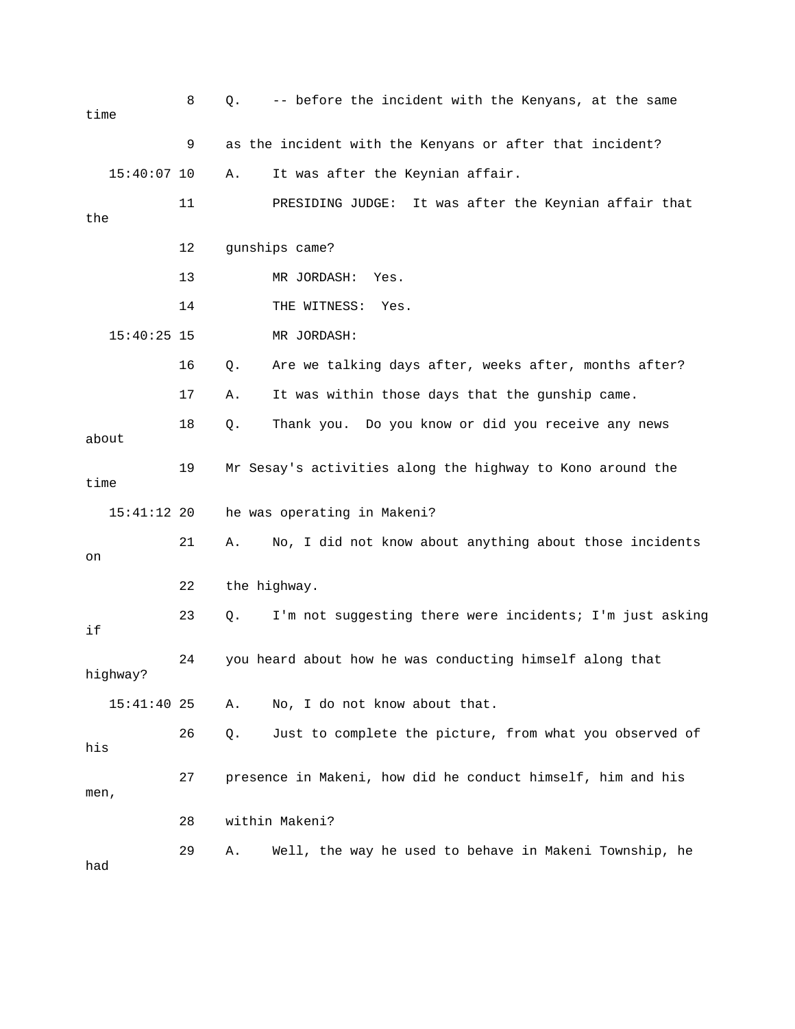8 Q. -- before the incident with the Kenyans, at the same time

9 as the incident with the Kenyans or after that incident?

15:40:07 10 A. It was after the Keynian affair.

11 PRESIDING JUDGE: It was after the Keynian affair that the

12 gunships came?

13 MR JORDASH: Yes.

14 THE WITNESS: Yes.

15:40:25 15 MR JORDASH:

16 Q. Are we talking days after, weeks after, months after?

17 A. It was within those days that the gunship came.

18 Q. Thank you. Do you know or did you receive any news about

19 Mr Sesay's activities along the highway to Kono around the time

15:41:12 20 he was operating in Makeni?

21 A. No, I did not know about anything about those incidents on

22 the highway.

23 Q. I'm not suggesting there were incidents; I'm just asking if

24 you heard about how he was conducting himself along that highway?

15:41:40 25 A. No, I do not know about that.

26 Q. Just to complete the picture, from what you observed of his

27 presence in Makeni, how did he conduct himself, him and his men,

28 within Makeni?

29 A. Well, the way he used to behave in Makeni Township, he had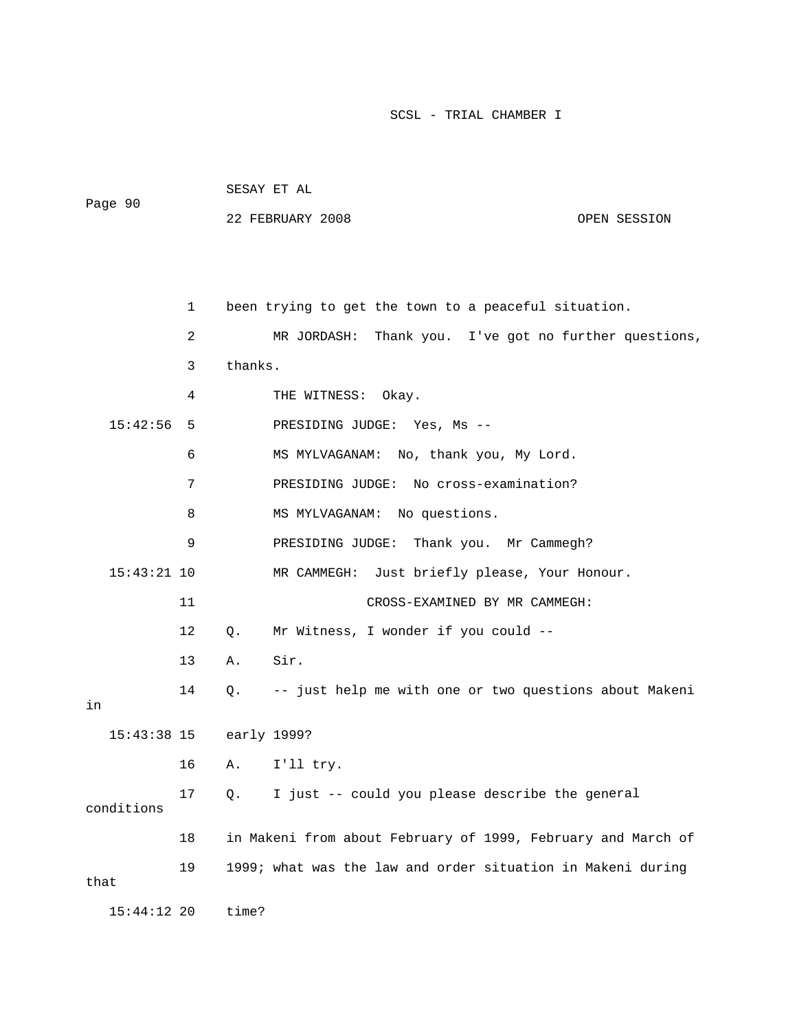been trying to get the town to a peaceful situation.

MR JORDASH: Thank you. I've got no further questions, thanks.

THE WITNESS: Okay.

PRESIDING JUDGE: Yes, Ms --

MS MYLVAGANAM: No, thank you, My Lord.

PRESIDING JUDGE: No cross-examination?

MS MYLVAGANAM: No questions.

PRESIDING JUDGE: Thank you. Mr Cammegh?

MR CAMMEGH: Just briefly please, Your Honour.

CROSS-EXAMINED BY MR CAMMEGH:

Q. Mr Witness, I wonder if you could --

A. Sir.

Q. -- just help me with one or two questions about Makeni in early 1999?

A. I'll try.

Q. I just -- could you please describe the general conditions in Makeni from about February of 1999, February and March of 1999; what was the law and order situation in Makeni during that time?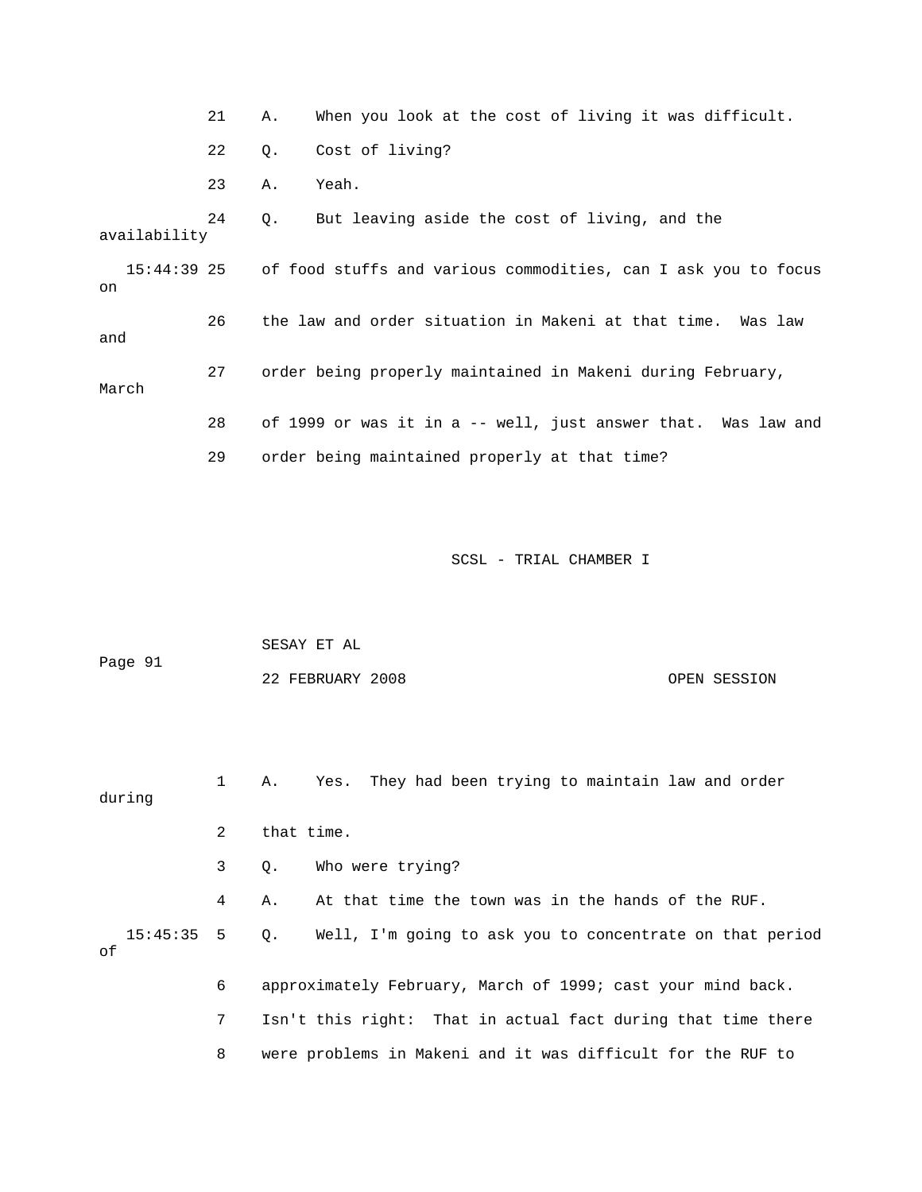21 A. When you look at the cost of living it was difficult.

22 Q. Cost of living?

23 A. Yeah.

24 Q. But leaving aside the cost of living, and the availability

15:44:39 25 of food stuffs and various commodities, can I ask you to focus on

26 the law and order situation in Makeni at that time. Was law and

27 order being properly maintained in Makeni during February, March

28 of 1999 or was it in a -- well, just answer that. Was law and

29 order being maintained properly at that time?

1 A. Yes. They had been trying to maintain law and order during

2 that time.

3 Q. Who were trying?

4 A. At that time the town was in the hands of the RUF.

15:45:35 5 Q. Well, I'm going to ask you to concentrate on that period of

6 approximately February, March of 1999; cast your mind back.

7 Isn't this right: That in actual fact during that time there

8 were problems in Makeni and it was difficult for the RUF to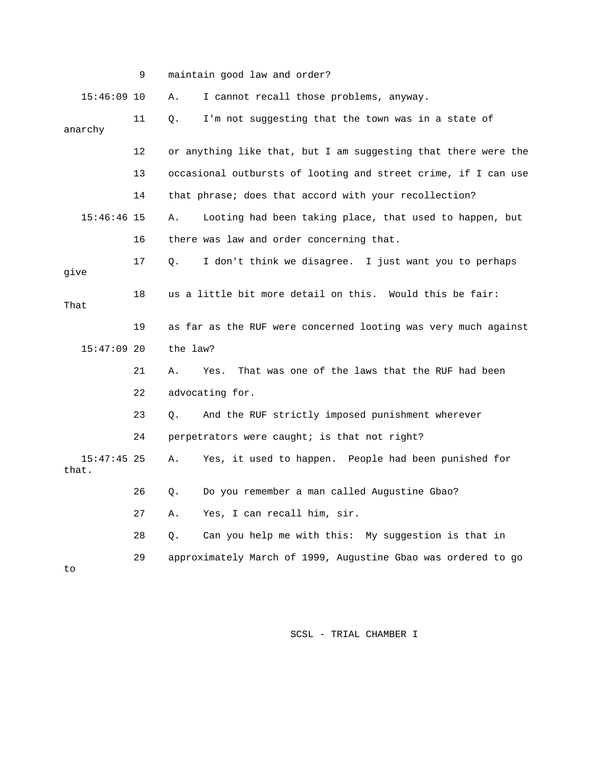9 maintain good law and order?

15:46:09 10 A. I cannot recall those problems, anyway.

11 Q. I'm not suggesting that the town was in a state of anarchy

12 or anything like that, but I am suggesting that there were the

13 occasional outbursts of looting and street crime, if I can use

14 that phrase; does that accord with your recollection?

15:46:46 15 A. Looting had been taking place, that used to happen, but

16 there was law and order concerning that.

17 Q. I don't think we disagree. I just want you to perhaps give

18 us a little bit more detail on this. Would this be fair: That

19 as far as the RUF were concerned looting was very much against

15:47:09 20 the law?

21 A. Yes. That was one of the laws that the RUF had been

22 advocating for.

23 Q. And the RUF strictly imposed punishment wherever

24 perpetrators were caught; is that not right?

15:47:45 25 A. Yes, it used to happen. People had been punished for that.

26 Q. Do you remember a man called Augustine Gbao?

27 A. Yes, I can recall him, sir.

28 Q. Can you help me with this: My suggestion is that in

29 approximately March of 1999, Augustine Gbao was ordered to go to

SCSL - TRIAL CHAMBER I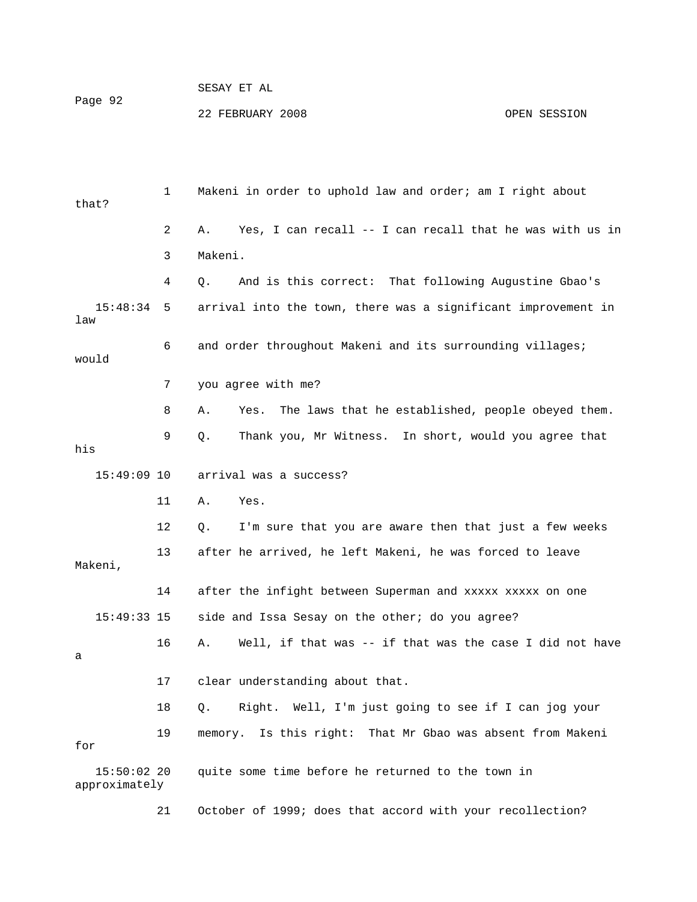1 Makeni in order to uphold law and order; am I right about that?

2 A. Yes, I can recall -- I can recall that he was with us in

3 Makeni.

4 Q. And is this correct: That following Augustine Gbao's

15:48:34 5 arrival into the town, there was a significant improvement in law

6 and order throughout Makeni and its surrounding villages; would

7 you agree with me?

8 A. Yes. The laws that he established, people obeyed them.

9 Q. Thank you, Mr Witness. In short, would you agree that his

15:49:09 10 arrival was a success?

11 A. Yes.

12 Q. I'm sure that you are aware then that just a few weeks

13 after he arrived, he left Makeni, he was forced to leave Makeni,

14 after the infight between Superman and xxxxx xxxxx on one

15:49:33 15 side and Issa Sesay on the other; do you agree?

16 A. Well, if that was -- if that was the case I did not have a

17 clear understanding about that.

18 Q. Right. Well, I'm just going to see if I can jog your

19 memory. Is this right: That Mr Gbao was absent from Makeni for

15:50:02 20 quite some time before he returned to the town in approximately

21 October of 1999; does that accord with your recollection?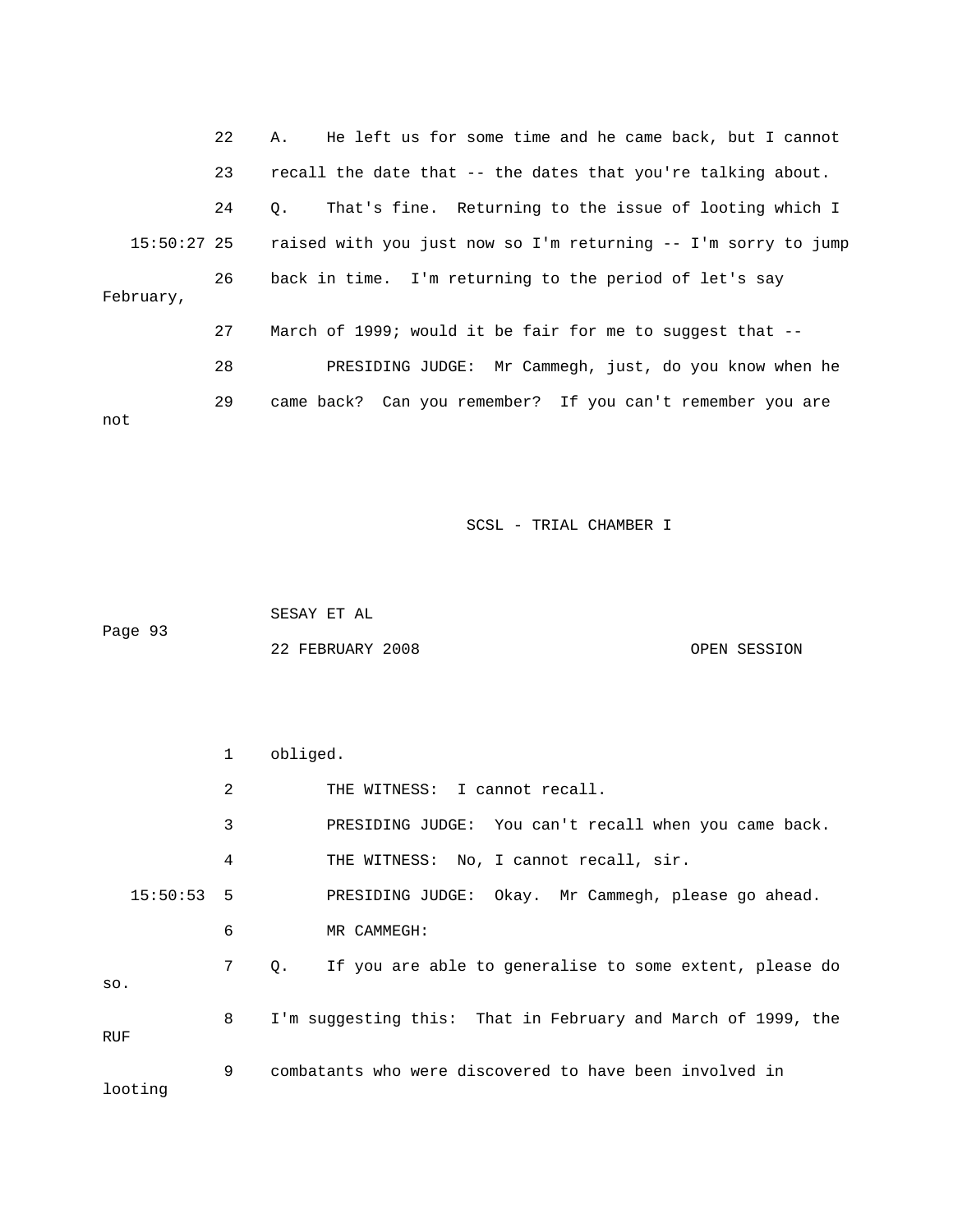22 A. He left us for some time and he came back, but I cannot

23 recall the date that -- the dates that you're talking about.

24 Q. That's fine. Returning to the issue of looting which I

15:50:27 25 raised with you just now so I'm returning -- I'm sorry to jump

26 back in time. I'm returning to the period of let's say February,

27 March of 1999; would it be fair for me to suggest that --

28 PRESIDING JUDGE: Mr Cammegh, just, do you know when he

29 came back? Can you remember? If you can't remember you are not

1 obliged.

2 THE WITNESS: I cannot recall.

3 PRESIDING JUDGE: You can't recall when you came back.

4 THE WITNESS: No, I cannot recall, sir.

15:50:53 5 PRESIDING JUDGE: Okay. Mr Cammegh, please go ahead.

6 MR CAMMEGH:

7 Q. If you are able to generalise to some extent, please do so.

8 I'm suggesting this: That in February and March of 1999, the RUF

9 combatants who were discovered to have been involved in looting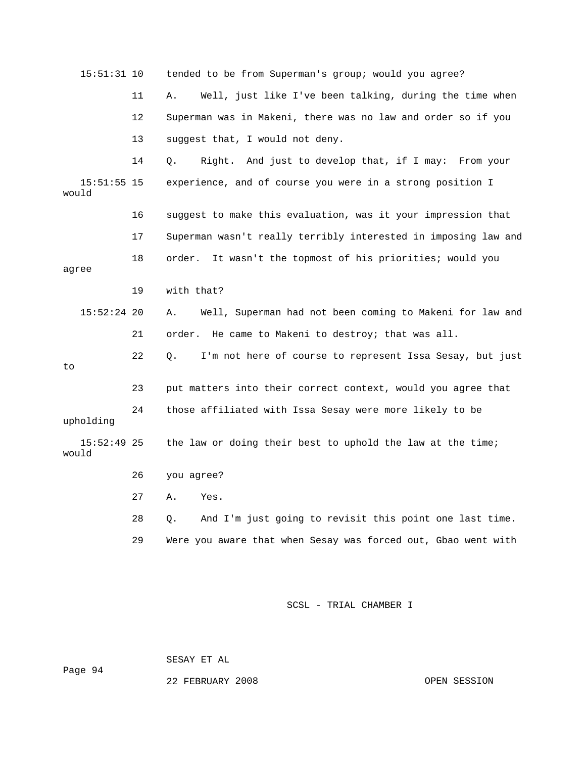15:51:31 10 tended to be from Superman's group; would you agree?

11 A. Well, just like I've been talking, during the time when

12 Superman was in Makeni, there was no law and order so if you

13 suggest that, I would not deny.

14 Q. Right. And just to develop that, if I may: From your

15:51:55 15 experience, and of course you were in a strong position I would

16 suggest to make this evaluation, was it your impression that

17 Superman wasn't really terribly interested in imposing law and

18 order. It wasn't the topmost of his priorities; would you agree

19 with that?

15:52:24 20 A. Well, Superman had not been coming to Makeni for law and

21 order. He came to Makeni to destroy; that was all.

22 Q. I'm not here of course to represent Issa Sesay, but just to

23 put matters into their correct context, would you agree that

24 those affiliated with Issa Sesay were more likely to be upholding

15:52:49 25 the law or doing their best to uphold the law at the time; would

26 you agree?

27 A. Yes.

28 Q. And I'm just going to revisit this point one last time.

29 Were you aware that when Sesay was forced out, Gbao went with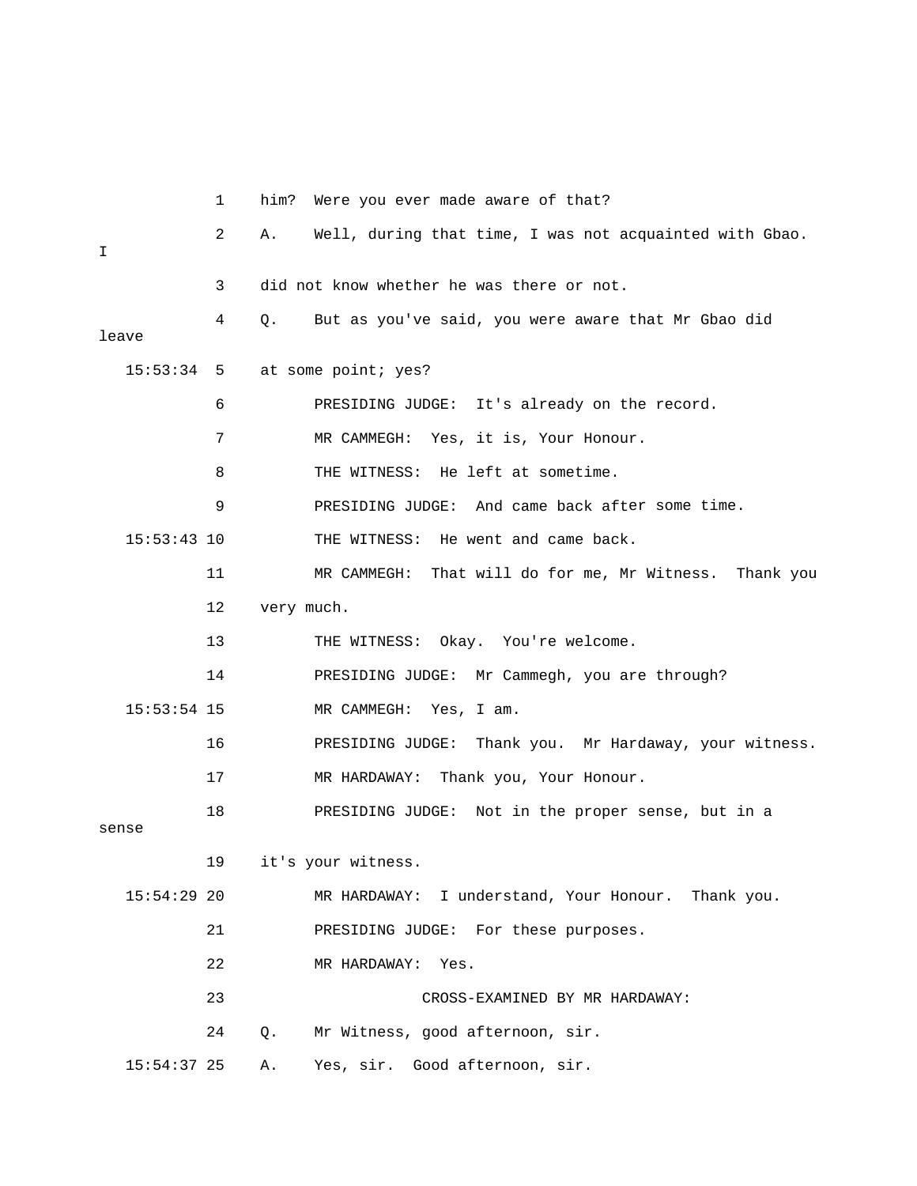1 him? Were you ever made aware of that?

2 A. Well, during that time, I was not acquainted with Gbao. I

3 did not know whether he was there or not.

4 Q. But as you've said, you were aware that Mr Gbao did leave

15:53:34 5 at some point; yes?

6 PRESIDING JUDGE: It's already on the record.

7 MR CAMMEGH: Yes, it is, Your Honour.

8 THE WITNESS: He left at sometime.

9 PRESIDING JUDGE: And came back after some time.

15:53:43 10 THE WITNESS: He went and came back.

11 MR CAMMEGH: That will do for me, Mr Witness. Thank you

12 very much.

13 THE WITNESS: Okay. You're welcome.

14 PRESIDING JUDGE: Mr Cammegh, you are through?

15:53:54 15 MR CAMMEGH: Yes, I am.

16 PRESIDING JUDGE: Thank you. Mr Hardaway, your witness.

17 MR HARDAWAY: Thank you, Your Honour.

18 PRESIDING JUDGE: Not in the proper sense, but in a sense

19 it's your witness.

15:54:29 20 MR HARDAWAY: I understand, Your Honour. Thank you.

21 PRESIDING JUDGE: For these purposes.

22 MR HARDAWAY: Yes.

23 CROSS-EXAMINED BY MR HARDAWAY:

24 Q. Mr Witness, good afternoon, sir.

15:54:37 25 A. Yes, sir. Good afternoon, sir.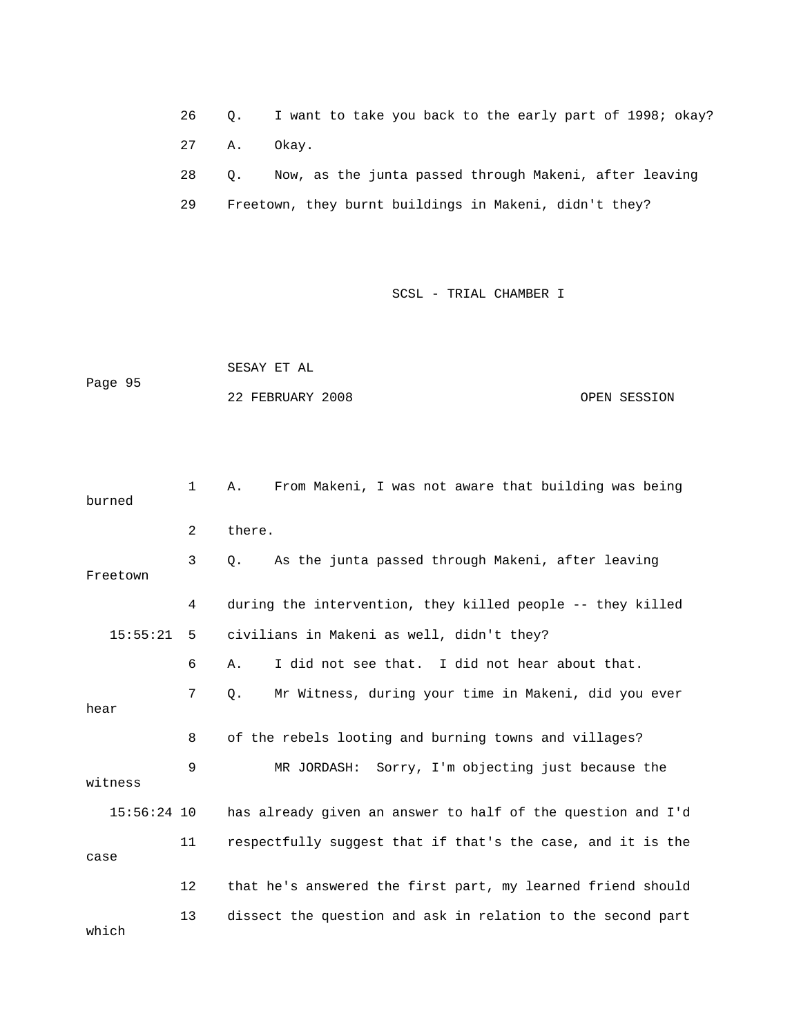26 Q. I want to take you back to the early part of 1998; okay?

27 A. Okay.

28 Q. Now, as the junta passed through Makeni, after leaving

29 Freetown, they burnt buildings in Makeni, didn't they?

1 A. From Makeni, I was not aware that building was being burned

2 there.

3 Q. As the junta passed through Makeni, after leaving Freetown

4 during the intervention, they killed people -- they killed

15:55:21 5 civilians in Makeni as well, didn't they?

6 A. I did not see that. I did not hear about that.

7 Q. Mr Witness, during your time in Makeni, did you ever hear

8 of the rebels looting and burning towns and villages?

9 MR JORDASH: Sorry, I'm objecting just because the witness

15:56:24 10 has already given an answer to half of the question and I'd

11 respectfully suggest that if that's the case, and it is the case

12 that he's answered the first part, my learned friend should

13 dissect the question and ask in relation to the second part which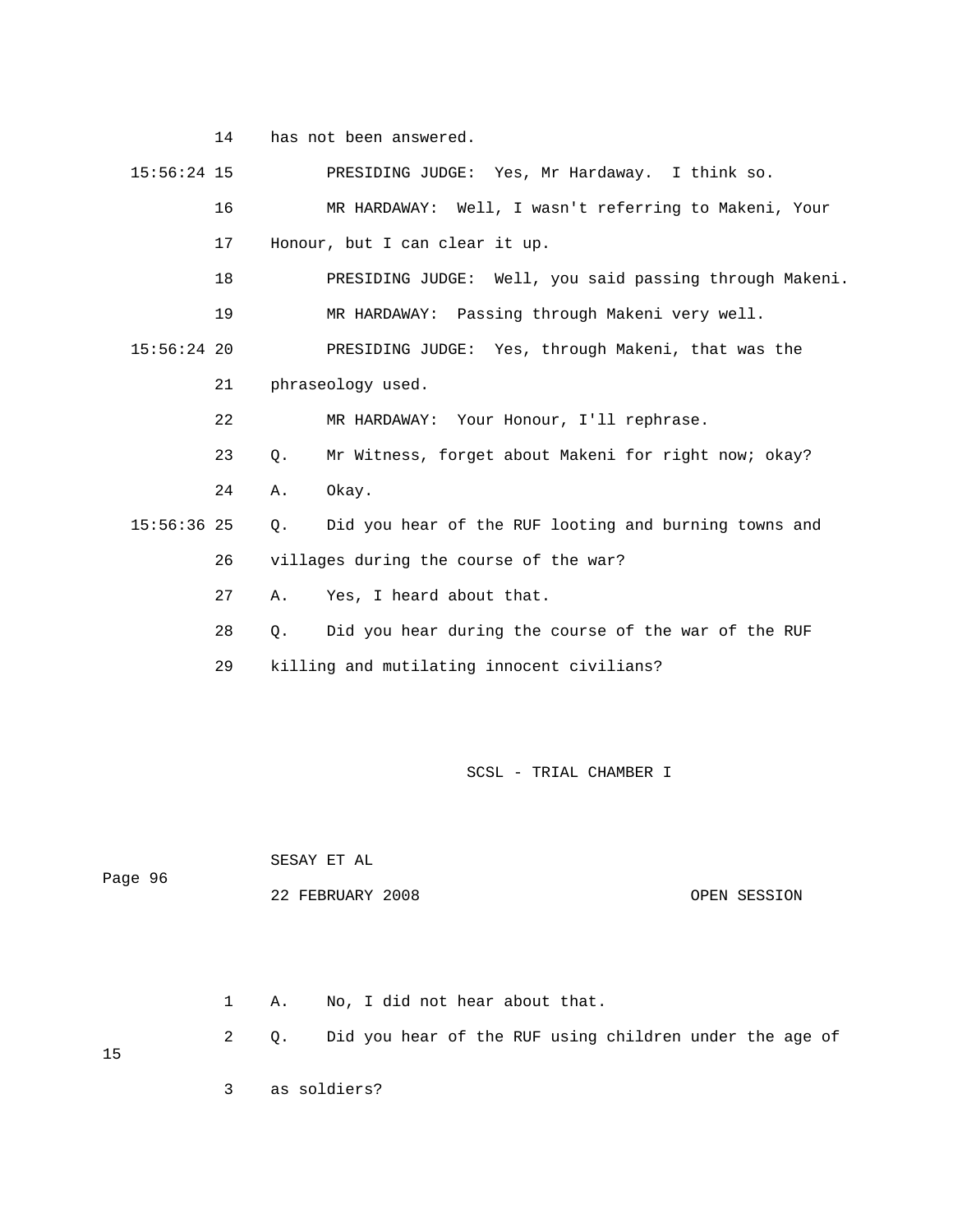14 has not been answered.

15:56:24 15 PRESIDING JUDGE: Yes, Mr Hardaway. I think so.

16 MR HARDAWAY: Well, I wasn't referring to Makeni, Your

17 Honour, but I can clear it up.

18 PRESIDING JUDGE: Well, you said passing through Makeni.

19 MR HARDAWAY: Passing through Makeni very well.

15:56:24 20 PRESIDING JUDGE: Yes, through Makeni, that was the

21 phraseology used.

22 MR HARDAWAY: Your Honour, I'll rephrase.

23 Q. Mr Witness, forget about Makeni for right now; okay?

24 A. Okay.

15:56:36 25 Q. Did you hear of the RUF looting and burning towns and

26 villages during the course of the war?

27 A. Yes, I heard about that.

28 Q. Did you hear during the course of the war of the RUF

29 killing and mutilating innocent civilians?

SCSL - TRIAL CHAMBER I

SESAY ET AL

Page 96

22 FEBRUARY 2008 OPEN SESSION

1 A. No, I did not hear about that.

2 Q. Did you hear of the RUF using children under the age of 15

3 as soldiers?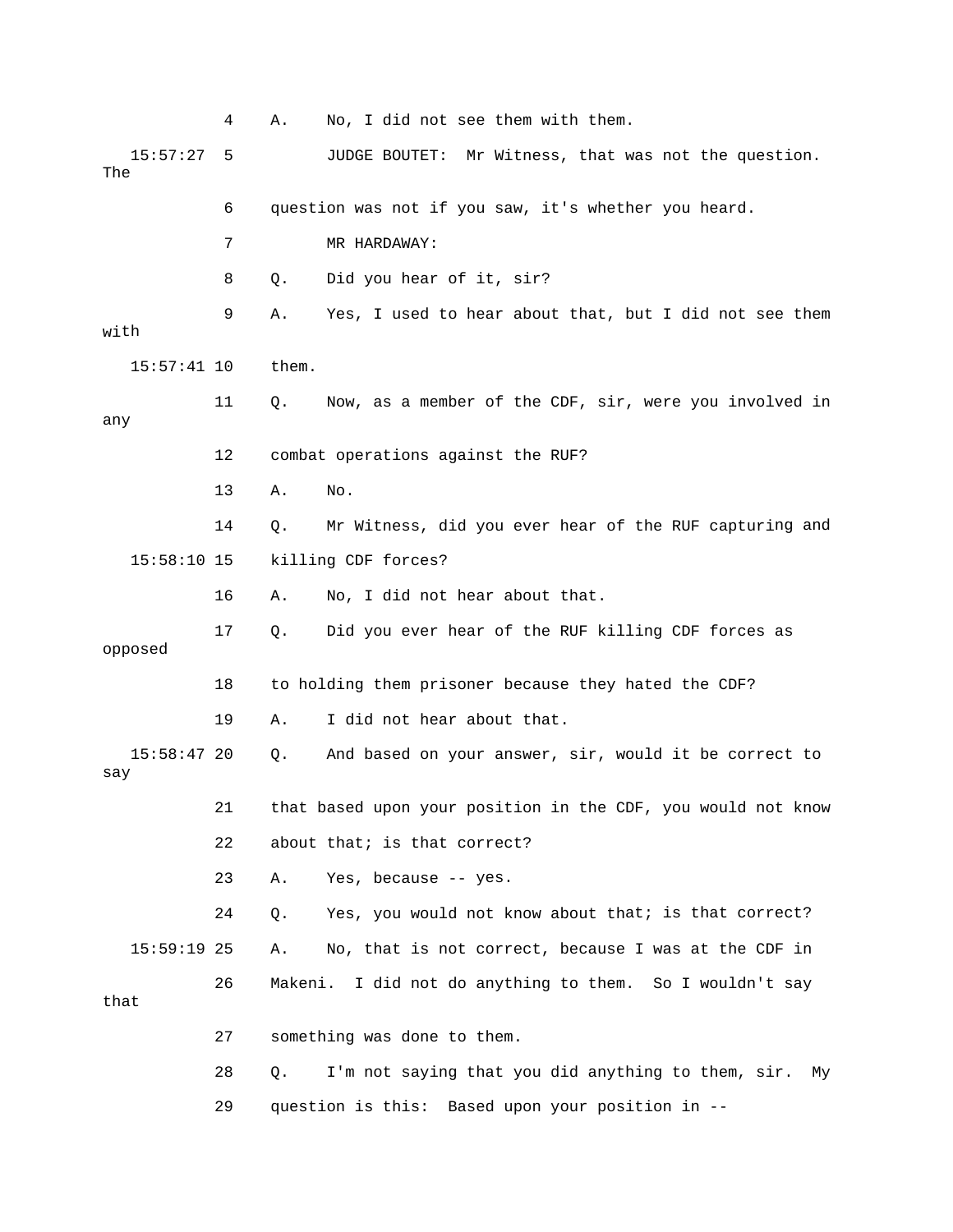4 A. No, I did not see them with them.

15:57:27 5 JUDGE BOUTET: Mr Witness, that was not the question. The

6 question was not if you saw, it's whether you heard.

7 MR HARDAWAY:

8 Q. Did you hear of it, sir?

9 A. Yes, I used to hear about that, but I did not see them with

15:57:41 10 them.

11 Q. Now, as a member of the CDF, sir, were you involved in any

12 combat operations against the RUF?

13 A. No.

14 Q. Mr Witness, did you ever hear of the RUF capturing and

15:58:10 15 killing CDF forces?

16 A. No, I did not hear about that.

17 Q. Did you ever hear of the RUF killing CDF forces as opposed

18 to holding them prisoner because they hated the CDF?

19 A. I did not hear about that.

15:58:47 20 Q. And based on your answer, sir, would it be correct to say

21 that based upon your position in the CDF, you would not know

22 about that; is that correct?

23 A. Yes, because -- yes.

24 Q. Yes, you would not know about that; is that correct?

15:59:19 25 A. No, that is not correct, because I was at the CDF in

26 Makeni. I did not do anything to them. So I wouldn't say that

27 something was done to them.

28 Q. I'm not saying that you did anything to them, sir. My

29 question is this: Based upon your position in --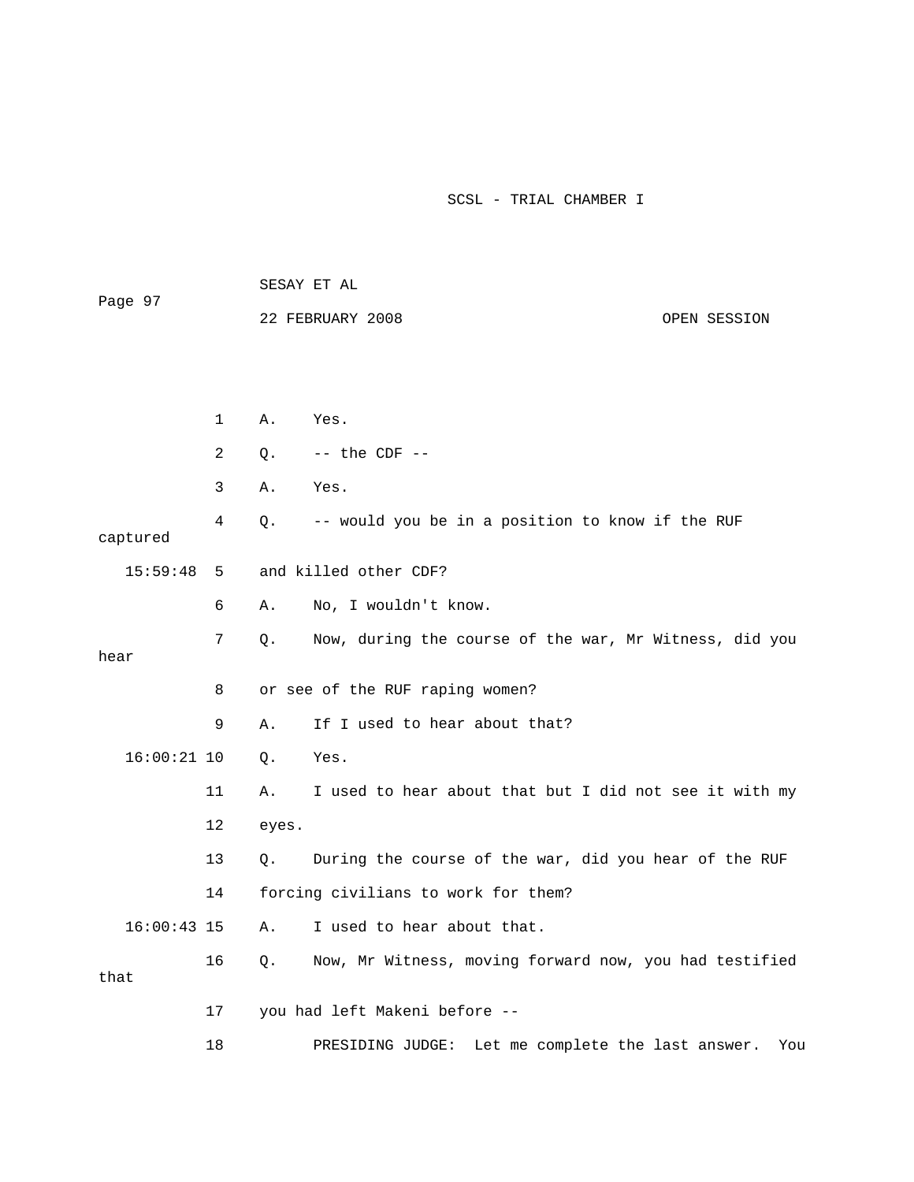1 A. Yes.

2 Q. -- the CDF --

3 A. Yes.

4 Q. -- would you be in a position to know if the RUF captured

15:59:48 5 and killed other CDF?

6 A. No, I wouldn't know.

7 Q. Now, during the course of the war, Mr Witness, did you hear

8 or see of the RUF raping women?

9 A. If I used to hear about that?

16:00:21 10 Q. Yes.

11 A. I used to hear about that but I did not see it with my

12 eyes.

13 Q. During the course of the war, did you hear of the RUF

14 forcing civilians to work for them?

16:00:43 15 A. I used to hear about that.

16 Q. Now, Mr Witness, moving forward now, you had testified that

17 you had left Makeni before --

18 PRESIDING JUDGE: Let me complete the last answer. You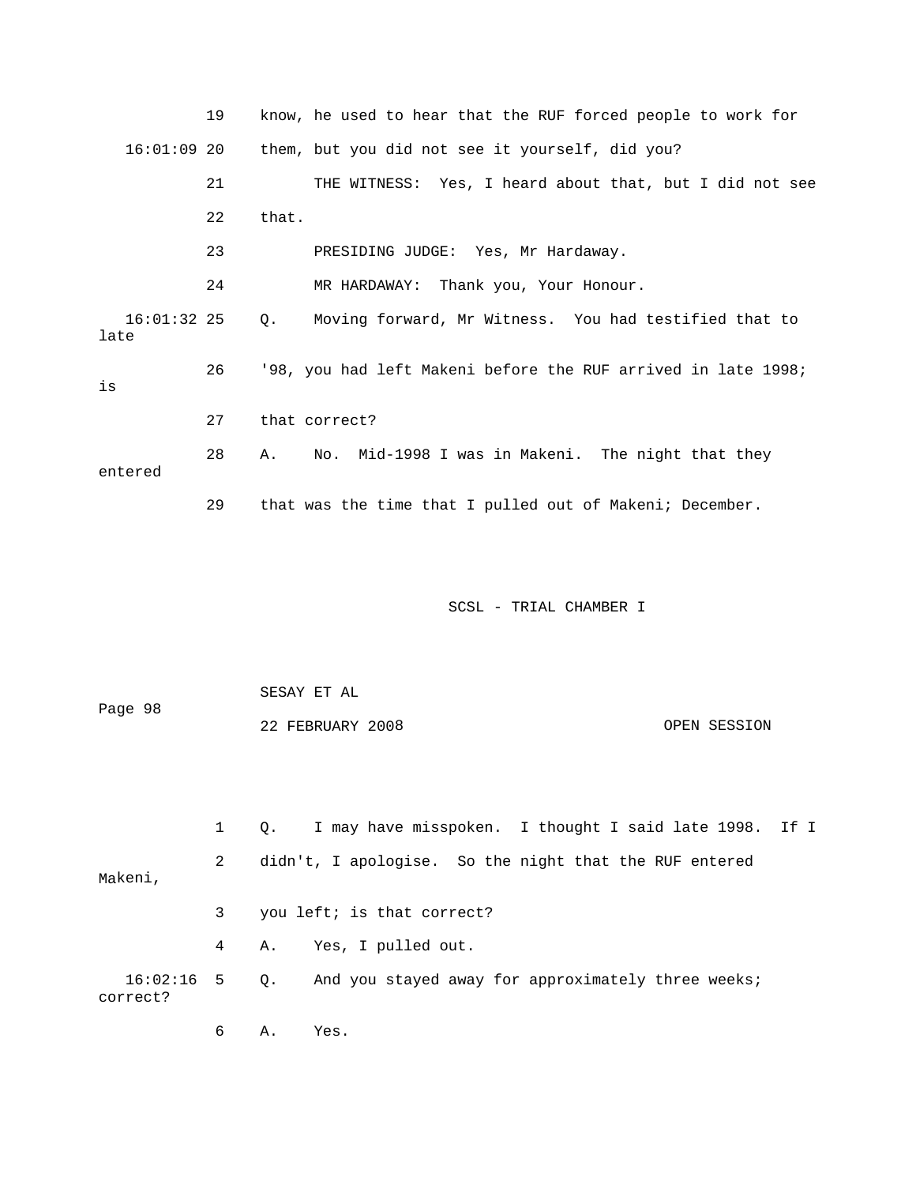19 know, he used to hear that the RUF forced people to work for

16:01:09 20 them, but you did not see it yourself, did you?

21 THE WITNESS: Yes, I heard about that, but I did not see

22 that.

23 PRESIDING JUDGE: Yes, Mr Hardaway.

24 MR HARDAWAY: Thank you, Your Honour.

16:01:32 25 Q. Moving forward, Mr Witness. You had testified that to late

26 '98, you had left Makeni before the RUF arrived in late 1998; is

27 that correct?

28 A. No. Mid-1998 I was in Makeni. The night that they entered

29 that was the time that I pulled out of Makeni; December.

1 Q. I may have misspoken. I thought I said late 1998. If I

2 didn't, I apologise. So the night that the RUF entered Makeni,

3 you left; is that correct?

4 A. Yes, I pulled out.

16:02:16 5 Q. And you stayed away for approximately three weeks; correct?

6 A. Yes.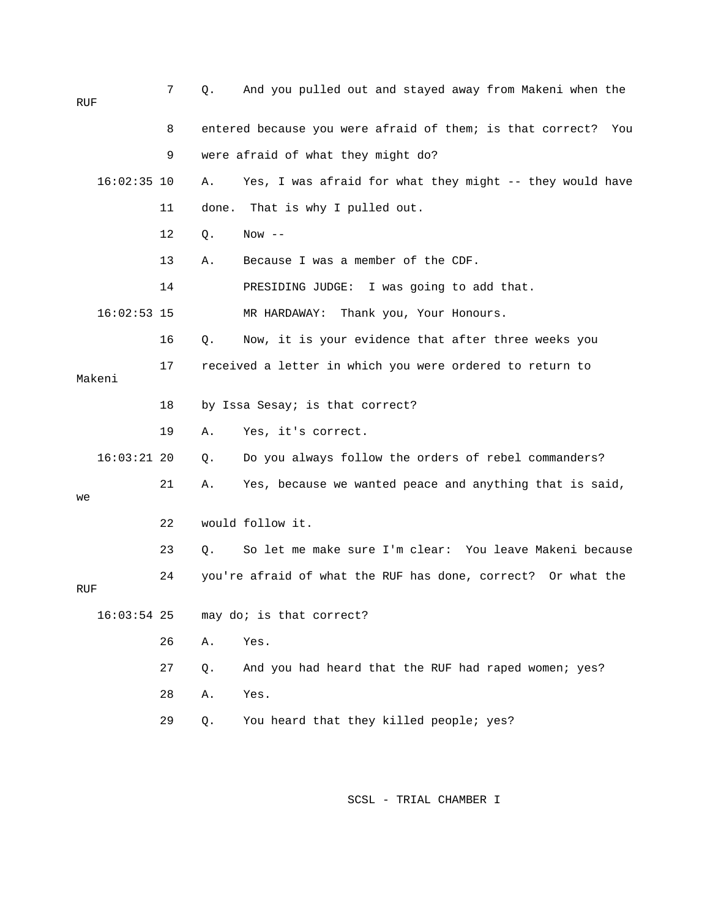7 Q. And you pulled out and stayed away from Makeni when the RUF

8 entered because you were afraid of them; is that correct? You

9 were afraid of what they might do?

16:02:35 10 A. Yes, I was afraid for what they might -- they would have

11 done. That is why I pulled out.

12 Q. Now --

13 A. Because I was a member of the CDF.

14 PRESIDING JUDGE: I was going to add that.

16:02:53 15 MR HARDAWAY: Thank you, Your Honours.

16 Q. Now, it is your evidence that after three weeks you

17 received a letter in which you were ordered to return to Makeni

18 by Issa Sesay; is that correct?

19 A. Yes, it's correct.

16:03:21 20 Q. Do you always follow the orders of rebel commanders?

21 A. Yes, because we wanted peace and anything that is said, we

22 would follow it.

23 Q. So let me make sure I'm clear: You leave Makeni because

24 you're afraid of what the RUF has done, correct? Or what the RUF

16:03:54 25 may do; is that correct?

26 A. Yes.

27 Q. And you had heard that the RUF had raped women; yes?

28 A. Yes.

29 Q. You heard that they killed people; yes?

SCSL - TRIAL CHAMBER I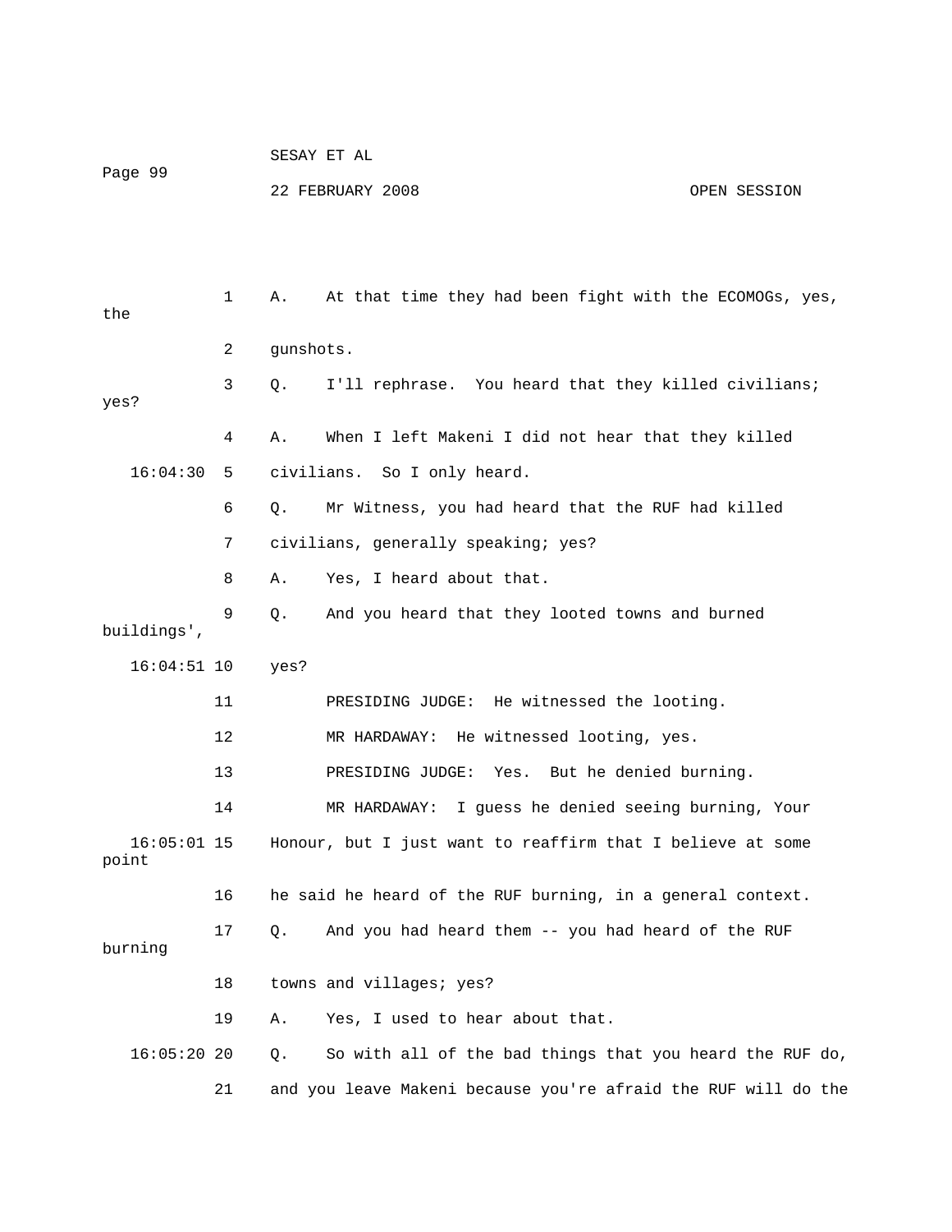A. At that time they had been fight with the ECOMOGs, yes, the gunshots.

Q. I'll rephrase. You heard that they killed civilians; yes?

A. When I left Makeni I did not hear that they killed civilians. So I only heard.

Q. Mr Witness, you had heard that the RUF had killed civilians, generally speaking; yes?

A. Yes, I heard about that.

Q. And you heard that they looted towns and burned buildings', yes?

PRESIDING JUDGE: He witnessed the looting.

MR HARDAWAY: He witnessed looting, yes.

PRESIDING JUDGE: Yes. But he denied burning.

MR HARDAWAY: I guess he denied seeing burning, Your Honour, but I just want to reaffirm that I believe at some point he said he heard of the RUF burning, in a general context.

Q. And you had heard them -- you had heard of the RUF burning towns and villages; yes?

A. Yes, I used to hear about that.

Q. So with all of the bad things that you heard the RUF do, and you leave Makeni because you're afraid the RUF will do the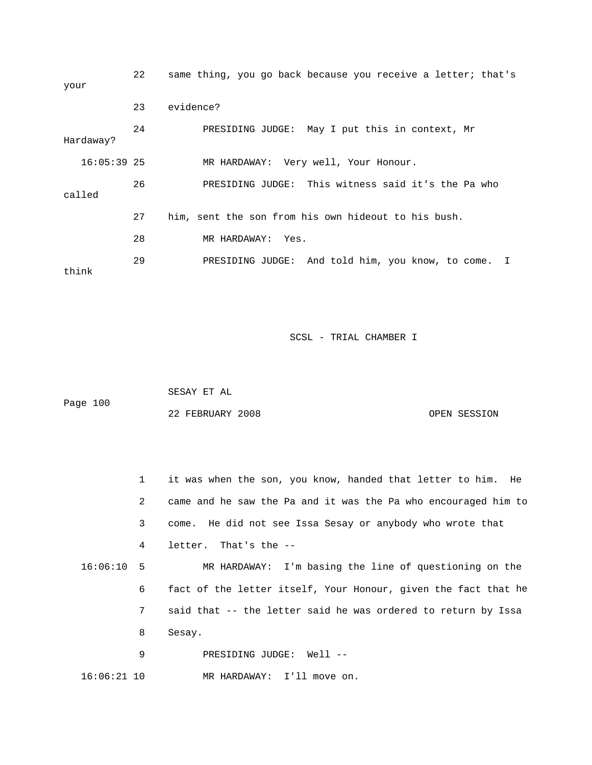22 same thing, you go back because you receive a letter; that's your

23 evidence?

24 PRESIDING JUDGE: May I put this in context, Mr Hardaway?

16:05:39 25 MR HARDAWAY: Very well, Your Honour.

26 PRESIDING JUDGE: This witness said it's the Pa who called

27 him, sent the son from his own hideout to his bush.

28 MR HARDAWAY: Yes.

29 PRESIDING JUDGE: And told him, you know, to come. I think

1 it was when the son, you know, handed that letter to him. He

2 came and he saw the Pa and it was the Pa who encouraged him to

3 come. He did not see Issa Sesay or anybody who wrote that

4 letter. That's the --

16:06:10 5 MR HARDAWAY: I'm basing the line of questioning on the

6 fact of the letter itself, Your Honour, given the fact that he

7 said that -- the letter said he was ordered to return by Issa

8 Sesay.

9 PRESIDING JUDGE: Well --

16:06:21 10 MR HARDAWAY: I'll move on.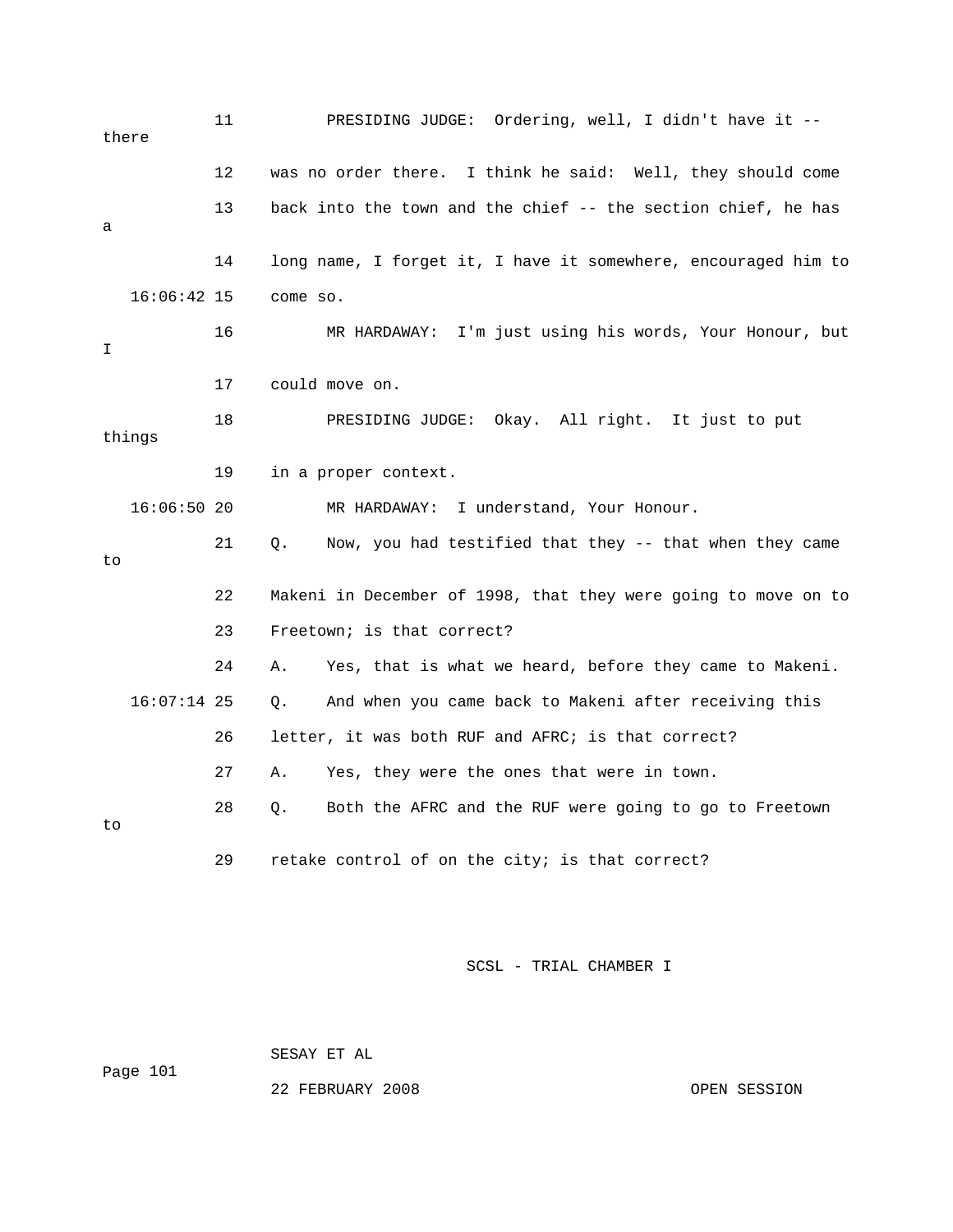11 PRESIDING JUDGE: Ordering, well, I didn't have it -- there

12 was no order there. I think he said: Well, they should come

13 back into the town and the chief -- the section chief, he has a

14 long name, I forget it, I have it somewhere, encouraged him to

16:06:42 15 come so.

16 MR HARDAWAY: I'm just using his words, Your Honour, but I

17 could move on.

18 PRESIDING JUDGE: Okay. All right. It just to put things

19 in a proper context.

16:06:50 20 MR HARDAWAY: I understand, Your Honour.

21 Q. Now, you had testified that they -- that when they came to

22 Makeni in December of 1998, that they were going to move on to

23 Freetown; is that correct?

24 A. Yes, that is what we heard, before they came to Makeni.

16:07:14 25 Q. And when you came back to Makeni after receiving this

26 letter, it was both RUF and AFRC; is that correct?

27 A. Yes, they were the ones that were in town.

28 Q. Both the AFRC and the RUF were going to go to Freetown to

29 retake control of on the city; is that correct?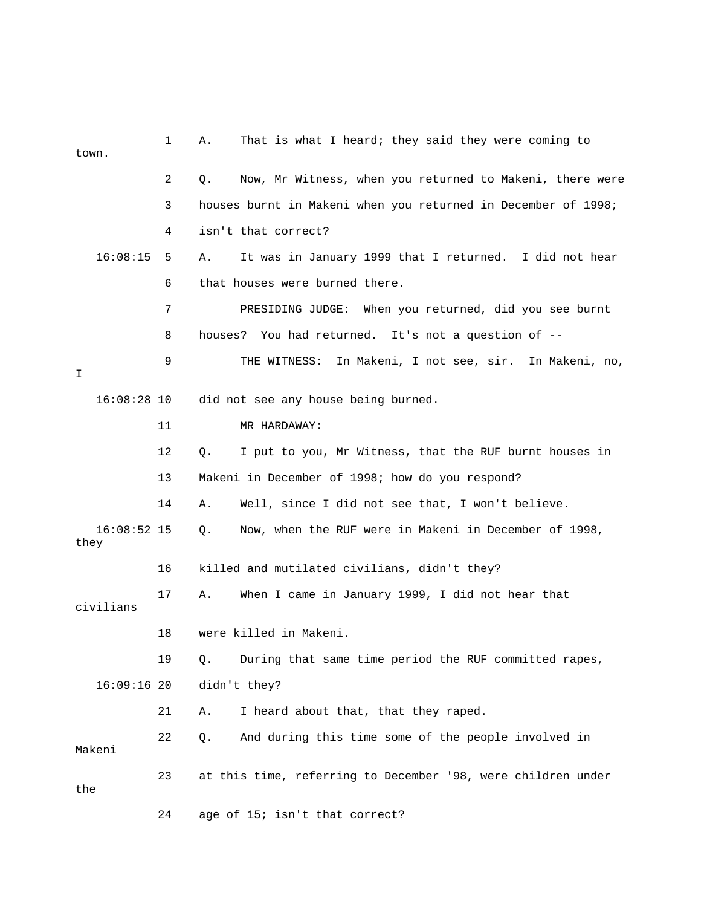1 A. That is what I heard; they said they were coming to town.

2 Q. Now, Mr Witness, when you returned to Makeni, there were

3 houses burnt in Makeni when you returned in December of 1998;

4 isn't that correct?

16:08:15 5 A. It was in January 1999 that I returned. I did not hear

6 that houses were burned there.

7 PRESIDING JUDGE: When you returned, did you see burnt

8 houses? You had returned. It's not a question of --

9 THE WITNESS: In Makeni, I not see, sir. In Makeni, no, I

16:08:28 10 did not see any house being burned.

11 MR HARDAWAY:

12 Q. I put to you, Mr Witness, that the RUF burnt houses in

13 Makeni in December of 1998; how do you respond?

14 A. Well, since I did not see that, I won't believe.

16:08:52 15 Q. Now, when the RUF were in Makeni in December of 1998, they

16 killed and mutilated civilians, didn't they?

17 A. When I came in January 1999, I did not hear that civilians

18 were killed in Makeni.

19 Q. During that same time period the RUF committed rapes,

16:09:16 20 didn't they?

21 A. I heard about that, that they raped.

22 Q. And during this time some of the people involved in Makeni

23 at this time, referring to December '98, were children under the

24 age of 15; isn't that correct?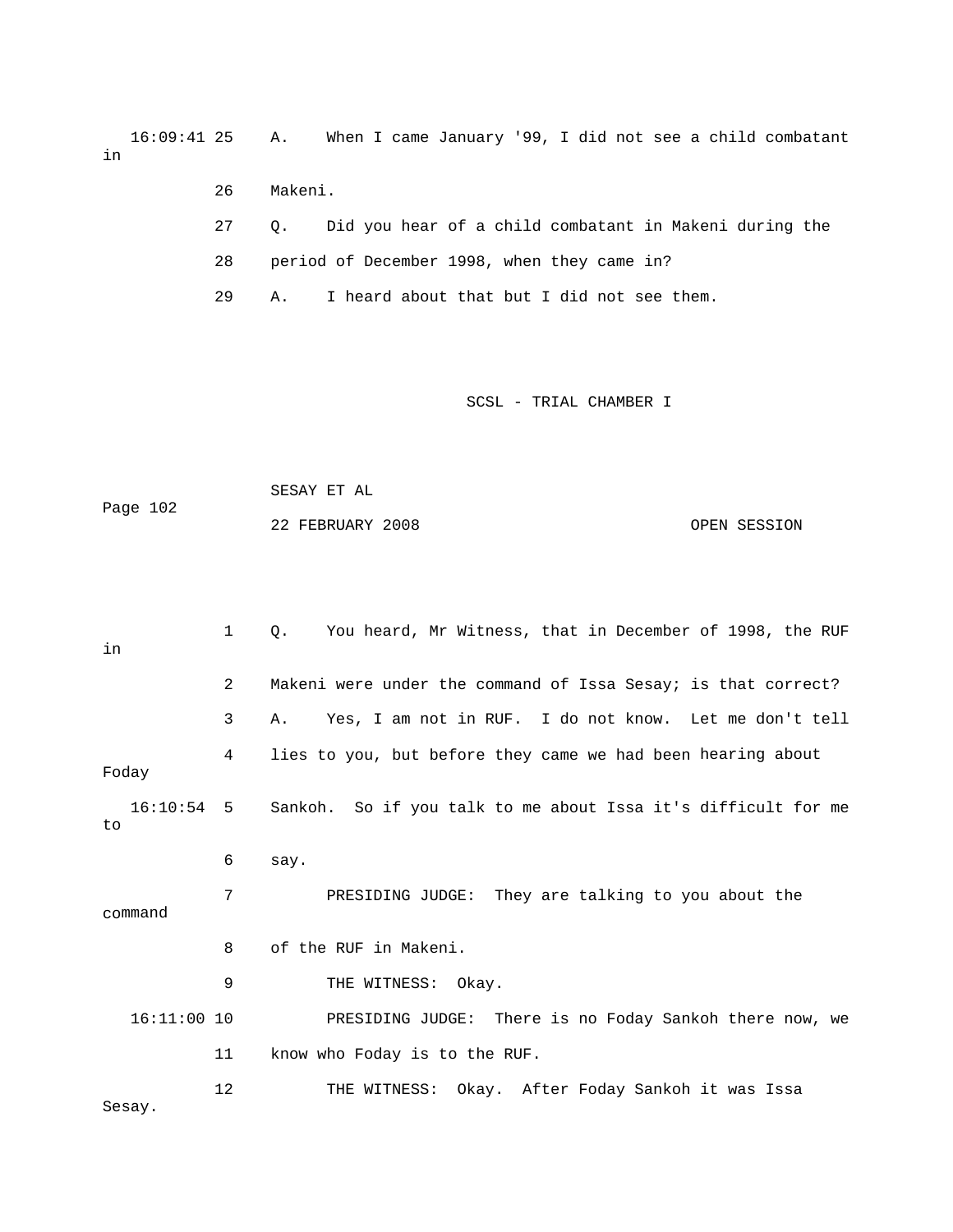16:09:41 25 A. When I came January '99, I did not see a child combatant in

26 Makeni.

27 Q. Did you hear of a child combatant in Makeni during the

28 period of December 1998, when they came in?

29 A. I heard about that but I did not see them.

1 Q. You heard, Mr Witness, that in December of 1998, the RUF in

2 Makeni were under the command of Issa Sesay; is that correct?

3 A. Yes, I am not in RUF. I do not know. Let me don't tell

4 lies to you, but before they came we had been hearing about Foday

16:10:54 5 Sankoh. So if you talk to me about Issa it's difficult for me to

6 say.

7 PRESIDING JUDGE: They are talking to you about the command

8 of the RUF in Makeni.

9 THE WITNESS: Okay.

16:11:00 10 PRESIDING JUDGE: There is no Foday Sankoh there now, we

11 know who Foday is to the RUF.

12 THE WITNESS: Okay. After Foday Sankoh it was Issa Sesay.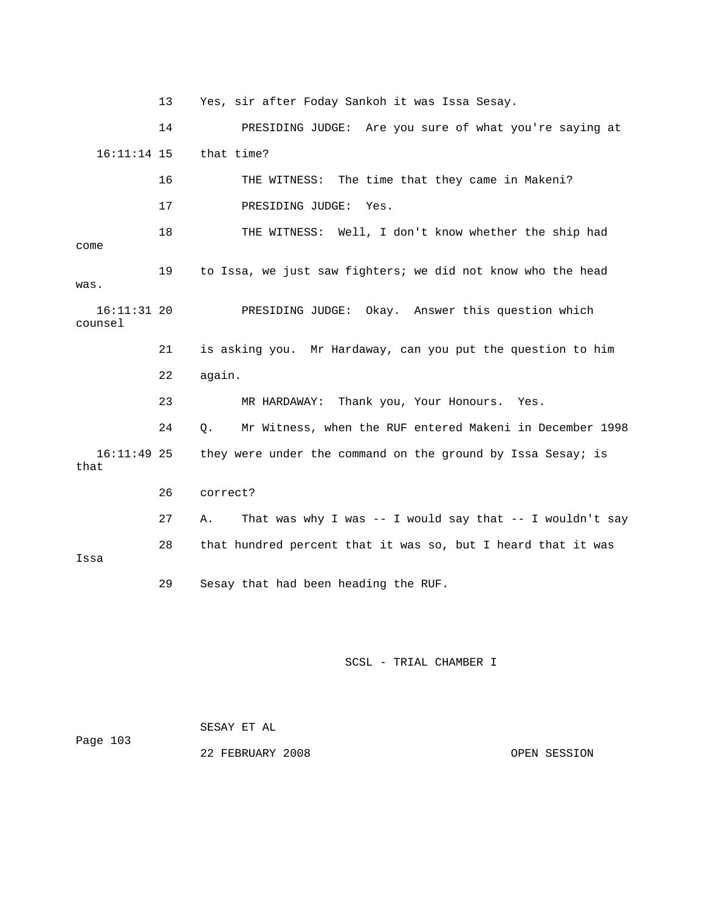13 Yes, sir after Foday Sankoh it was Issa Sesay.

14 PRESIDING JUDGE: Are you sure of what you're saying at

16:11:14 15 that time?

16 THE WITNESS: The time that they came in Makeni?

17 PRESIDING JUDGE: Yes.

18 THE WITNESS: Well, I don't know whether the ship had come

19 to Issa, we just saw fighters; we did not know who the head was.

16:11:31 20 PRESIDING JUDGE: Okay. Answer this question which counsel

21 is asking you. Mr Hardaway, can you put the question to him

22 again.

23 MR HARDAWAY: Thank you, Your Honours. Yes.

24 Q. Mr Witness, when the RUF entered Makeni in December 1998

16:11:49 25 they were under the command on the ground by Issa Sesay; is that

26 correct?

27 A. That was why I was -- I would say that -- I wouldn't say

28 that hundred percent that it was so, but I heard that it was Issa

29 Sesay that had been heading the RUF.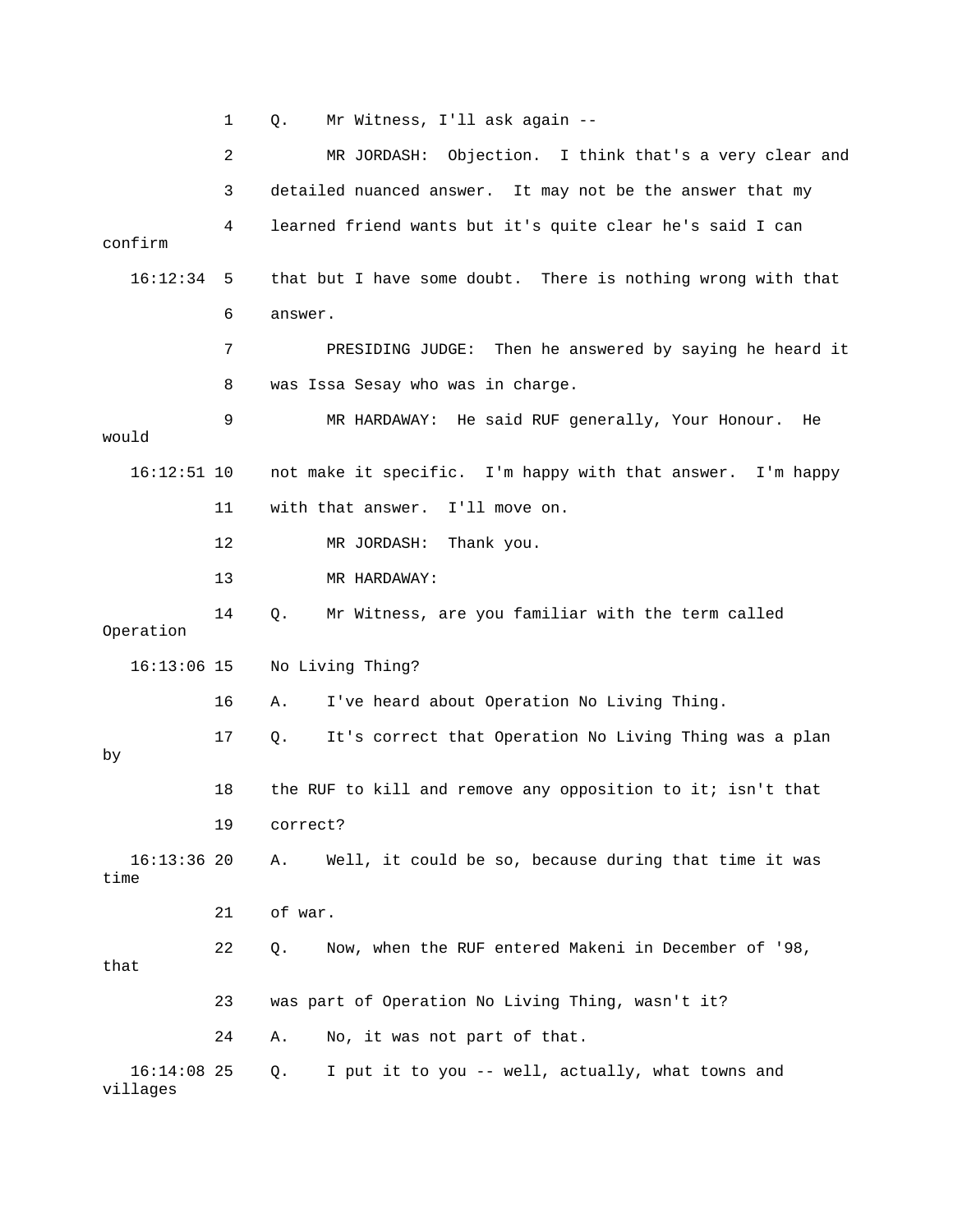1 Q. Mr Witness, I'll ask again --

2 MR JORDASH: Objection. I think that's a very clear and

3 detailed nuanced answer. It may not be the answer that my

4 learned friend wants but it's quite clear he's said I can confirm

16:12:34 5 that but I have some doubt. There is nothing wrong with that

6 answer.

7 PRESIDING JUDGE: Then he answered by saying he heard it

8 was Issa Sesay who was in charge.

9 MR HARDAWAY: He said RUF generally, Your Honour. He would

16:12:51 10 not make it specific. I'm happy with that answer. I'm happy

11 with that answer. I'll move on.

12 MR JORDASH: Thank you.

13 MR HARDAWAY:

14 Q. Mr Witness, are you familiar with the term called Operation

16:13:06 15 No Living Thing?

16 A. I've heard about Operation No Living Thing.

17 Q. It's correct that Operation No Living Thing was a plan by

18 the RUF to kill and remove any opposition to it; isn't that

19 correct?

16:13:36 20 A. Well, it could be so, because during that time it was time

21 of war.

22 Q. Now, when the RUF entered Makeni in December of '98, that

23 was part of Operation No Living Thing, wasn't it?

24 A. No, it was not part of that.

16:14:08 25 Q. I put it to you -- well, actually, what towns and villages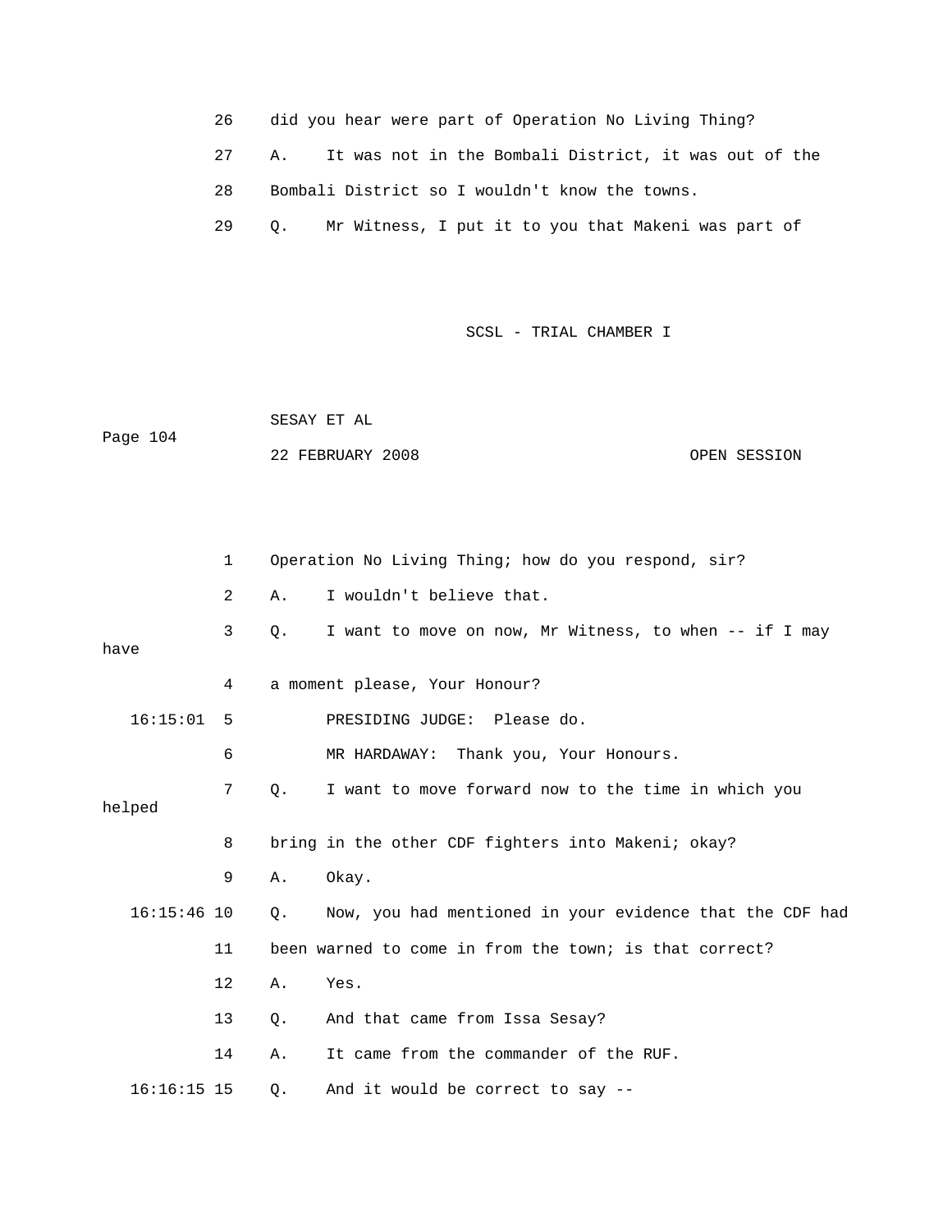26 did you hear were part of Operation No Living Thing?

27 A. It was not in the Bombali District, it was out of the

28 Bombali District so I wouldn't know the towns.

29 Q. Mr Witness, I put it to you that Makeni was part of

1 Operation No Living Thing; how do you respond, sir?

2 A. I wouldn't believe that.

3 Q. I want to move on now, Mr Witness, to when -- if I may have

4 a moment please, Your Honour?

16:15:01 5 PRESIDING JUDGE: Please do.

6 MR HARDAWAY: Thank you, Your Honours.

7 Q. I want to move forward now to the time in which you helped

8 bring in the other CDF fighters into Makeni; okay?

9 A. Okay.

16:15:46 10 Q. Now, you had mentioned in your evidence that the CDF had

11 been warned to come in from the town; is that correct?

12 A. Yes.

13 Q. And that came from Issa Sesay?

14 A. It came from the commander of the RUF.

16:16:15 15 Q. And it would be correct to say --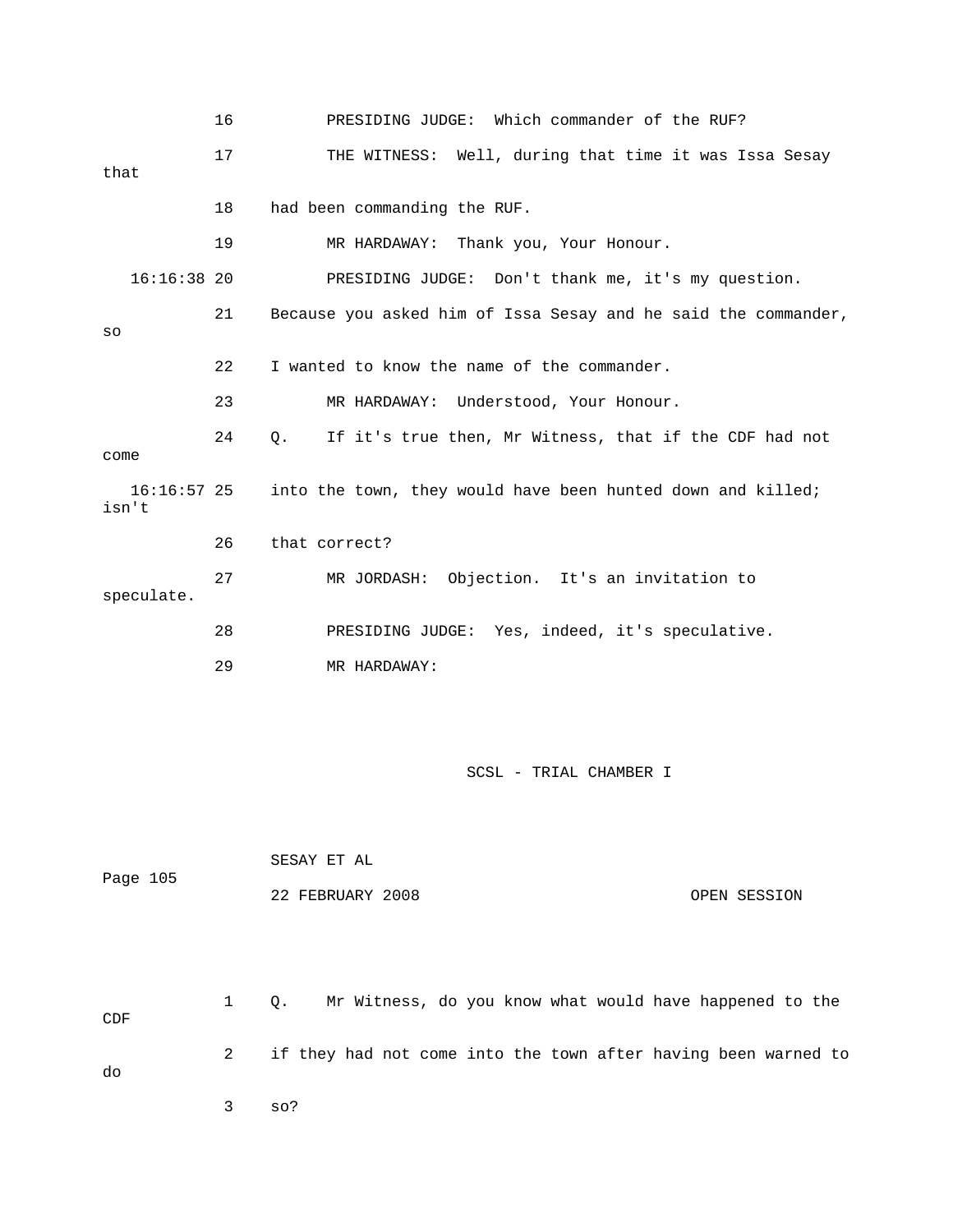16 PRESIDING JUDGE: Which commander of the RUF?

17 THE WITNESS: Well, during that time it was Issa Sesay that

18 had been commanding the RUF.

19 MR HARDAWAY: Thank you, Your Honour.

16:16:38 20 PRESIDING JUDGE: Don't thank me, it's my question.

21 Because you asked him of Issa Sesay and he said the commander, so

22 I wanted to know the name of the commander.

23 MR HARDAWAY: Understood, Your Honour.

24 Q. If it's true then, Mr Witness, that if the CDF had not come

16:16:57 25 into the town, they would have been hunted down and killed; isn't

26 that correct?

27 MR JORDASH: Objection. It's an invitation to speculate.

28 PRESIDING JUDGE: Yes, indeed, it's speculative.

29 MR HARDAWAY:

SCSL - TRIAL CHAMBER I

SESAY ET AL

22 FEBRUARY 2008 OPEN SESSION

1 Q. Mr Witness, do you know what would have happened to the CDF

2 if they had not come into the town after having been warned to do

3 so?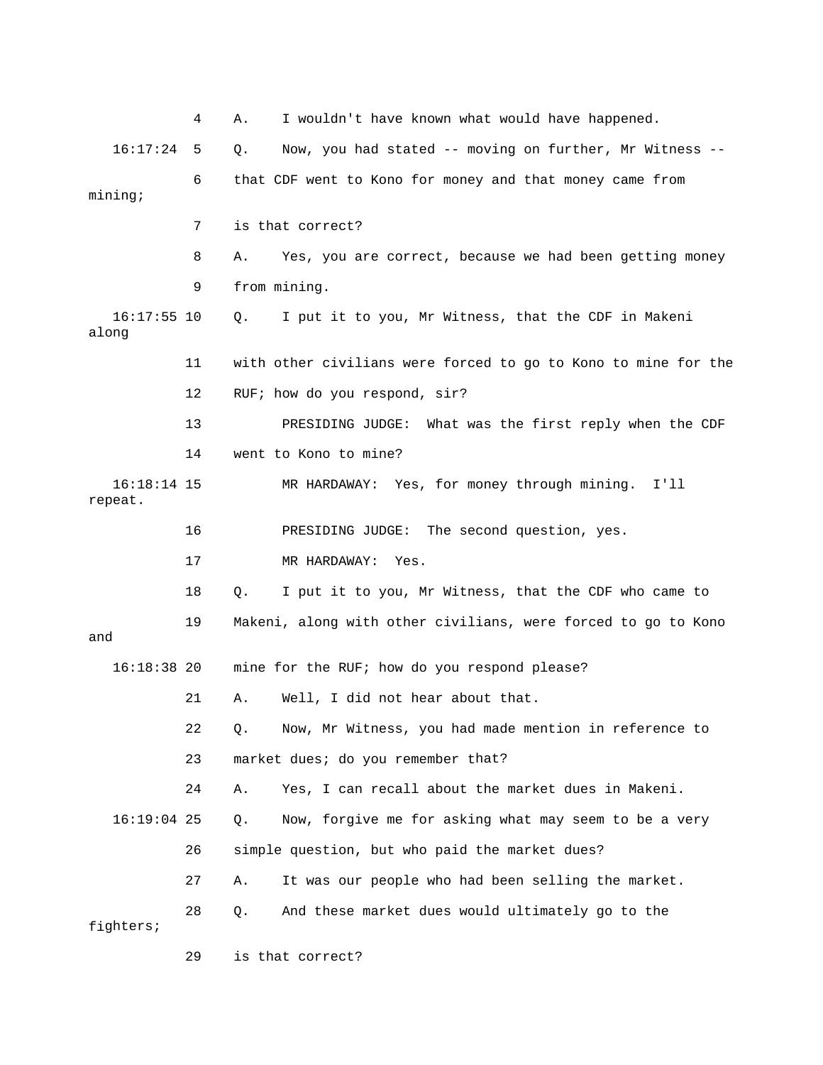4 A. I wouldn't have known what would have happened.

16:17:24 5 Q. Now, you had stated -- moving on further, Mr Witness --

6 that CDF went to Kono for money and that money came from mining;

7 is that correct?

8 A. Yes, you are correct, because we had been getting money

9 from mining.

16:17:55 10 Q. I put it to you, Mr Witness, that the CDF in Makeni along

11 with other civilians were forced to go to Kono to mine for the

12 RUF; how do you respond, sir?

13 PRESIDING JUDGE: What was the first reply when the CDF

14 went to Kono to mine?

16:18:14 15 MR HARDAWAY: Yes, for money through mining. I'll repeat.

16 PRESIDING JUDGE: The second question, yes.

17 MR HARDAWAY: Yes.

18 Q. I put it to you, Mr Witness, that the CDF who came to

19 Makeni, along with other civilians, were forced to go to Kono and

16:18:38 20 mine for the RUF; how do you respond please?

21 A. Well, I did not hear about that.

22 Q. Now, Mr Witness, you had made mention in reference to

23 market dues; do you remember that?

24 A. Yes, I can recall about the market dues in Makeni.

16:19:04 25 Q. Now, forgive me for asking what may seem to be a very

26 simple question, but who paid the market dues?

27 A. It was our people who had been selling the market.

28 Q. And these market dues would ultimately go to the fighters;

29 is that correct?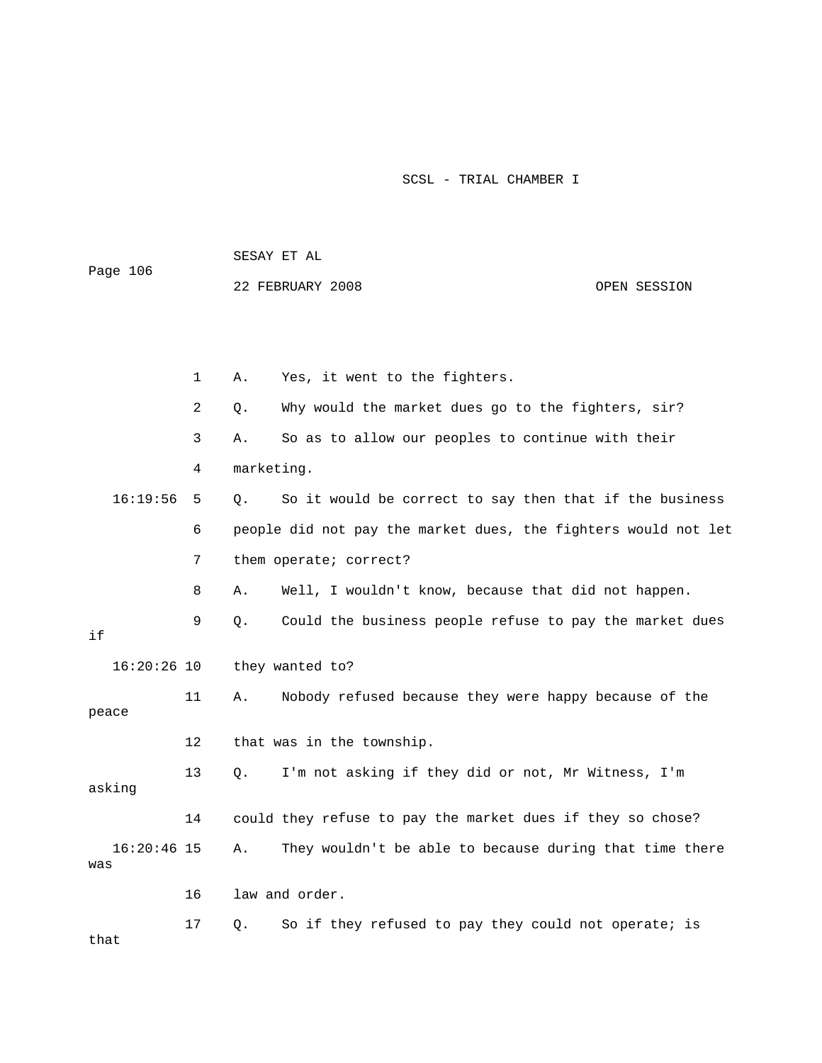1 A. Yes, it went to the fighters.

2 Q. Why would the market dues go to the fighters, sir?

3 A. So as to allow our peoples to continue with their

4 marketing.

16:19:56 5 Q. So it would be correct to say then that if the business

6 people did not pay the market dues, the fighters would not let

7 them operate; correct?

8 A. Well, I wouldn't know, because that did not happen.

9 Q. Could the business people refuse to pay the market dues if

16:20:26 10 they wanted to?

11 A. Nobody refused because they were happy because of the peace

12 that was in the township.

13 Q. I'm not asking if they did or not, Mr Witness, I'm asking

14 could they refuse to pay the market dues if they so chose?

16:20:46 15 A. They wouldn't be able to because during that time there was

16 law and order.

17 Q. So if they refused to pay they could not operate; is that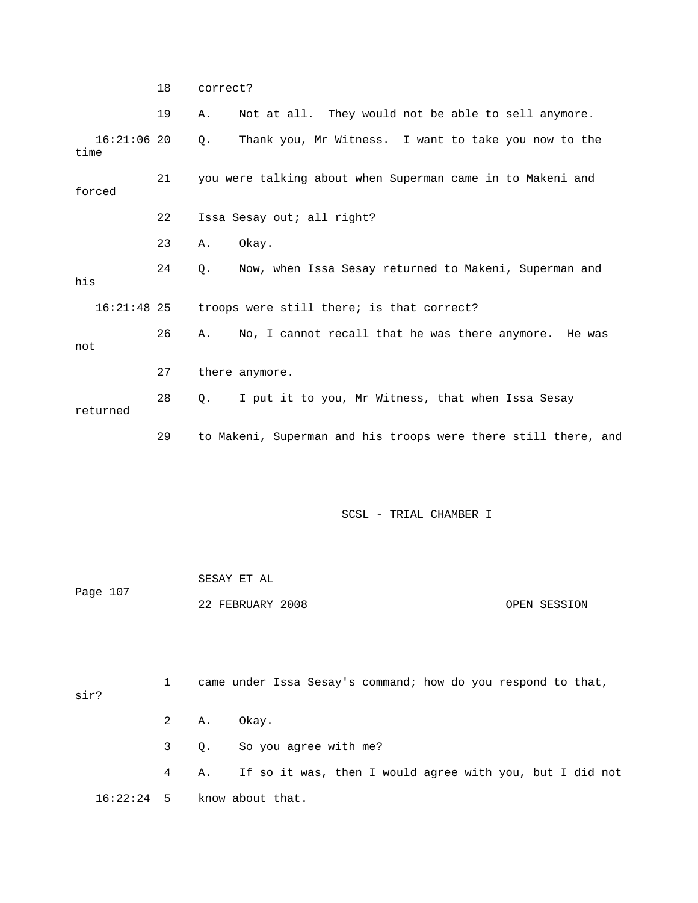18 correct?

19 A. Not at all. They would not be able to sell anymore.

16:21:06 20 Q. Thank you, Mr Witness. I want to take you now to the time

21 you were talking about when Superman came in to Makeni and forced

22 Issa Sesay out; all right?

23 A. Okay.

24 Q. Now, when Issa Sesay returned to Makeni, Superman and his

16:21:48 25 troops were still there; is that correct?

26 A. No, I cannot recall that he was there anymore. He was not

27 there anymore.

28 Q. I put it to you, Mr Witness, that when Issa Sesay returned

29 to Makeni, Superman and his troops were there still there, and

1 came under Issa Sesay's command; how do you respond to that, sir?

2 A. Okay.

3 Q. So you agree with me?

4 A. If so it was, then I would agree with you, but I did not

16:22:24 5 know about that.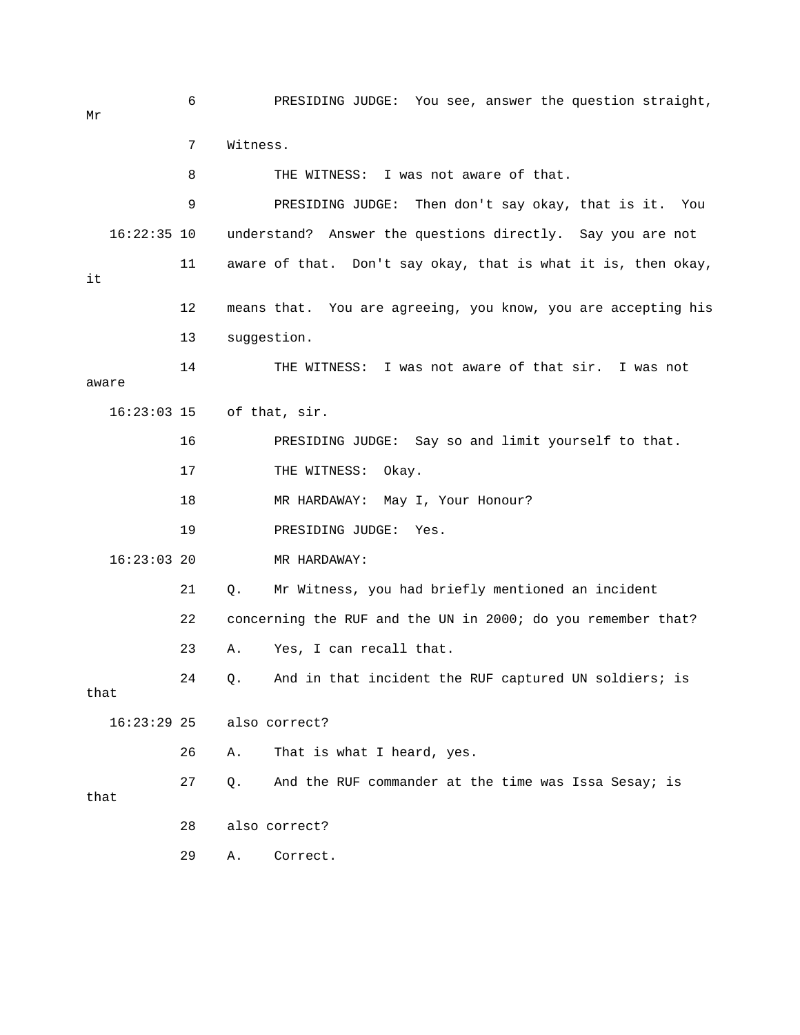6 PRESIDING JUDGE: You see, answer the question straight, Mr

7 Witness.

8 THE WITNESS: I was not aware of that.

9 PRESIDING JUDGE: Then don't say okay, that is it. You

16:22:35 10 understand? Answer the questions directly. Say you are not

11 aware of that. Don't say okay, that is what it is, then okay, it

12 means that. You are agreeing, you know, you are accepting his

13 suggestion.

14 THE WITNESS: I was not aware of that sir. I was not aware

16:23:03 15 of that, sir.

16 PRESIDING JUDGE: Say so and limit yourself to that.

17 THE WITNESS: Okay.

18 MR HARDAWAY: May I, Your Honour?

19 PRESIDING JUDGE: Yes.

16:23:03 20 MR HARDAWAY:

21 Q. Mr Witness, you had briefly mentioned an incident

22 concerning the RUF and the UN in 2000; do you remember that?

23 A. Yes, I can recall that.

24 Q. And in that incident the RUF captured UN soldiers; is that

16:23:29 25 also correct?

26 A. That is what I heard, yes.

27 Q. And the RUF commander at the time was Issa Sesay; is that

28 also correct?

29 A. Correct.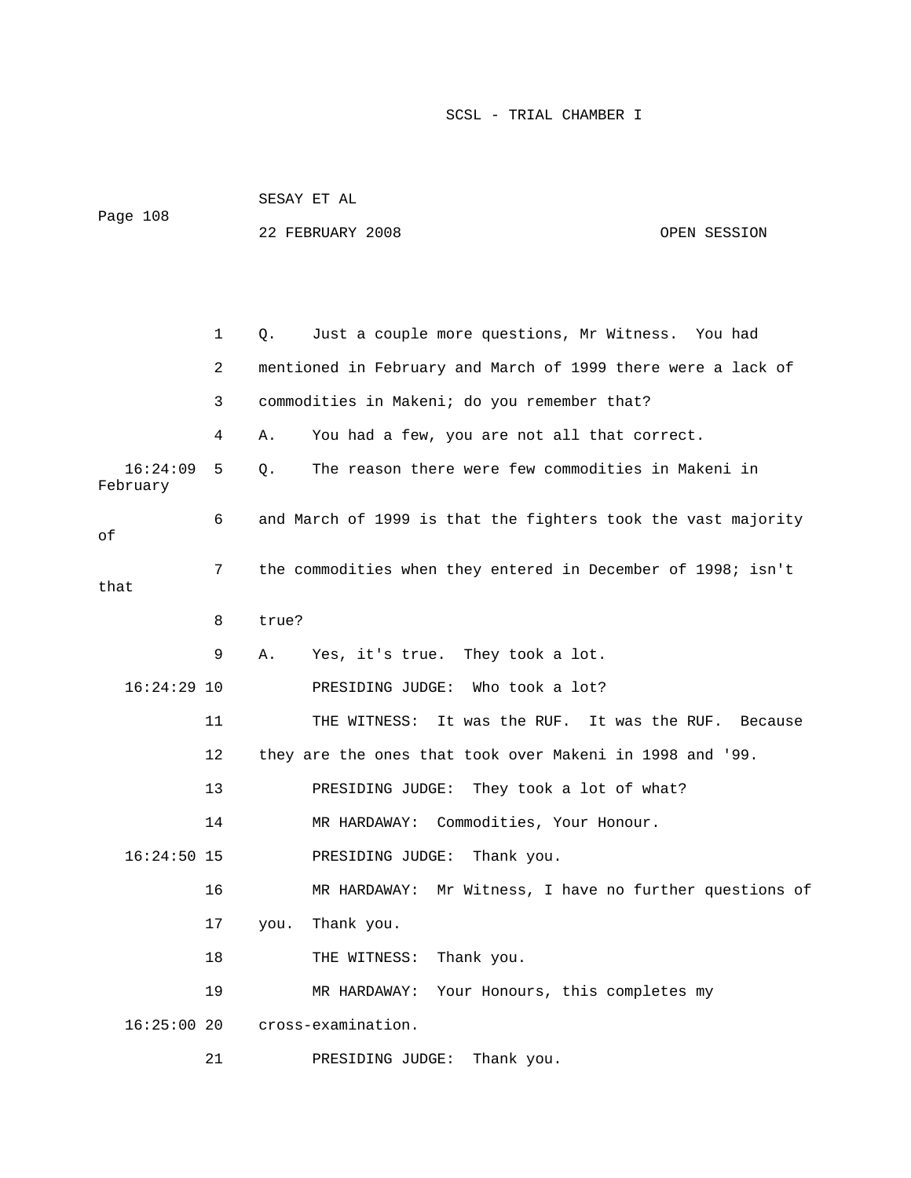1 Q. Just a couple more questions, Mr Witness. You had

2 mentioned in February and March of 1999 there were a lack of

3 commodities in Makeni; do you remember that?

4 A. You had a few, you are not all that correct.

16:24:09 5 Q. The reason there were few commodities in Makeni in February

6 and March of 1999 is that the fighters took the vast majority of

7 the commodities when they entered in December of 1998; isn't that

8 true?

9 A. Yes, it's true. They took a lot.

16:24:29 10 PRESIDING JUDGE: Who took a lot?

11 THE WITNESS: It was the RUF. It was the RUF. Because

12 they are the ones that took over Makeni in 1998 and '99.

13 PRESIDING JUDGE: They took a lot of what?

14 MR HARDAWAY: Commodities, Your Honour.

16:24:50 15 PRESIDING JUDGE: Thank you.

16 MR HARDAWAY: Mr Witness, I have no further questions of

17 you. Thank you.

18 THE WITNESS: Thank you.

19 MR HARDAWAY: Your Honours, this completes my

16:25:00 20 cross-examination.

21 PRESIDING JUDGE: Thank you.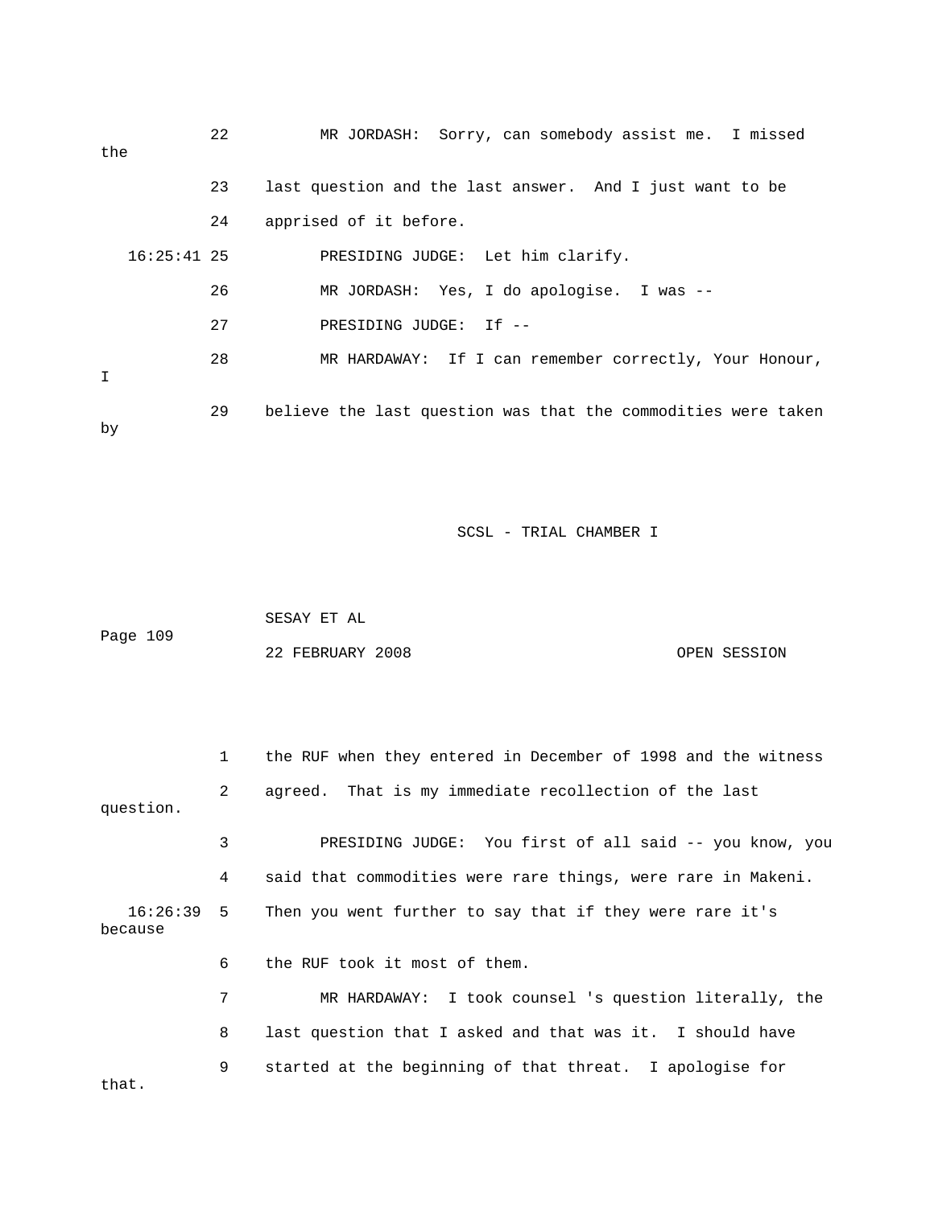22 MR JORDASH: Sorry, can somebody assist me. I missed the

23 last question and the last answer. And I just want to be

24 apprised of it before.

16:25:41 25 PRESIDING JUDGE: Let him clarify.

26 MR JORDASH: Yes, I do apologise. I was --

27 PRESIDING JUDGE: If --

28 MR HARDAWAY: If I can remember correctly, Your Honour, I

29 believe the last question was that the commodities were taken by

1 the RUF when they entered in December of 1998 and the witness

2 agreed. That is my immediate recollection of the last question.

3 PRESIDING JUDGE: You first of all said -- you know, you

4 said that commodities were rare things, were rare in Makeni.

16:26:39 5 Then you went further to say that if they were rare it's because

6 the RUF took it most of them.

7 MR HARDAWAY: I took counsel 's question literally, the

8 last question that I asked and that was it. I should have

9 started at the beginning of that threat. I apologise for that.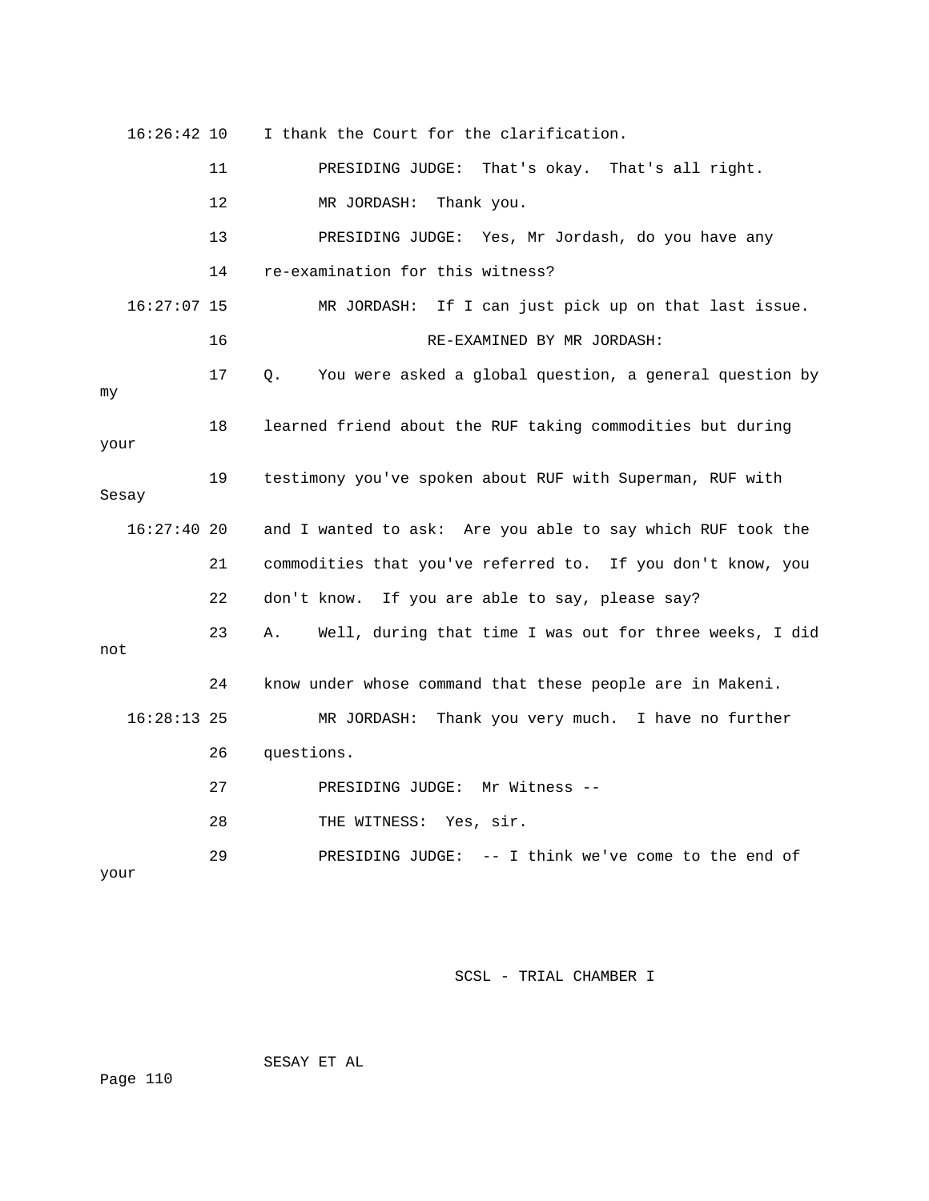16:26:42 10 I thank the Court for the clarification.

11 PRESIDING JUDGE: That's okay. That's all right.

12 MR JORDASH: Thank you.

13 PRESIDING JUDGE: Yes, Mr Jordash, do you have any

14 re-examination for this witness?

16:27:07 15 MR JORDASH: If I can just pick up on that last issue.

16 RE-EXAMINED BY MR JORDASH:

17 Q. You were asked a global question, a general question by my

18 learned friend about the RUF taking commodities but during your

19 testimony you've spoken about RUF with Superman, RUF with Sesay

16:27:40 20 and I wanted to ask: Are you able to say which RUF took the

21 commodities that you've referred to. If you don't know, you

22 don't know. If you are able to say, please say?

23 A. Well, during that time I was out for three weeks, I did not

24 know under whose command that these people are in Makeni.

16:28:13 25 MR JORDASH: Thank you very much. I have no further

26 questions.

27 PRESIDING JUDGE: Mr Witness --

28 THE WITNESS: Yes, sir.

29 PRESIDING JUDGE: -- I think we've come to the end of your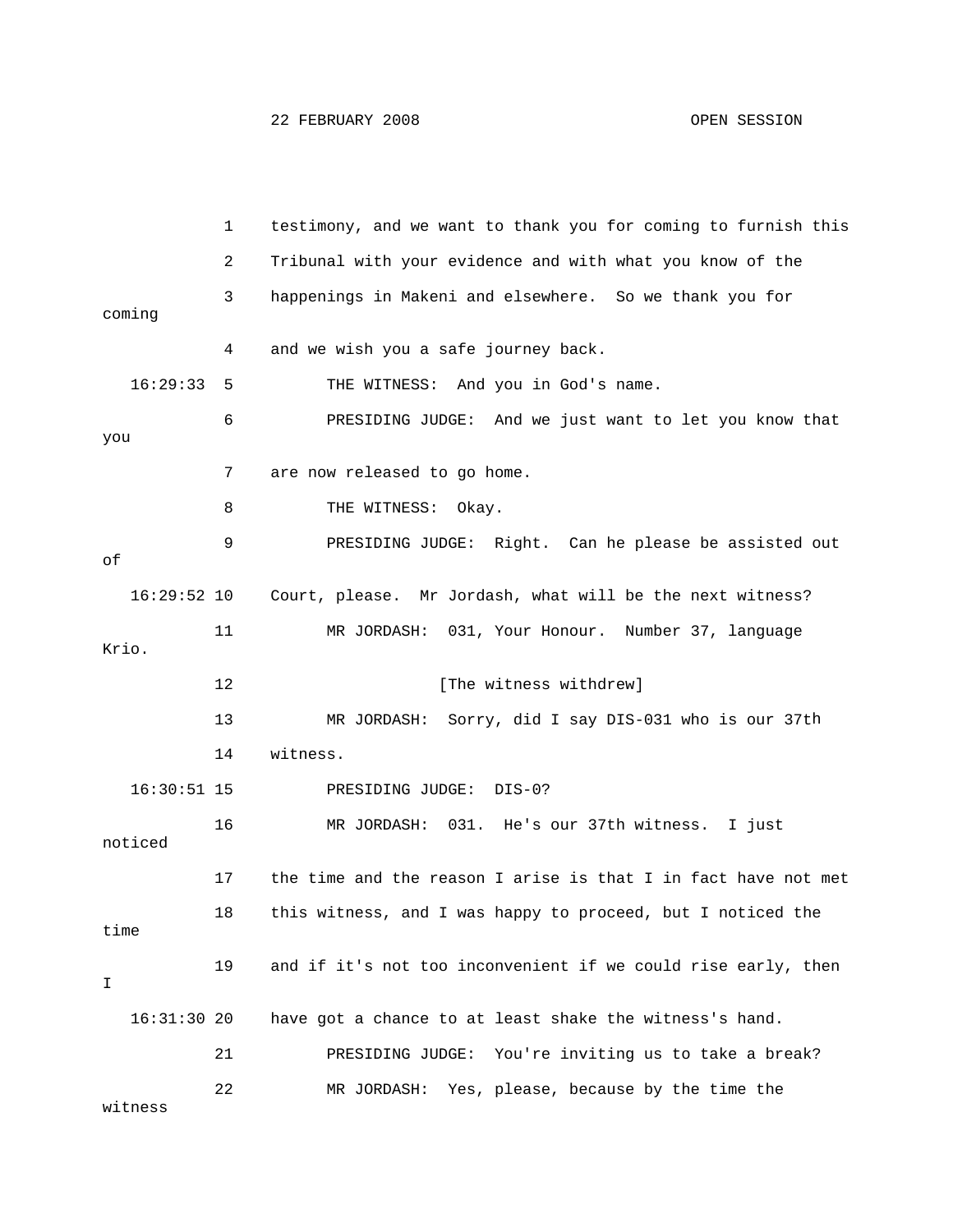1 testimony, and we want to thank you for coming to furnish this
2 Tribunal with your evidence and with what you know of the
3 happenings in Makeni and elsewhere. So we thank you for coming
4 and we wish you a safe journey back.
16:29:33 5 THE WITNESS: And you in God's name.
6 PRESIDING JUDGE: And we just want to let you know that you
7 are now released to go home.
8 THE WITNESS: Okay.
9 PRESIDING JUDGE: Right. Can he please be assisted out of
16:29:52 10 Court, please. Mr Jordash, what will be the next witness?
11 MR JORDASH: 031, Your Honour. Number 37, language Krio.
12 [The witness withdrew]
13 MR JORDASH: Sorry, did I say DIS-031 who is our 37th
14 witness.
16:30:51 15 PRESIDING JUDGE: DIS-0?
16 MR JORDASH: 031. He's our 37th witness. I just noticed
17 the time and the reason I arise is that I in fact have not met
18 this witness, and I was happy to proceed, but I noticed the time
19 and if it's not too inconvenient if we could rise early, then I
16:31:30 20 have got a chance to at least shake the witness's hand.
21 PRESIDING JUDGE: You're inviting us to take a break?
22 MR JORDASH: Yes, please, because by the time the witness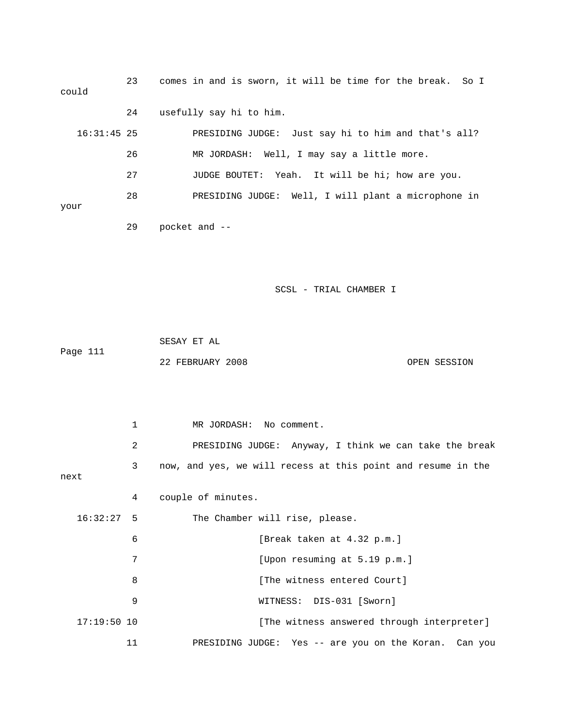23 comes in and is sworn, it will be time for the break. So I could

24 usefully say hi to him.

16:31:45 25 PRESIDING JUDGE: Just say hi to him and that's all?

26 MR JORDASH: Well, I may say a little more.

27 JUDGE BOUTET: Yeah. It will be hi; how are you.

28 PRESIDING JUDGE: Well, I will plant a microphone in your

29 pocket and --

1 MR JORDASH: No comment.

2 PRESIDING JUDGE: Anyway, I think we can take the break

3 now, and yes, we will recess at this point and resume in the next

4 couple of minutes.

16:32:27 5 The Chamber will rise, please.

6 [Break taken at 4.32 p.m.]

7 [Upon resuming at 5.19 p.m.]

8 [The witness entered Court]

9 WITNESS: DIS-031 [Sworn]

17:19:50 10 [The witness answered through interpreter]

11 PRESIDING JUDGE: Yes -- are you on the Koran. Can you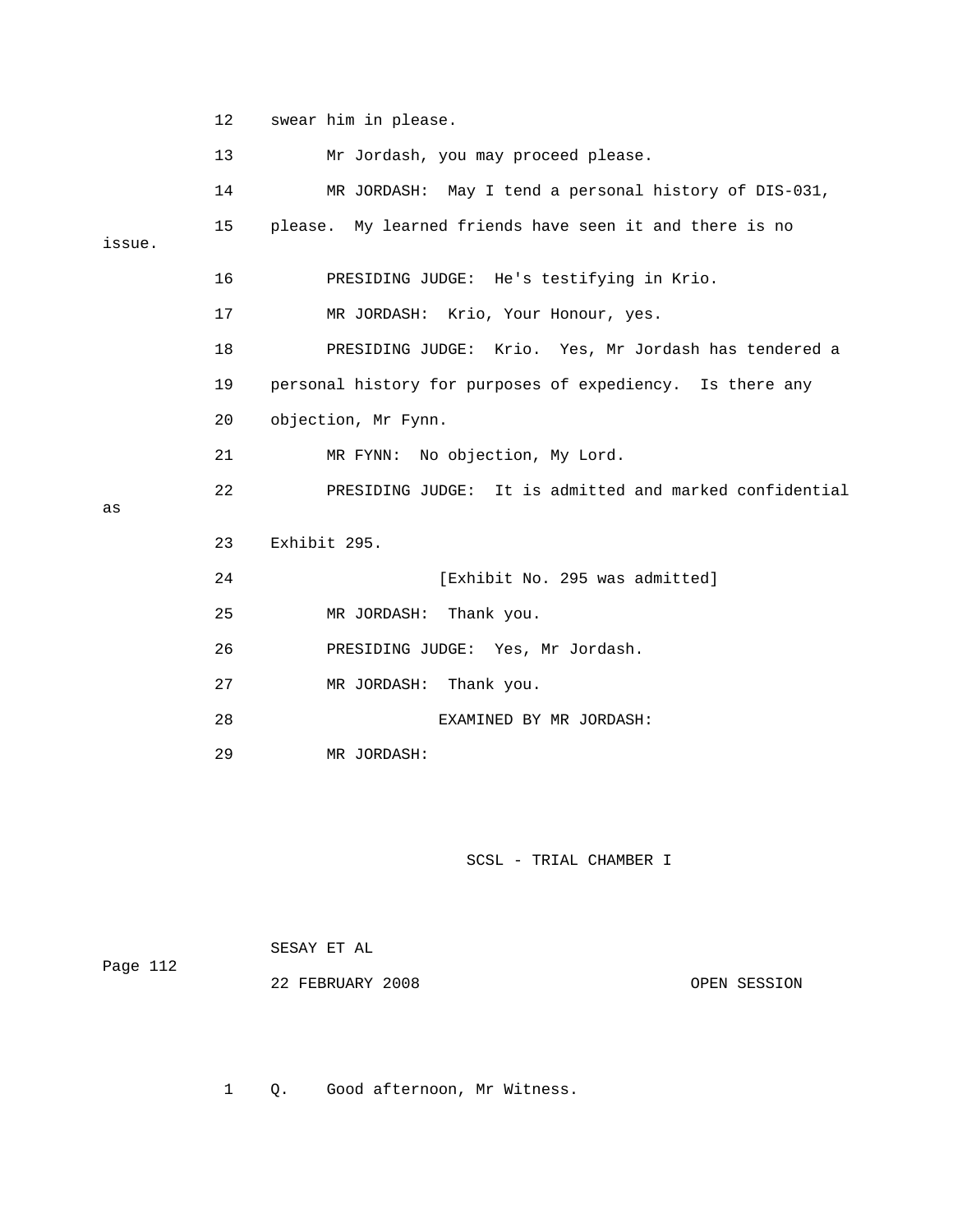12 swear him in please.

13 Mr Jordash, you may proceed please.

14 MR JORDASH: May I tend a personal history of DIS-031,

15 please. My learned friends have seen it and there is no issue.

16 PRESIDING JUDGE: He's testifying in Krio.

17 MR JORDASH: Krio, Your Honour, yes.

18 PRESIDING JUDGE: Krio. Yes, Mr Jordash has tendered a

19 personal history for purposes of expediency. Is there any

20 objection, Mr Fynn.

21 MR FYNN: No objection, My Lord.

22 PRESIDING JUDGE: It is admitted and marked confidential as

23 Exhibit 295.

24 [Exhibit No. 295 was admitted]

25 MR JORDASH: Thank you.

26 PRESIDING JUDGE: Yes, Mr Jordash.

27 MR JORDASH: Thank you.

28 EXAMINED BY MR JORDASH:

29 MR JORDASH:

1 Q. Good afternoon, Mr Witness.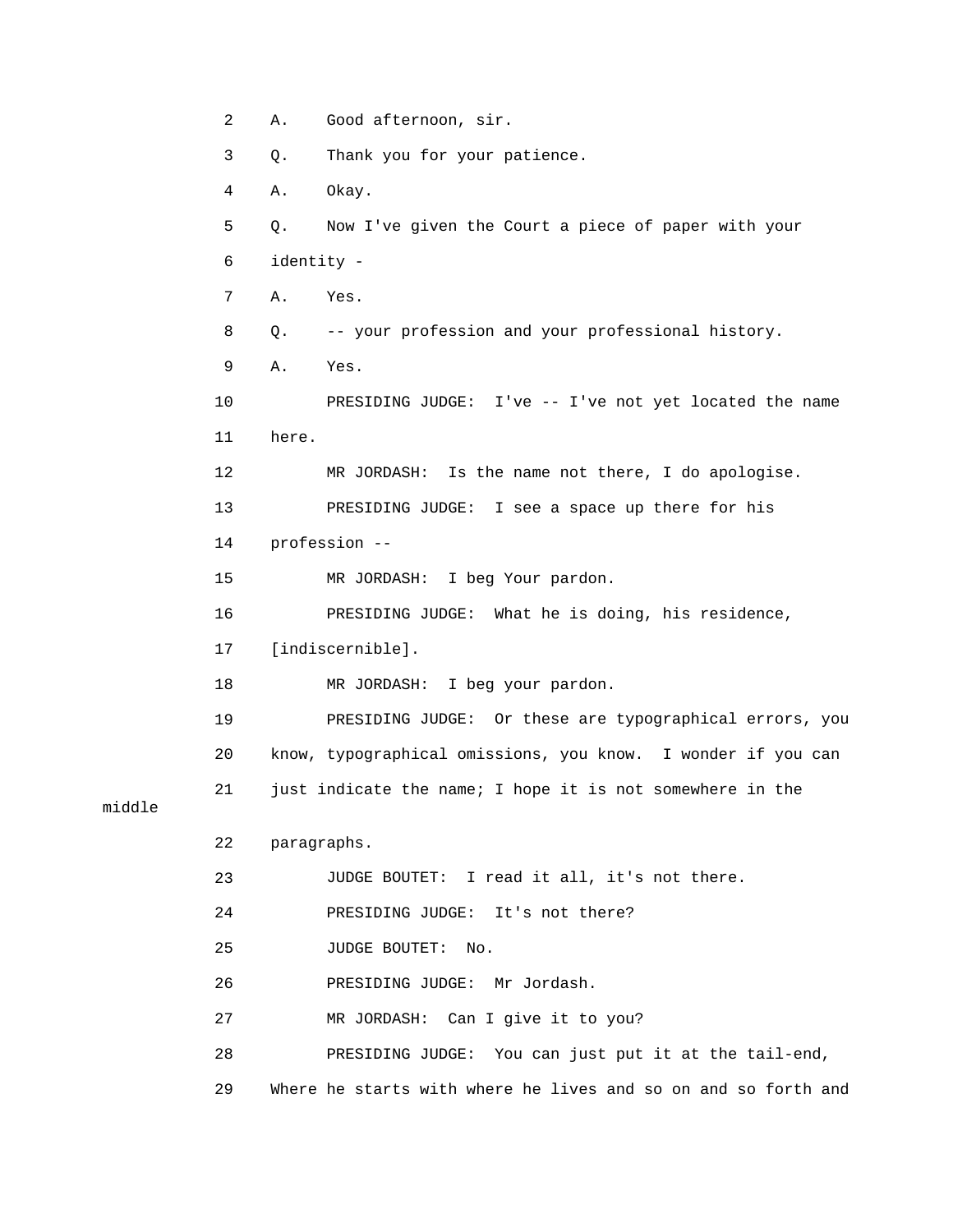2 A. Good afternoon, sir.

3 Q. Thank you for your patience.

4 A. Okay.

5 Q. Now I've given the Court a piece of paper with your

6 identity -

7 A. Yes.

8 Q. -- your profession and your professional history.

9 A. Yes.

10 PRESIDING JUDGE: I've -- I've not yet located the name

11 here.

12 MR JORDASH: Is the name not there, I do apologise.

13 PRESIDING JUDGE: I see a space up there for his

14 profession --

15 MR JORDASH: I beg Your pardon.

16 PRESIDING JUDGE: What he is doing, his residence,

17 [indiscernible].

18 MR JORDASH: I beg your pardon.

19 PRESIDING JUDGE: Or these are typographical errors, you

20 know, typographical omissions, you know. I wonder if you can

21 just indicate the name; I hope it is not somewhere in the middle

22 paragraphs.

23 JUDGE BOUTET: I read it all, it's not there.

24 PRESIDING JUDGE: It's not there?

25 JUDGE BOUTET: No.

26 PRESIDING JUDGE: Mr Jordash.

27 MR JORDASH: Can I give it to you?

28 PRESIDING JUDGE: You can just put it at the tail-end,

29 Where he starts with where he lives and so on and so forth and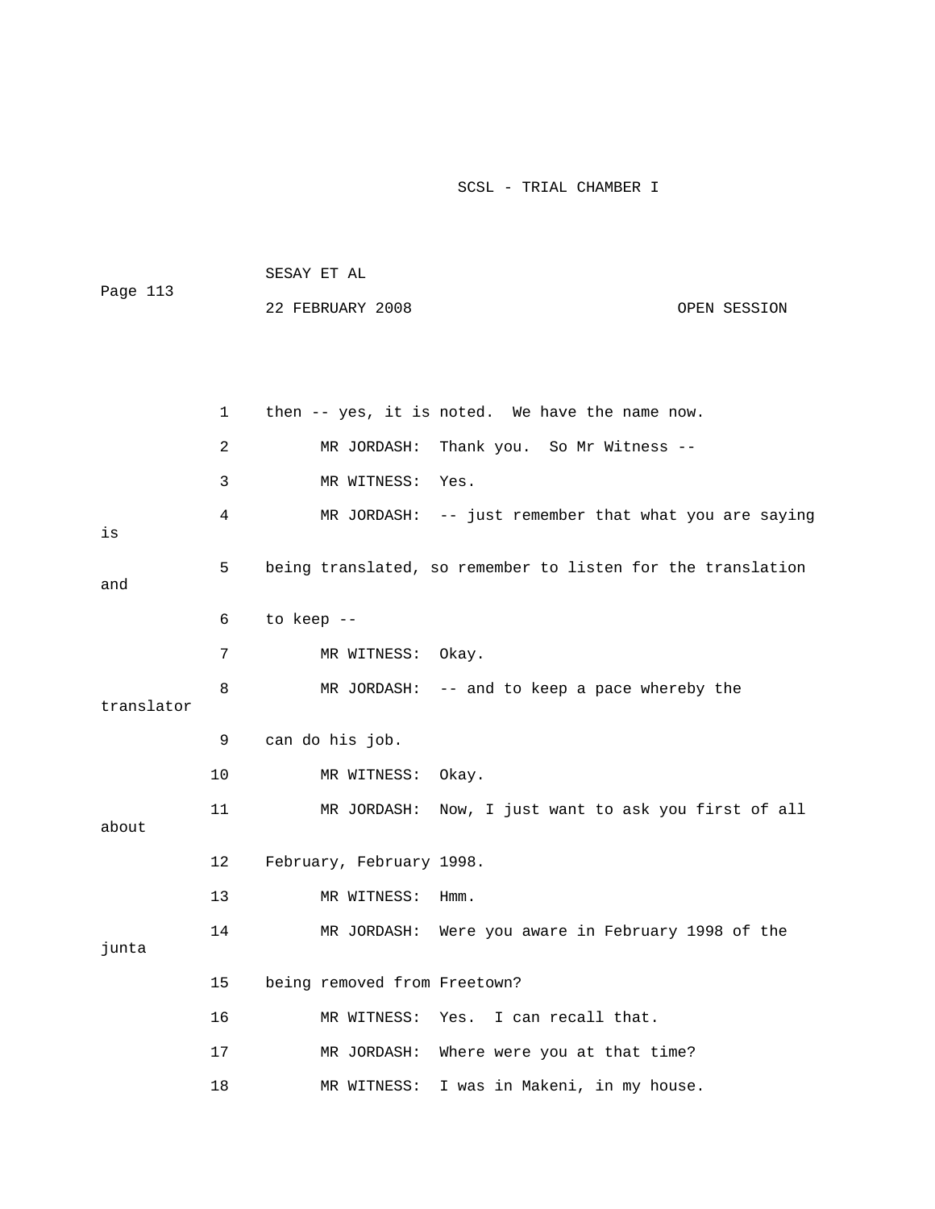1 then -- yes, it is noted. We have the name now.

2 MR JORDASH: Thank you. So Mr Witness --

3 MR WITNESS: Yes.

4 MR JORDASH: -- just remember that what you are saying is

5 being translated, so remember to listen for the translation and

6 to keep --

7 MR WITNESS: Okay.

8 MR JORDASH: -- and to keep a pace whereby the translator

9 can do his job.

10 MR WITNESS: Okay.

11 MR JORDASH: Now, I just want to ask you first of all about

12 February, February 1998.

13 MR WITNESS: Hmm.

14 MR JORDASH: Were you aware in February 1998 of the junta

15 being removed from Freetown?

16 MR WITNESS: Yes. I can recall that.

17 MR JORDASH: Where were you at that time?

18 MR WITNESS: I was in Makeni, in my house.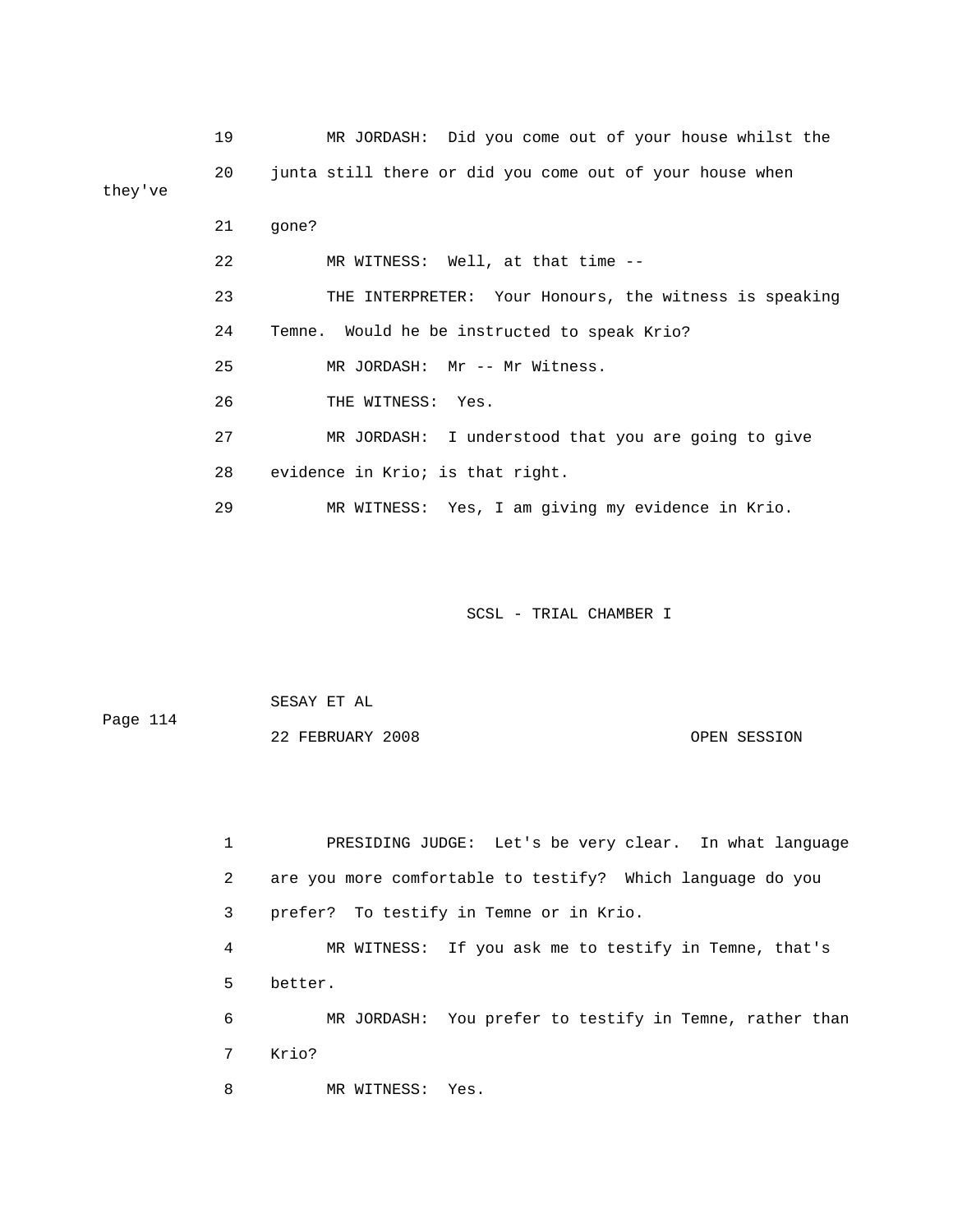19 MR JORDASH: Did you come out of your house whilst the

20 junta still there or did you come out of your house when they've

21 gone?

22 MR WITNESS: Well, at that time --

23 THE INTERPRETER: Your Honours, the witness is speaking

24 Temne. Would he be instructed to speak Krio?

25 MR JORDASH: Mr -- Mr Witness.

26 THE WITNESS: Yes.

27 MR JORDASH: I understood that you are going to give

28 evidence in Krio; is that right.

29 MR WITNESS: Yes, I am giving my evidence in Krio.

1 PRESIDING JUDGE: Let's be very clear. In what language

2 are you more comfortable to testify? Which language do you

3 prefer? To testify in Temne or in Krio.

4 MR WITNESS: If you ask me to testify in Temne, that's

5 better.

6 MR JORDASH: You prefer to testify in Temne, rather than

7 Krio?

8 MR WITNESS: Yes.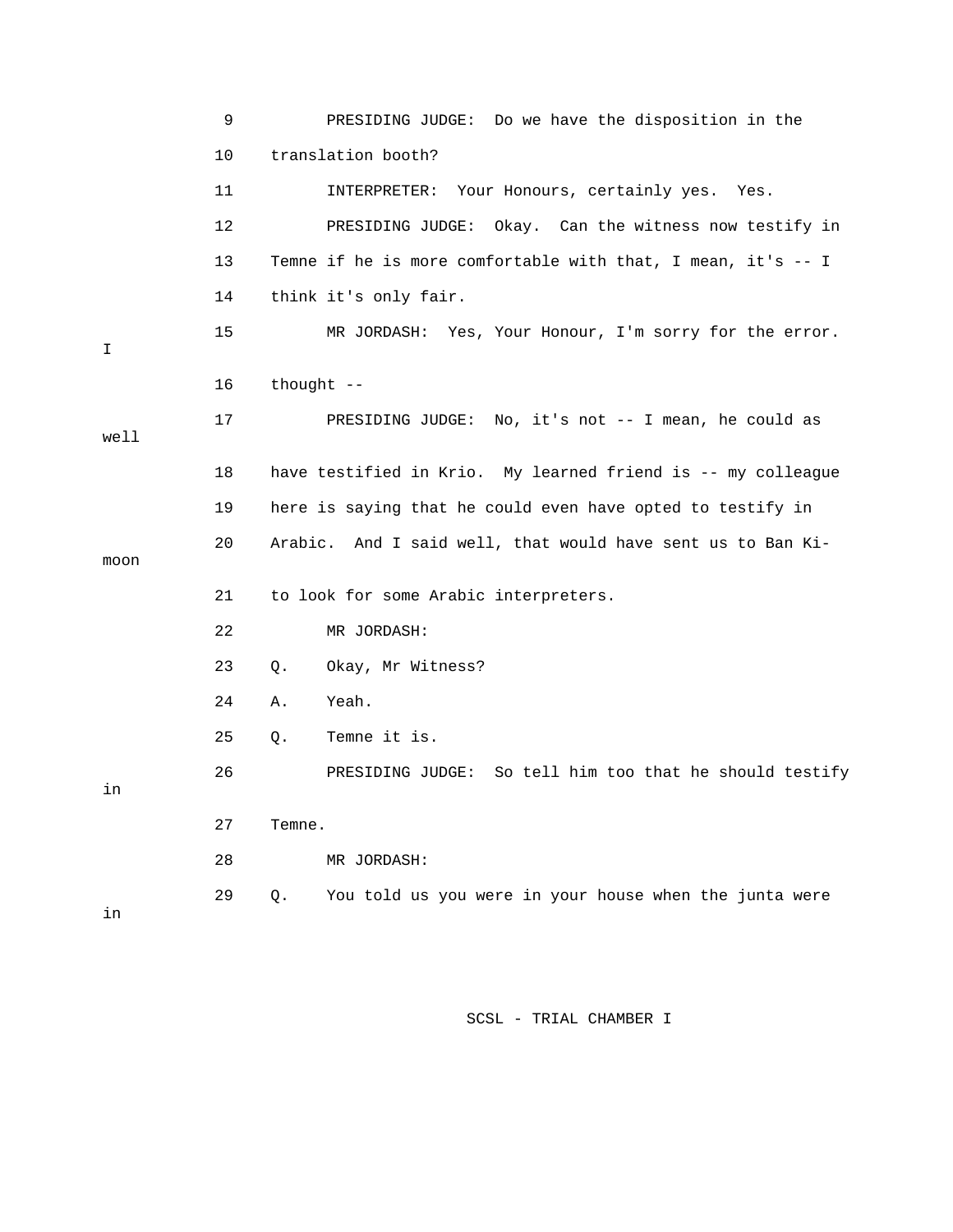9 PRESIDING JUDGE: Do we have the disposition in the

10 translation booth?

11 INTERPRETER: Your Honours, certainly yes. Yes.

12 PRESIDING JUDGE: Okay. Can the witness now testify in

13 Temne if he is more comfortable with that, I mean, it's -- I

14 think it's only fair.

15 MR JORDASH: Yes, Your Honour, I'm sorry for the error. I

16 thought --

17 PRESIDING JUDGE: No, it's not -- I mean, he could as well

18 have testified in Krio. My learned friend is -- my colleague

19 here is saying that he could even have opted to testify in

20 Arabic. And I said well, that would have sent us to Ban Ki-moon

21 to look for some Arabic interpreters.

22 MR JORDASH:

23 Q. Okay, Mr Witness?

24 A. Yeah.

25 Q. Temne it is.

26 PRESIDING JUDGE: So tell him too that he should testify in

27 Temne.

28 MR JORDASH:

29 Q. You told us you were in your house when the junta were in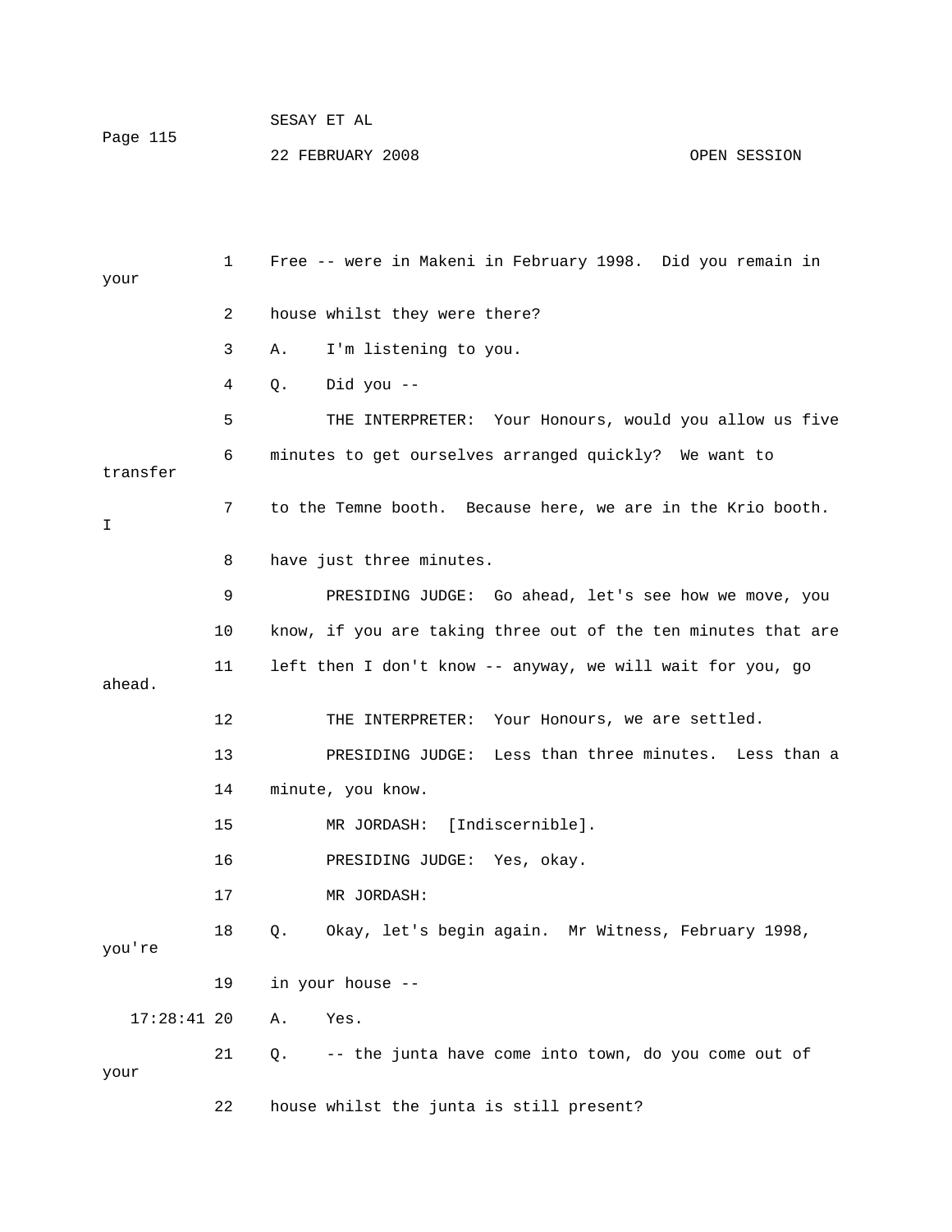1 Free -- were in Makeni in February 1998. Did you remain in your

2 house whilst they were there?

3 A. I'm listening to you.

4 Q. Did you --

5 THE INTERPRETER: Your Honours, would you allow us five

6 minutes to get ourselves arranged quickly? We want to transfer

7 to the Temne booth. Because here, we are in the Krio booth. I

8 have just three minutes.

9 PRESIDING JUDGE: Go ahead, let's see how we move, you

10 know, if you are taking three out of the ten minutes that are

11 left then I don't know -- anyway, we will wait for you, go ahead.

12 THE INTERPRETER: Your Honours, we are settled.

13 PRESIDING JUDGE: Less than three minutes. Less than a

14 minute, you know.

15 MR JORDASH: [Indiscernible].

16 PRESIDING JUDGE: Yes, okay.

17 MR JORDASH:

18 Q. Okay, let's begin again. Mr Witness, February 1998, you're

19 in your house --

17:28:41 20 A. Yes.

21 Q. -- the junta have come into town, do you come out of your

22 house whilst the junta is still present?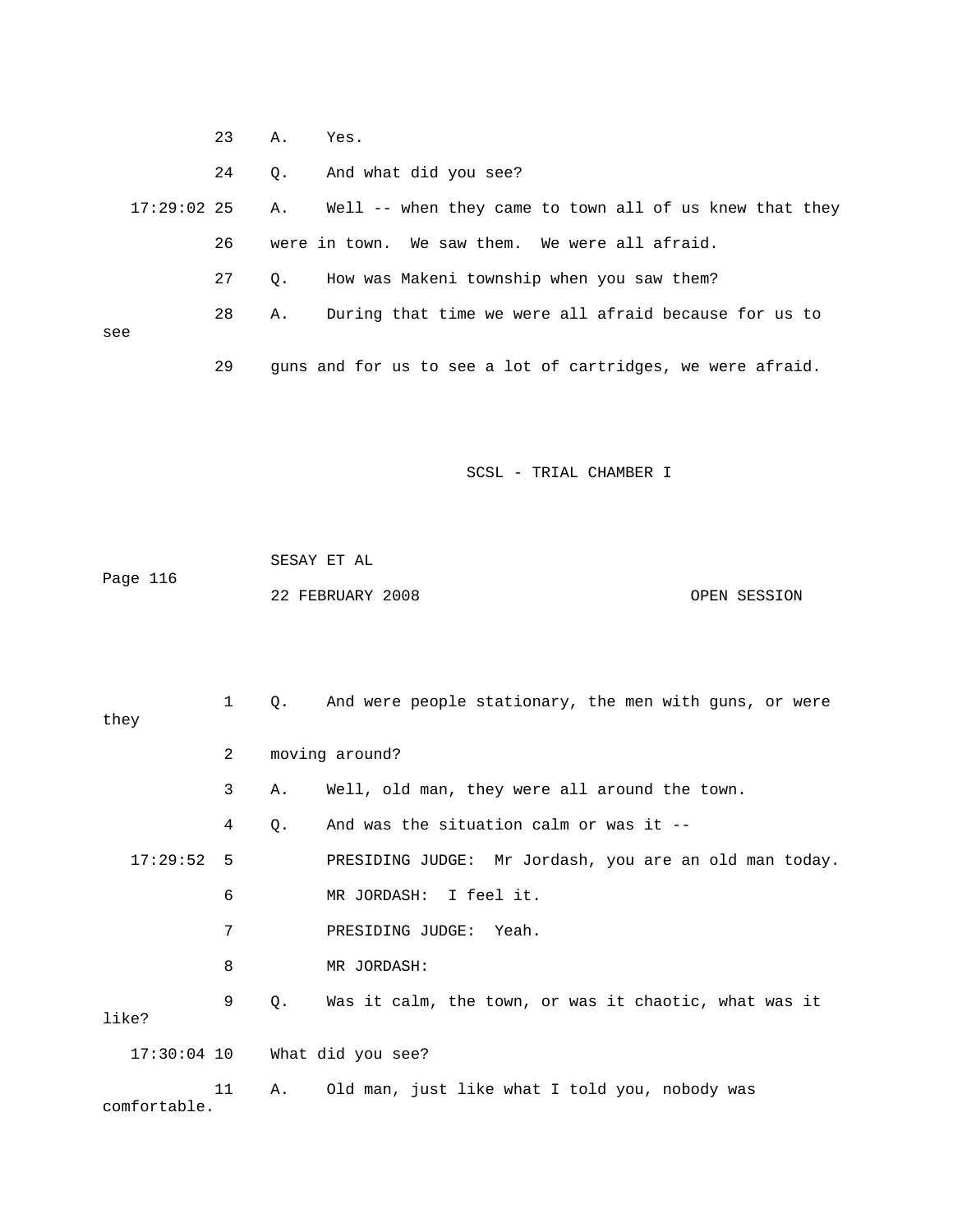23 A. Yes.

24 Q. And what did you see?

17:29:02 25 A. Well -- when they came to town all of us knew that they

26 were in town. We saw them. We were all afraid.

27 Q. How was Makeni township when you saw them?

28 A. During that time we were all afraid because for us to see

29 guns and for us to see a lot of cartridges, we were afraid.

SCSL - TRIAL CHAMBER I

SESAY ET AL

Page 116

22 FEBRUARY 2008 OPEN SESSION

1 Q. And were people stationary, the men with guns, or were they

2 moving around?

3 A. Well, old man, they were all around the town.

4 Q. And was the situation calm or was it --

17:29:52 5 PRESIDING JUDGE: Mr Jordash, you are an old man today.

6 MR JORDASH: I feel it.

7 PRESIDING JUDGE: Yeah.

8 MR JORDASH:

9 Q. Was it calm, the town, or was it chaotic, what was it like?

17:30:04 10 What did you see?

11 A. Old man, just like what I told you, nobody was comfortable.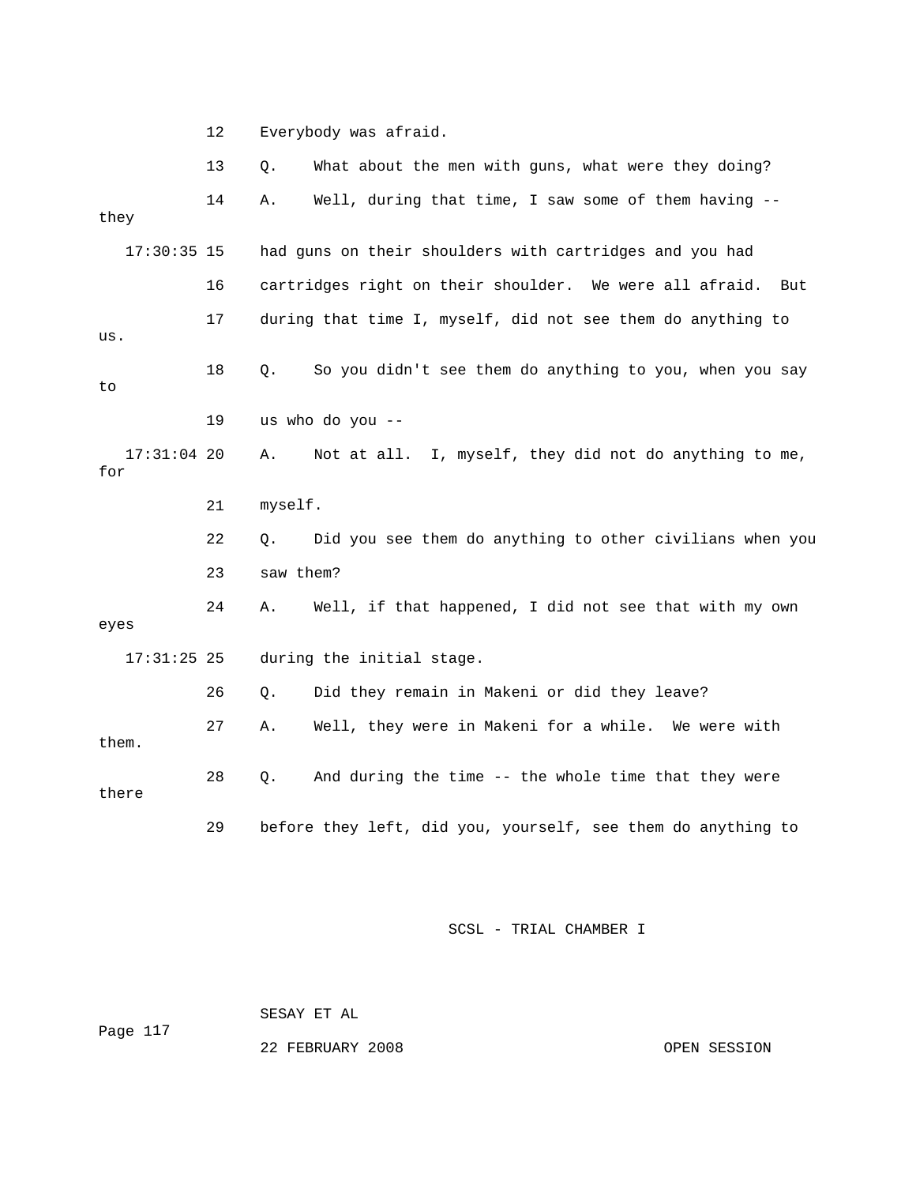12 Everybody was afraid.

13 Q. What about the men with guns, what were they doing?

14 A. Well, during that time, I saw some of them having -- they

17:30:35 15 had guns on their shoulders with cartridges and you had

16 cartridges right on their shoulder. We were all afraid. But

17 during that time I, myself, did not see them do anything to us.

18 Q. So you didn't see them do anything to you, when you say to

19 us who do you --

17:31:04 20 A. Not at all. I, myself, they did not do anything to me, for

21 myself.

22 Q. Did you see them do anything to other civilians when you

23 saw them?

24 A. Well, if that happened, I did not see that with my own eyes

17:31:25 25 during the initial stage.

26 Q. Did they remain in Makeni or did they leave?

27 A. Well, they were in Makeni for a while. We were with them.

28 Q. And during the time -- the whole time that they were there

29 before they left, did you, yourself, see them do anything to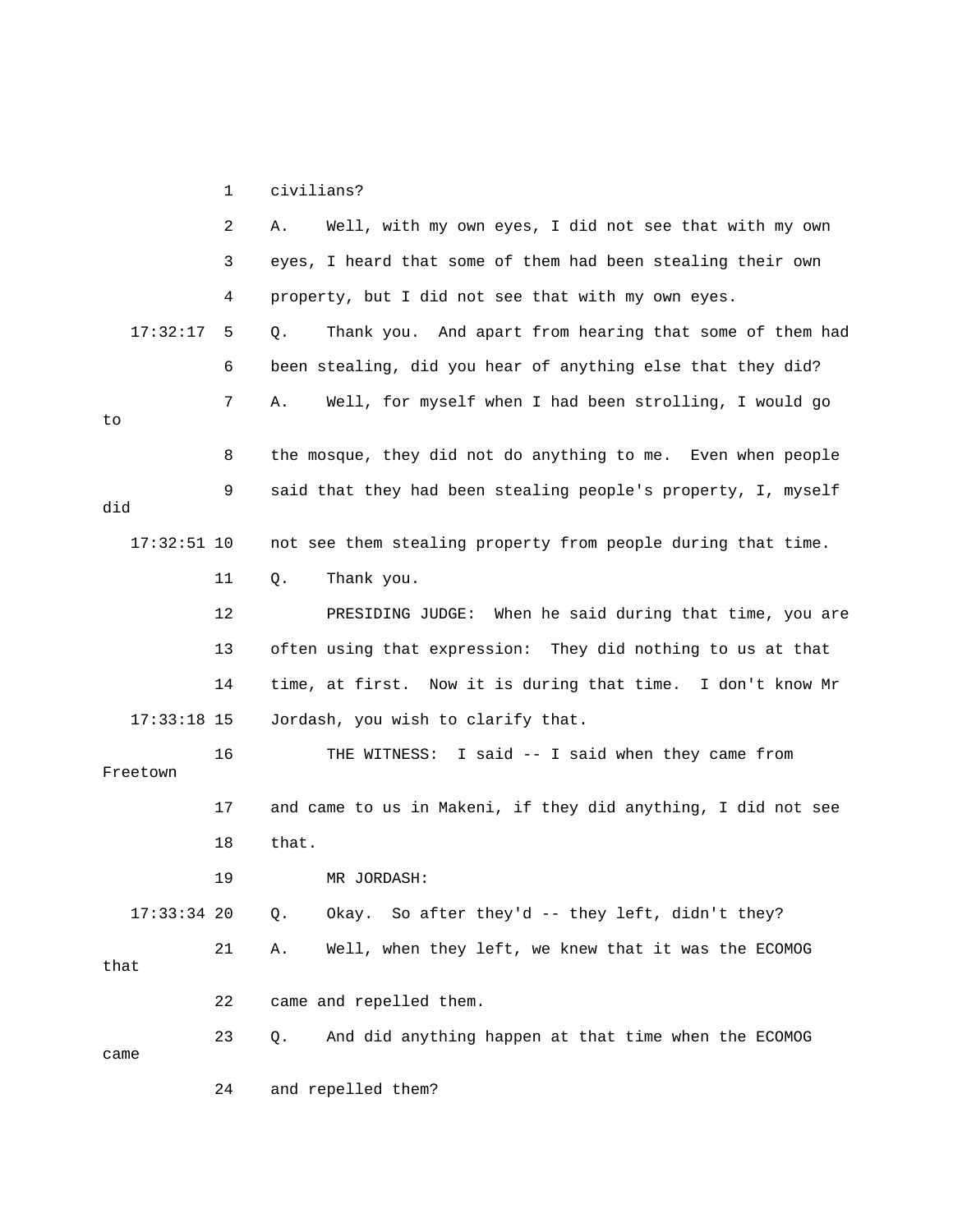1 civilians?

2 A. Well, with my own eyes, I did not see that with my own

3 eyes, I heard that some of them had been stealing their own

4 property, but I did not see that with my own eyes.

17:32:17 5 Q. Thank you. And apart from hearing that some of them had

6 been stealing, did you hear of anything else that they did?

7 A. Well, for myself when I had been strolling, I would go to

8 the mosque, they did not do anything to me. Even when people

9 said that they had been stealing people's property, I, myself did

17:32:51 10 not see them stealing property from people during that time.

11 Q. Thank you.

12 PRESIDING JUDGE: When he said during that time, you are

13 often using that expression: They did nothing to us at that

14 time, at first. Now it is during that time. I don't know Mr

17:33:18 15 Jordash, you wish to clarify that.

16 THE WITNESS: I said -- I said when they came from Freetown

17 and came to us in Makeni, if they did anything, I did not see

18 that.

19 MR JORDASH:

17:33:34 20 Q. Okay. So after they'd -- they left, didn't they?

21 A. Well, when they left, we knew that it was the ECOMOG that

22 came and repelled them.

23 Q. And did anything happen at that time when the ECOMOG came

24 and repelled them?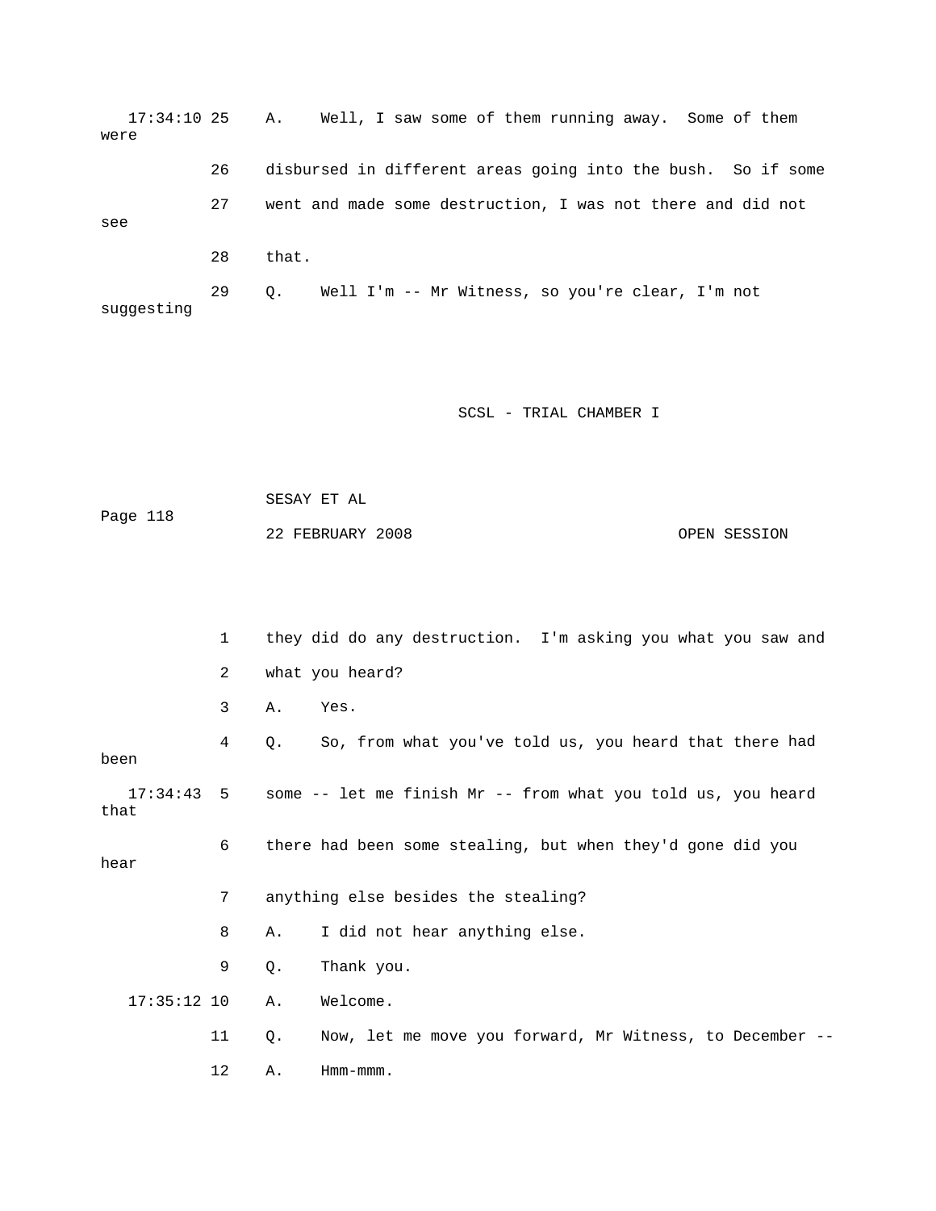17:34:10 25    A.    Well, I saw some of them running away.  Some of them were

26    disbursed in different areas going into the bush.  So if some

27    went and made some destruction, I was not there and did not see

28    that.

29    Q.    Well I'm -- Mr Witness, so you're clear, I'm not suggesting

1    they did do any destruction.  I'm asking you what you saw and

2    what you heard?

3    A.    Yes.

4    Q.    So, from what you've told us, you heard that there had been

17:34:43  5    some -- let me finish Mr -- from what you told us, you heard that

6    there had been some stealing, but when they'd gone did you hear

7    anything else besides the stealing?

8    A.    I did not hear anything else.

9    Q.    Thank you.

17:35:12 10    A.    Welcome.

11    Q.    Now, let me move you forward, Mr Witness, to December --

12    A.    Hmm-mmm.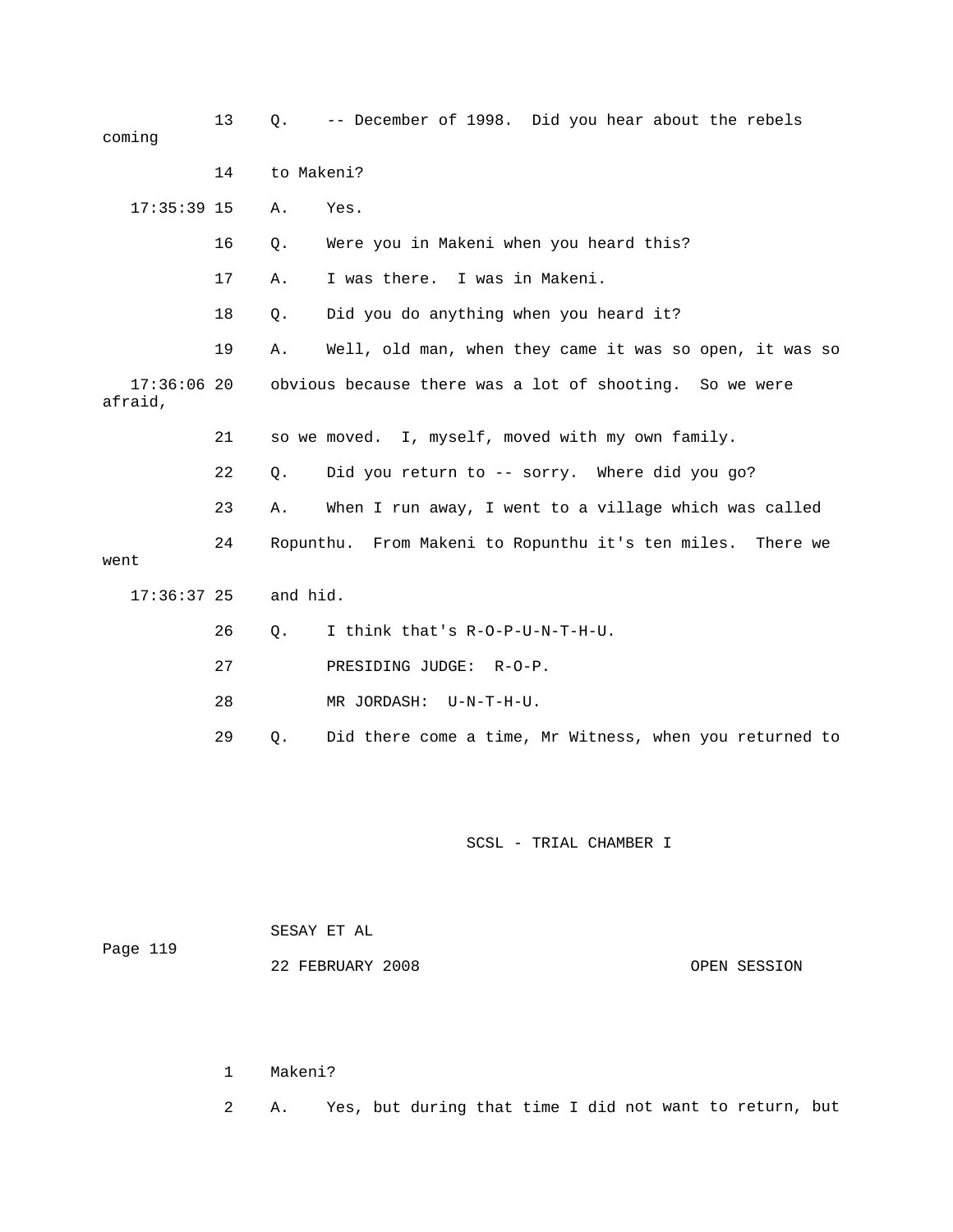13 Q. -- December of 1998. Did you hear about the rebels coming

14 to Makeni?

17:35:39 15 A. Yes.

16 Q. Were you in Makeni when you heard this?

17 A. I was there. I was in Makeni.

18 Q. Did you do anything when you heard it?

19 A. Well, old man, when they came it was so open, it was so

17:36:06 20 obvious because there was a lot of shooting. So we were afraid,

21 so we moved. I, myself, moved with my own family.

22 Q. Did you return to -- sorry. Where did you go?

23 A. When I run away, I went to a village which was called

24 Ropunthu. From Makeni to Ropunthu it's ten miles. There we went

17:36:37 25 and hid.

26 Q. I think that's R-O-P-U-N-T-H-U.

27 PRESIDING JUDGE: R-O-P.

28 MR JORDASH: U-N-T-H-U.

29 Q. Did there come a time, Mr Witness, when you returned to

1 Makeni?

2 A. Yes, but during that time I did not want to return, but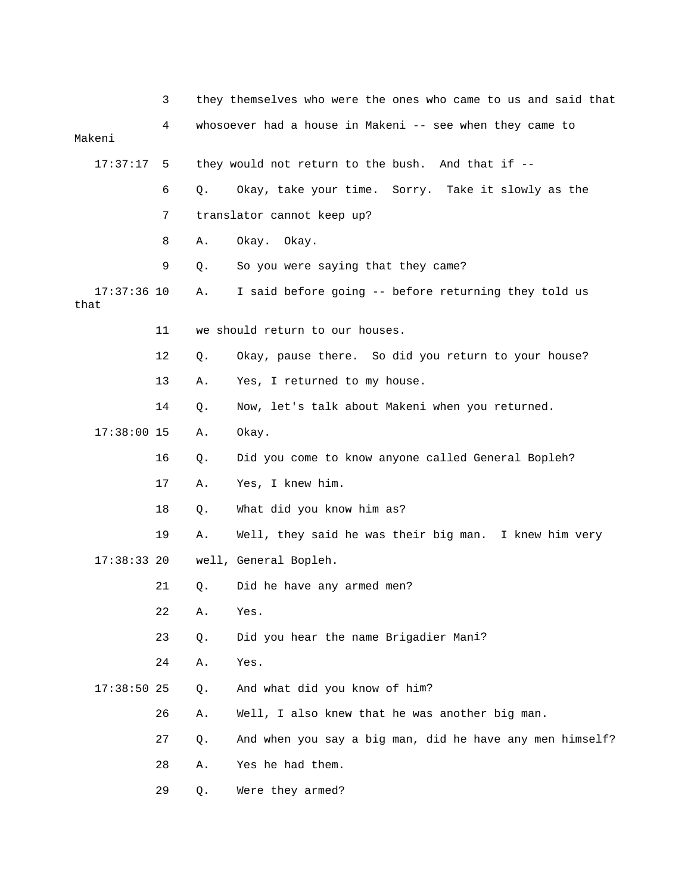3 they themselves who were the ones who came to us and said that

4 whosoever had a house in Makeni -- see when they came to Makeni

17:37:17 5 they would not return to the bush. And that if --

6 Q. Okay, take your time. Sorry. Take it slowly as the

7 translator cannot keep up?

8 A. Okay. Okay.

9 Q. So you were saying that they came?

17:37:36 10 A. I said before going -- before returning they told us that

11 we should return to our houses.

12 Q. Okay, pause there. So did you return to your house?

13 A. Yes, I returned to my house.

14 Q. Now, let's talk about Makeni when you returned.

17:38:00 15 A. Okay.

16 Q. Did you come to know anyone called General Bopleh?

17 A. Yes, I knew him.

18 Q. What did you know him as?

19 A. Well, they said he was their big man. I knew him very

17:38:33 20 well, General Bopleh.

21 Q. Did he have any armed men?

22 A. Yes.

23 Q. Did you hear the name Brigadier Mani?

24 A. Yes.

17:38:50 25 Q. And what did you know of him?

26 A. Well, I also knew that he was another big man.

27 Q. And when you say a big man, did he have any men himself?

28 A. Yes he had them.

29 Q. Were they armed?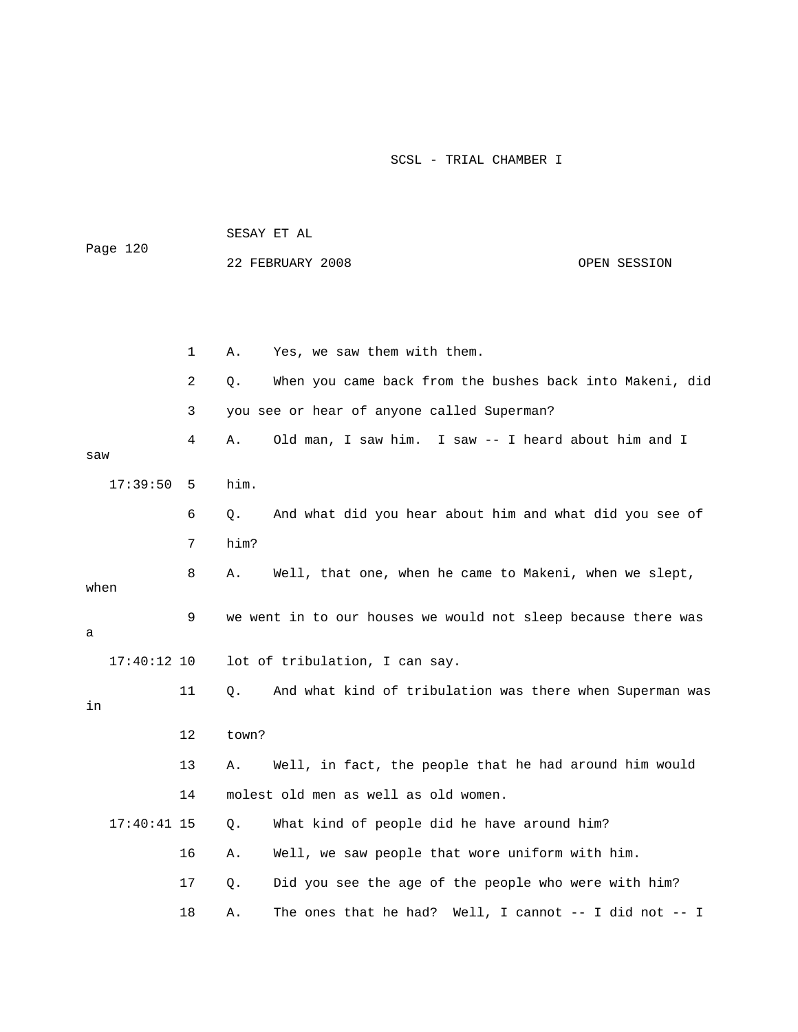1 A. Yes, we saw them with them.

2 Q. When you came back from the bushes back into Makeni, did

3 you see or hear of anyone called Superman?

4 A. Old man, I saw him. I saw -- I heard about him and I saw

17:39:50 5 him.

6 Q. And what did you hear about him and what did you see of

7 him?

8 A. Well, that one, when he came to Makeni, when we slept, when

9 we went in to our houses we would not sleep because there was a

17:40:12 10 lot of tribulation, I can say.

11 Q. And what kind of tribulation was there when Superman was in

12 town?

13 A. Well, in fact, the people that he had around him would

14 molest old men as well as old women.

17:40:41 15 Q. What kind of people did he have around him?

16 A. Well, we saw people that wore uniform with him.

17 Q. Did you see the age of the people who were with him?

18 A. The ones that he had? Well, I cannot -- I did not -- I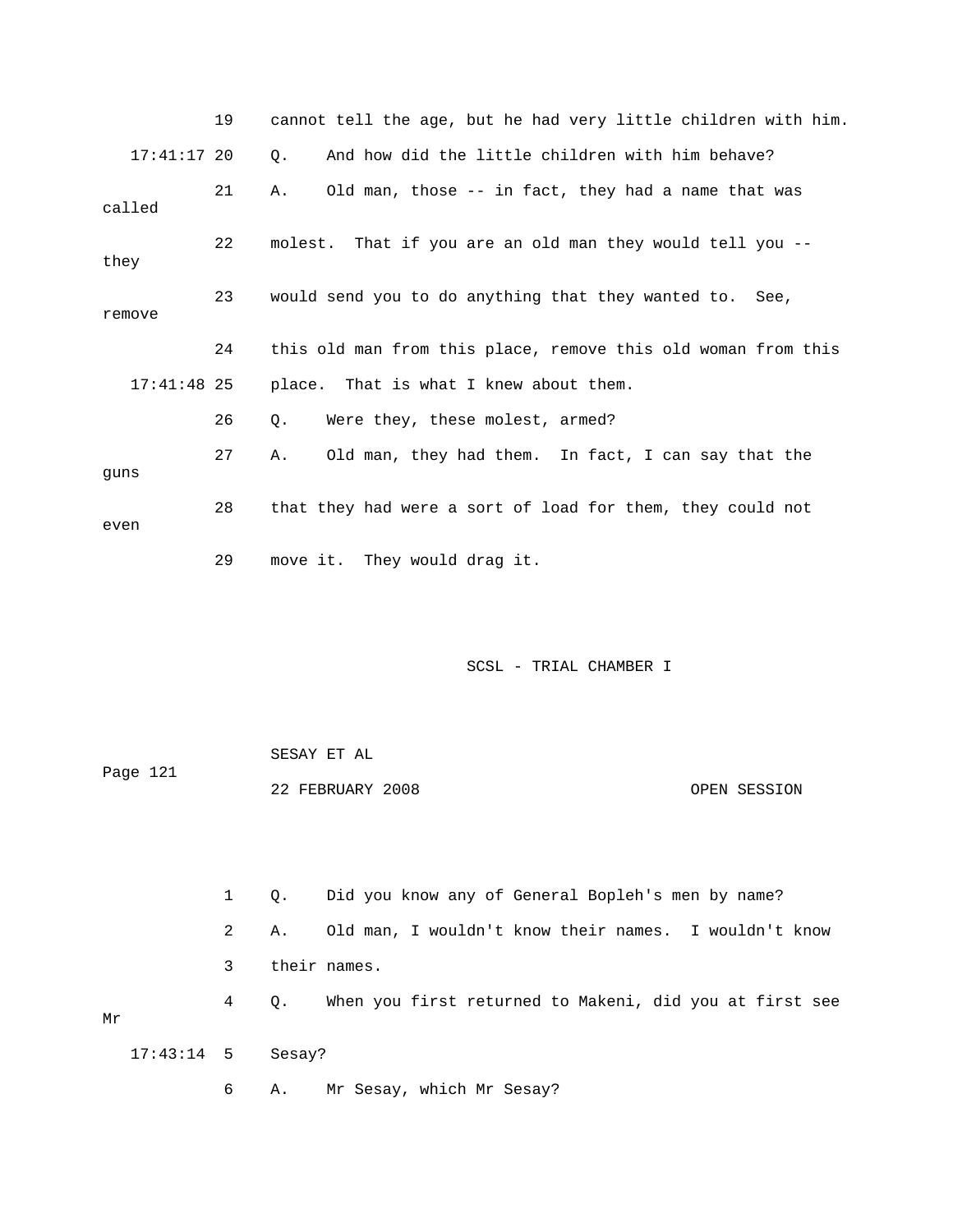19 cannot tell the age, but he had very little children with him.

17:41:17 20 Q. And how did the little children with him behave?

21 A. Old man, those -- in fact, they had a name that was called

22 molest. That if you are an old man they would tell you -- they

23 would send you to do anything that they wanted to. See, remove

24 this old man from this place, remove this old woman from this

17:41:48 25 place. That is what I knew about them.

26 Q. Were they, these molest, armed?

27 A. Old man, they had them. In fact, I can say that the guns

28 that they had were a sort of load for them, they could not even

29 move it. They would drag it.

SCSL - TRIAL CHAMBER I

SESAY ET AL

Page 121

22 FEBRUARY 2008 OPEN SESSION

1 Q. Did you know any of General Bopleh's men by name?

2 A. Old man, I wouldn't know their names. I wouldn't know

3 their names.

4 Q. When you first returned to Makeni, did you at first see Mr

17:43:14 5 Sesay?

6 A. Mr Sesay, which Mr Sesay?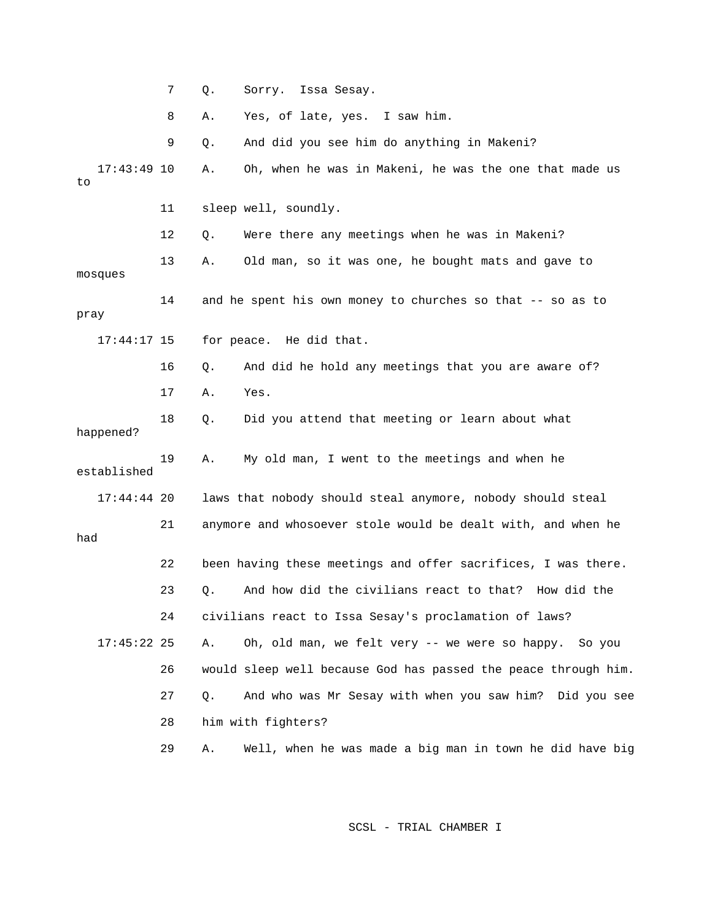7 Q. Sorry. Issa Sesay.

8 A. Yes, of late, yes. I saw him.

9 Q. And did you see him do anything in Makeni?

17:43:49 10 A. Oh, when he was in Makeni, he was the one that made us to

11 sleep well, soundly.

12 Q. Were there any meetings when he was in Makeni?

13 A. Old man, so it was one, he bought mats and gave to mosques

14 and he spent his own money to churches so that -- so as to pray

17:44:17 15 for peace. He did that.

16 Q. And did he hold any meetings that you are aware of?

17 A. Yes.

18 Q. Did you attend that meeting or learn about what happened?

19 A. My old man, I went to the meetings and when he established

17:44:44 20 laws that nobody should steal anymore, nobody should steal

21 anymore and whosoever stole would be dealt with, and when he had

22 been having these meetings and offer sacrifices, I was there.

23 Q. And how did the civilians react to that? How did the

24 civilians react to Issa Sesay's proclamation of laws?

17:45:22 25 A. Oh, old man, we felt very -- we were so happy. So you

26 would sleep well because God has passed the peace through him.

27 Q. And who was Mr Sesay with when you saw him? Did you see

28 him with fighters?

29 A. Well, when he was made a big man in town he did have big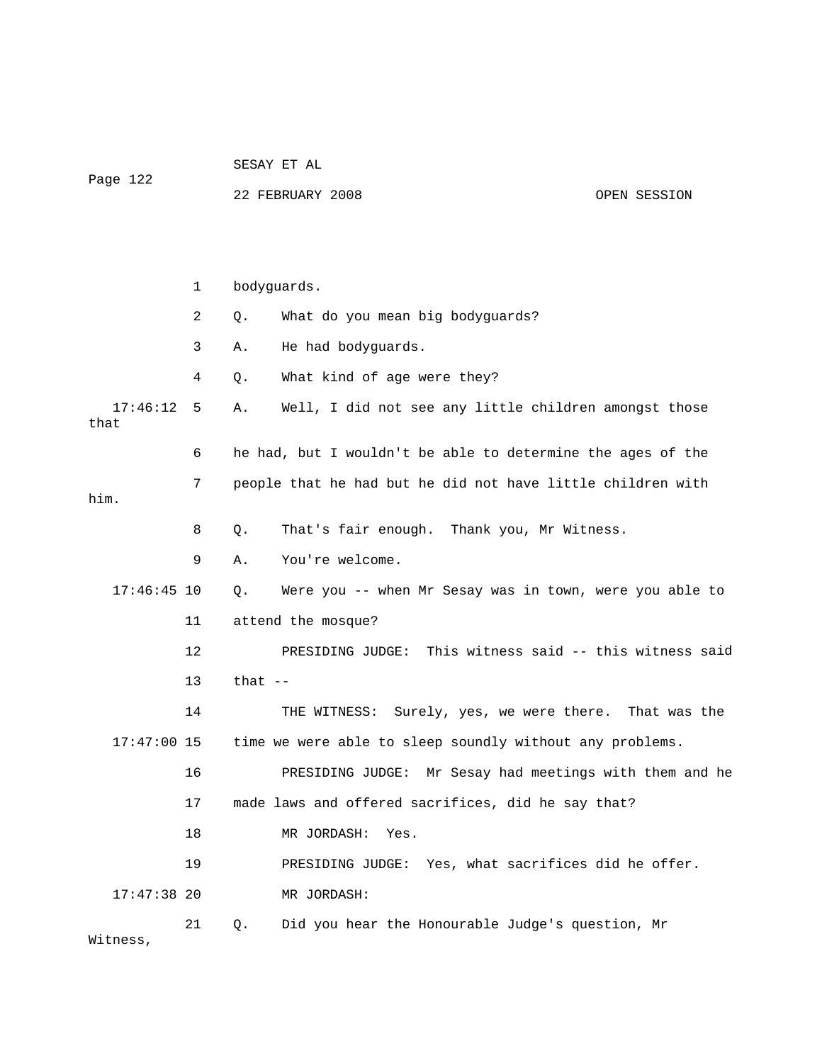bodyguards.

Q. What do you mean big bodyguards?

A. He had bodyguards.

Q. What kind of age were they?

A. Well, I did not see any little children amongst those that he had, but I wouldn't be able to determine the ages of the people that he had but he did not have little children with him.

Q. That's fair enough. Thank you, Mr Witness.

A. You're welcome.

Q. Were you -- when Mr Sesay was in town, were you able to attend the mosque?

PRESIDING JUDGE: This witness said -- this witness said that --

THE WITNESS: Surely, yes, we were there. That was the time we were able to sleep soundly without any problems.

PRESIDING JUDGE: Mr Sesay had meetings with them and he made laws and offered sacrifices, did he say that?

MR JORDASH: Yes.

PRESIDING JUDGE: Yes, what sacrifices did he offer.

MR JORDASH:

Q. Did you hear the Honourable Judge's question, Mr Witness,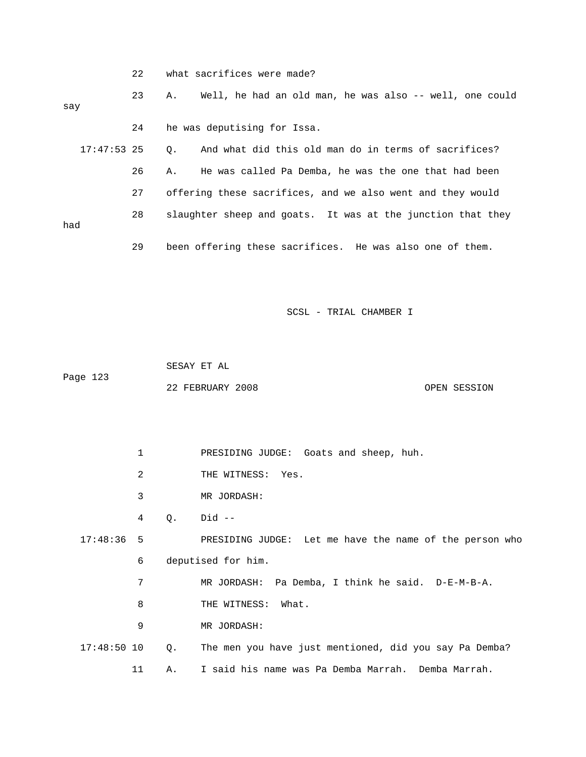22 what sacrifices were made?

23 A. Well, he had an old man, he was also -- well, one could say

24 he was deputising for Issa.

17:47:53 25 Q. And what did this old man do in terms of sacrifices?

26 A. He was called Pa Demba, he was the one that had been

27 offering these sacrifices, and we also went and they would

28 slaughter sheep and goats. It was at the junction that they had

29 been offering these sacrifices. He was also one of them.

1 PRESIDING JUDGE: Goats and sheep, huh.

2 THE WITNESS: Yes.

3 MR JORDASH:

4 Q. Did --

17:48:36 5 PRESIDING JUDGE: Let me have the name of the person who

6 deputised for him.

7 MR JORDASH: Pa Demba, I think he said. D-E-M-B-A.

8 THE WITNESS: What.

9 MR JORDASH:

17:48:50 10 Q. The men you have just mentioned, did you say Pa Demba?

11 A. I said his name was Pa Demba Marrah. Demba Marrah.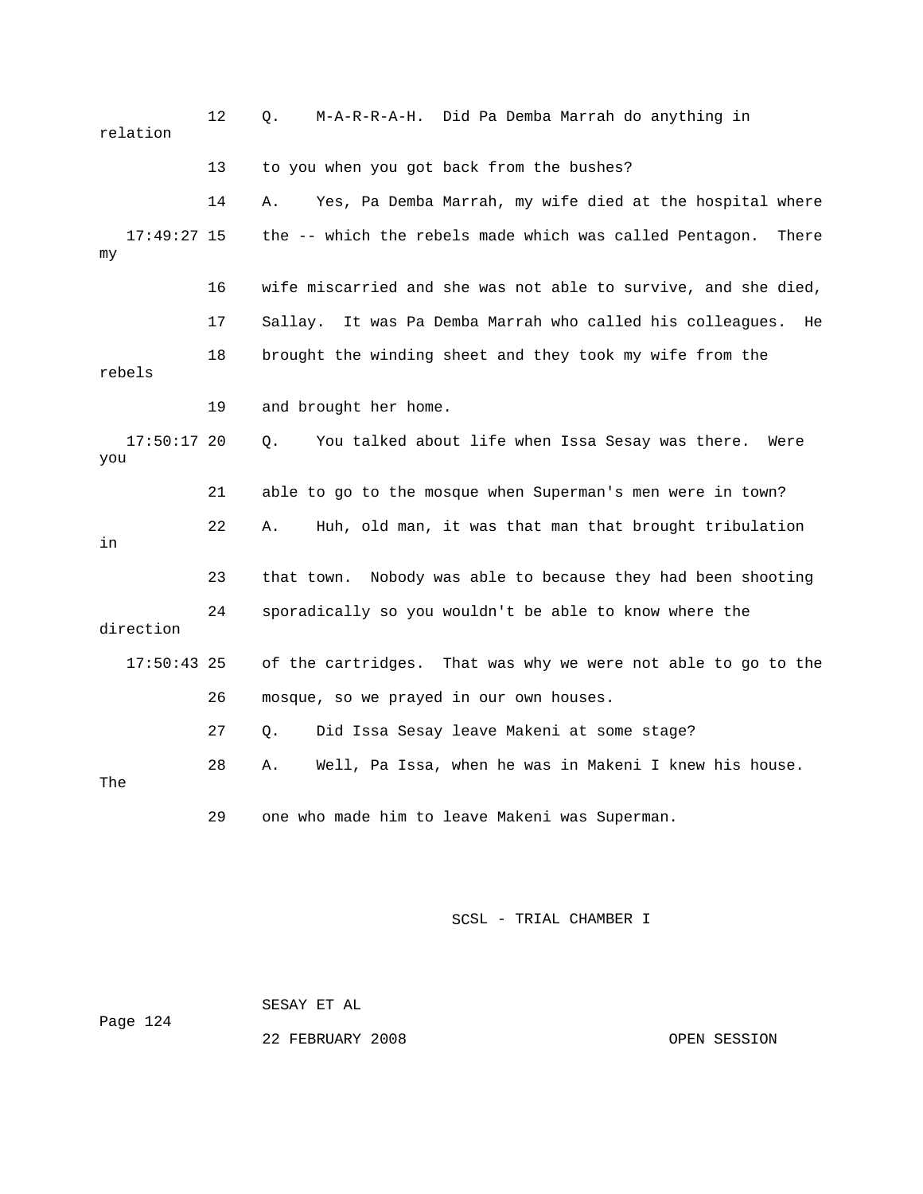12 Q. M-A-R-R-A-H. Did Pa Demba Marrah do anything in relation

13 to you when you got back from the bushes?

14 A. Yes, Pa Demba Marrah, my wife died at the hospital where

17:49:27 15 the -- which the rebels made which was called Pentagon. There my

16 wife miscarried and she was not able to survive, and she died,

17 Sallay. It was Pa Demba Marrah who called his colleagues. He

18 brought the winding sheet and they took my wife from the rebels

19 and brought her home.

17:50:17 20 Q. You talked about life when Issa Sesay was there. Were you

21 able to go to the mosque when Superman's men were in town?

22 A. Huh, old man, it was that man that brought tribulation in

23 that town. Nobody was able to because they had been shooting

24 sporadically so you wouldn't be able to know where the direction

17:50:43 25 of the cartridges. That was why we were not able to go to the

26 mosque, so we prayed in our own houses.

27 Q. Did Issa Sesay leave Makeni at some stage?

28 A. Well, Pa Issa, when he was in Makeni I knew his house. The

29 one who made him to leave Makeni was Superman.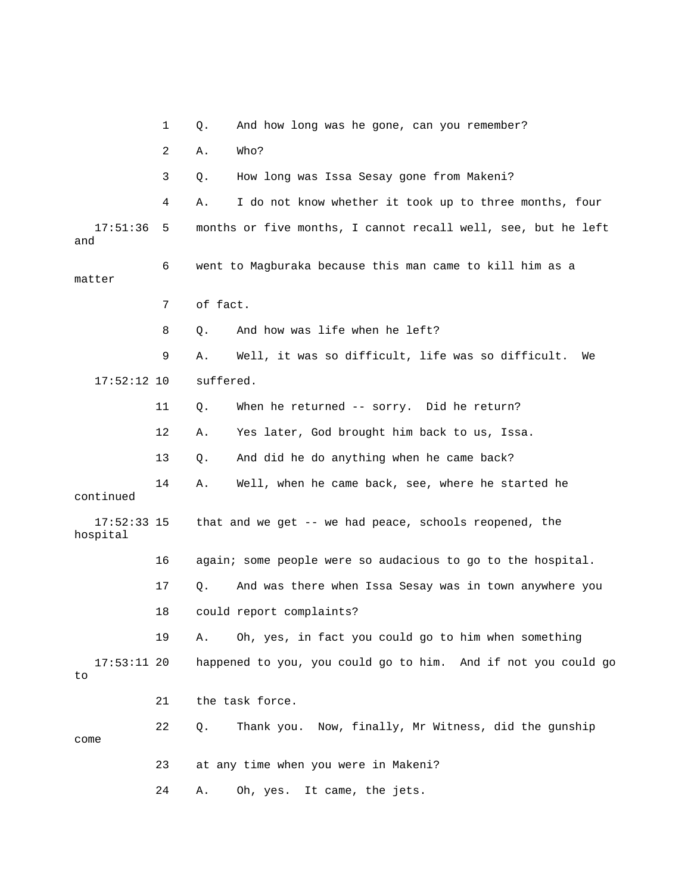1 Q. And how long was he gone, can you remember?

2 A. Who?

3 Q. How long was Issa Sesay gone from Makeni?

4 A. I do not know whether it took up to three months, four

17:51:36 5 months or five months, I cannot recall well, see, but he left and

6 went to Magburaka because this man came to kill him as a matter

7 of fact.

8 Q. And how was life when he left?

9 A. Well, it was so difficult, life was so difficult. We

17:52:12 10 suffered.

11 Q. When he returned -- sorry. Did he return?

12 A. Yes later, God brought him back to us, Issa.

13 Q. And did he do anything when he came back?

14 A. Well, when he came back, see, where he started he continued

17:52:33 15 that and we get -- we had peace, schools reopened, the hospital

16 again; some people were so audacious to go to the hospital.

17 Q. And was there when Issa Sesay was in town anywhere you

18 could report complaints?

19 A. Oh, yes, in fact you could go to him when something

17:53:11 20 happened to you, you could go to him. And if not you could go to

21 the task force.

22 Q. Thank you. Now, finally, Mr Witness, did the gunship come

23 at any time when you were in Makeni?

24 A. Oh, yes. It came, the jets.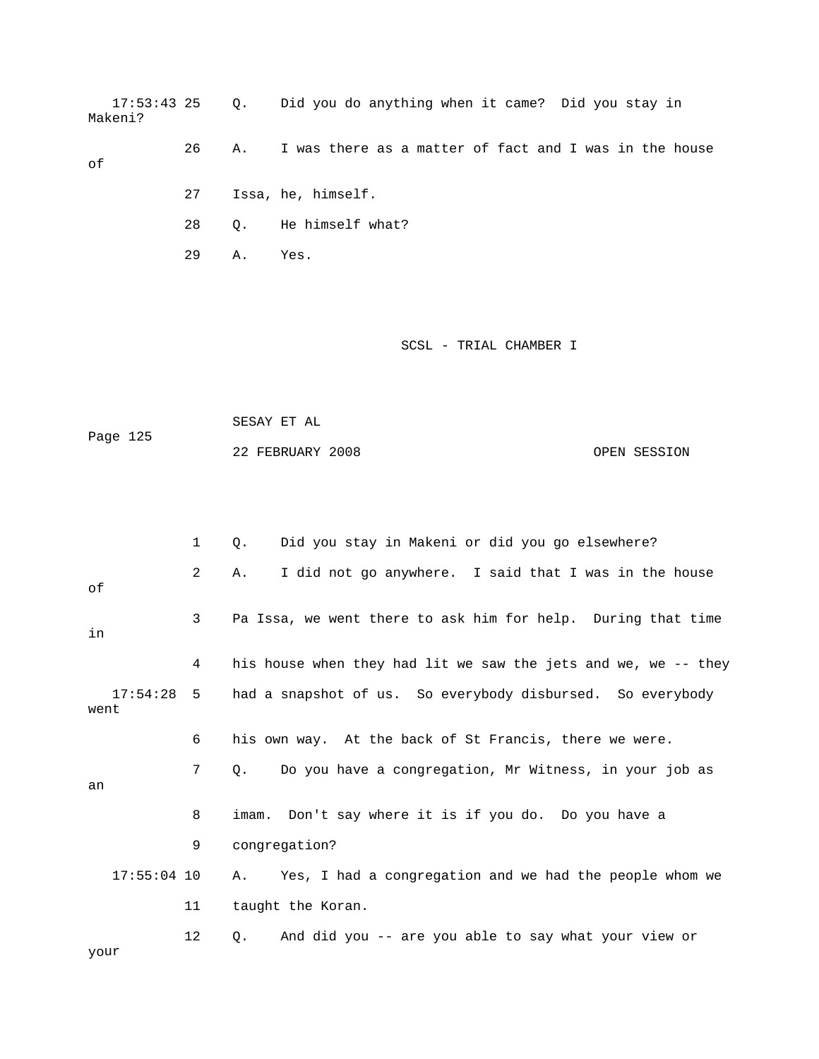17:53:43 25 Q. Did you do anything when it came? Did you stay in Makeni?

26 A. I was there as a matter of fact and I was in the house of

27 Issa, he, himself.

28 Q. He himself what?

29 A. Yes.

1 Q. Did you stay in Makeni or did you go elsewhere?

2 A. I did not go anywhere. I said that I was in the house of

3 Pa Issa, we went there to ask him for help. During that time in

4 his house when they had lit we saw the jets and we, we -- they

17:54:28 5 had a snapshot of us. So everybody disbursed. So everybody went

6 his own way. At the back of St Francis, there we were.

7 Q. Do you have a congregation, Mr Witness, in your job as an

8 imam. Don't say where it is if you do. Do you have a

9 congregation?

17:55:04 10 A. Yes, I had a congregation and we had the people whom we

11 taught the Koran.

12 Q. And did you -- are you able to say what your view or your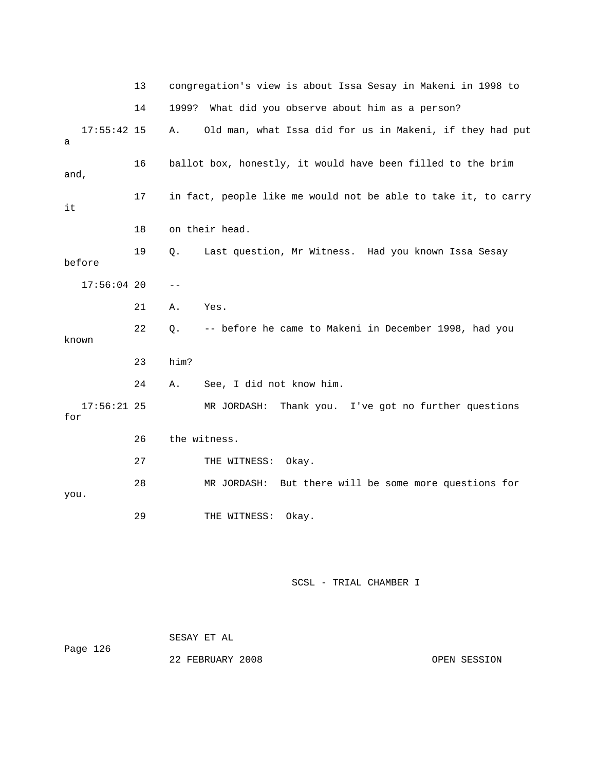13 congregation's view is about Issa Sesay in Makeni in 1998 to

14 1999? What did you observe about him as a person?

17:55:42 15 A. Old man, what Issa did for us in Makeni, if they had put a

16 ballot box, honestly, it would have been filled to the brim and,

17 in fact, people like me would not be able to take it, to carry it

18 on their head.

19 Q. Last question, Mr Witness. Had you known Issa Sesay before

17:56:04 20 --

21 A. Yes.

22 Q. -- before he came to Makeni in December 1998, had you known

23 him?

24 A. See, I did not know him.

17:56:21 25 MR JORDASH: Thank you. I've got no further questions for

26 the witness.

27 THE WITNESS: Okay.

28 MR JORDASH: But there will be some more questions for you.

29 THE WITNESS: Okay.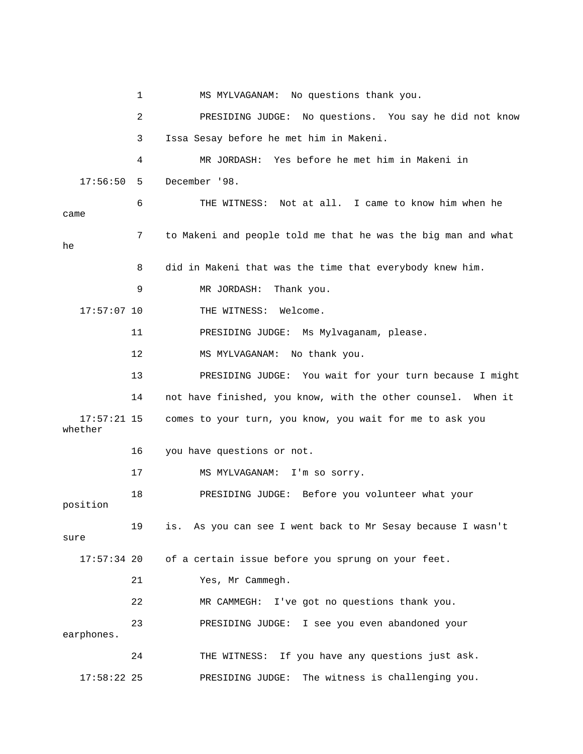1 MS MYLVAGANAM: No questions thank you.

2 PRESIDING JUDGE: No questions. You say he did not know

3 Issa Sesay before he met him in Makeni.

4 MR JORDASH: Yes before he met him in Makeni in

17:56:50 5 December '98.

6 THE WITNESS: Not at all. I came to know him when he came

7 to Makeni and people told me that he was the big man and what he

8 did in Makeni that was the time that everybody knew him.

9 MR JORDASH: Thank you.

17:57:07 10 THE WITNESS: Welcome.

11 PRESIDING JUDGE: Ms Mylvaganam, please.

12 MS MYLVAGANAM: No thank you.

13 PRESIDING JUDGE: You wait for your turn because I might

14 not have finished, you know, with the other counsel. When it

17:57:21 15 comes to your turn, you know, you wait for me to ask you whether

16 you have questions or not.

17 MS MYLVAGANAM: I'm so sorry.

18 PRESIDING JUDGE: Before you volunteer what your position

19 is. As you can see I went back to Mr Sesay because I wasn't sure

17:57:34 20 of a certain issue before you sprung on your feet.

21 Yes, Mr Cammegh.

22 MR CAMMEGH: I've got no questions thank you.

23 PRESIDING JUDGE: I see you even abandoned your earphones.

24 THE WITNESS: If you have any questions just ask.

17:58:22 25 PRESIDING JUDGE: The witness is challenging you.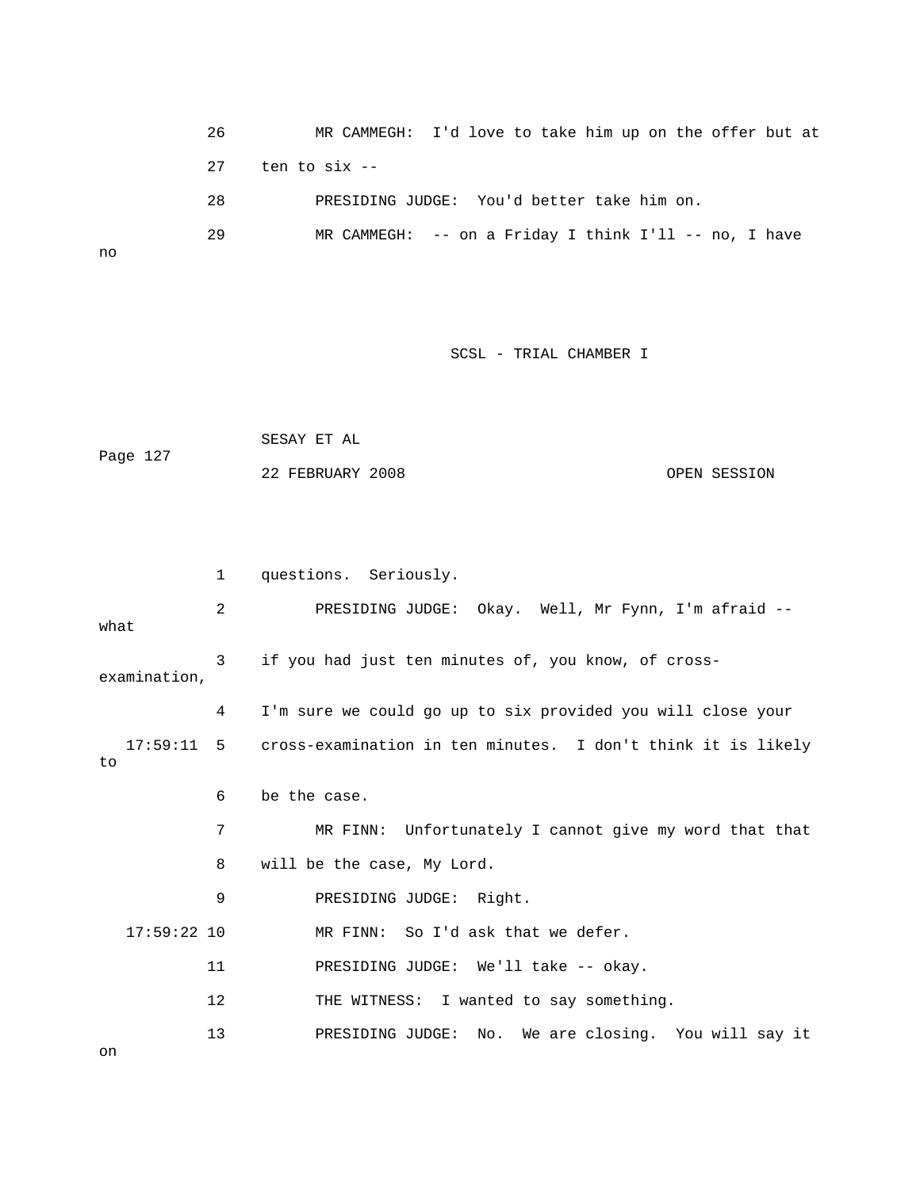26 MR CAMMEGH: I'd love to take him up on the offer but at

27 ten to six --

28 PRESIDING JUDGE: You'd better take him on.

29 MR CAMMEGH: -- on a Friday I think I'll -- no, I have no

1 questions. Seriously.

2 PRESIDING JUDGE: Okay. Well, Mr Fynn, I'm afraid -- what

3 if you had just ten minutes of, you know, of cross-examination,

4 I'm sure we could go up to six provided you will close your

17:59:11 5 cross-examination in ten minutes. I don't think it is likely to

6 be the case.

7 MR FINN: Unfortunately I cannot give my word that that

8 will be the case, My Lord.

9 PRESIDING JUDGE: Right.

17:59:22 10 MR FINN: So I'd ask that we defer.

11 PRESIDING JUDGE: We'll take -- okay.

12 THE WITNESS: I wanted to say something.

13 PRESIDING JUDGE: No. We are closing. You will say it on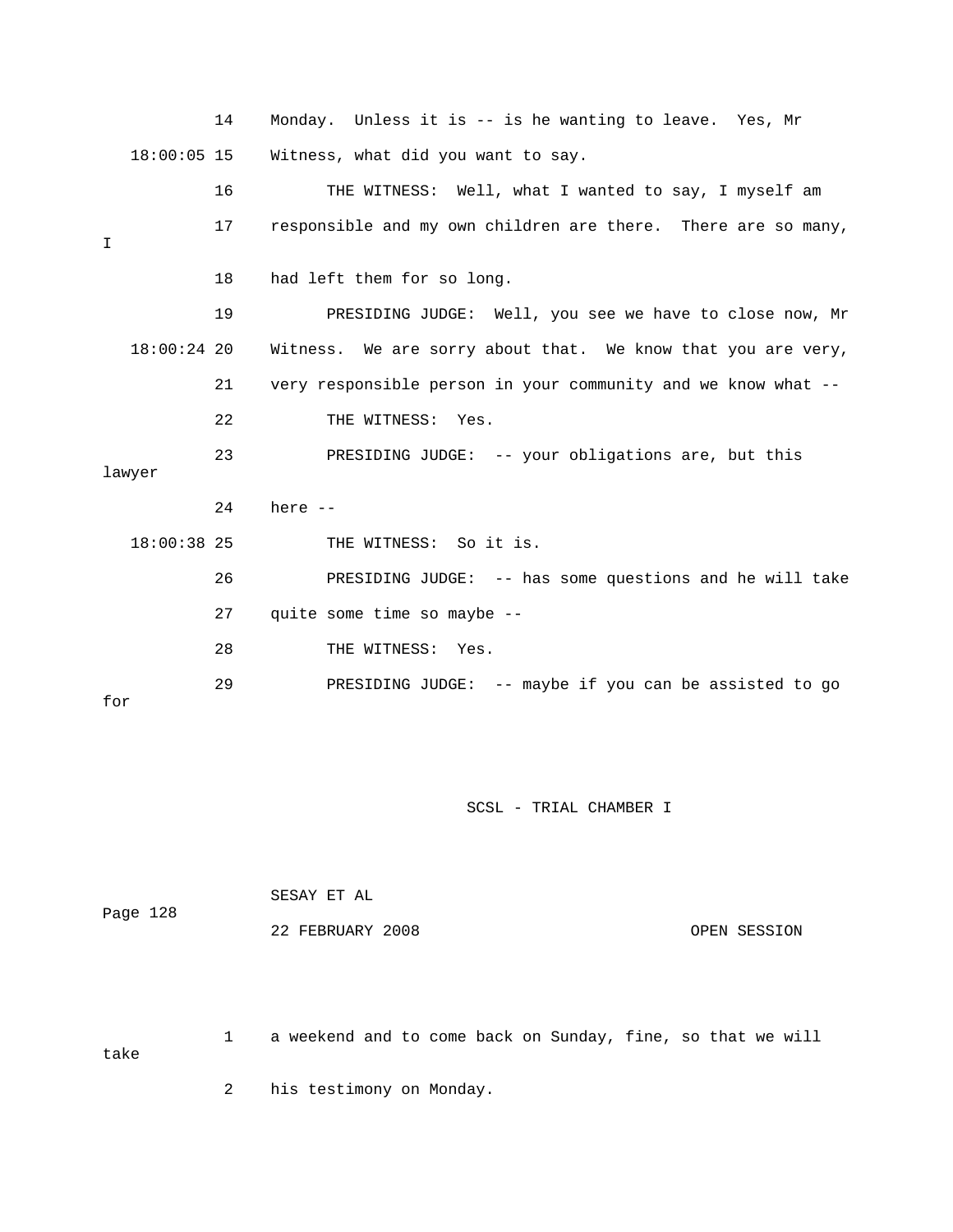14 Monday. Unless it is -- is he wanting to leave. Yes, Mr

18:00:05 15 Witness, what did you want to say.

16 THE WITNESS: Well, what I wanted to say, I myself am

17 responsible and my own children are there. There are so many, I

18 had left them for so long.

19 PRESIDING JUDGE: Well, you see we have to close now, Mr

18:00:24 20 Witness. We are sorry about that. We know that you are very,

21 very responsible person in your community and we know what --

22 THE WITNESS: Yes.

23 PRESIDING JUDGE: -- your obligations are, but this lawyer

24 here --

18:00:38 25 THE WITNESS: So it is.

26 PRESIDING JUDGE: -- has some questions and he will take

27 quite some time so maybe --

28 THE WITNESS: Yes.

29 PRESIDING JUDGE: -- maybe if you can be assisted to go for

1 a weekend and to come back on Sunday, fine, so that we will take

2 his testimony on Monday.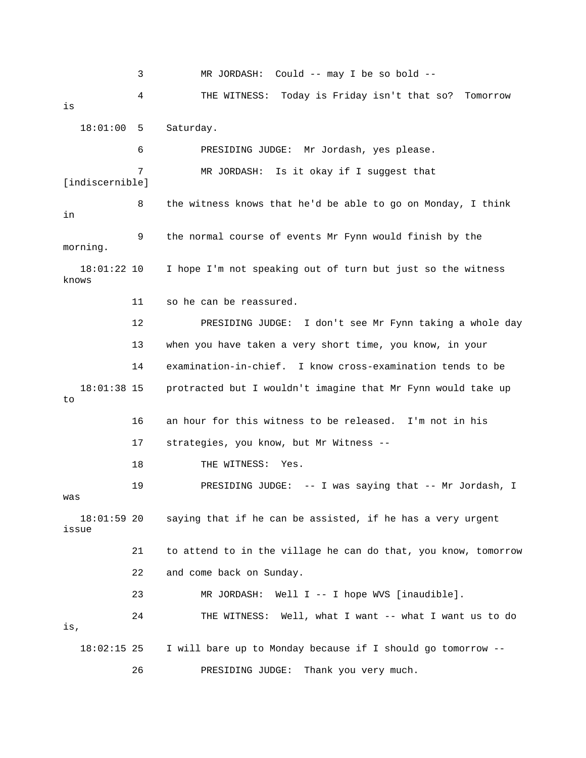3 MR JORDASH: Could -- may I be so bold --

4 THE WITNESS: Today is Friday isn't that so? Tomorrow is

18:01:00 5 Saturday.

6 PRESIDING JUDGE: Mr Jordash, yes please.

7 MR JORDASH: Is it okay if I suggest that [indiscernible]

8 the witness knows that he'd be able to go on Monday, I think in

9 the normal course of events Mr Fynn would finish by the morning.

18:01:22 10 I hope I'm not speaking out of turn but just so the witness knows

11 so he can be reassured.

12 PRESIDING JUDGE: I don't see Mr Fynn taking a whole day

13 when you have taken a very short time, you know, in your

14 examination-in-chief. I know cross-examination tends to be

18:01:38 15 protracted but I wouldn't imagine that Mr Fynn would take up to

16 an hour for this witness to be released. I'm not in his

17 strategies, you know, but Mr Witness --

18 THE WITNESS: Yes.

19 PRESIDING JUDGE: -- I was saying that -- Mr Jordash, I was

18:01:59 20 saying that if he can be assisted, if he has a very urgent issue

21 to attend to in the village he can do that, you know, tomorrow

22 and come back on Sunday.

23 MR JORDASH: Well I -- I hope WVS [inaudible].

24 THE WITNESS: Well, what I want -- what I want us to do is,

18:02:15 25 I will bare up to Monday because if I should go tomorrow --

26 PRESIDING JUDGE: Thank you very much.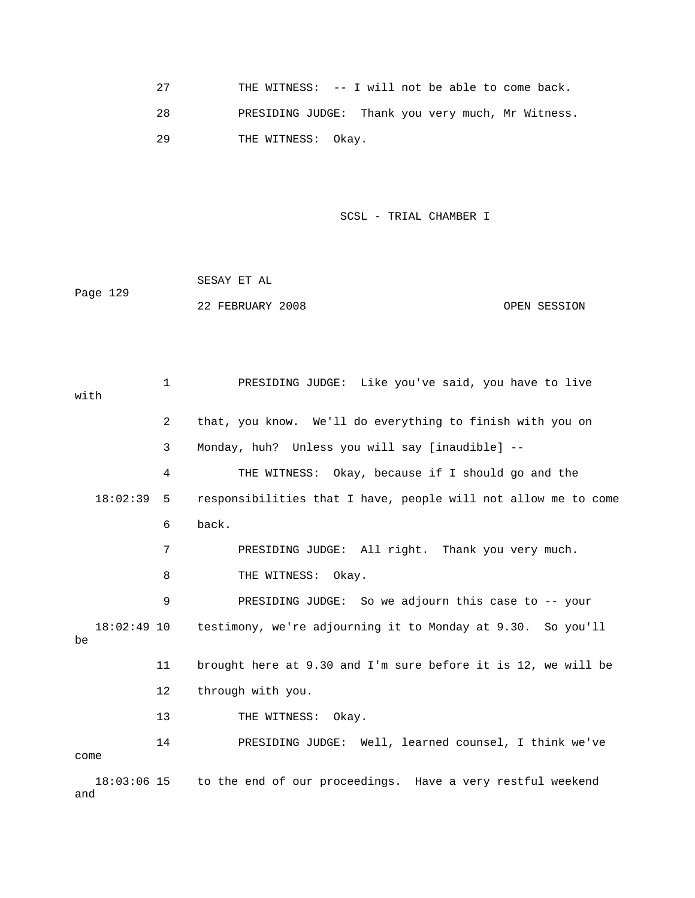27 THE WITNESS: -- I will not be able to come back.

28 PRESIDING JUDGE: Thank you very much, Mr Witness.

29 THE WITNESS: Okay.

SCSL - TRIAL CHAMBER I

SESAY ET AL

Page 129

22 FEBRUARY 2008 OPEN SESSION

1 PRESIDING JUDGE: Like you've said, you have to live with

2 that, you know. We'll do everything to finish with you on

3 Monday, huh? Unless you will say [inaudible] --

4 THE WITNESS: Okay, because if I should go and the

18:02:39 5 responsibilities that I have, people will not allow me to come

6 back.

7 PRESIDING JUDGE: All right. Thank you very much.

8 THE WITNESS: Okay.

9 PRESIDING JUDGE: So we adjourn this case to -- your

18:02:49 10 testimony, we're adjourning it to Monday at 9.30. So you'll be

11 brought here at 9.30 and I'm sure before it is 12, we will be

12 through with you.

13 THE WITNESS: Okay.

14 PRESIDING JUDGE: Well, learned counsel, I think we've come

18:03:06 15 to the end of our proceedings. Have a very restful weekend and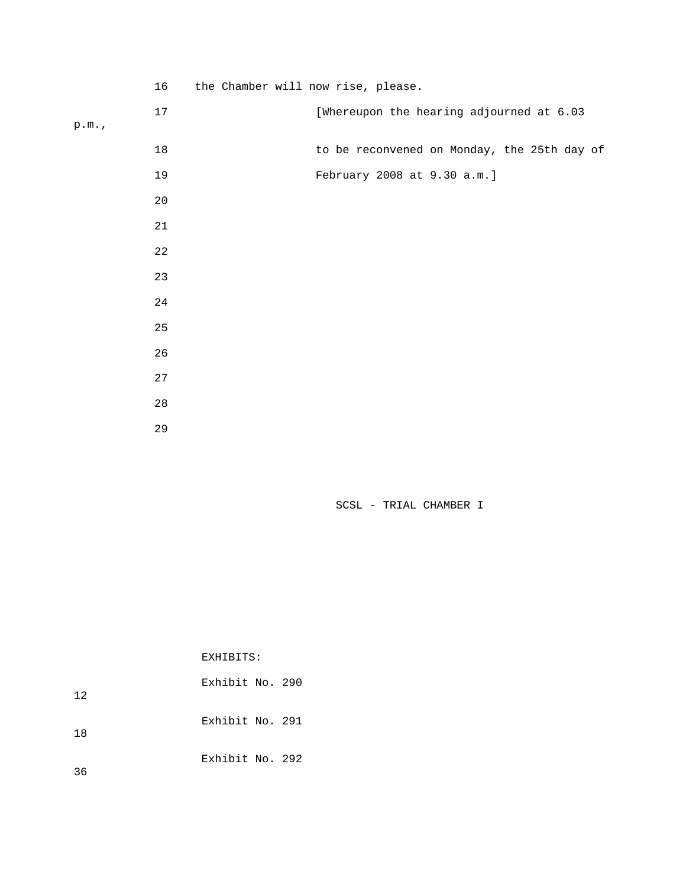16 the Chamber will now rise, please.

17 [Whereupon the hearing adjourned at 6.03 p.m.,

18 to be reconvened on Monday, the 25th day of

19 February 2008 at 9.30 a.m.]

20

21

22

23

24

25

26

27

28

29

SCSL - TRIAL CHAMBER I

EXHIBITS:

Exhibit No. 290 12

Exhibit No. 291 18

Exhibit No. 292 36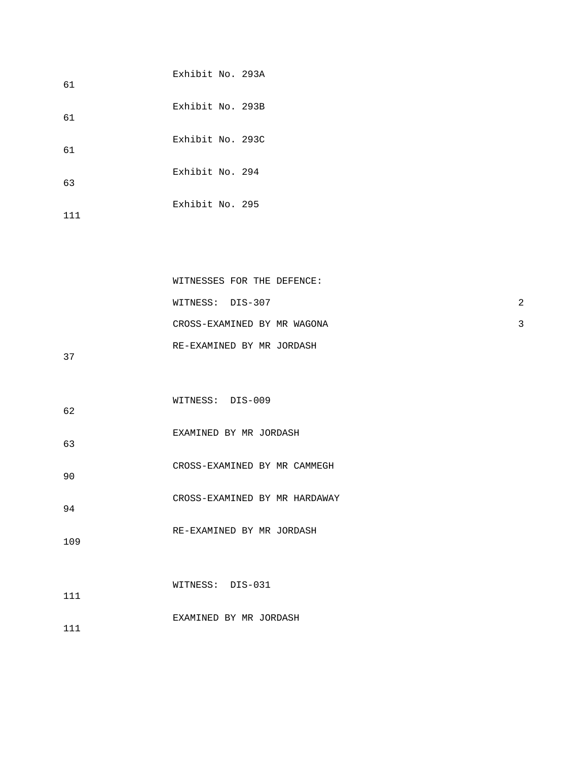| | |
|---|---|
| Exhibit No. 293A | 61 |
| Exhibit No. 293B | 61 |
| Exhibit No. 293C | 61 |
| Exhibit No. 294 | 63 |
| Exhibit No. 295 | 111 |

WITNESSES FOR THE DEFENCE:

| | |
|---|---|
| WITNESS: DIS-307 | 2 |
| CROSS-EXAMINED BY MR WAGONA | 3 |
| RE-EXAMINED BY MR JORDASH | 37 |
| | |
| WITNESS: DIS-009 | 62 |
| EXAMINED BY MR JORDASH | 63 |
| CROSS-EXAMINED BY MR CAMMEGH | 90 |
| CROSS-EXAMINED BY MR HARDAWAY | 94 |
| RE-EXAMINED BY MR JORDASH | 109 |
| | |
| WITNESS: DIS-031 | 111 |
| EXAMINED BY MR JORDASH | 111 |